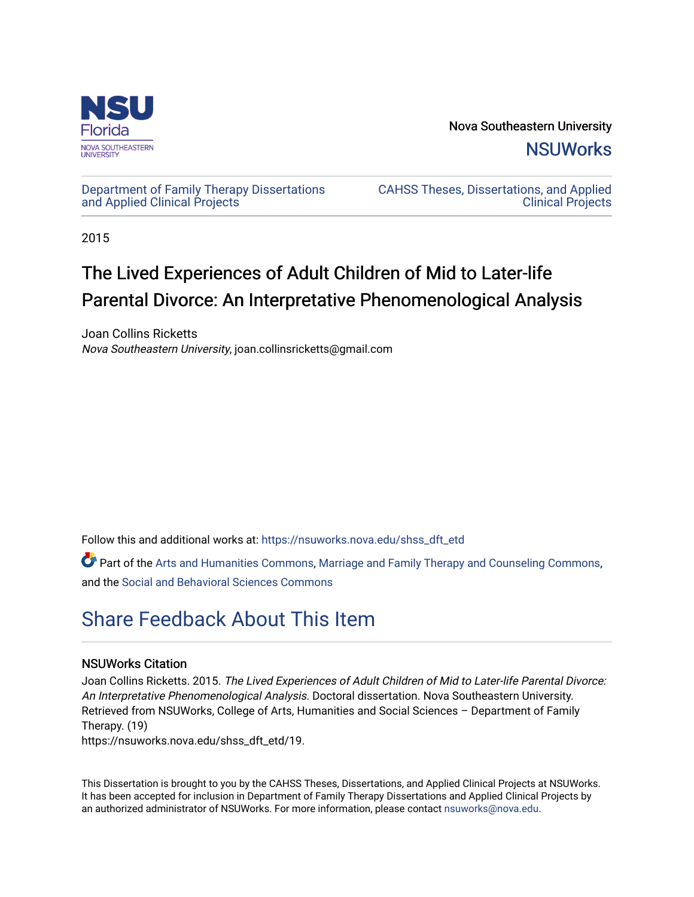NSU Florida
NOVA SOUTHEASTERN UNIVERSITY

Nova Southeastern University
**NSUWorks**

Department of Family Therapy Dissertations and Applied Clinical Projects

CAHSS Theses, Dissertations, and Applied Clinical Projects

2015

# The Lived Experiences of Adult Children of Mid to Later-life Parental Divorce: An Interpretative Phenomenological Analysis

Joan Collins Ricketts
*Nova Southeastern University*, joan.collinsricketts@gmail.com

Follow this and additional works at: https://nsuworks.nova.edu/shss_dft_etd

Part of the Arts and Humanities Commons, Marriage and Family Therapy and Counseling Commons, and the Social and Behavioral Sciences Commons

## Share Feedback About This Item

### NSUWorks Citation

Joan Collins Ricketts. 2015. *The Lived Experiences of Adult Children of Mid to Later-life Parental Divorce: An Interpretative Phenomenological Analysis.* Doctoral dissertation. Nova Southeastern University. Retrieved from NSUWorks, College of Arts, Humanities and Social Sciences – Department of Family Therapy. (19)
https://nsuworks.nova.edu/shss_dft_etd/19.

This Dissertation is brought to you by the CAHSS Theses, Dissertations, and Applied Clinical Projects at NSUWorks. It has been accepted for inclusion in Department of Family Therapy Dissertations and Applied Clinical Projects by an authorized administrator of NSUWorks. For more information, please contact nsuworks@nova.edu.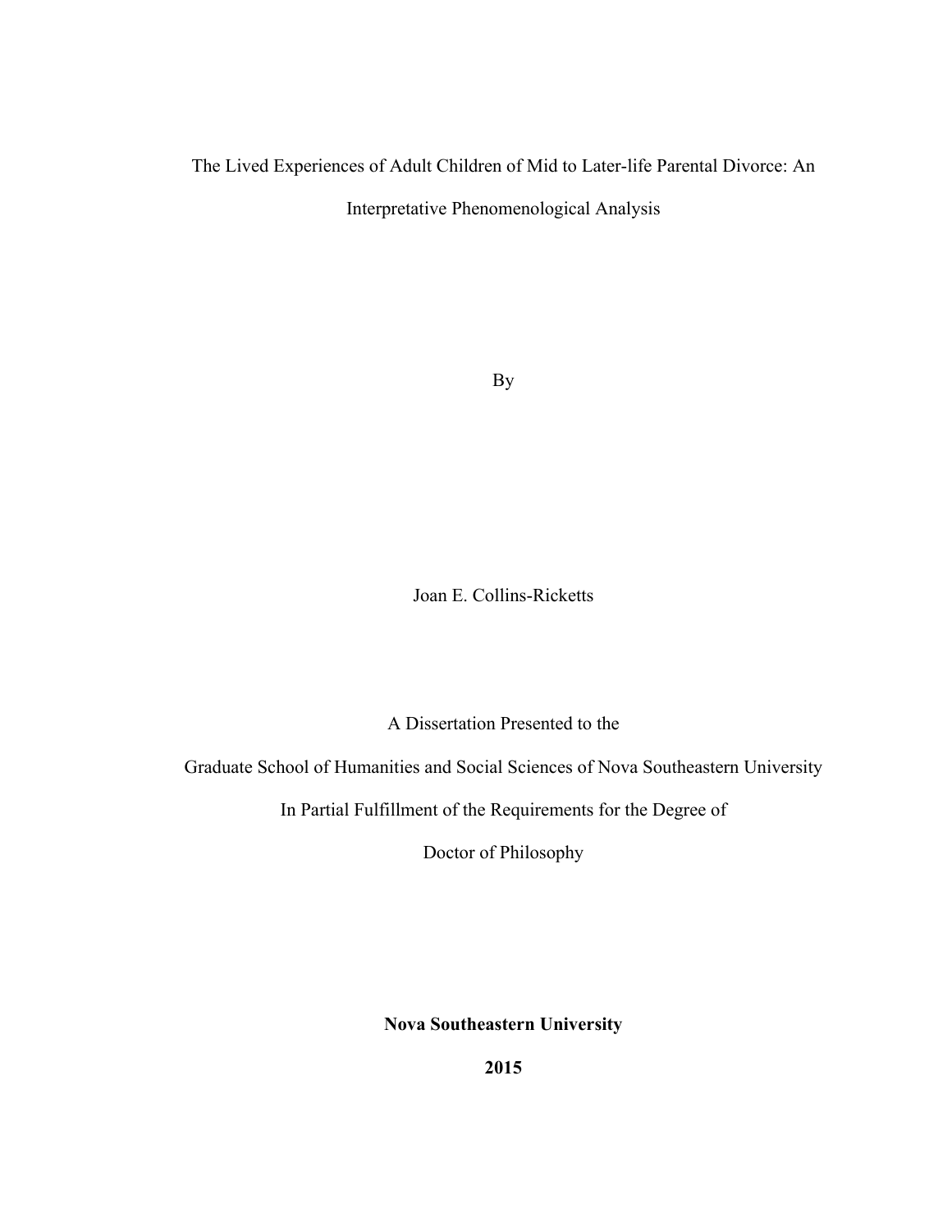The Lived Experiences of Adult Children of Mid to Later-life Parental Divorce: An Interpretative Phenomenological Analysis

By

Joan E. Collins-Ricketts

A Dissertation Presented to the

Graduate School of Humanities and Social Sciences of Nova Southeastern University

In Partial Fulfillment of the Requirements for the Degree of

Doctor of Philosophy

**Nova Southeastern University**

**2015**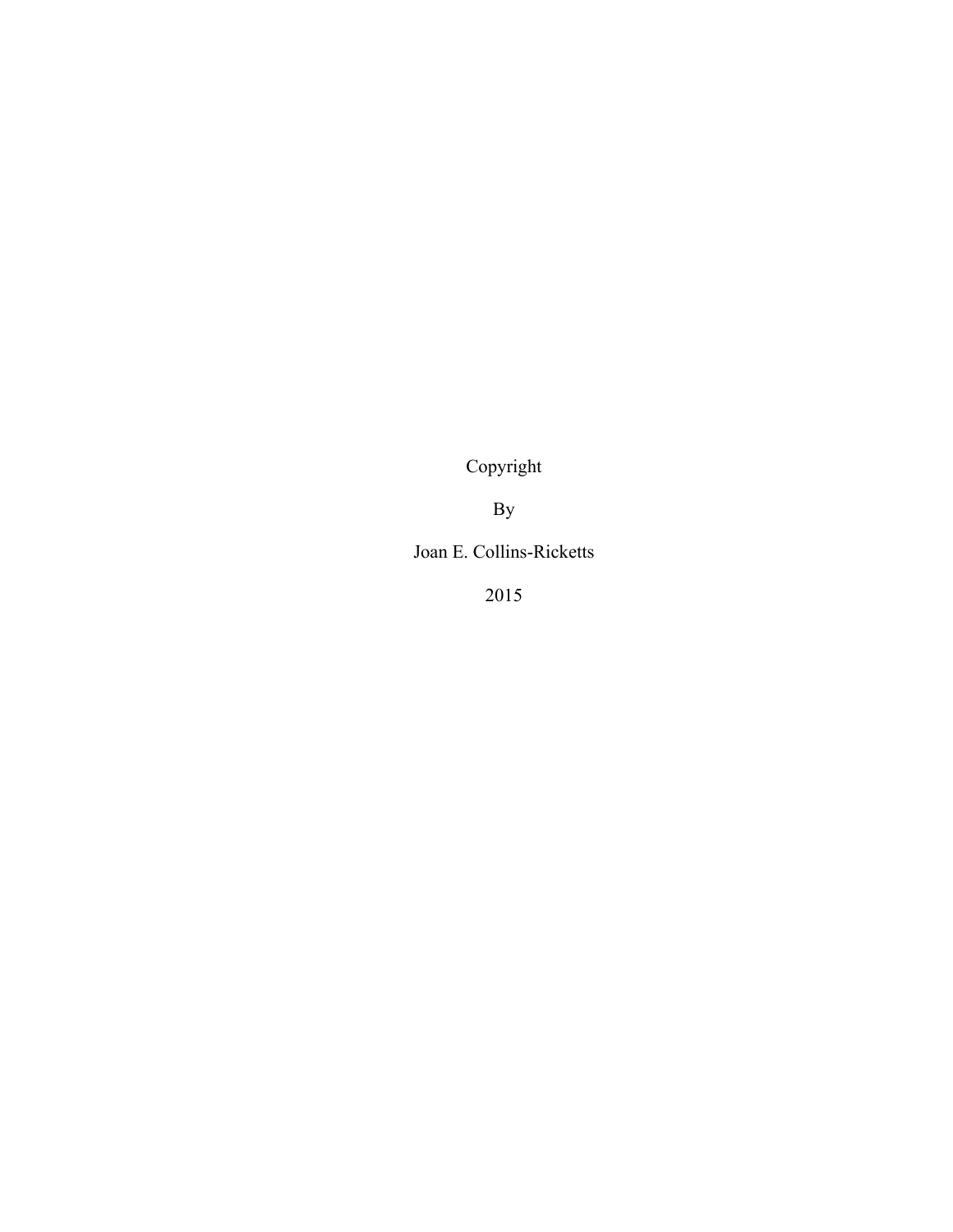Copyright

By

Joan E. Collins-Ricketts

2015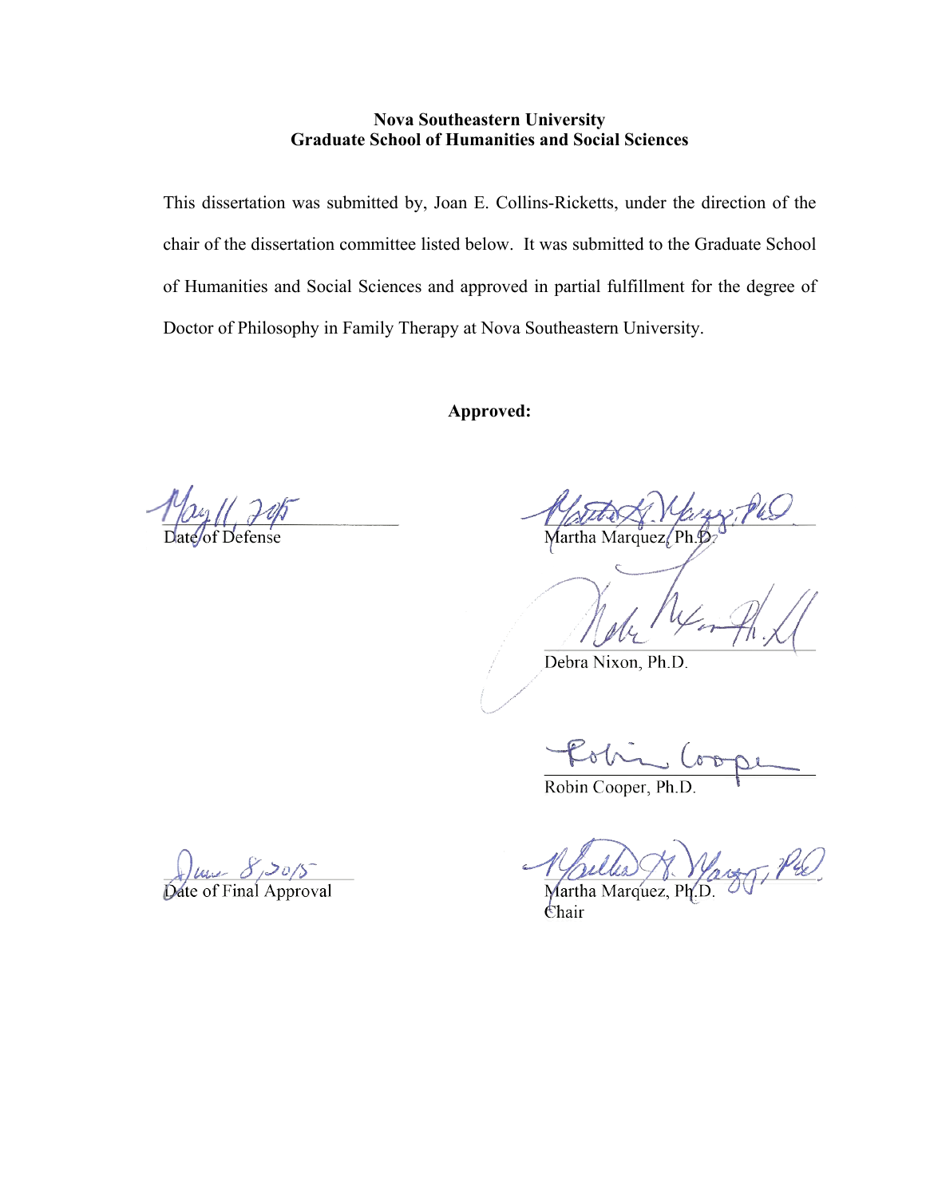**Nova Southeastern University**
**Graduate School of Humanities and Social Sciences**

This dissertation was submitted by, Joan E. Collins-Ricketts, under the direction of the chair of the dissertation committee listed below. It was submitted to the Graduate School of Humanities and Social Sciences and approved in partial fulfillment for the degree of Doctor of Philosophy in Family Therapy at Nova Southeastern University.

**Approved:**

May 11, 2015
Date of Defense

Martha Marquez, Ph.D.

Debra Nixon, Ph.D.

Robin Cooper, Ph.D.

June 8, 2015
Date of Final Approval

Martha Marquez, Ph.D.
Chair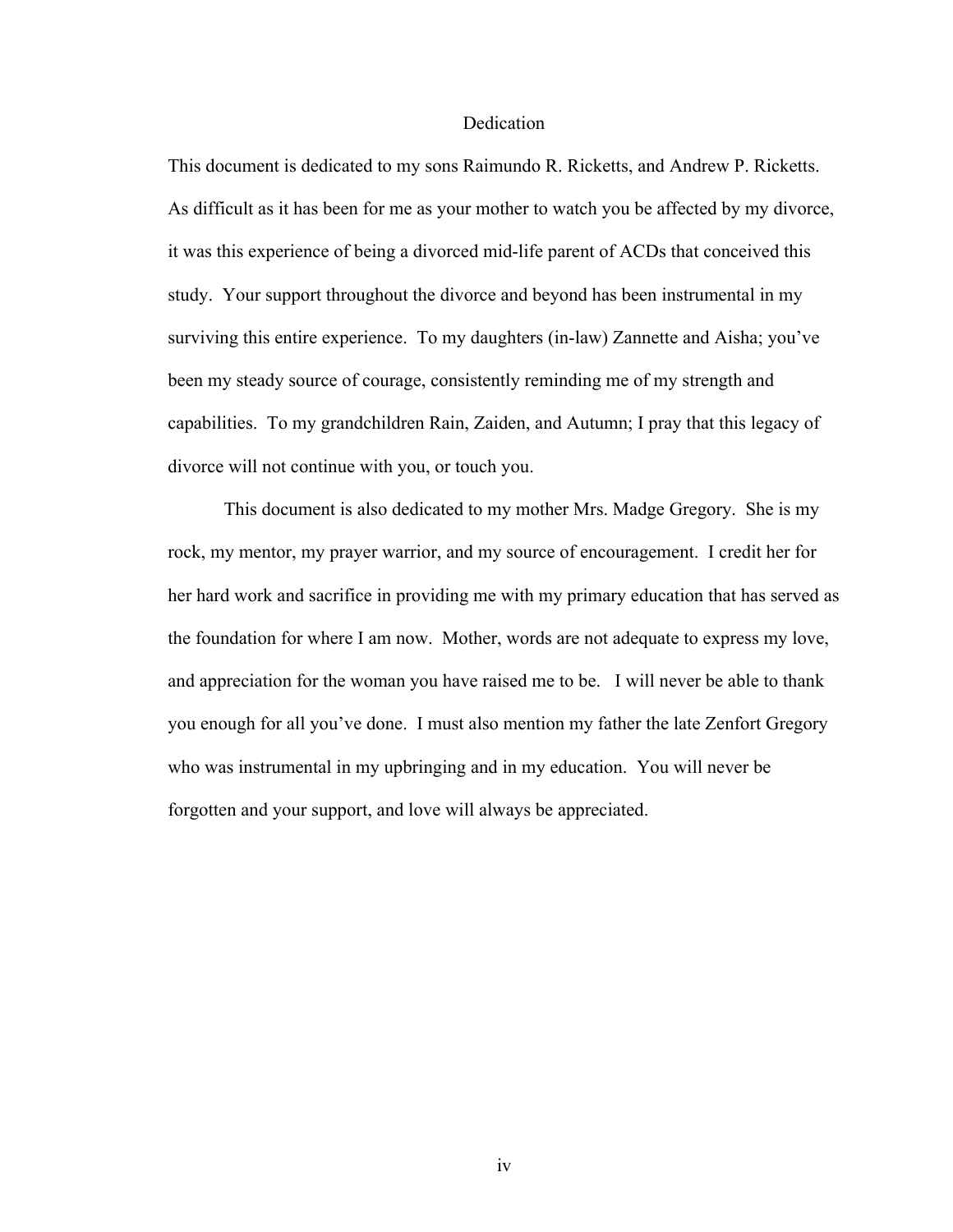# Dedication

This document is dedicated to my sons Raimundo R. Ricketts, and Andrew P. Ricketts. As difficult as it has been for me as your mother to watch you be affected by my divorce, it was this experience of being a divorced mid-life parent of ACDs that conceived this study. Your support throughout the divorce and beyond has been instrumental in my surviving this entire experience. To my daughters (in-law) Zannette and Aisha; you've been my steady source of courage, consistently reminding me of my strength and capabilities. To my grandchildren Rain, Zaiden, and Autumn; I pray that this legacy of divorce will not continue with you, or touch you.

This document is also dedicated to my mother Mrs. Madge Gregory. She is my rock, my mentor, my prayer warrior, and my source of encouragement. I credit her for her hard work and sacrifice in providing me with my primary education that has served as the foundation for where I am now. Mother, words are not adequate to express my love, and appreciation for the woman you have raised me to be. I will never be able to thank you enough for all you've done. I must also mention my father the late Zenfort Gregory who was instrumental in my upbringing and in my education. You will never be forgotten and your support, and love will always be appreciated.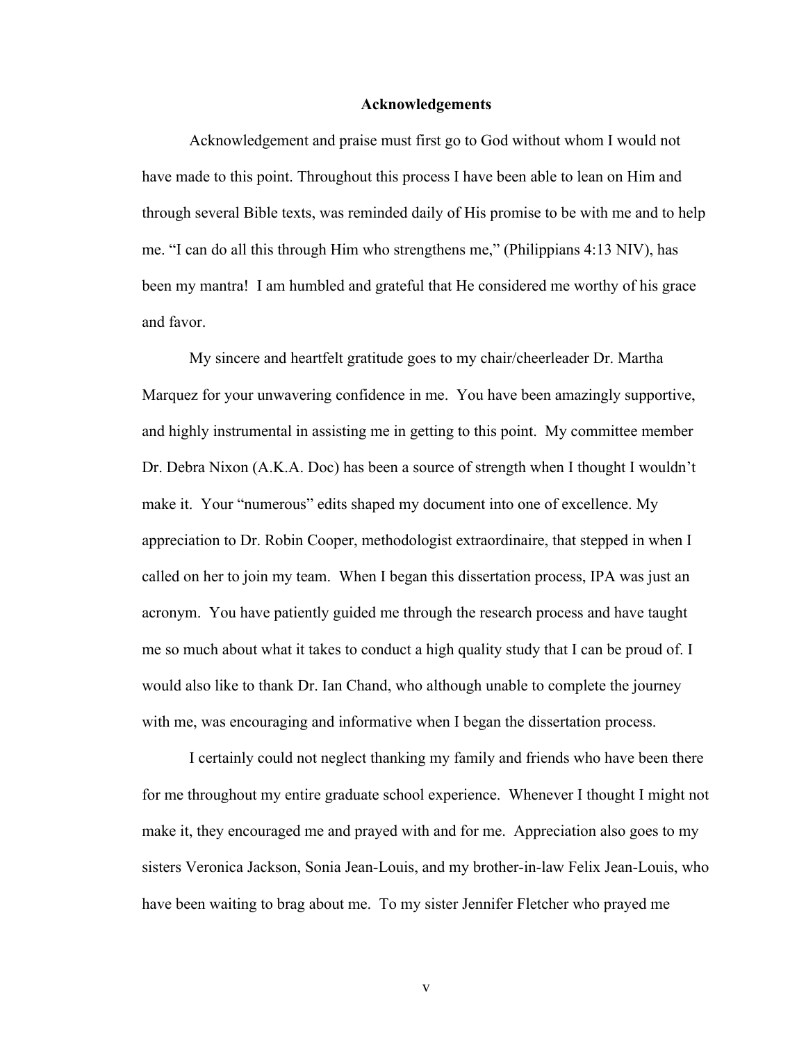# Acknowledgements

Acknowledgement and praise must first go to God without whom I would not have made to this point. Throughout this process I have been able to lean on Him and through several Bible texts, was reminded daily of His promise to be with me and to help me. "I can do all this through Him who strengthens me," (Philippians 4:13 NIV), has been my mantra! I am humbled and grateful that He considered me worthy of his grace and favor.

My sincere and heartfelt gratitude goes to my chair/cheerleader Dr. Martha Marquez for your unwavering confidence in me. You have been amazingly supportive, and highly instrumental in assisting me in getting to this point. My committee member Dr. Debra Nixon (A.K.A. Doc) has been a source of strength when I thought I wouldn't make it. Your "numerous" edits shaped my document into one of excellence. My appreciation to Dr. Robin Cooper, methodologist extraordinaire, that stepped in when I called on her to join my team. When I began this dissertation process, IPA was just an acronym. You have patiently guided me through the research process and have taught me so much about what it takes to conduct a high quality study that I can be proud of. I would also like to thank Dr. Ian Chand, who although unable to complete the journey with me, was encouraging and informative when I began the dissertation process.

I certainly could not neglect thanking my family and friends who have been there for me throughout my entire graduate school experience. Whenever I thought I might not make it, they encouraged me and prayed with and for me. Appreciation also goes to my sisters Veronica Jackson, Sonia Jean-Louis, and my brother-in-law Felix Jean-Louis, who have been waiting to brag about me. To my sister Jennifer Fletcher who prayed me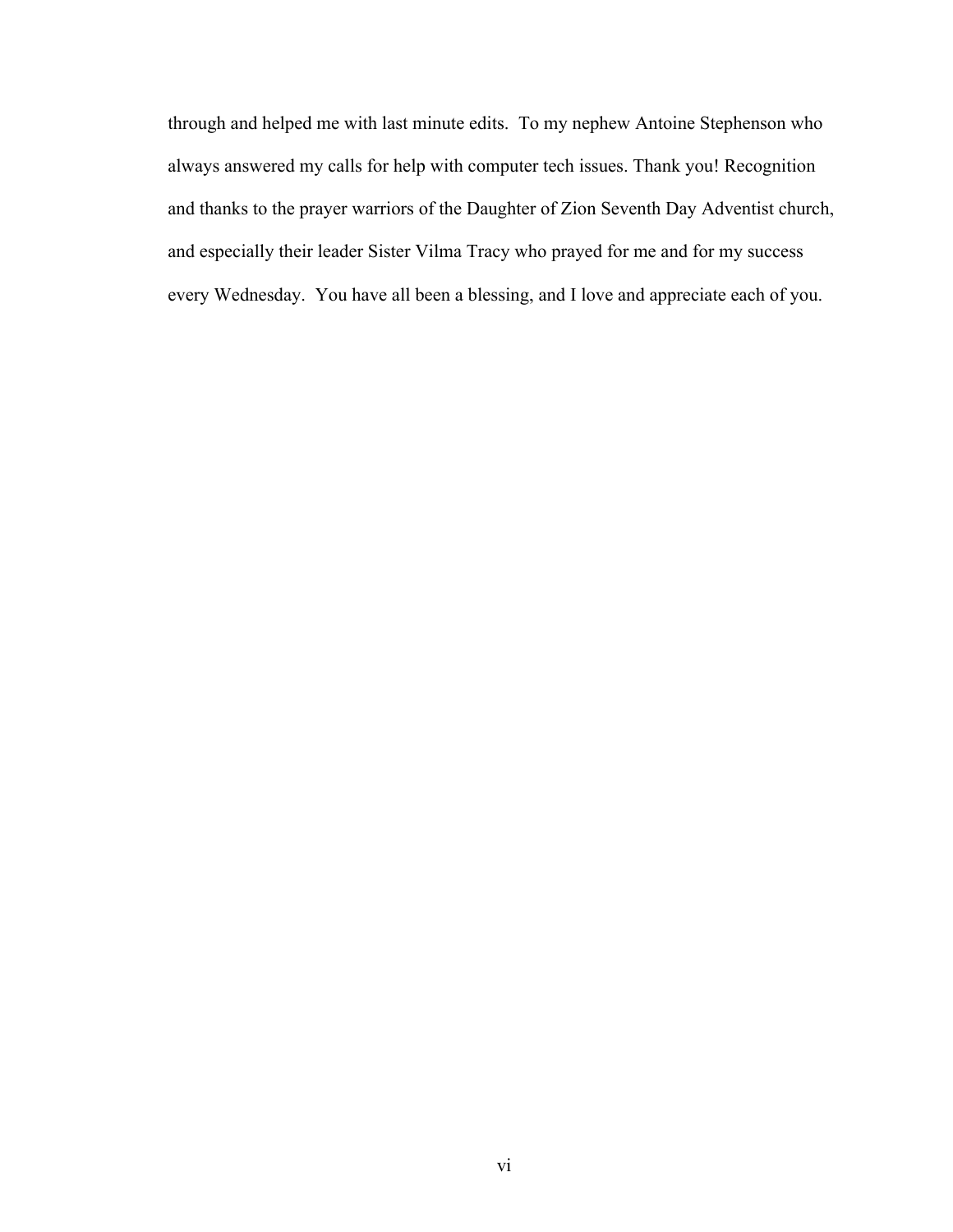through and helped me with last minute edits. To my nephew Antoine Stephenson who always answered my calls for help with computer tech issues. Thank you! Recognition and thanks to the prayer warriors of the Daughter of Zion Seventh Day Adventist church, and especially their leader Sister Vilma Tracy who prayed for me and for my success every Wednesday. You have all been a blessing, and I love and appreciate each of you.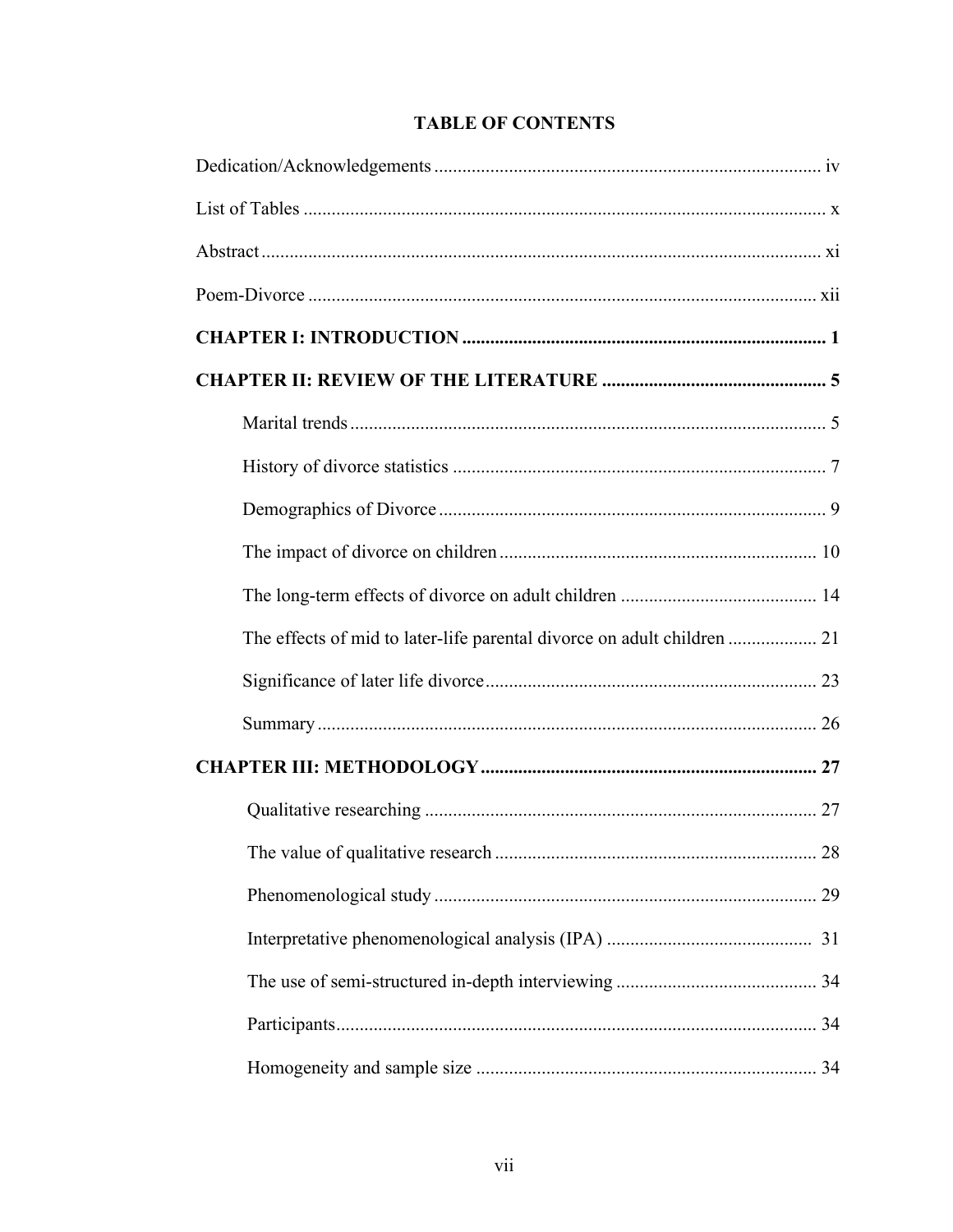# TABLE OF CONTENTS

Dedication/Acknowledgements .................................................................................. iv

List of Tables ............................................................................................................ x

Abstract ..................................................................................................................... xi

Poem-Divorce ........................................................................................................... xii

**CHAPTER I: INTRODUCTION** ............................................................................ 1

**CHAPTER II: REVIEW OF THE LITERATURE** ............................................... 5

- Marital trends ................................................................................................... 5
- History of divorce statistics .............................................................................. 7
- Demographics of Divorce ................................................................................. 9
- The impact of divorce on children .................................................................. 10
- The long-term effects of divorce on adult children ........................................ 14
- The effects of mid to later-life parental divorce on adult children .................. 21
- Significance of later life divorce ..................................................................... 23
- Summary ......................................................................................................... 26

**CHAPTER III: METHODOLOGY** ...................................................................... 27

- Qualitative researching .................................................................................. 27
- The value of qualitative research ................................................................... 28
- Phenomenological study ................................................................................ 29
- Interpretative phenomenological analysis (IPA) ........................................... 31
- The use of semi-structured in-depth interviewing .......................................... 34
- Participants ..................................................................................................... 34
- Homogeneity and sample size ....................................................................... 34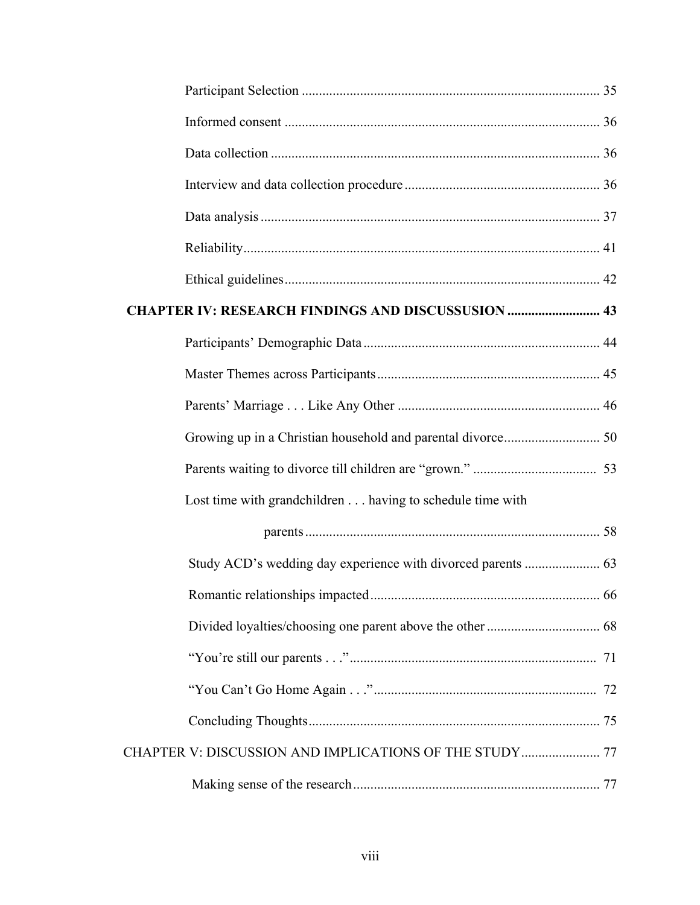Participant Selection ........................................................................................ 35

Informed consent ............................................................................................. 36

Data collection .................................................................................................. 36

Interview and data collection procedure ........................................................ 36

Data analysis ..................................................................................................... 37

Reliability.......................................................................................................... 41

Ethical guidelines.............................................................................................. 42

**CHAPTER IV: RESEARCH FINDINGS AND DISCUSSUSION ........................... 43**

Participants' Demographic Data ..................................................................... 44

Master Themes across Participants ................................................................. 45

Parents' Marriage . . . Like Any Other ............................................................ 46

Growing up in a Christian household and parental divorce............................ 50

Parents waiting to divorce till children are "grown." .................................... 53

Lost time with grandchildren . . . having to schedule time with parents ...................................................................................... 58

Study ACD's wedding day experience with divorced parents ...................... 63

Romantic relationships impacted.................................................................... 66

Divided loyalties/choosing one parent above the other ................................. 68

"You're still our parents . . ." ......................................................................... 71

"You Can't Go Home Again . . ." ................................................................... 72

Concluding Thoughts...................................................................................... 75

CHAPTER V: DISCUSSION AND IMPLICATIONS OF THE STUDY....................... 77

Making sense of the research......................................................................... 77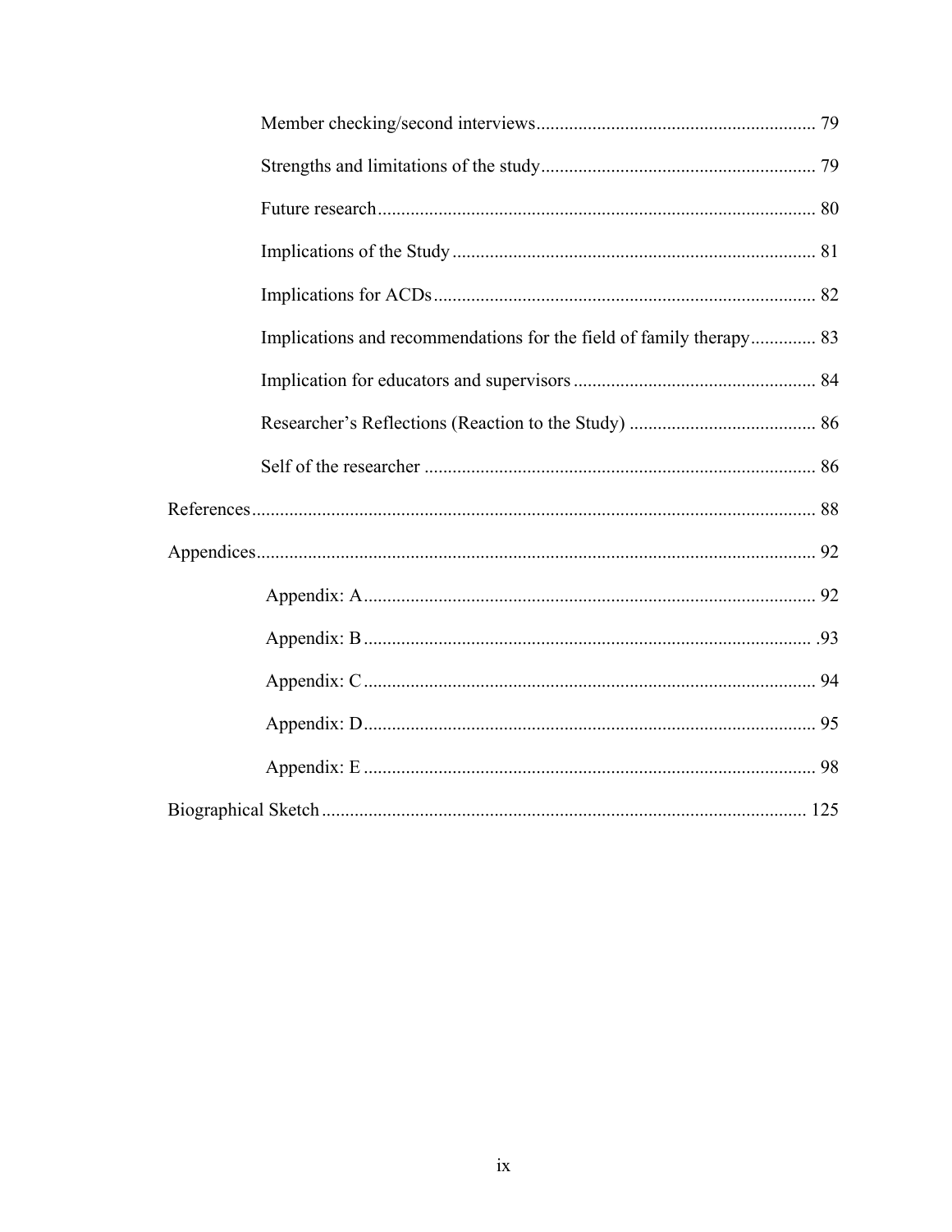Member checking/second interviews .......... 79

Strengths and limitations of the study .......... 79

Future research .......... 80

Implications of the Study .......... 81

Implications for ACDs .......... 82

Implications and recommendations for the field of family therapy .......... 83

Implication for educators and supervisors .......... 84

Researcher's Reflections (Reaction to the Study) .......... 86

Self of the researcher .......... 86

References .......... 88

Appendices .......... 92

Appendix: A .......... 92

Appendix: B .......... .93

Appendix: C .......... 94

Appendix: D .......... 95

Appendix: E .......... 98

Biographical Sketch .......... 125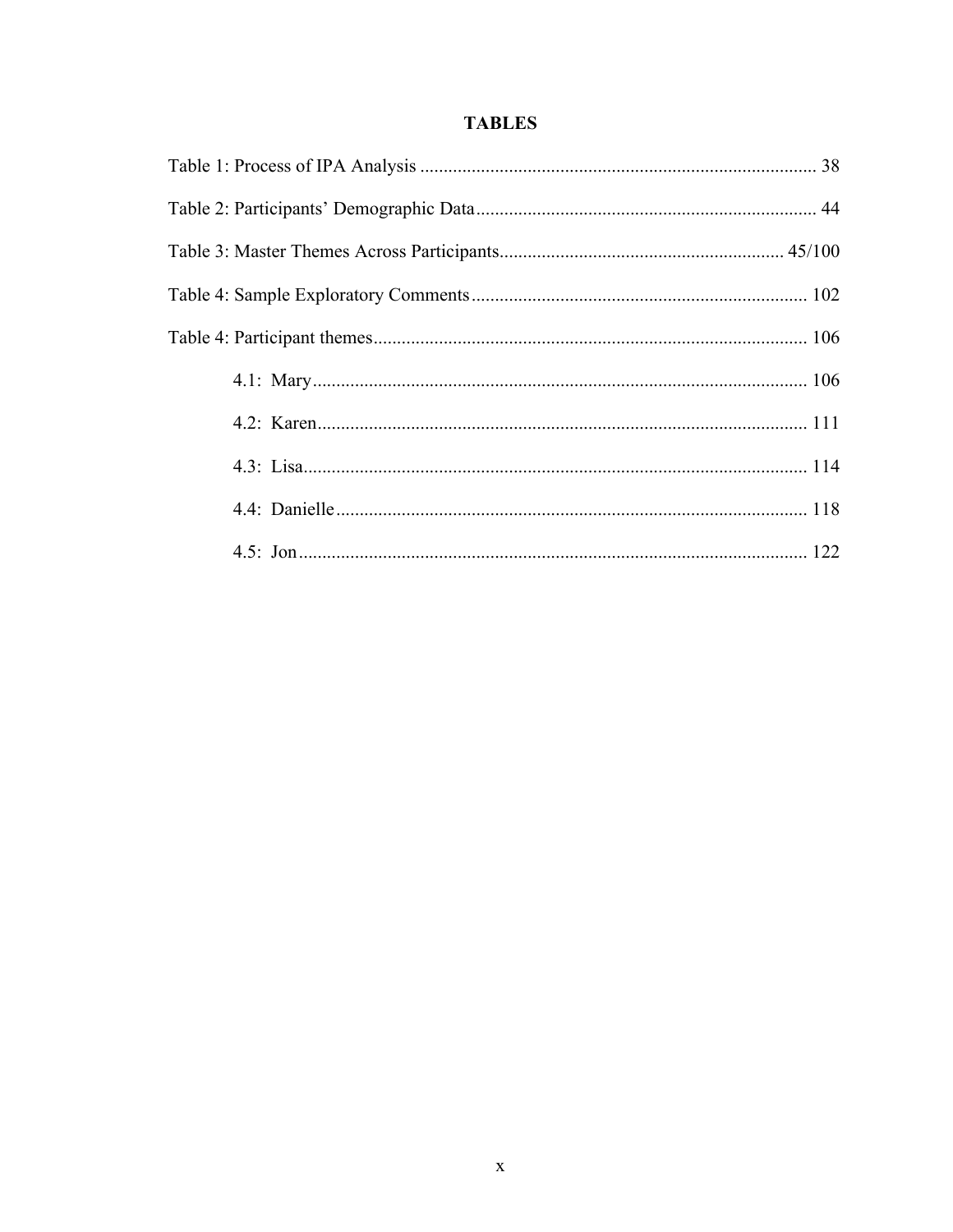# TABLES

Table 1: Process of IPA Analysis .................................................................................... 38

Table 2: Participants' Demographic Data......................................................................... 44

Table 3: Master Themes Across Participants............................................................ 45/100

Table 4: Sample Exploratory Comments ........................................................................ 102

Table 4: Participant themes............................................................................................. 106

- 4.1: Mary .......................................................................................................... 106
- 4.2: Karen......................................................................................................... 111
- 4.3: Lisa............................................................................................................ 114
- 4.4: Danielle ..................................................................................................... 118
- 4.5: Jon ............................................................................................................. 122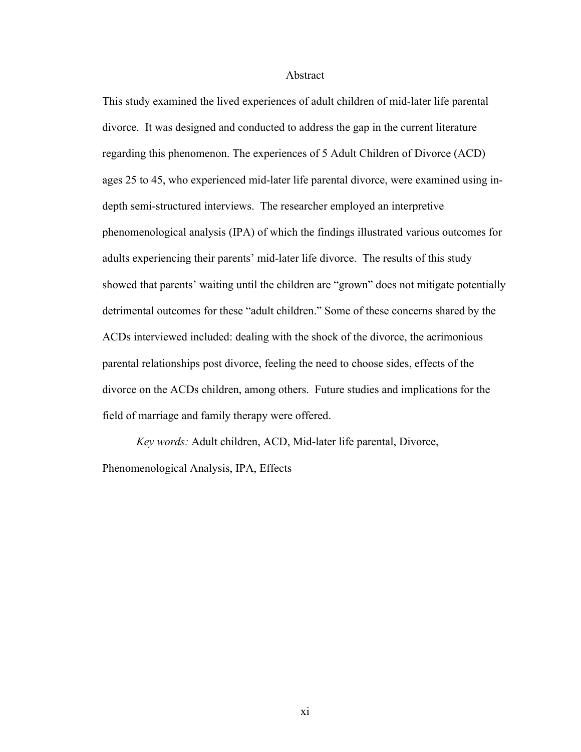# Abstract

This study examined the lived experiences of adult children of mid-later life parental divorce. It was designed and conducted to address the gap in the current literature regarding this phenomenon. The experiences of 5 Adult Children of Divorce (ACD) ages 25 to 45, who experienced mid-later life parental divorce, were examined using in-depth semi-structured interviews. The researcher employed an interpretive phenomenological analysis (IPA) of which the findings illustrated various outcomes for adults experiencing their parents' mid-later life divorce. The results of this study showed that parents' waiting until the children are "grown" does not mitigate potentially detrimental outcomes for these "adult children." Some of these concerns shared by the ACDs interviewed included: dealing with the shock of the divorce, the acrimonious parental relationships post divorce, feeling the need to choose sides, effects of the divorce on the ACDs children, among others. Future studies and implications for the field of marriage and family therapy were offered.

*Key words:* Adult children, ACD, Mid-later life parental, Divorce, Phenomenological Analysis, IPA, Effects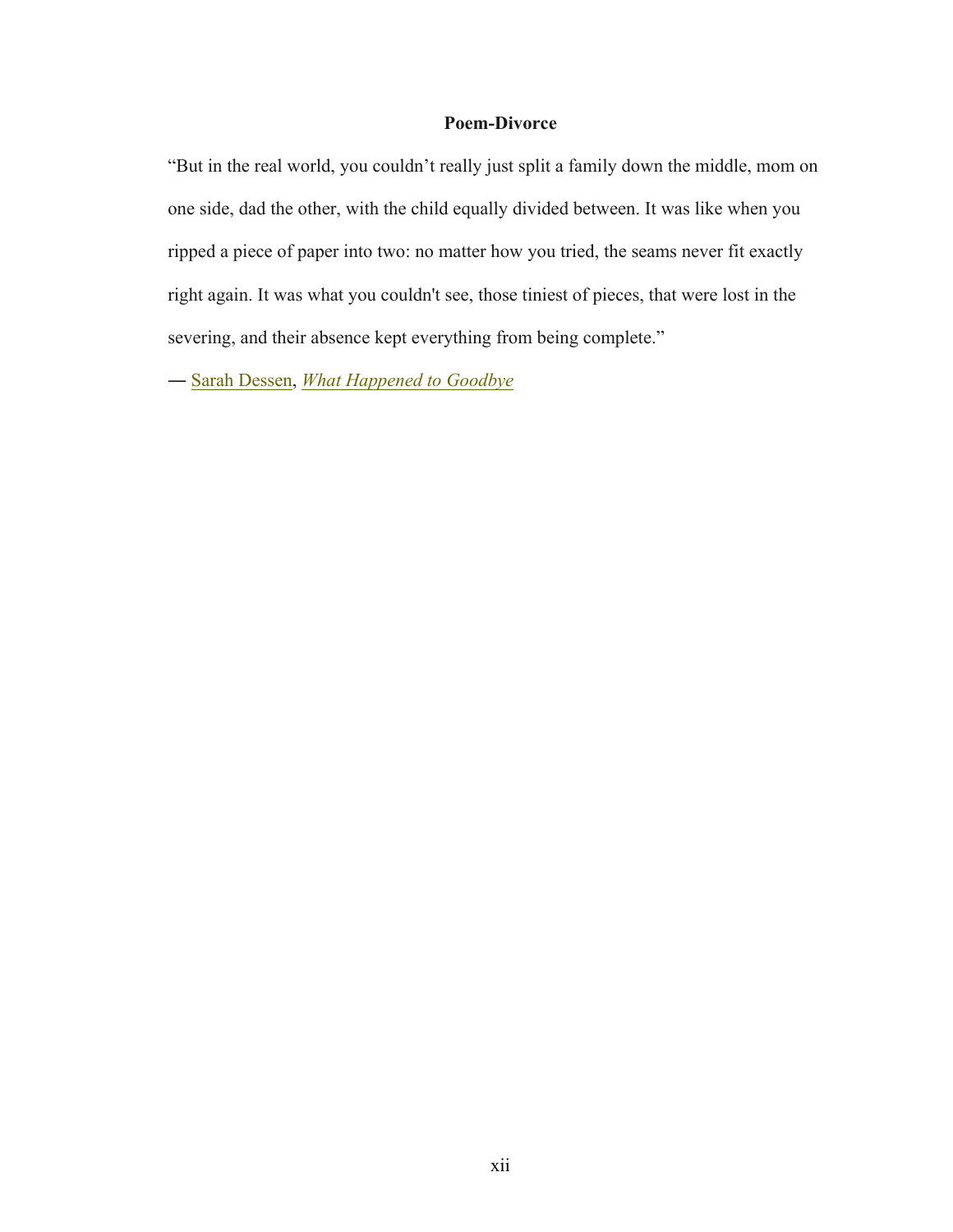**Poem-Divorce**

"But in the real world, you couldn't really just split a family down the middle, mom on one side, dad the other, with the child equally divided between. It was like when you ripped a piece of paper into two: no matter how you tried, the seams never fit exactly right again. It was what you couldn't see, those tiniest of pieces, that were lost in the severing, and their absence kept everything from being complete."

― Sarah Dessen, *What Happened to Goodbye*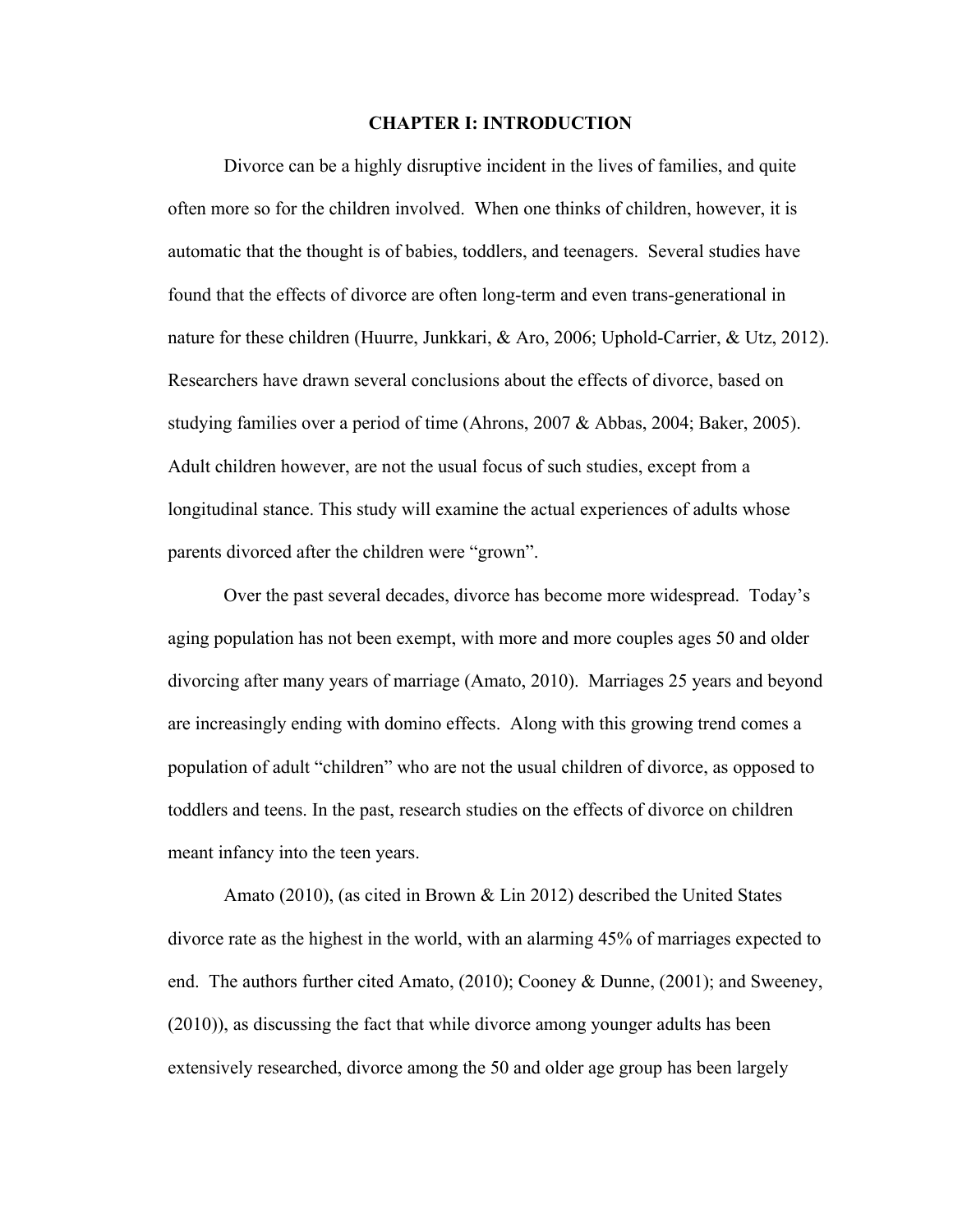# CHAPTER I: INTRODUCTION

Divorce can be a highly disruptive incident in the lives of families, and quite often more so for the children involved. When one thinks of children, however, it is automatic that the thought is of babies, toddlers, and teenagers. Several studies have found that the effects of divorce are often long-term and even trans-generational in nature for these children (Huurre, Junkkari, & Aro, 2006; Uphold-Carrier, & Utz, 2012). Researchers have drawn several conclusions about the effects of divorce, based on studying families over a period of time (Ahrons, 2007 & Abbas, 2004; Baker, 2005). Adult children however, are not the usual focus of such studies, except from a longitudinal stance. This study will examine the actual experiences of adults whose parents divorced after the children were "grown".

Over the past several decades, divorce has become more widespread. Today's aging population has not been exempt, with more and more couples ages 50 and older divorcing after many years of marriage (Amato, 2010). Marriages 25 years and beyond are increasingly ending with domino effects. Along with this growing trend comes a population of adult "children" who are not the usual children of divorce, as opposed to toddlers and teens. In the past, research studies on the effects of divorce on children meant infancy into the teen years.

Amato (2010), (as cited in Brown & Lin 2012) described the United States divorce rate as the highest in the world, with an alarming 45% of marriages expected to end. The authors further cited Amato, (2010); Cooney & Dunne, (2001); and Sweeney, (2010)), as discussing the fact that while divorce among younger adults has been extensively researched, divorce among the 50 and older age group has been largely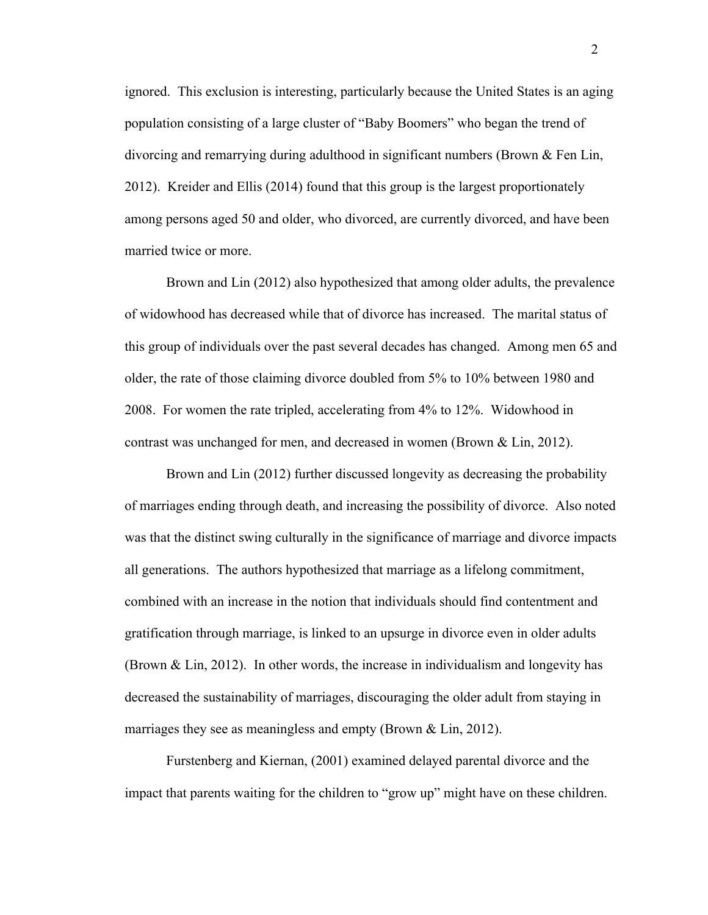ignored. This exclusion is interesting, particularly because the United States is an aging population consisting of a large cluster of "Baby Boomers" who began the trend of divorcing and remarrying during adulthood in significant numbers (Brown & Fen Lin, 2012). Kreider and Ellis (2014) found that this group is the largest proportionately among persons aged 50 and older, who divorced, are currently divorced, and have been married twice or more.

Brown and Lin (2012) also hypothesized that among older adults, the prevalence of widowhood has decreased while that of divorce has increased. The marital status of this group of individuals over the past several decades has changed. Among men 65 and older, the rate of those claiming divorce doubled from 5% to 10% between 1980 and 2008. For women the rate tripled, accelerating from 4% to 12%. Widowhood in contrast was unchanged for men, and decreased in women (Brown & Lin, 2012).

Brown and Lin (2012) further discussed longevity as decreasing the probability of marriages ending through death, and increasing the possibility of divorce. Also noted was that the distinct swing culturally in the significance of marriage and divorce impacts all generations. The authors hypothesized that marriage as a lifelong commitment, combined with an increase in the notion that individuals should find contentment and gratification through marriage, is linked to an upsurge in divorce even in older adults (Brown & Lin, 2012). In other words, the increase in individualism and longevity has decreased the sustainability of marriages, discouraging the older adult from staying in marriages they see as meaningless and empty (Brown & Lin, 2012).

Furstenberg and Kiernan, (2001) examined delayed parental divorce and the impact that parents waiting for the children to "grow up" might have on these children.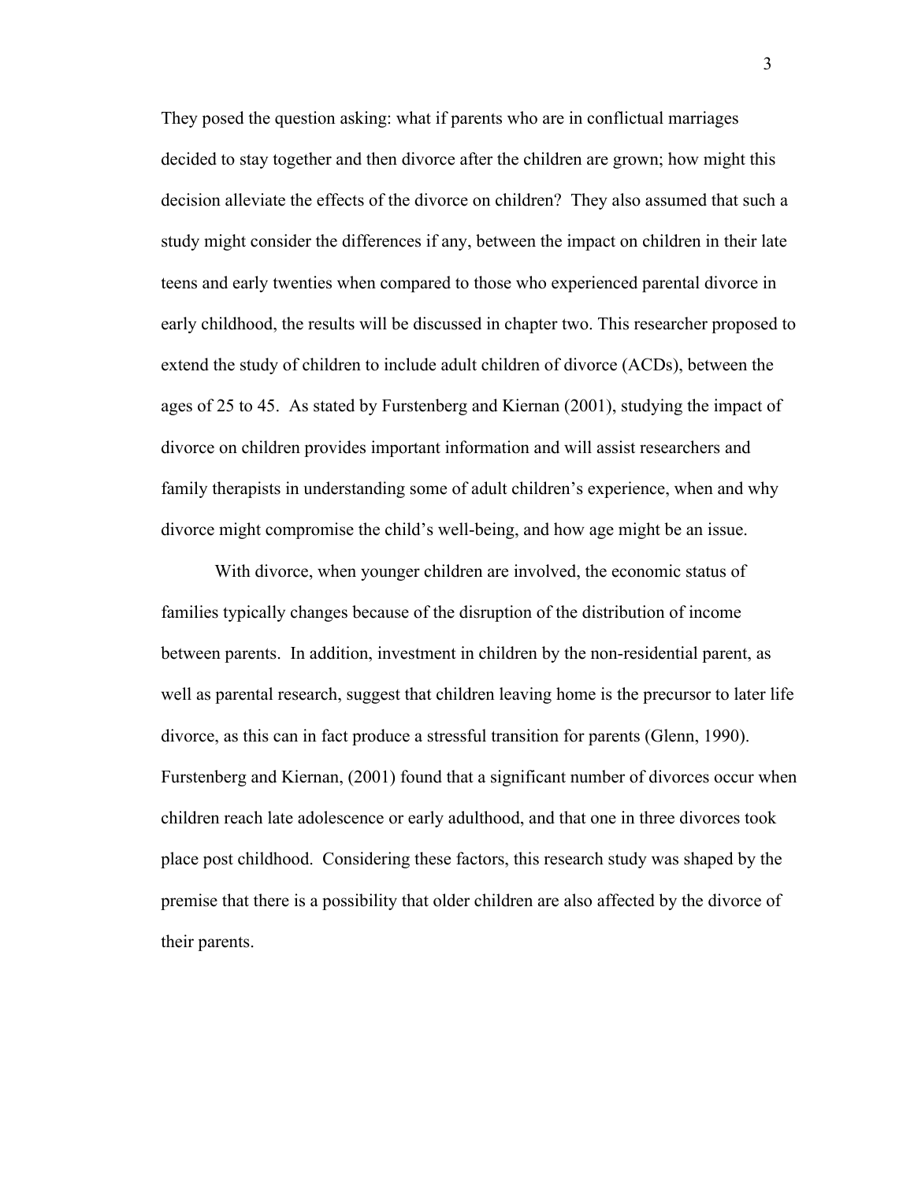They posed the question asking: what if parents who are in conflictual marriages decided to stay together and then divorce after the children are grown; how might this decision alleviate the effects of the divorce on children? They also assumed that such a study might consider the differences if any, between the impact on children in their late teens and early twenties when compared to those who experienced parental divorce in early childhood, the results will be discussed in chapter two. This researcher proposed to extend the study of children to include adult children of divorce (ACDs), between the ages of 25 to 45. As stated by Furstenberg and Kiernan (2001), studying the impact of divorce on children provides important information and will assist researchers and family therapists in understanding some of adult children's experience, when and why divorce might compromise the child's well-being, and how age might be an issue.

With divorce, when younger children are involved, the economic status of families typically changes because of the disruption of the distribution of income between parents. In addition, investment in children by the non-residential parent, as well as parental research, suggest that children leaving home is the precursor to later life divorce, as this can in fact produce a stressful transition for parents (Glenn, 1990). Furstenberg and Kiernan, (2001) found that a significant number of divorces occur when children reach late adolescence or early adulthood, and that one in three divorces took place post childhood. Considering these factors, this research study was shaped by the premise that there is a possibility that older children are also affected by the divorce of their parents.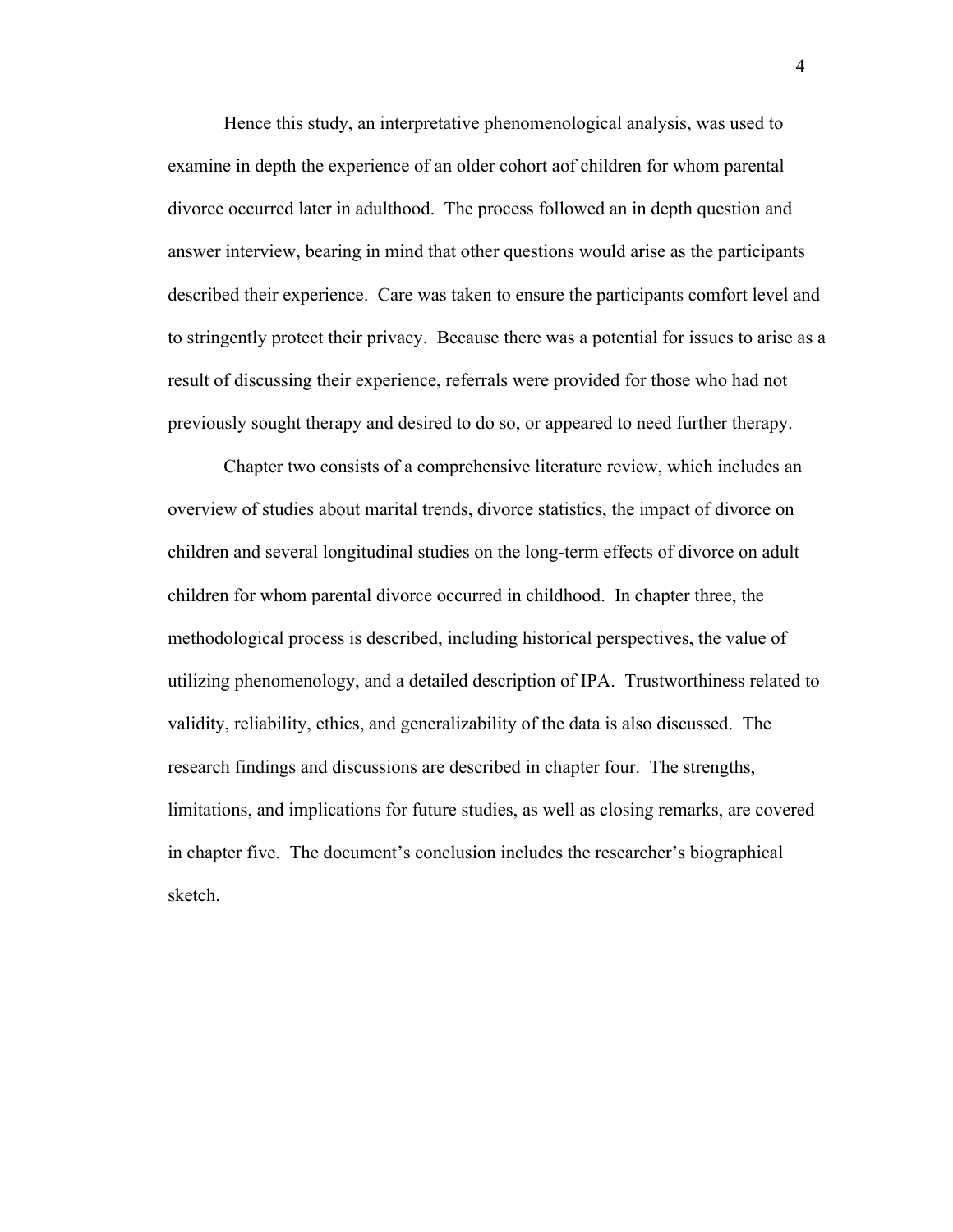Hence this study, an interpretative phenomenological analysis, was used to examine in depth the experience of an older cohort aof children for whom parental divorce occurred later in adulthood. The process followed an in depth question and answer interview, bearing in mind that other questions would arise as the participants described their experience. Care was taken to ensure the participants comfort level and to stringently protect their privacy. Because there was a potential for issues to arise as a result of discussing their experience, referrals were provided for those who had not previously sought therapy and desired to do so, or appeared to need further therapy.

Chapter two consists of a comprehensive literature review, which includes an overview of studies about marital trends, divorce statistics, the impact of divorce on children and several longitudinal studies on the long-term effects of divorce on adult children for whom parental divorce occurred in childhood. In chapter three, the methodological process is described, including historical perspectives, the value of utilizing phenomenology, and a detailed description of IPA. Trustworthiness related to validity, reliability, ethics, and generalizability of the data is also discussed. The research findings and discussions are described in chapter four. The strengths, limitations, and implications for future studies, as well as closing remarks, are covered in chapter five. The document's conclusion includes the researcher's biographical sketch.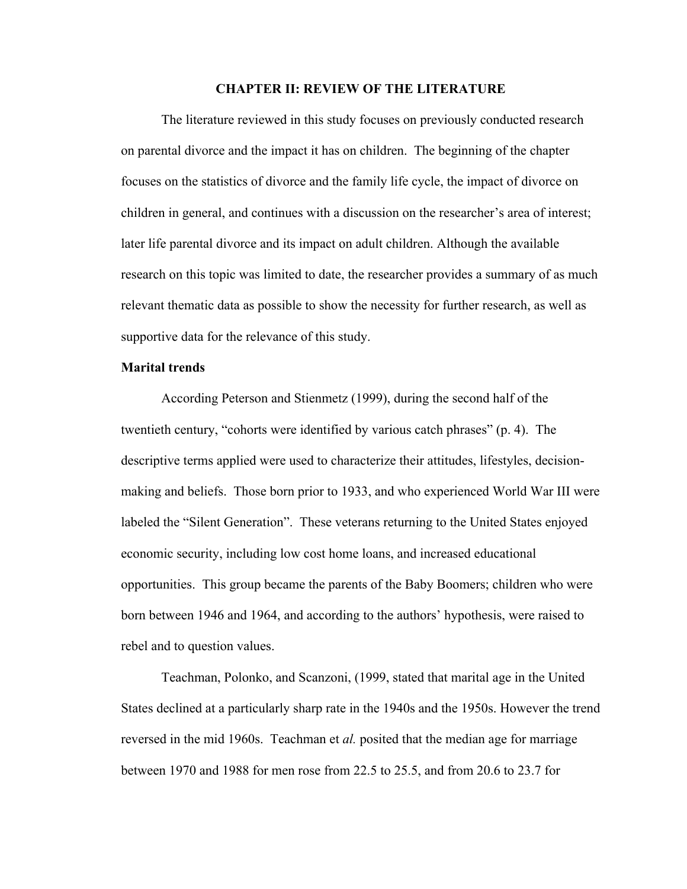# CHAPTER II: REVIEW OF THE LITERATURE

The literature reviewed in this study focuses on previously conducted research on parental divorce and the impact it has on children. The beginning of the chapter focuses on the statistics of divorce and the family life cycle, the impact of divorce on children in general, and continues with a discussion on the researcher's area of interest; later life parental divorce and its impact on adult children. Although the available research on this topic was limited to date, the researcher provides a summary of as much relevant thematic data as possible to show the necessity for further research, as well as supportive data for the relevance of this study.

**Marital trends**

According Peterson and Stienmetz (1999), during the second half of the twentieth century, "cohorts were identified by various catch phrases" (p. 4). The descriptive terms applied were used to characterize their attitudes, lifestyles, decision-making and beliefs. Those born prior to 1933, and who experienced World War III were labeled the "Silent Generation". These veterans returning to the United States enjoyed economic security, including low cost home loans, and increased educational opportunities. This group became the parents of the Baby Boomers; children who were born between 1946 and 1964, and according to the authors' hypothesis, were raised to rebel and to question values.

Teachman, Polonko, and Scanzoni, (1999, stated that marital age in the United States declined at a particularly sharp rate in the 1940s and the 1950s. However the trend reversed in the mid 1960s. Teachman et *al.* posited that the median age for marriage between 1970 and 1988 for men rose from 22.5 to 25.5, and from 20.6 to 23.7 for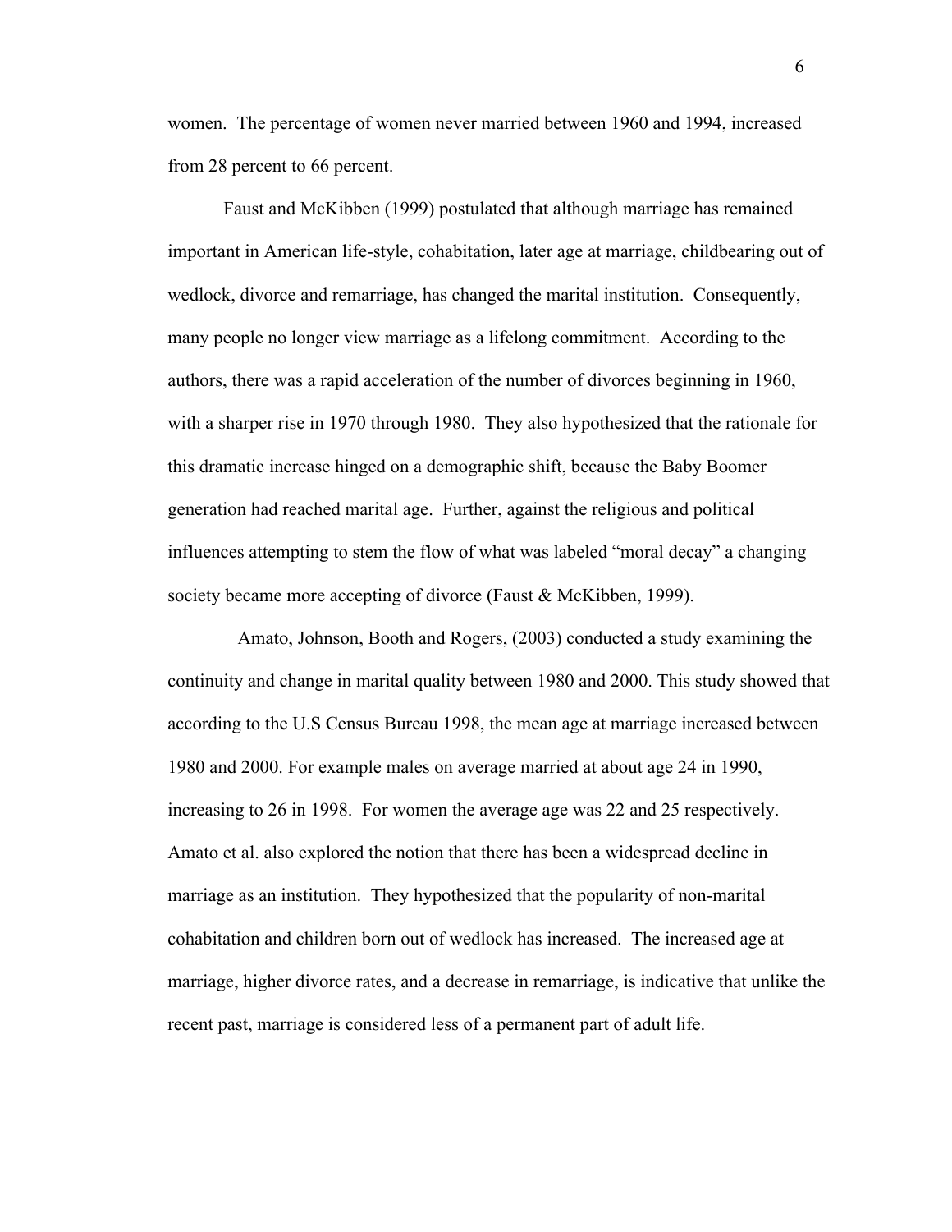women. The percentage of women never married between 1960 and 1994, increased from 28 percent to 66 percent.

Faust and McKibben (1999) postulated that although marriage has remained important in American life-style, cohabitation, later age at marriage, childbearing out of wedlock, divorce and remarriage, has changed the marital institution. Consequently, many people no longer view marriage as a lifelong commitment. According to the authors, there was a rapid acceleration of the number of divorces beginning in 1960, with a sharper rise in 1970 through 1980. They also hypothesized that the rationale for this dramatic increase hinged on a demographic shift, because the Baby Boomer generation had reached marital age. Further, against the religious and political influences attempting to stem the flow of what was labeled "moral decay" a changing society became more accepting of divorce (Faust & McKibben, 1999).

Amato, Johnson, Booth and Rogers, (2003) conducted a study examining the continuity and change in marital quality between 1980 and 2000. This study showed that according to the U.S Census Bureau 1998, the mean age at marriage increased between 1980 and 2000. For example males on average married at about age 24 in 1990, increasing to 26 in 1998. For women the average age was 22 and 25 respectively. Amato et al. also explored the notion that there has been a widespread decline in marriage as an institution. They hypothesized that the popularity of non-marital cohabitation and children born out of wedlock has increased. The increased age at marriage, higher divorce rates, and a decrease in remarriage, is indicative that unlike the recent past, marriage is considered less of a permanent part of adult life.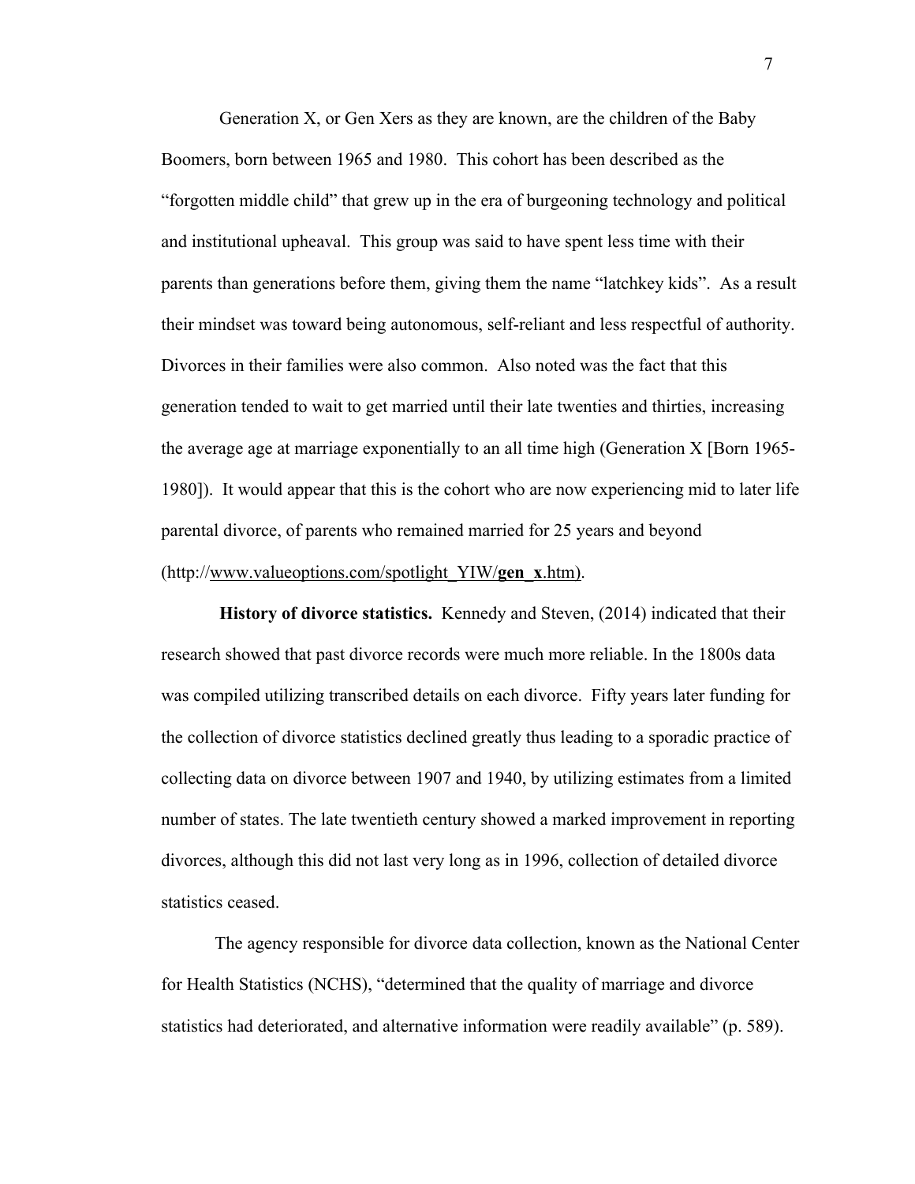Generation X, or Gen Xers as they are known, are the children of the Baby Boomers, born between 1965 and 1980. This cohort has been described as the "forgotten middle child" that grew up in the era of burgeoning technology and political and institutional upheaval. This group was said to have spent less time with their parents than generations before them, giving them the name "latchkey kids". As a result their mindset was toward being autonomous, self-reliant and less respectful of authority. Divorces in their families were also common. Also noted was the fact that this generation tended to wait to get married until their late twenties and thirties, increasing the average age at marriage exponentially to an all time high (Generation X [Born 1965-1980]). It would appear that this is the cohort who are now experiencing mid to later life parental divorce, of parents who remained married for 25 years and beyond (http://www.valueoptions.com/spotlight_YIW/**gen_x**.htm).

**History of divorce statistics.** Kennedy and Steven, (2014) indicated that their research showed that past divorce records were much more reliable. In the 1800s data was compiled utilizing transcribed details on each divorce. Fifty years later funding for the collection of divorce statistics declined greatly thus leading to a sporadic practice of collecting data on divorce between 1907 and 1940, by utilizing estimates from a limited number of states. The late twentieth century showed a marked improvement in reporting divorces, although this did not last very long as in 1996, collection of detailed divorce statistics ceased.

The agency responsible for divorce data collection, known as the National Center for Health Statistics (NCHS), "determined that the quality of marriage and divorce statistics had deteriorated, and alternative information were readily available" (p. 589).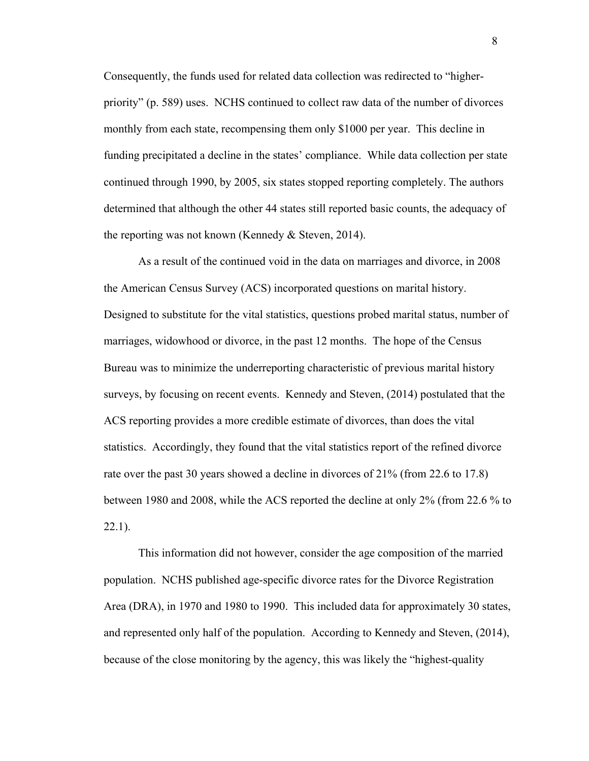Consequently, the funds used for related data collection was redirected to "higher-priority" (p. 589) uses. NCHS continued to collect raw data of the number of divorces monthly from each state, recompensing them only $1000 per year. This decline in funding precipitated a decline in the states' compliance. While data collection per state continued through 1990, by 2005, six states stopped reporting completely. The authors determined that although the other 44 states still reported basic counts, the adequacy of the reporting was not known (Kennedy & Steven, 2014).

As a result of the continued void in the data on marriages and divorce, in 2008 the American Census Survey (ACS) incorporated questions on marital history. Designed to substitute for the vital statistics, questions probed marital status, number of marriages, widowhood or divorce, in the past 12 months. The hope of the Census Bureau was to minimize the underreporting characteristic of previous marital history surveys, by focusing on recent events. Kennedy and Steven, (2014) postulated that the ACS reporting provides a more credible estimate of divorces, than does the vital statistics. Accordingly, they found that the vital statistics report of the refined divorce rate over the past 30 years showed a decline in divorces of 21% (from 22.6 to 17.8) between 1980 and 2008, while the ACS reported the decline at only 2% (from 22.6 % to 22.1).

This information did not however, consider the age composition of the married population. NCHS published age-specific divorce rates for the Divorce Registration Area (DRA), in 1970 and 1980 to 1990. This included data for approximately 30 states, and represented only half of the population. According to Kennedy and Steven, (2014), because of the close monitoring by the agency, this was likely the "highest-quality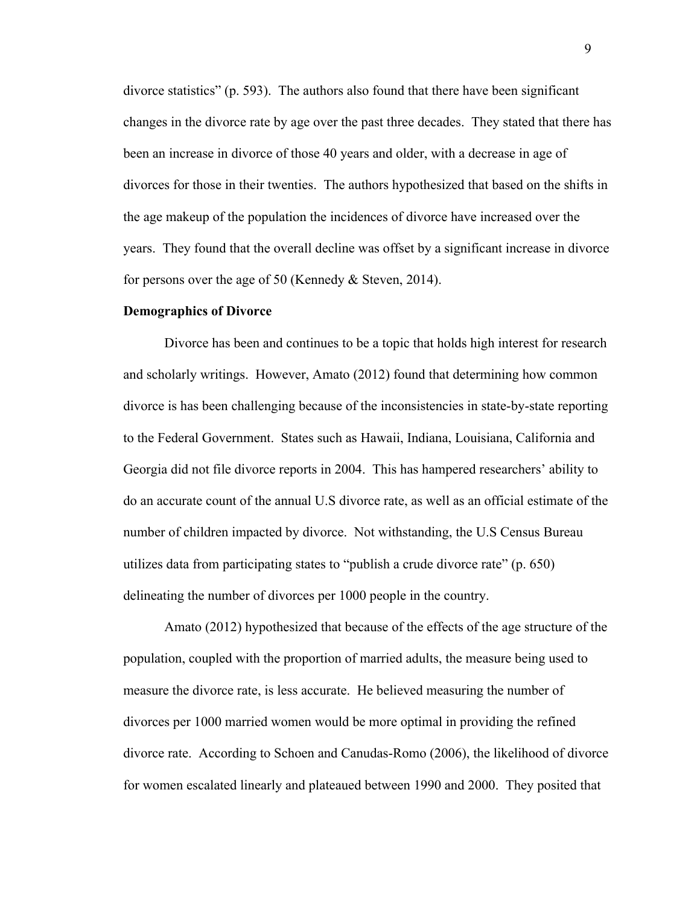divorce statistics" (p. 593). The authors also found that there have been significant changes in the divorce rate by age over the past three decades. They stated that there has been an increase in divorce of those 40 years and older, with a decrease in age of divorces for those in their twenties. The authors hypothesized that based on the shifts in the age makeup of the population the incidences of divorce have increased over the years. They found that the overall decline was offset by a significant increase in divorce for persons over the age of 50 (Kennedy & Steven, 2014).

**Demographics of Divorce**

Divorce has been and continues to be a topic that holds high interest for research and scholarly writings. However, Amato (2012) found that determining how common divorce is has been challenging because of the inconsistencies in state-by-state reporting to the Federal Government. States such as Hawaii, Indiana, Louisiana, California and Georgia did not file divorce reports in 2004. This has hampered researchers' ability to do an accurate count of the annual U.S divorce rate, as well as an official estimate of the number of children impacted by divorce. Not withstanding, the U.S Census Bureau utilizes data from participating states to "publish a crude divorce rate" (p. 650) delineating the number of divorces per 1000 people in the country.

Amato (2012) hypothesized that because of the effects of the age structure of the population, coupled with the proportion of married adults, the measure being used to measure the divorce rate, is less accurate. He believed measuring the number of divorces per 1000 married women would be more optimal in providing the refined divorce rate. According to Schoen and Canudas-Romo (2006), the likelihood of divorce for women escalated linearly and plateaued between 1990 and 2000. They posited that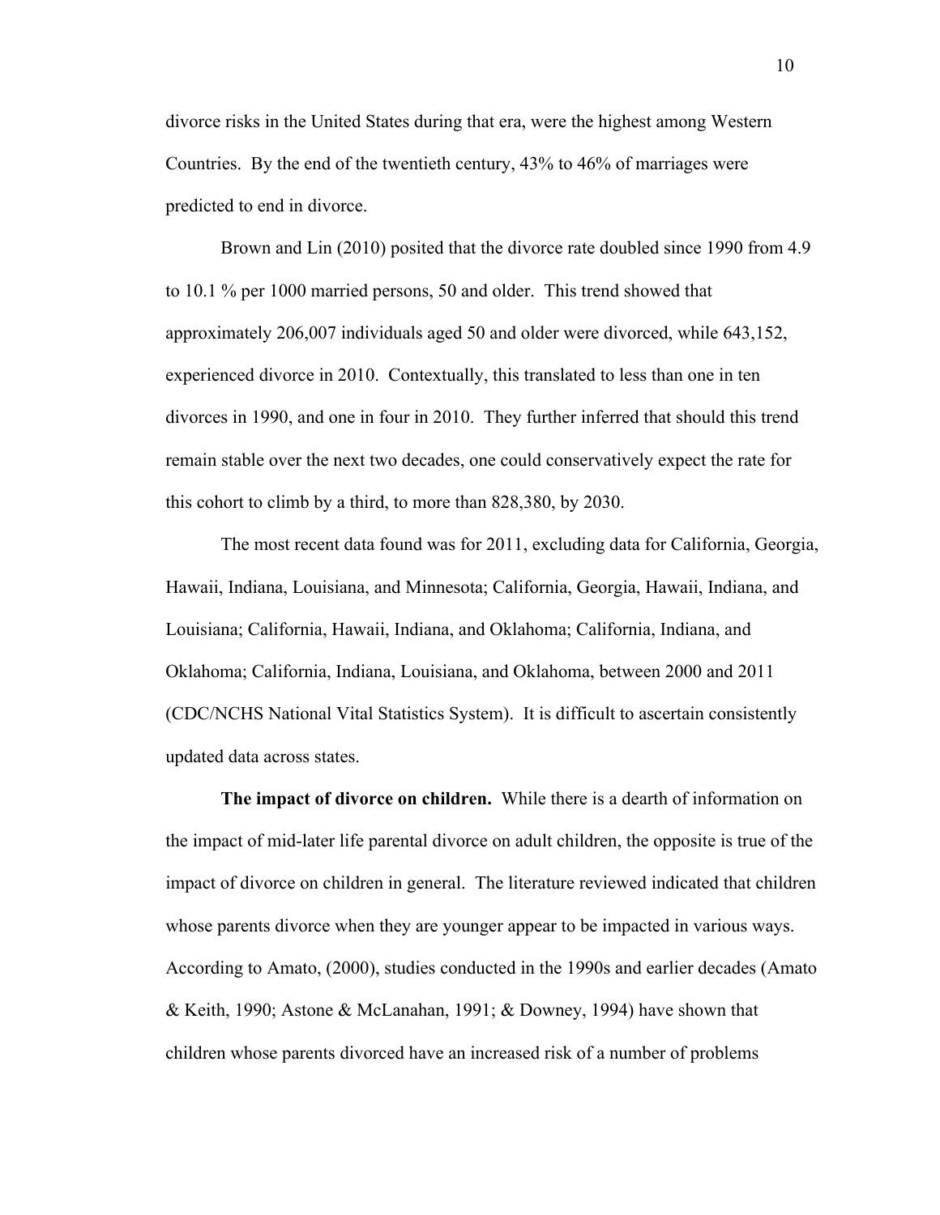divorce risks in the United States during that era, were the highest among Western Countries. By the end of the twentieth century, 43% to 46% of marriages were predicted to end in divorce.

Brown and Lin (2010) posited that the divorce rate doubled since 1990 from 4.9 to 10.1 % per 1000 married persons, 50 and older. This trend showed that approximately 206,007 individuals aged 50 and older were divorced, while 643,152, experienced divorce in 2010. Contextually, this translated to less than one in ten divorces in 1990, and one in four in 2010. They further inferred that should this trend remain stable over the next two decades, one could conservatively expect the rate for this cohort to climb by a third, to more than 828,380, by 2030.

The most recent data found was for 2011, excluding data for California, Georgia, Hawaii, Indiana, Louisiana, and Minnesota; California, Georgia, Hawaii, Indiana, and Louisiana; California, Hawaii, Indiana, and Oklahoma; California, Indiana, and Oklahoma; California, Indiana, Louisiana, and Oklahoma, between 2000 and 2011 (CDC/NCHS National Vital Statistics System). It is difficult to ascertain consistently updated data across states.

**The impact of divorce on children.** While there is a dearth of information on the impact of mid-later life parental divorce on adult children, the opposite is true of the impact of divorce on children in general. The literature reviewed indicated that children whose parents divorce when they are younger appear to be impacted in various ways. According to Amato, (2000), studies conducted in the 1990s and earlier decades (Amato & Keith, 1990; Astone & McLanahan, 1991; & Downey, 1994) have shown that children whose parents divorced have an increased risk of a number of problems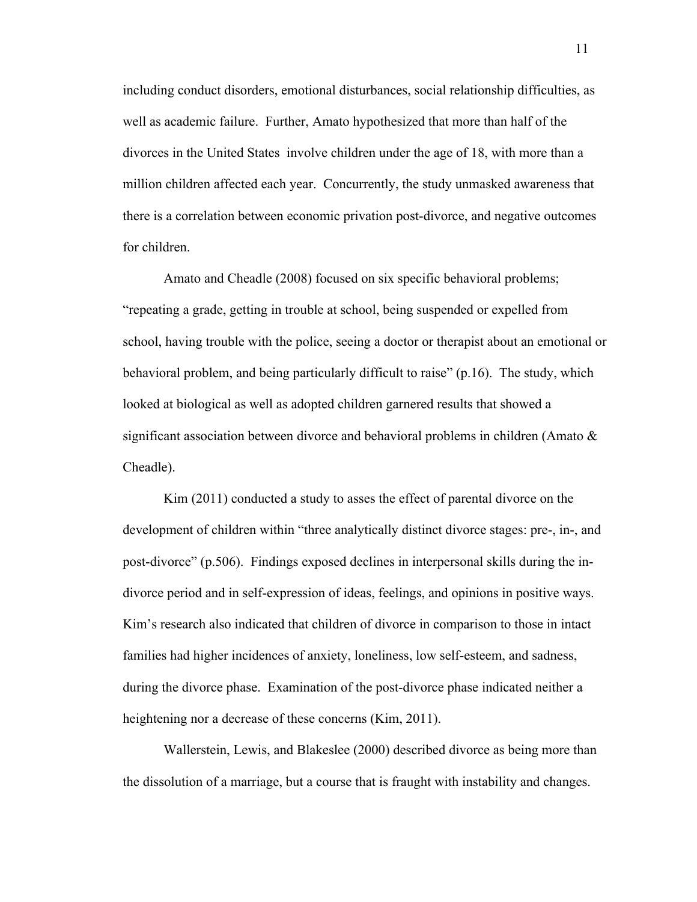including conduct disorders, emotional disturbances, social relationship difficulties, as well as academic failure. Further, Amato hypothesized that more than half of the divorces in the United States involve children under the age of 18, with more than a million children affected each year. Concurrently, the study unmasked awareness that there is a correlation between economic privation post-divorce, and negative outcomes for children.

Amato and Cheadle (2008) focused on six specific behavioral problems; "repeating a grade, getting in trouble at school, being suspended or expelled from school, having trouble with the police, seeing a doctor or therapist about an emotional or behavioral problem, and being particularly difficult to raise" (p.16). The study, which looked at biological as well as adopted children garnered results that showed a significant association between divorce and behavioral problems in children (Amato & Cheadle).

Kim (2011) conducted a study to asses the effect of parental divorce on the development of children within "three analytically distinct divorce stages: pre-, in-, and post-divorce" (p.506). Findings exposed declines in interpersonal skills during the in-divorce period and in self-expression of ideas, feelings, and opinions in positive ways. Kim's research also indicated that children of divorce in comparison to those in intact families had higher incidences of anxiety, loneliness, low self-esteem, and sadness, during the divorce phase. Examination of the post-divorce phase indicated neither a heightening nor a decrease of these concerns (Kim, 2011).

Wallerstein, Lewis, and Blakeslee (2000) described divorce as being more than the dissolution of a marriage, but a course that is fraught with instability and changes.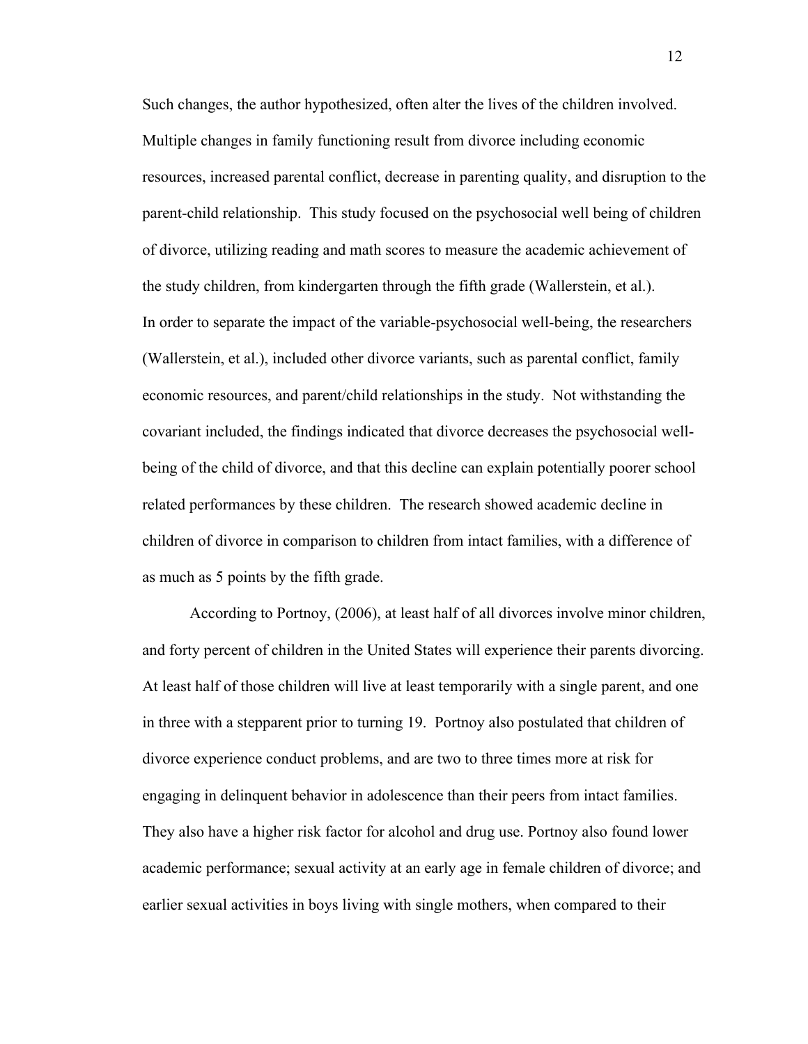Such changes, the author hypothesized, often alter the lives of the children involved. Multiple changes in family functioning result from divorce including economic resources, increased parental conflict, decrease in parenting quality, and disruption to the parent-child relationship. This study focused on the psychosocial well being of children of divorce, utilizing reading and math scores to measure the academic achievement of the study children, from kindergarten through the fifth grade (Wallerstein, et al.). In order to separate the impact of the variable-psychosocial well-being, the researchers (Wallerstein, et al.), included other divorce variants, such as parental conflict, family economic resources, and parent/child relationships in the study. Not withstanding the covariant included, the findings indicated that divorce decreases the psychosocial well-being of the child of divorce, and that this decline can explain potentially poorer school related performances by these children. The research showed academic decline in children of divorce in comparison to children from intact families, with a difference of as much as 5 points by the fifth grade.

According to Portnoy, (2006), at least half of all divorces involve minor children, and forty percent of children in the United States will experience their parents divorcing. At least half of those children will live at least temporarily with a single parent, and one in three with a stepparent prior to turning 19. Portnoy also postulated that children of divorce experience conduct problems, and are two to three times more at risk for engaging in delinquent behavior in adolescence than their peers from intact families. They also have a higher risk factor for alcohol and drug use. Portnoy also found lower academic performance; sexual activity at an early age in female children of divorce; and earlier sexual activities in boys living with single mothers, when compared to their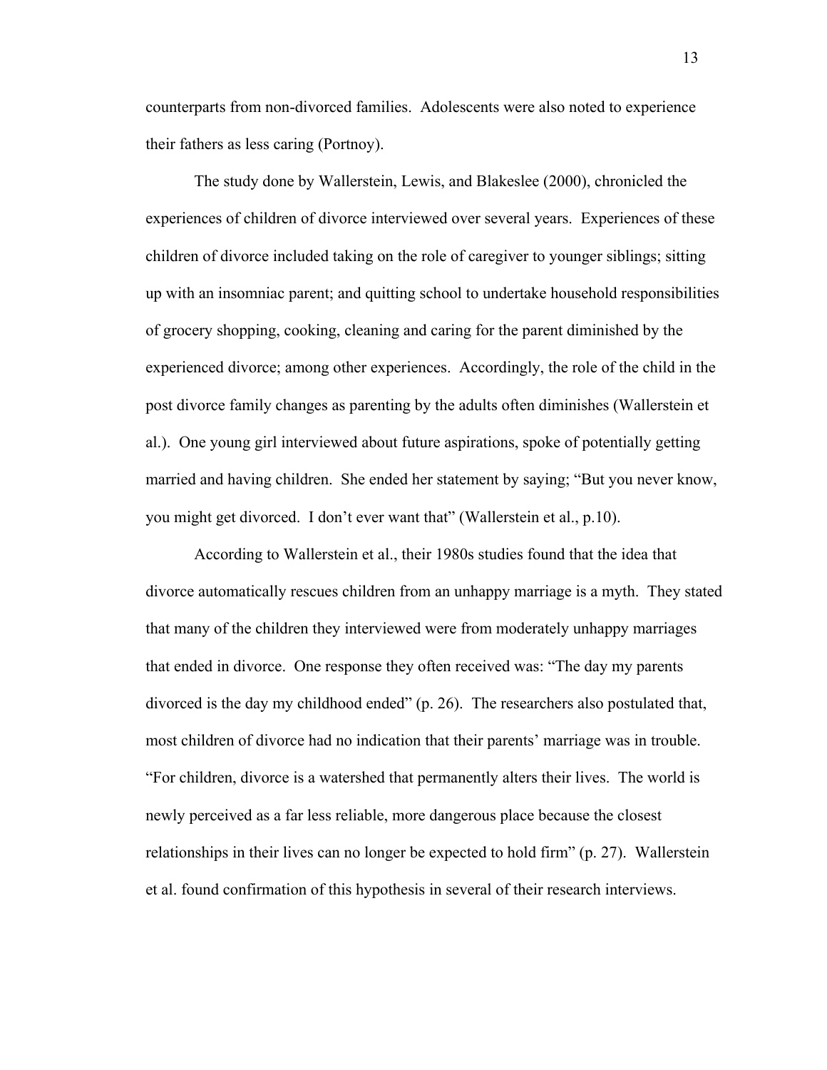counterparts from non-divorced families. Adolescents were also noted to experience their fathers as less caring (Portnoy).

The study done by Wallerstein, Lewis, and Blakeslee (2000), chronicled the experiences of children of divorce interviewed over several years. Experiences of these children of divorce included taking on the role of caregiver to younger siblings; sitting up with an insomniac parent; and quitting school to undertake household responsibilities of grocery shopping, cooking, cleaning and caring for the parent diminished by the experienced divorce; among other experiences. Accordingly, the role of the child in the post divorce family changes as parenting by the adults often diminishes (Wallerstein et al.). One young girl interviewed about future aspirations, spoke of potentially getting married and having children. She ended her statement by saying; "But you never know, you might get divorced. I don't ever want that" (Wallerstein et al., p.10).

According to Wallerstein et al., their 1980s studies found that the idea that divorce automatically rescues children from an unhappy marriage is a myth. They stated that many of the children they interviewed were from moderately unhappy marriages that ended in divorce. One response they often received was: "The day my parents divorced is the day my childhood ended" (p. 26). The researchers also postulated that, most children of divorce had no indication that their parents' marriage was in trouble. "For children, divorce is a watershed that permanently alters their lives. The world is newly perceived as a far less reliable, more dangerous place because the closest relationships in their lives can no longer be expected to hold firm" (p. 27). Wallerstein et al. found confirmation of this hypothesis in several of their research interviews.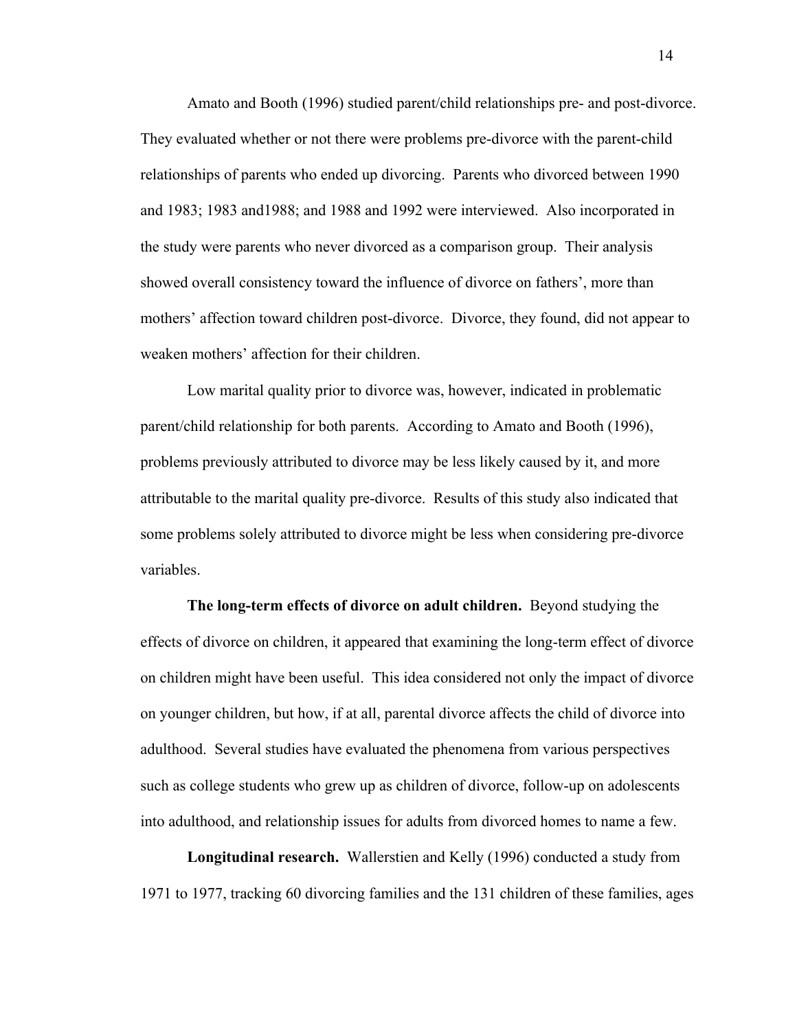Amato and Booth (1996) studied parent/child relationships pre- and post-divorce. They evaluated whether or not there were problems pre-divorce with the parent-child relationships of parents who ended up divorcing. Parents who divorced between 1990 and 1983; 1983 and1988; and 1988 and 1992 were interviewed. Also incorporated in the study were parents who never divorced as a comparison group. Their analysis showed overall consistency toward the influence of divorce on fathers', more than mothers' affection toward children post-divorce. Divorce, they found, did not appear to weaken mothers' affection for their children.

Low marital quality prior to divorce was, however, indicated in problematic parent/child relationship for both parents. According to Amato and Booth (1996), problems previously attributed to divorce may be less likely caused by it, and more attributable to the marital quality pre-divorce. Results of this study also indicated that some problems solely attributed to divorce might be less when considering pre-divorce variables.

**The long-term effects of divorce on adult children.** Beyond studying the effects of divorce on children, it appeared that examining the long-term effect of divorce on children might have been useful. This idea considered not only the impact of divorce on younger children, but how, if at all, parental divorce affects the child of divorce into adulthood. Several studies have evaluated the phenomena from various perspectives such as college students who grew up as children of divorce, follow-up on adolescents into adulthood, and relationship issues for adults from divorced homes to name a few.

**Longitudinal research.** Wallerstien and Kelly (1996) conducted a study from 1971 to 1977, tracking 60 divorcing families and the 131 children of these families, ages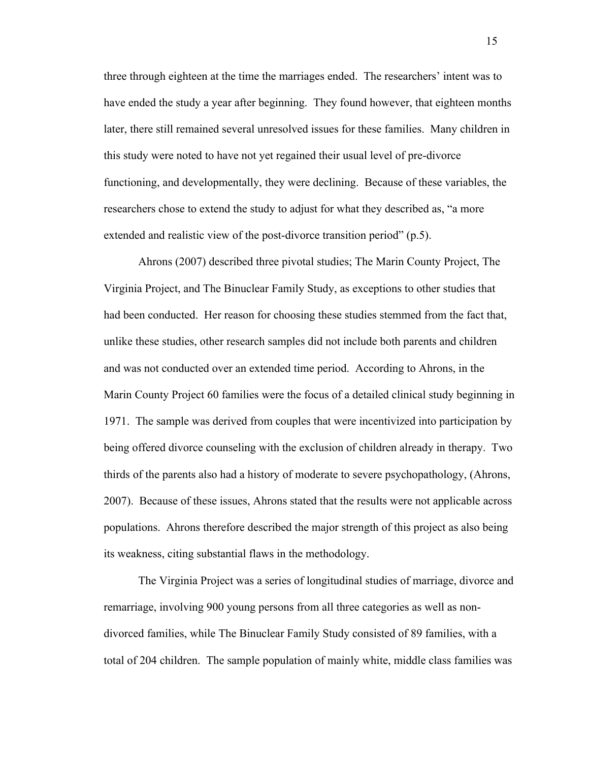three through eighteen at the time the marriages ended. The researchers' intent was to have ended the study a year after beginning. They found however, that eighteen months later, there still remained several unresolved issues for these families. Many children in this study were noted to have not yet regained their usual level of pre-divorce functioning, and developmentally, they were declining. Because of these variables, the researchers chose to extend the study to adjust for what they described as, "a more extended and realistic view of the post-divorce transition period" (p.5).

Ahrons (2007) described three pivotal studies; The Marin County Project, The Virginia Project, and The Binuclear Family Study, as exceptions to other studies that had been conducted. Her reason for choosing these studies stemmed from the fact that, unlike these studies, other research samples did not include both parents and children and was not conducted over an extended time period. According to Ahrons, in the Marin County Project 60 families were the focus of a detailed clinical study beginning in 1971. The sample was derived from couples that were incentivized into participation by being offered divorce counseling with the exclusion of children already in therapy. Two thirds of the parents also had a history of moderate to severe psychopathology, (Ahrons, 2007). Because of these issues, Ahrons stated that the results were not applicable across populations. Ahrons therefore described the major strength of this project as also being its weakness, citing substantial flaws in the methodology.

The Virginia Project was a series of longitudinal studies of marriage, divorce and remarriage, involving 900 young persons from all three categories as well as non-divorced families, while The Binuclear Family Study consisted of 89 families, with a total of 204 children. The sample population of mainly white, middle class families was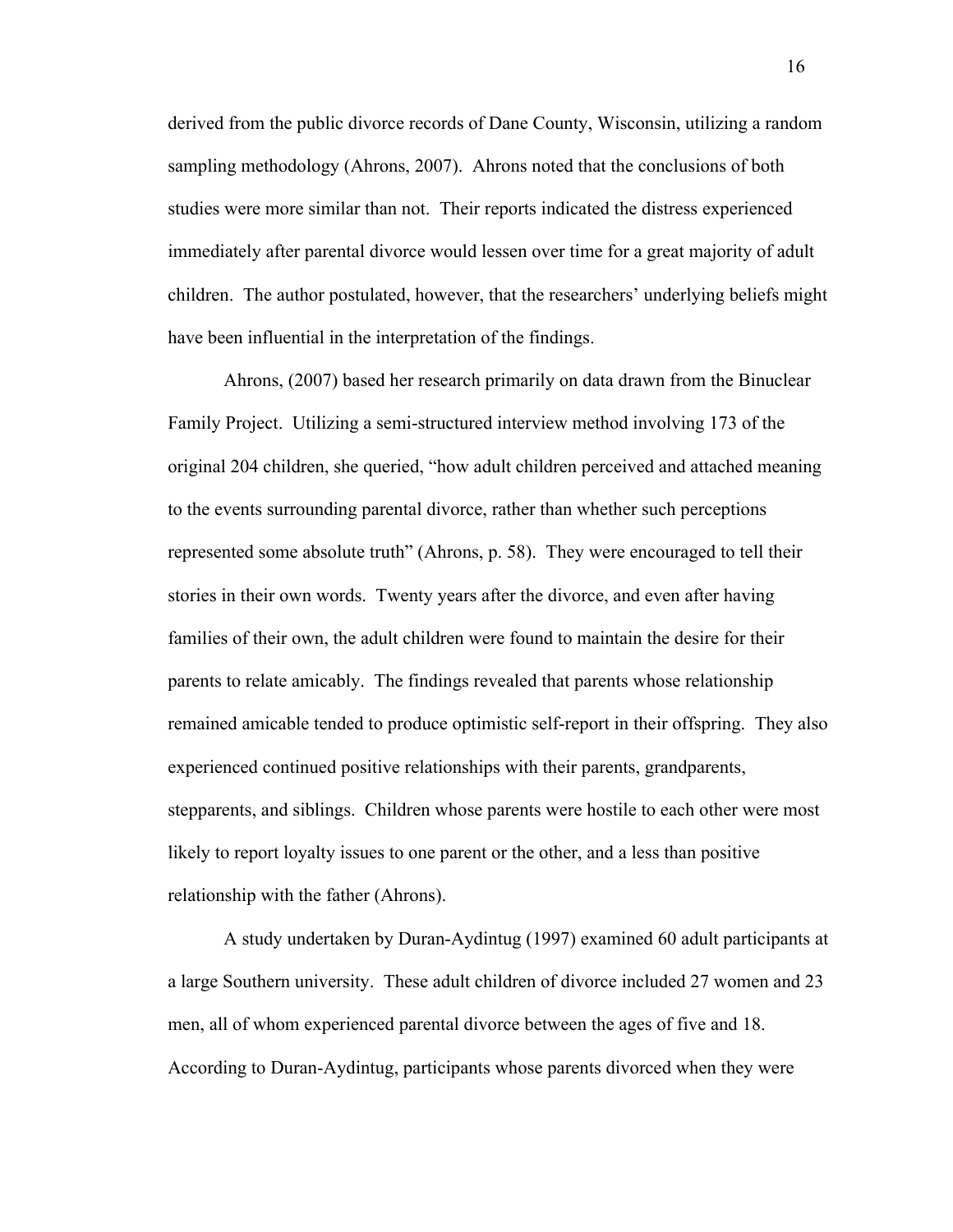derived from the public divorce records of Dane County, Wisconsin, utilizing a random sampling methodology (Ahrons, 2007). Ahrons noted that the conclusions of both studies were more similar than not. Their reports indicated the distress experienced immediately after parental divorce would lessen over time for a great majority of adult children. The author postulated, however, that the researchers' underlying beliefs might have been influential in the interpretation of the findings.

Ahrons, (2007) based her research primarily on data drawn from the Binuclear Family Project. Utilizing a semi-structured interview method involving 173 of the original 204 children, she queried, "how adult children perceived and attached meaning to the events surrounding parental divorce, rather than whether such perceptions represented some absolute truth" (Ahrons, p. 58). They were encouraged to tell their stories in their own words. Twenty years after the divorce, and even after having families of their own, the adult children were found to maintain the desire for their parents to relate amicably. The findings revealed that parents whose relationship remained amicable tended to produce optimistic self-report in their offspring. They also experienced continued positive relationships with their parents, grandparents, stepparents, and siblings. Children whose parents were hostile to each other were most likely to report loyalty issues to one parent or the other, and a less than positive relationship with the father (Ahrons).

A study undertaken by Duran-Aydintug (1997) examined 60 adult participants at a large Southern university. These adult children of divorce included 27 women and 23 men, all of whom experienced parental divorce between the ages of five and 18. According to Duran-Aydintug, participants whose parents divorced when they were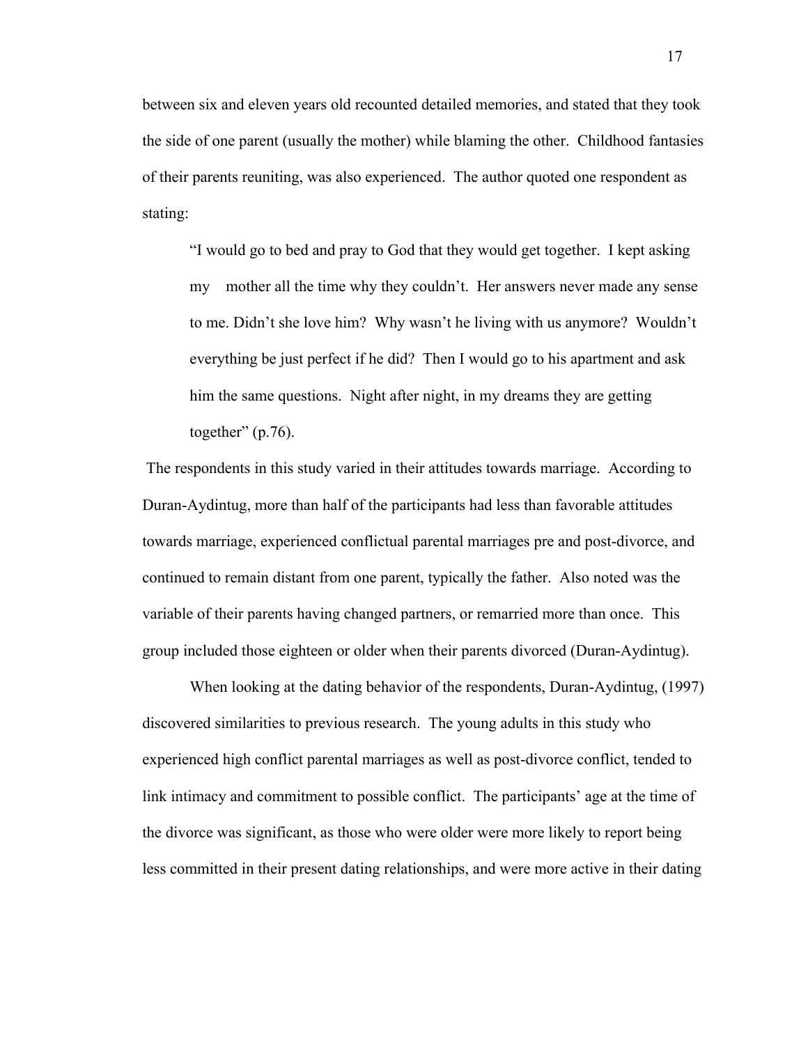between six and eleven years old recounted detailed memories, and stated that they took the side of one parent (usually the mother) while blaming the other. Childhood fantasies of their parents reuniting, was also experienced. The author quoted one respondent as stating:

> "I would go to bed and pray to God that they would get together. I kept asking my mother all the time why they couldn't. Her answers never made any sense to me. Didn't she love him? Why wasn't he living with us anymore? Wouldn't everything be just perfect if he did? Then I would go to his apartment and ask him the same questions. Night after night, in my dreams they are getting together" (p.76).

The respondents in this study varied in their attitudes towards marriage. According to Duran-Aydintug, more than half of the participants had less than favorable attitudes towards marriage, experienced conflictual parental marriages pre and post-divorce, and continued to remain distant from one parent, typically the father. Also noted was the variable of their parents having changed partners, or remarried more than once. This group included those eighteen or older when their parents divorced (Duran-Aydintug).

When looking at the dating behavior of the respondents, Duran-Aydintug, (1997) discovered similarities to previous research. The young adults in this study who experienced high conflict parental marriages as well as post-divorce conflict, tended to link intimacy and commitment to possible conflict. The participants' age at the time of the divorce was significant, as those who were older were more likely to report being less committed in their present dating relationships, and were more active in their dating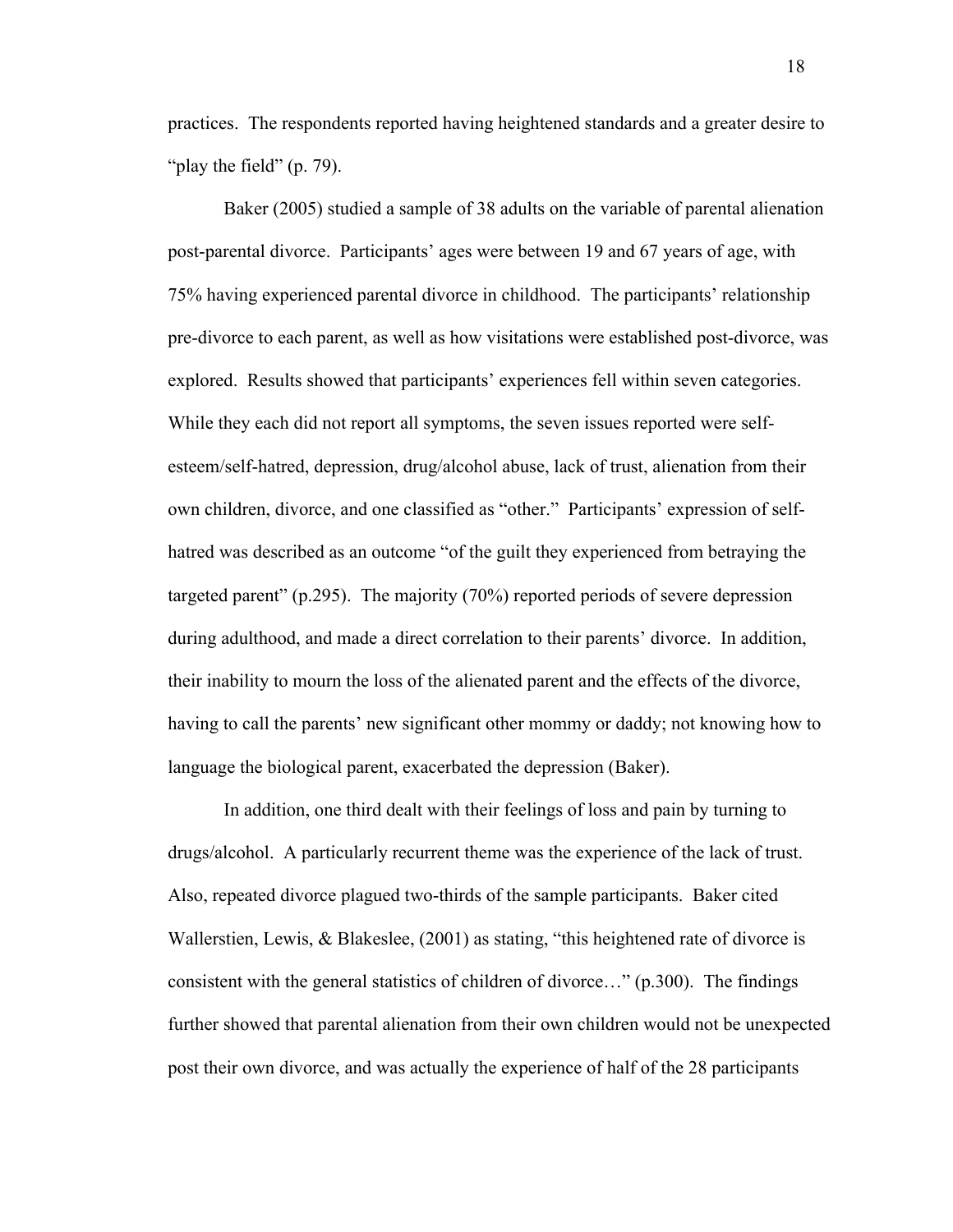practices. The respondents reported having heightened standards and a greater desire to "play the field" (p. 79).

Baker (2005) studied a sample of 38 adults on the variable of parental alienation post-parental divorce. Participants' ages were between 19 and 67 years of age, with 75% having experienced parental divorce in childhood. The participants' relationship pre-divorce to each parent, as well as how visitations were established post-divorce, was explored. Results showed that participants' experiences fell within seven categories. While they each did not report all symptoms, the seven issues reported were self-esteem/self-hatred, depression, drug/alcohol abuse, lack of trust, alienation from their own children, divorce, and one classified as "other." Participants' expression of self-hatred was described as an outcome "of the guilt they experienced from betraying the targeted parent" (p.295). The majority (70%) reported periods of severe depression during adulthood, and made a direct correlation to their parents' divorce. In addition, their inability to mourn the loss of the alienated parent and the effects of the divorce, having to call the parents' new significant other mommy or daddy; not knowing how to language the biological parent, exacerbated the depression (Baker).

In addition, one third dealt with their feelings of loss and pain by turning to drugs/alcohol. A particularly recurrent theme was the experience of the lack of trust. Also, repeated divorce plagued two-thirds of the sample participants. Baker cited Wallerstien, Lewis, & Blakeslee, (2001) as stating, "this heightened rate of divorce is consistent with the general statistics of children of divorce…" (p.300). The findings further showed that parental alienation from their own children would not be unexpected post their own divorce, and was actually the experience of half of the 28 participants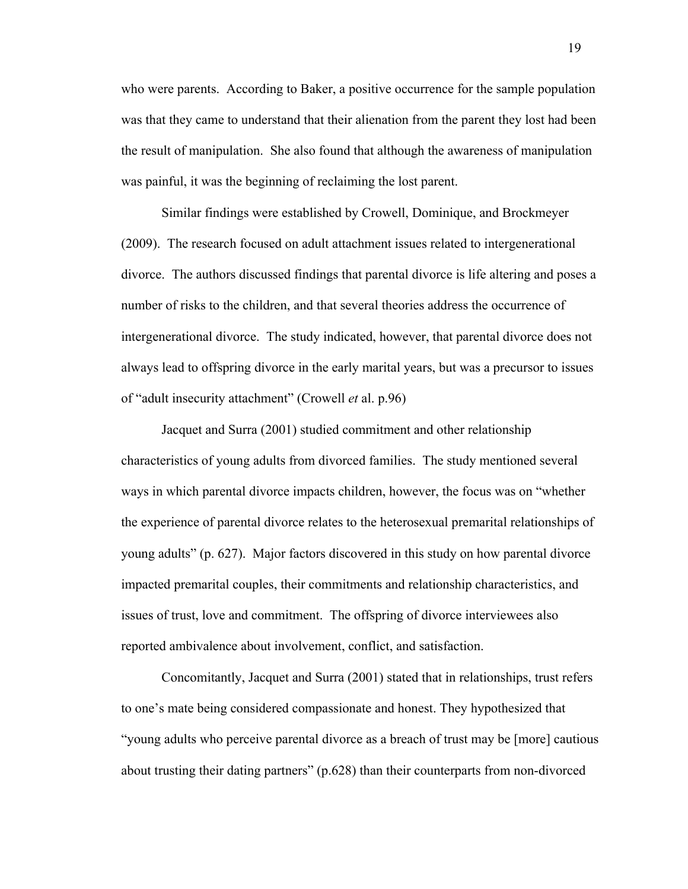who were parents. According to Baker, a positive occurrence for the sample population was that they came to understand that their alienation from the parent they lost had been the result of manipulation. She also found that although the awareness of manipulation was painful, it was the beginning of reclaiming the lost parent.

Similar findings were established by Crowell, Dominique, and Brockmeyer (2009). The research focused on adult attachment issues related to intergenerational divorce. The authors discussed findings that parental divorce is life altering and poses a number of risks to the children, and that several theories address the occurrence of intergenerational divorce. The study indicated, however, that parental divorce does not always lead to offspring divorce in the early marital years, but was a precursor to issues of "adult insecurity attachment" (Crowell *et* al. p.96)

Jacquet and Surra (2001) studied commitment and other relationship characteristics of young adults from divorced families. The study mentioned several ways in which parental divorce impacts children, however, the focus was on "whether the experience of parental divorce relates to the heterosexual premarital relationships of young adults" (p. 627). Major factors discovered in this study on how parental divorce impacted premarital couples, their commitments and relationship characteristics, and issues of trust, love and commitment. The offspring of divorce interviewees also reported ambivalence about involvement, conflict, and satisfaction.

Concomitantly, Jacquet and Surra (2001) stated that in relationships, trust refers to one's mate being considered compassionate and honest. They hypothesized that "young adults who perceive parental divorce as a breach of trust may be [more] cautious about trusting their dating partners" (p.628) than their counterparts from non-divorced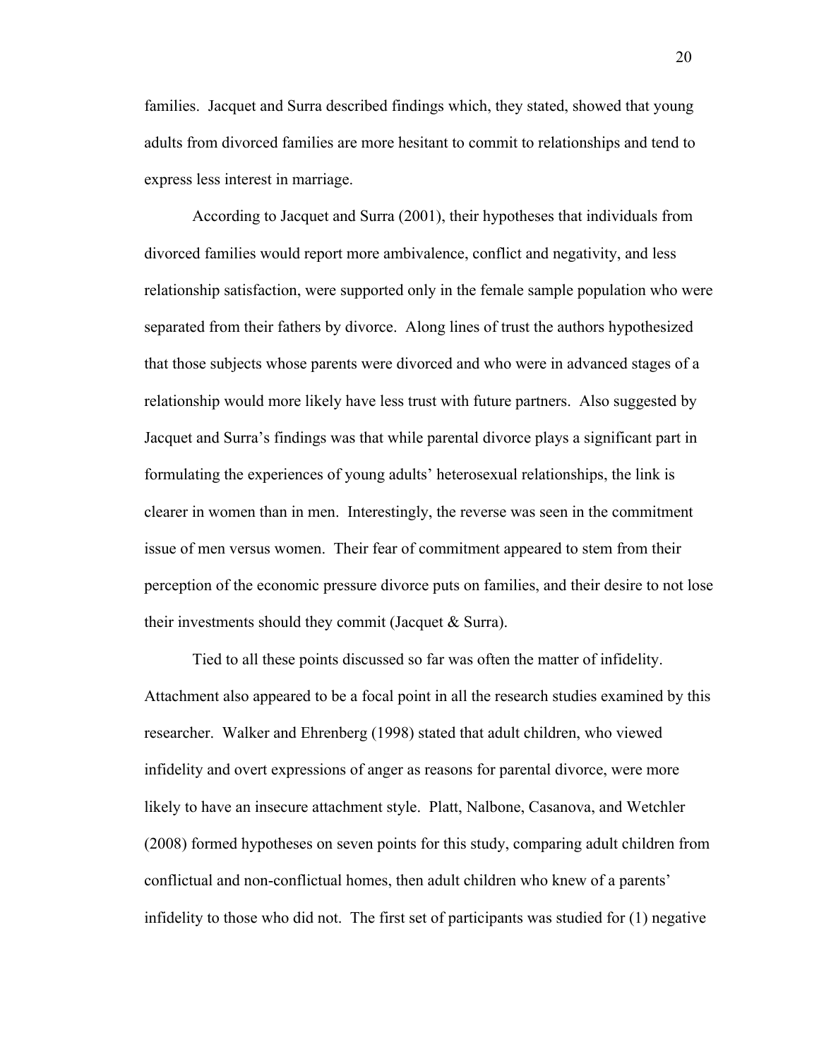families. Jacquet and Surra described findings which, they stated, showed that young adults from divorced families are more hesitant to commit to relationships and tend to express less interest in marriage.

According to Jacquet and Surra (2001), their hypotheses that individuals from divorced families would report more ambivalence, conflict and negativity, and less relationship satisfaction, were supported only in the female sample population who were separated from their fathers by divorce. Along lines of trust the authors hypothesized that those subjects whose parents were divorced and who were in advanced stages of a relationship would more likely have less trust with future partners. Also suggested by Jacquet and Surra's findings was that while parental divorce plays a significant part in formulating the experiences of young adults' heterosexual relationships, the link is clearer in women than in men. Interestingly, the reverse was seen in the commitment issue of men versus women. Their fear of commitment appeared to stem from their perception of the economic pressure divorce puts on families, and their desire to not lose their investments should they commit (Jacquet & Surra).

Tied to all these points discussed so far was often the matter of infidelity. Attachment also appeared to be a focal point in all the research studies examined by this researcher. Walker and Ehrenberg (1998) stated that adult children, who viewed infidelity and overt expressions of anger as reasons for parental divorce, were more likely to have an insecure attachment style. Platt, Nalbone, Casanova, and Wetchler (2008) formed hypotheses on seven points for this study, comparing adult children from conflictual and non-conflictual homes, then adult children who knew of a parents' infidelity to those who did not. The first set of participants was studied for (1) negative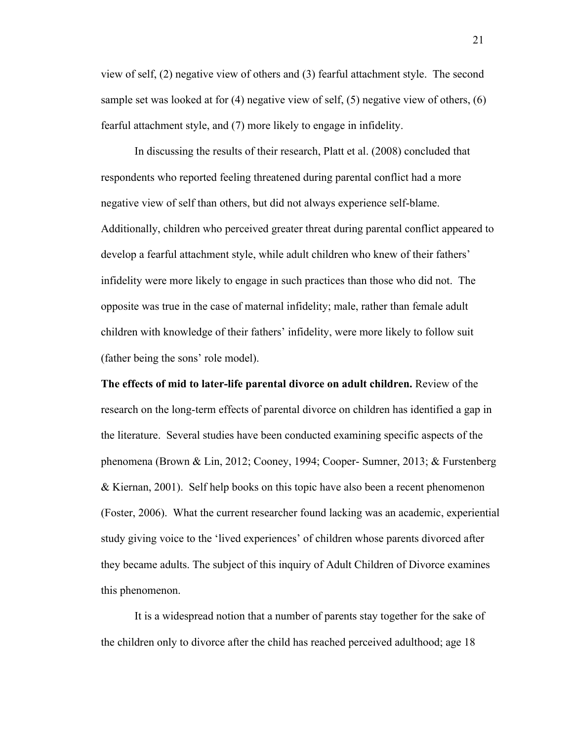view of self, (2) negative view of others and (3) fearful attachment style. The second sample set was looked at for (4) negative view of self, (5) negative view of others, (6) fearful attachment style, and (7) more likely to engage in infidelity.

In discussing the results of their research, Platt et al. (2008) concluded that respondents who reported feeling threatened during parental conflict had a more negative view of self than others, but did not always experience self-blame. Additionally, children who perceived greater threat during parental conflict appeared to develop a fearful attachment style, while adult children who knew of their fathers' infidelity were more likely to engage in such practices than those who did not. The opposite was true in the case of maternal infidelity; male, rather than female adult children with knowledge of their fathers' infidelity, were more likely to follow suit (father being the sons' role model).

**The effects of mid to later-life parental divorce on adult children.** Review of the research on the long-term effects of parental divorce on children has identified a gap in the literature. Several studies have been conducted examining specific aspects of the phenomena (Brown & Lin, 2012; Cooney, 1994; Cooper- Sumner, 2013; & Furstenberg & Kiernan, 2001). Self help books on this topic have also been a recent phenomenon (Foster, 2006). What the current researcher found lacking was an academic, experiential study giving voice to the 'lived experiences' of children whose parents divorced after they became adults. The subject of this inquiry of Adult Children of Divorce examines this phenomenon.

It is a widespread notion that a number of parents stay together for the sake of the children only to divorce after the child has reached perceived adulthood; age 18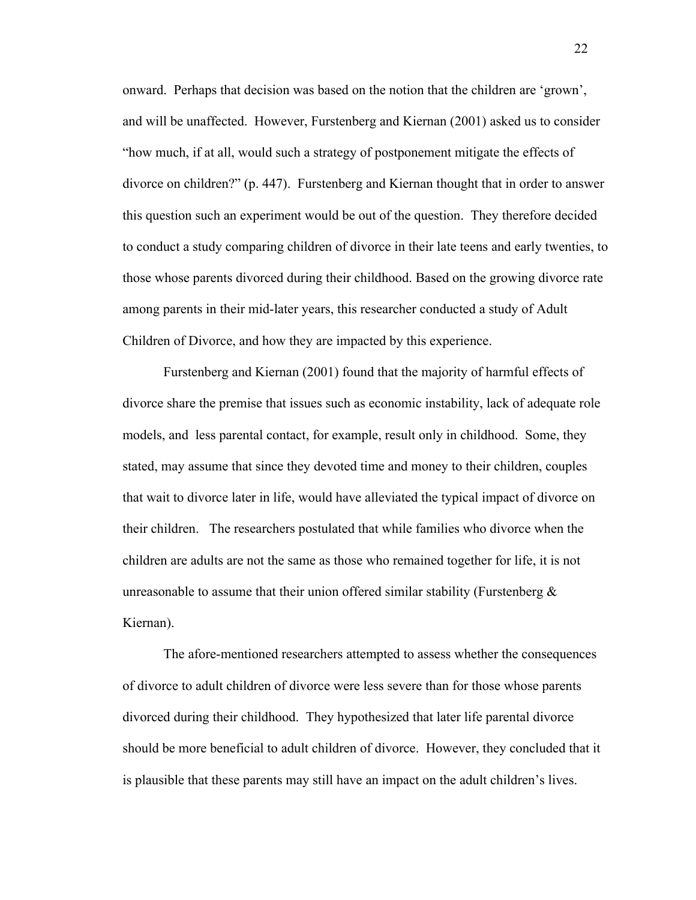onward. Perhaps that decision was based on the notion that the children are 'grown', and will be unaffected. However, Furstenberg and Kiernan (2001) asked us to consider "how much, if at all, would such a strategy of postponement mitigate the effects of divorce on children?" (p. 447). Furstenberg and Kiernan thought that in order to answer this question such an experiment would be out of the question. They therefore decided to conduct a study comparing children of divorce in their late teens and early twenties, to those whose parents divorced during their childhood. Based on the growing divorce rate among parents in their mid-later years, this researcher conducted a study of Adult Children of Divorce, and how they are impacted by this experience.

Furstenberg and Kiernan (2001) found that the majority of harmful effects of divorce share the premise that issues such as economic instability, lack of adequate role models, and less parental contact, for example, result only in childhood. Some, they stated, may assume that since they devoted time and money to their children, couples that wait to divorce later in life, would have alleviated the typical impact of divorce on their children. The researchers postulated that while families who divorce when the children are adults are not the same as those who remained together for life, it is not unreasonable to assume that their union offered similar stability (Furstenberg & Kiernan).

The afore-mentioned researchers attempted to assess whether the consequences of divorce to adult children of divorce were less severe than for those whose parents divorced during their childhood. They hypothesized that later life parental divorce should be more beneficial to adult children of divorce. However, they concluded that it is plausible that these parents may still have an impact on the adult children's lives.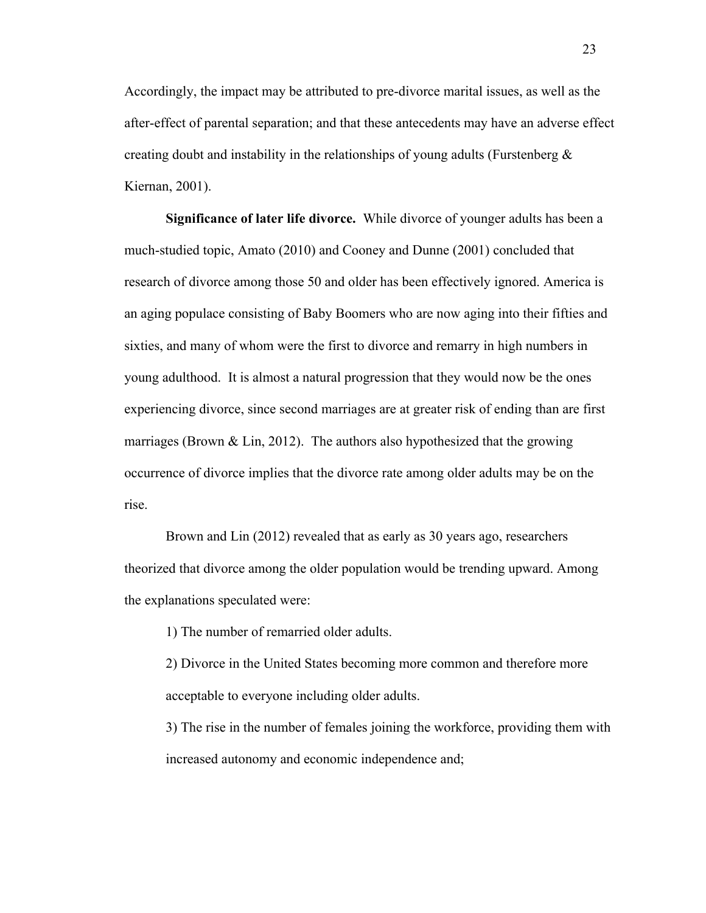Accordingly, the impact may be attributed to pre-divorce marital issues, as well as the after-effect of parental separation; and that these antecedents may have an adverse effect creating doubt and instability in the relationships of young adults (Furstenberg & Kiernan, 2001).

**Significance of later life divorce.** While divorce of younger adults has been a much-studied topic, Amato (2010) and Cooney and Dunne (2001) concluded that research of divorce among those 50 and older has been effectively ignored. America is an aging populace consisting of Baby Boomers who are now aging into their fifties and sixties, and many of whom were the first to divorce and remarry in high numbers in young adulthood. It is almost a natural progression that they would now be the ones experiencing divorce, since second marriages are at greater risk of ending than are first marriages (Brown & Lin, 2012). The authors also hypothesized that the growing occurrence of divorce implies that the divorce rate among older adults may be on the rise.

Brown and Lin (2012) revealed that as early as 30 years ago, researchers theorized that divorce among the older population would be trending upward. Among the explanations speculated were:

1) The number of remarried older adults.

2) Divorce in the United States becoming more common and therefore more acceptable to everyone including older adults.

3) The rise in the number of females joining the workforce, providing them with increased autonomy and economic independence and;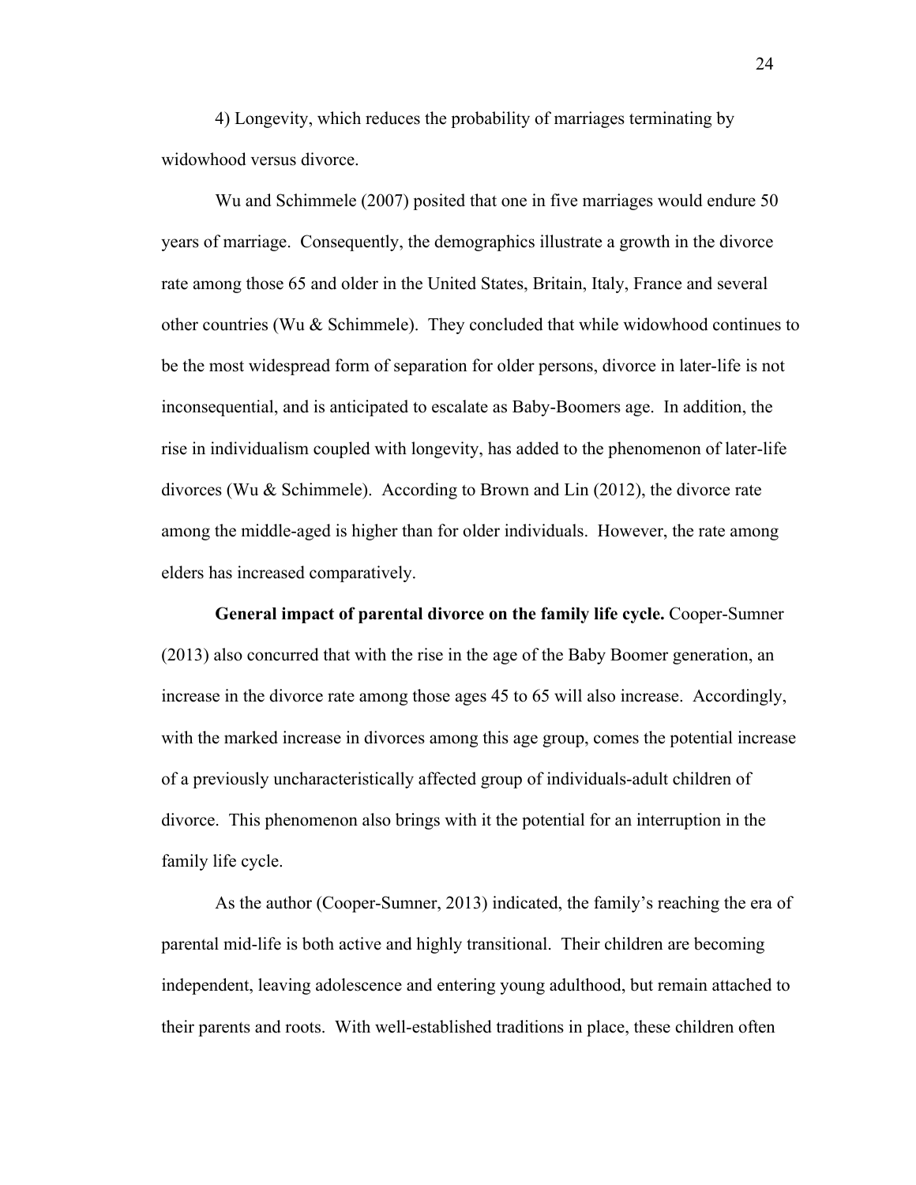4) Longevity, which reduces the probability of marriages terminating by widowhood versus divorce.

Wu and Schimmele (2007) posited that one in five marriages would endure 50 years of marriage. Consequently, the demographics illustrate a growth in the divorce rate among those 65 and older in the United States, Britain, Italy, France and several other countries (Wu & Schimmele). They concluded that while widowhood continues to be the most widespread form of separation for older persons, divorce in later-life is not inconsequential, and is anticipated to escalate as Baby-Boomers age. In addition, the rise in individualism coupled with longevity, has added to the phenomenon of later-life divorces (Wu & Schimmele). According to Brown and Lin (2012), the divorce rate among the middle-aged is higher than for older individuals. However, the rate among elders has increased comparatively.

**General impact of parental divorce on the family life cycle.** Cooper-Sumner (2013) also concurred that with the rise in the age of the Baby Boomer generation, an increase in the divorce rate among those ages 45 to 65 will also increase. Accordingly, with the marked increase in divorces among this age group, comes the potential increase of a previously uncharacteristically affected group of individuals-adult children of divorce. This phenomenon also brings with it the potential for an interruption in the family life cycle.

As the author (Cooper-Sumner, 2013) indicated, the family's reaching the era of parental mid-life is both active and highly transitional. Their children are becoming independent, leaving adolescence and entering young adulthood, but remain attached to their parents and roots. With well-established traditions in place, these children often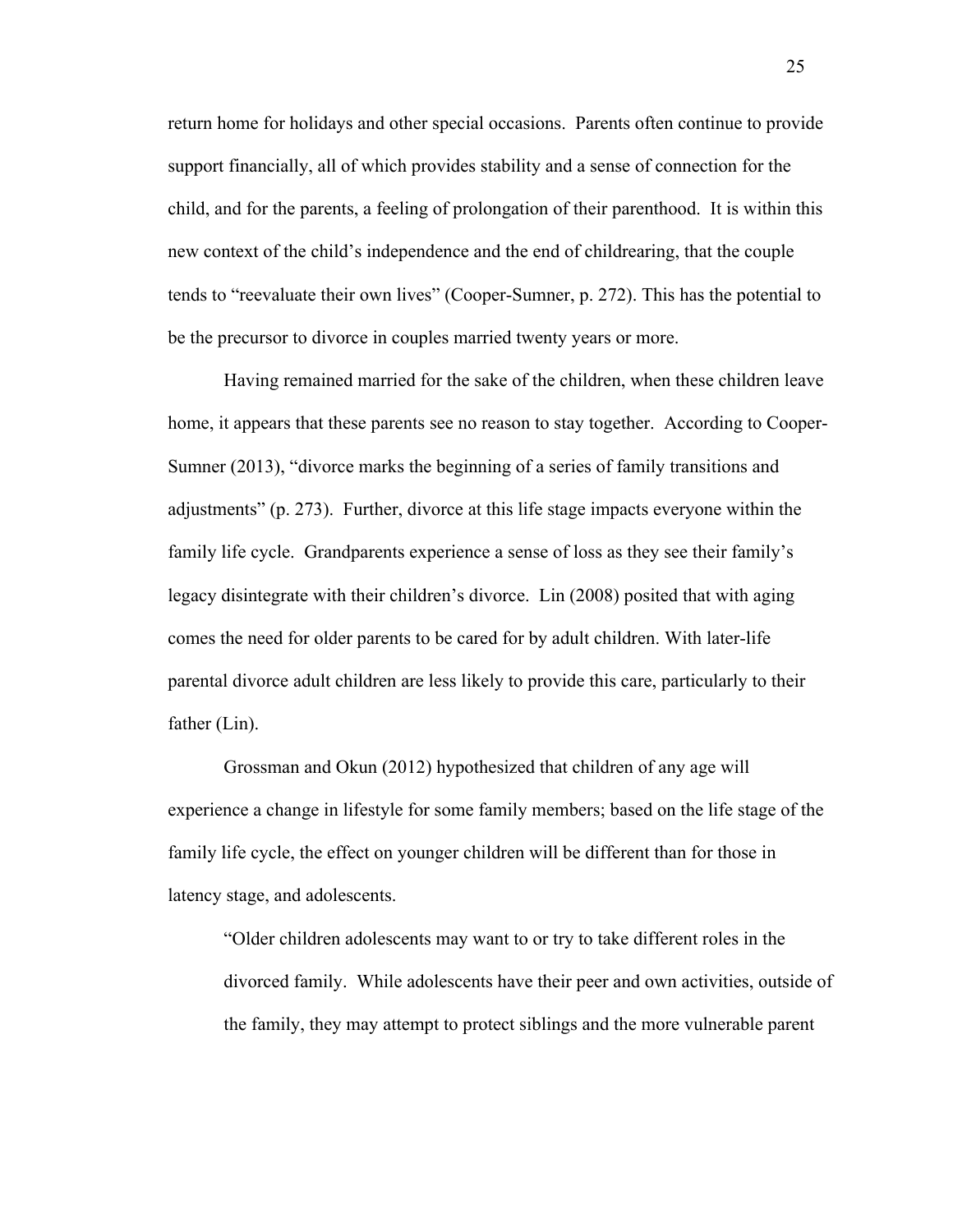return home for holidays and other special occasions. Parents often continue to provide support financially, all of which provides stability and a sense of connection for the child, and for the parents, a feeling of prolongation of their parenthood. It is within this new context of the child's independence and the end of childrearing, that the couple tends to "reevaluate their own lives" (Cooper-Sumner, p. 272). This has the potential to be the precursor to divorce in couples married twenty years or more.

Having remained married for the sake of the children, when these children leave home, it appears that these parents see no reason to stay together. According to Cooper-Sumner (2013), "divorce marks the beginning of a series of family transitions and adjustments" (p. 273). Further, divorce at this life stage impacts everyone within the family life cycle. Grandparents experience a sense of loss as they see their family's legacy disintegrate with their children's divorce. Lin (2008) posited that with aging comes the need for older parents to be cared for by adult children. With later-life parental divorce adult children are less likely to provide this care, particularly to their father (Lin).

Grossman and Okun (2012) hypothesized that children of any age will experience a change in lifestyle for some family members; based on the life stage of the family life cycle, the effect on younger children will be different than for those in latency stage, and adolescents.

> "Older children adolescents may want to or try to take different roles in the divorced family. While adolescents have their peer and own activities, outside of the family, they may attempt to protect siblings and the more vulnerable parent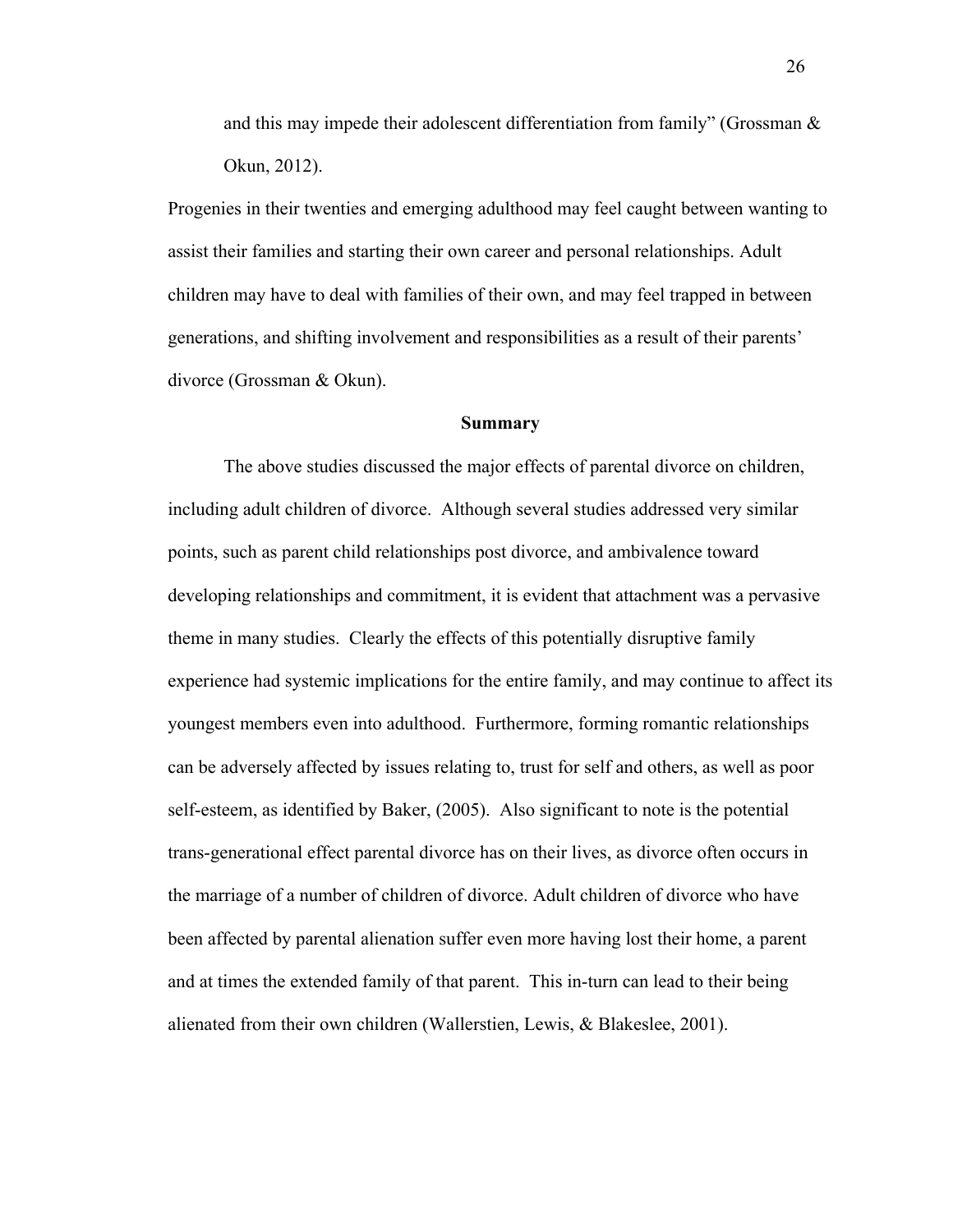and this may impede their adolescent differentiation from family" (Grossman & Okun, 2012).

Progenies in their twenties and emerging adulthood may feel caught between wanting to assist their families and starting their own career and personal relationships. Adult children may have to deal with families of their own, and may feel trapped in between generations, and shifting involvement and responsibilities as a result of their parents' divorce (Grossman & Okun).

## Summary

The above studies discussed the major effects of parental divorce on children, including adult children of divorce. Although several studies addressed very similar points, such as parent child relationships post divorce, and ambivalence toward developing relationships and commitment, it is evident that attachment was a pervasive theme in many studies. Clearly the effects of this potentially disruptive family experience had systemic implications for the entire family, and may continue to affect its youngest members even into adulthood. Furthermore, forming romantic relationships can be adversely affected by issues relating to, trust for self and others, as well as poor self-esteem, as identified by Baker, (2005). Also significant to note is the potential trans-generational effect parental divorce has on their lives, as divorce often occurs in the marriage of a number of children of divorce. Adult children of divorce who have been affected by parental alienation suffer even more having lost their home, a parent and at times the extended family of that parent. This in-turn can lead to their being alienated from their own children (Wallerstien, Lewis, & Blakeslee, 2001).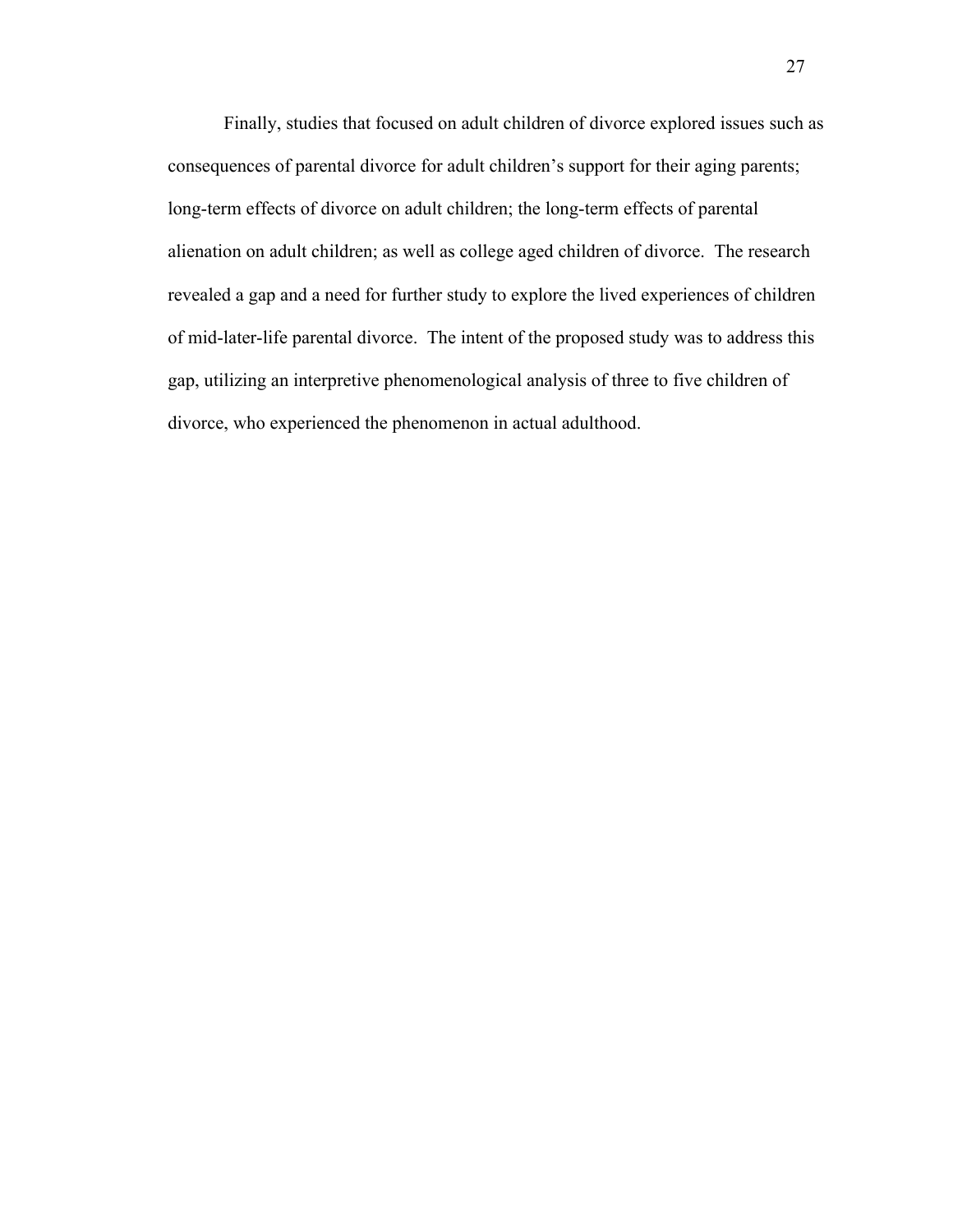Finally, studies that focused on adult children of divorce explored issues such as consequences of parental divorce for adult children's support for their aging parents; long-term effects of divorce on adult children; the long-term effects of parental alienation on adult children; as well as college aged children of divorce. The research revealed a gap and a need for further study to explore the lived experiences of children of mid-later-life parental divorce. The intent of the proposed study was to address this gap, utilizing an interpretive phenomenological analysis of three to five children of divorce, who experienced the phenomenon in actual adulthood.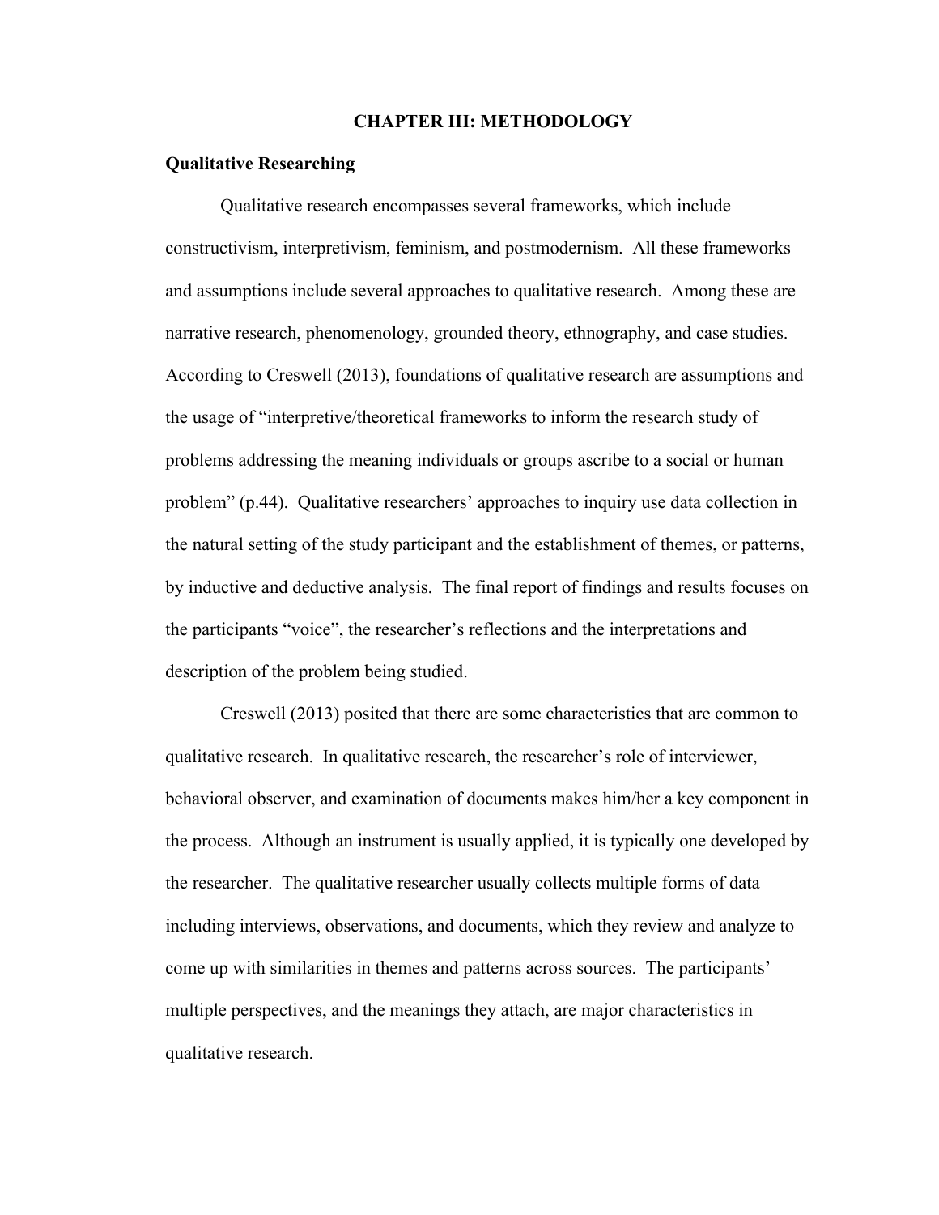# CHAPTER III: METHODOLOGY

## Qualitative Researching

Qualitative research encompasses several frameworks, which include constructivism, interpretivism, feminism, and postmodernism. All these frameworks and assumptions include several approaches to qualitative research. Among these are narrative research, phenomenology, grounded theory, ethnography, and case studies. According to Creswell (2013), foundations of qualitative research are assumptions and the usage of "interpretive/theoretical frameworks to inform the research study of problems addressing the meaning individuals or groups ascribe to a social or human problem" (p.44). Qualitative researchers' approaches to inquiry use data collection in the natural setting of the study participant and the establishment of themes, or patterns, by inductive and deductive analysis. The final report of findings and results focuses on the participants "voice", the researcher's reflections and the interpretations and description of the problem being studied.

Creswell (2013) posited that there are some characteristics that are common to qualitative research. In qualitative research, the researcher's role of interviewer, behavioral observer, and examination of documents makes him/her a key component in the process. Although an instrument is usually applied, it is typically one developed by the researcher. The qualitative researcher usually collects multiple forms of data including interviews, observations, and documents, which they review and analyze to come up with similarities in themes and patterns across sources. The participants' multiple perspectives, and the meanings they attach, are major characteristics in qualitative research.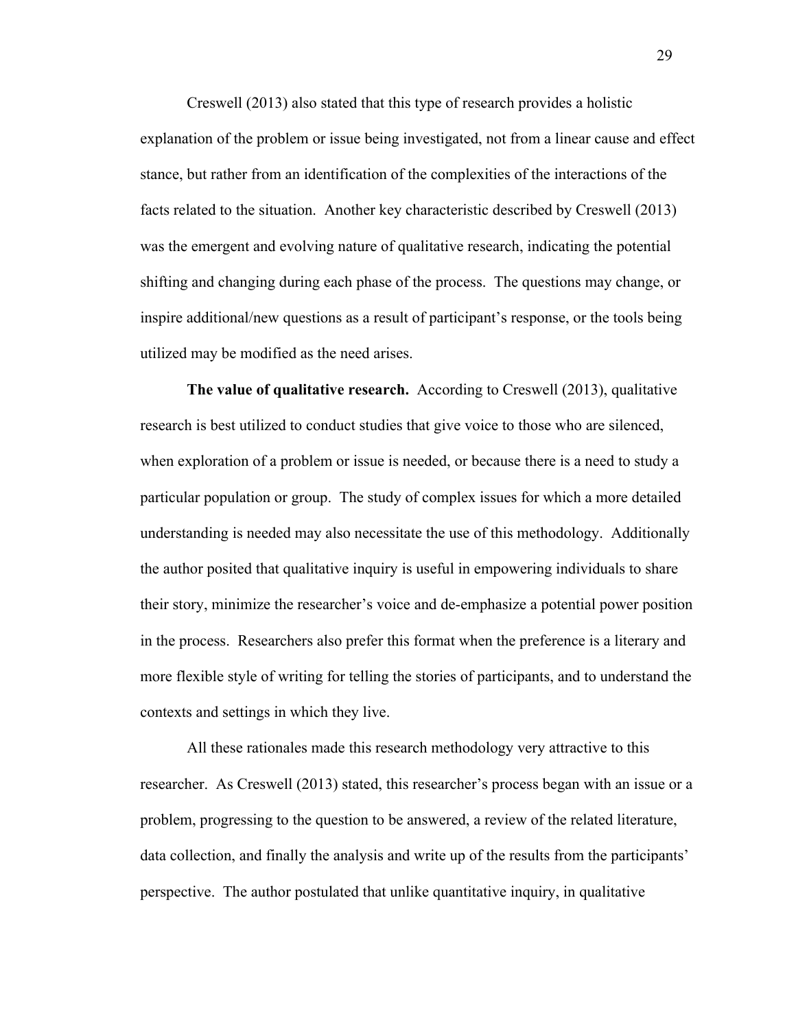Creswell (2013) also stated that this type of research provides a holistic explanation of the problem or issue being investigated, not from a linear cause and effect stance, but rather from an identification of the complexities of the interactions of the facts related to the situation. Another key characteristic described by Creswell (2013) was the emergent and evolving nature of qualitative research, indicating the potential shifting and changing during each phase of the process. The questions may change, or inspire additional/new questions as a result of participant's response, or the tools being utilized may be modified as the need arises.

**The value of qualitative research.** According to Creswell (2013), qualitative research is best utilized to conduct studies that give voice to those who are silenced, when exploration of a problem or issue is needed, or because there is a need to study a particular population or group. The study of complex issues for which a more detailed understanding is needed may also necessitate the use of this methodology. Additionally the author posited that qualitative inquiry is useful in empowering individuals to share their story, minimize the researcher's voice and de-emphasize a potential power position in the process. Researchers also prefer this format when the preference is a literary and more flexible style of writing for telling the stories of participants, and to understand the contexts and settings in which they live.

All these rationales made this research methodology very attractive to this researcher. As Creswell (2013) stated, this researcher's process began with an issue or a problem, progressing to the question to be answered, a review of the related literature, data collection, and finally the analysis and write up of the results from the participants' perspective. The author postulated that unlike quantitative inquiry, in qualitative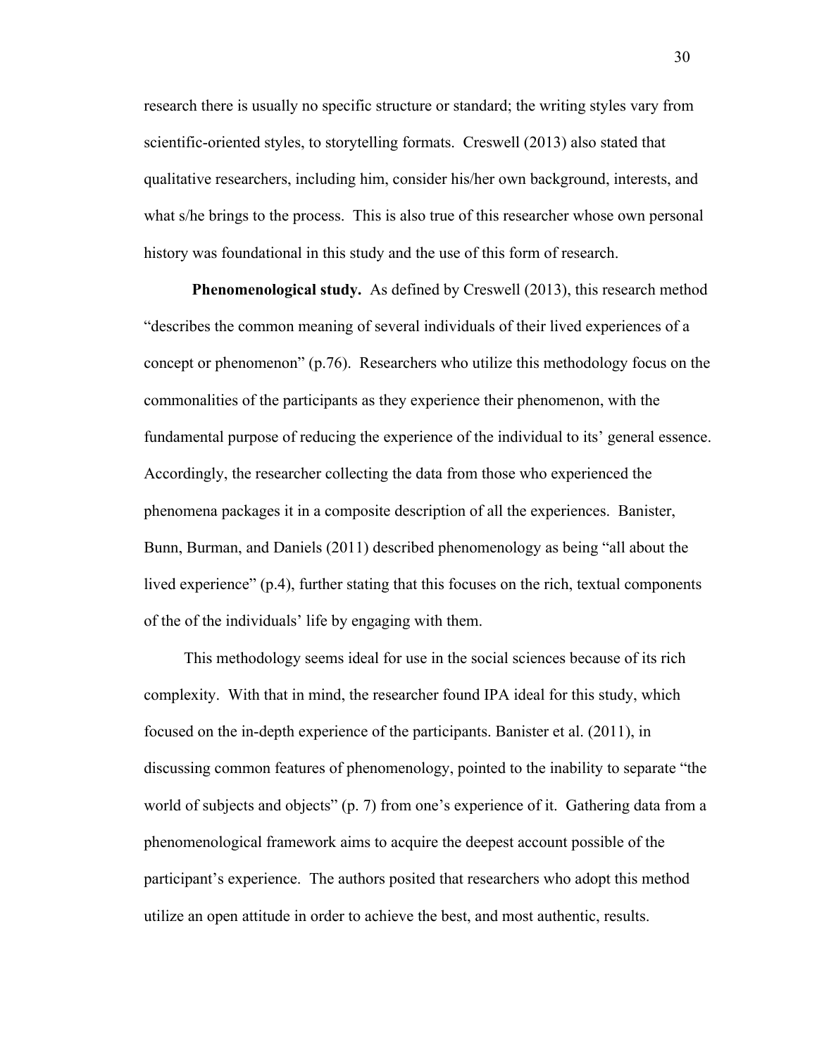research there is usually no specific structure or standard; the writing styles vary from scientific-oriented styles, to storytelling formats. Creswell (2013) also stated that qualitative researchers, including him, consider his/her own background, interests, and what s/he brings to the process. This is also true of this researcher whose own personal history was foundational in this study and the use of this form of research.

**Phenomenological study.** As defined by Creswell (2013), this research method "describes the common meaning of several individuals of their lived experiences of a concept or phenomenon" (p.76). Researchers who utilize this methodology focus on the commonalities of the participants as they experience their phenomenon, with the fundamental purpose of reducing the experience of the individual to its' general essence. Accordingly, the researcher collecting the data from those who experienced the phenomena packages it in a composite description of all the experiences. Banister, Bunn, Burman, and Daniels (2011) described phenomenology as being "all about the lived experience" (p.4), further stating that this focuses on the rich, textual components of the of the individuals' life by engaging with them.

This methodology seems ideal for use in the social sciences because of its rich complexity. With that in mind, the researcher found IPA ideal for this study, which focused on the in-depth experience of the participants. Banister et al. (2011), in discussing common features of phenomenology, pointed to the inability to separate "the world of subjects and objects" (p. 7) from one's experience of it. Gathering data from a phenomenological framework aims to acquire the deepest account possible of the participant's experience. The authors posited that researchers who adopt this method utilize an open attitude in order to achieve the best, and most authentic, results.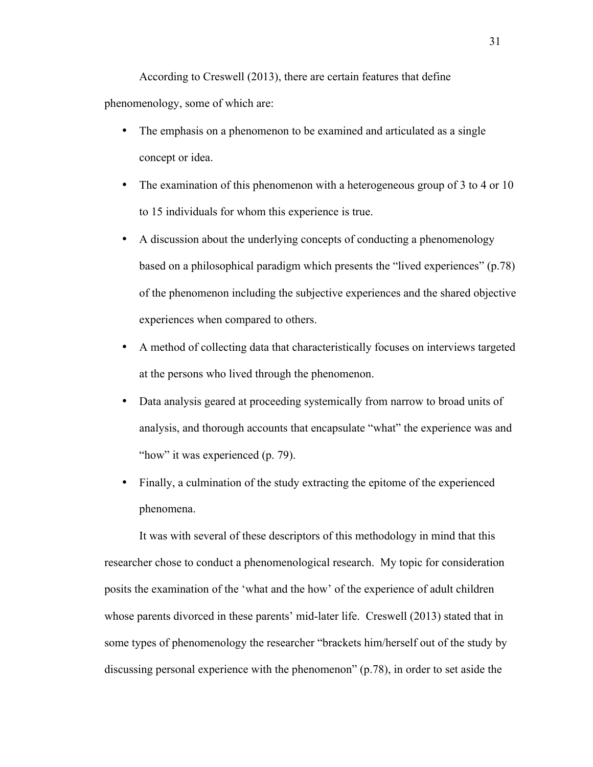According to Creswell (2013), there are certain features that define phenomenology, some of which are:

- The emphasis on a phenomenon to be examined and articulated as a single concept or idea.
- The examination of this phenomenon with a heterogeneous group of 3 to 4 or 10 to 15 individuals for whom this experience is true.
- A discussion about the underlying concepts of conducting a phenomenology based on a philosophical paradigm which presents the "lived experiences" (p.78) of the phenomenon including the subjective experiences and the shared objective experiences when compared to others.
- A method of collecting data that characteristically focuses on interviews targeted at the persons who lived through the phenomenon.
- Data analysis geared at proceeding systemically from narrow to broad units of analysis, and thorough accounts that encapsulate "what" the experience was and "how" it was experienced (p. 79).
- Finally, a culmination of the study extracting the epitome of the experienced phenomena.

It was with several of these descriptors of this methodology in mind that this researcher chose to conduct a phenomenological research. My topic for consideration posits the examination of the 'what and the how' of the experience of adult children whose parents divorced in these parents' mid-later life. Creswell (2013) stated that in some types of phenomenology the researcher "brackets him/herself out of the study by discussing personal experience with the phenomenon" (p.78), in order to set aside the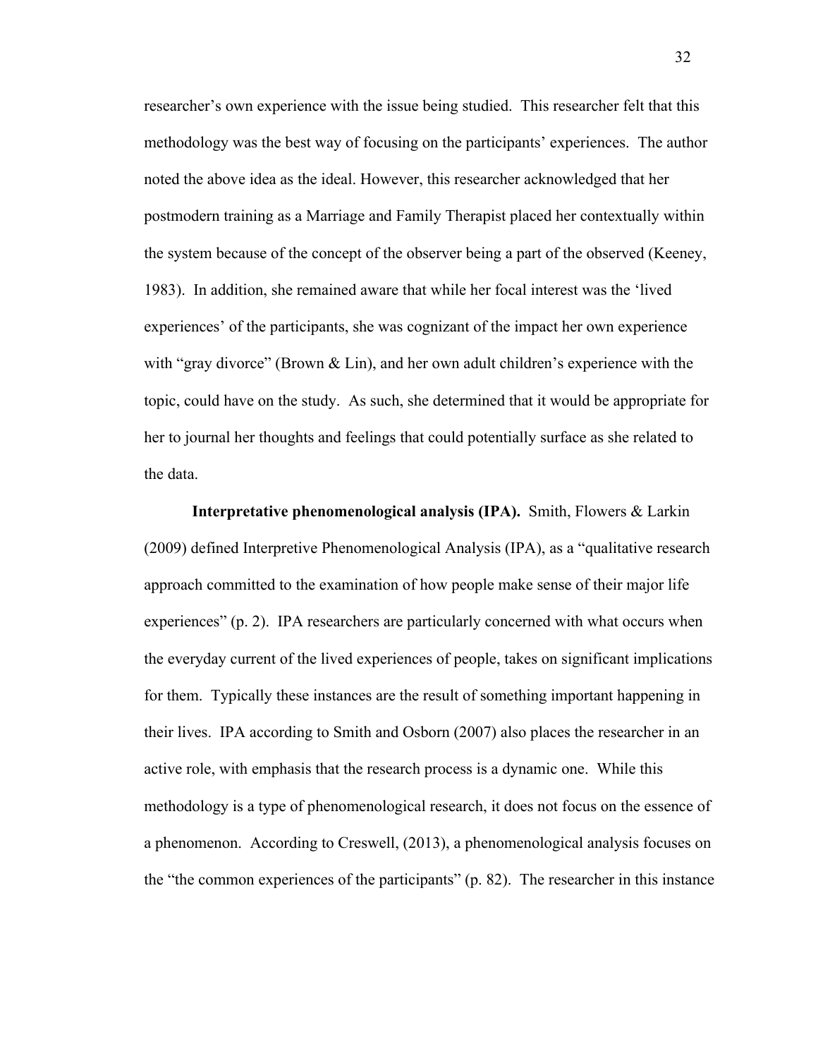researcher's own experience with the issue being studied. This researcher felt that this methodology was the best way of focusing on the participants' experiences. The author noted the above idea as the ideal. However, this researcher acknowledged that her postmodern training as a Marriage and Family Therapist placed her contextually within the system because of the concept of the observer being a part of the observed (Keeney, 1983). In addition, she remained aware that while her focal interest was the 'lived experiences' of the participants, she was cognizant of the impact her own experience with "gray divorce" (Brown & Lin), and her own adult children's experience with the topic, could have on the study. As such, she determined that it would be appropriate for her to journal her thoughts and feelings that could potentially surface as she related to the data.

**Interpretative phenomenological analysis (IPA).** Smith, Flowers & Larkin (2009) defined Interpretive Phenomenological Analysis (IPA), as a "qualitative research approach committed to the examination of how people make sense of their major life experiences" (p. 2). IPA researchers are particularly concerned with what occurs when the everyday current of the lived experiences of people, takes on significant implications for them. Typically these instances are the result of something important happening in their lives. IPA according to Smith and Osborn (2007) also places the researcher in an active role, with emphasis that the research process is a dynamic one. While this methodology is a type of phenomenological research, it does not focus on the essence of a phenomenon. According to Creswell, (2013), a phenomenological analysis focuses on the "the common experiences of the participants" (p. 82). The researcher in this instance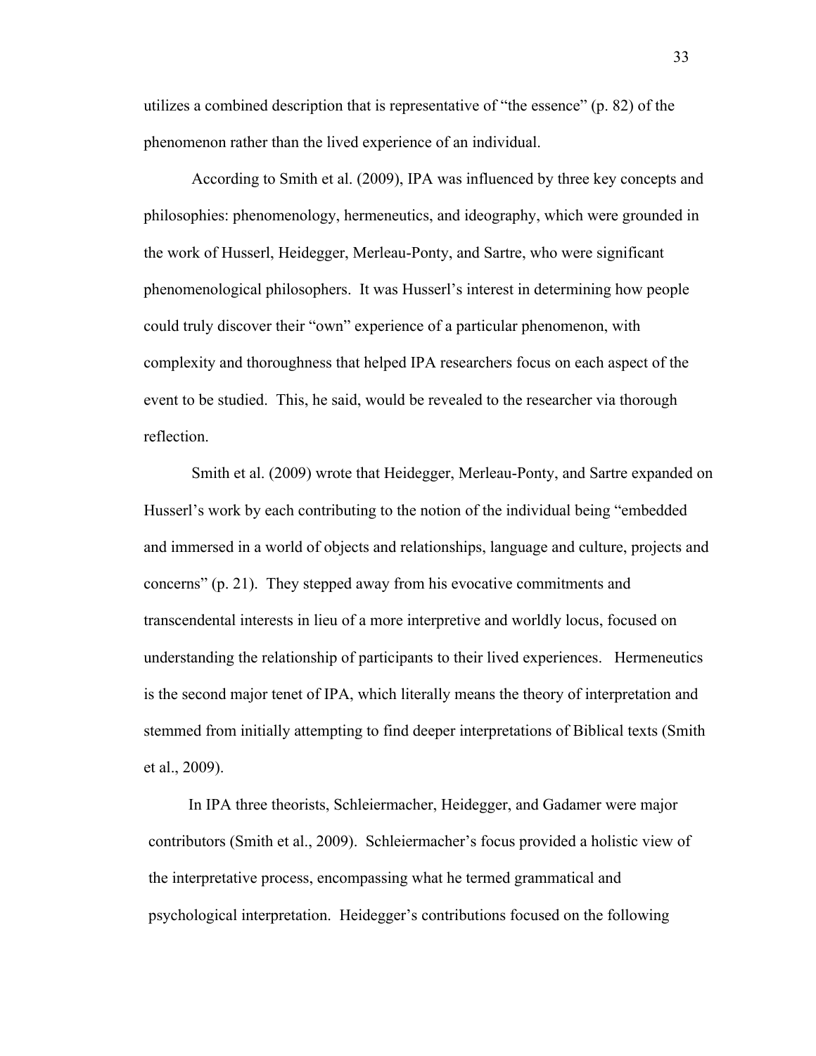utilizes a combined description that is representative of "the essence" (p. 82) of the phenomenon rather than the lived experience of an individual.

According to Smith et al. (2009), IPA was influenced by three key concepts and philosophies: phenomenology, hermeneutics, and ideography, which were grounded in the work of Husserl, Heidegger, Merleau-Ponty, and Sartre, who were significant phenomenological philosophers. It was Husserl's interest in determining how people could truly discover their "own" experience of a particular phenomenon, with complexity and thoroughness that helped IPA researchers focus on each aspect of the event to be studied. This, he said, would be revealed to the researcher via thorough reflection.

Smith et al. (2009) wrote that Heidegger, Merleau-Ponty, and Sartre expanded on Husserl's work by each contributing to the notion of the individual being "embedded and immersed in a world of objects and relationships, language and culture, projects and concerns" (p. 21). They stepped away from his evocative commitments and transcendental interests in lieu of a more interpretive and worldly locus, focused on understanding the relationship of participants to their lived experiences. Hermeneutics is the second major tenet of IPA, which literally means the theory of interpretation and stemmed from initially attempting to find deeper interpretations of Biblical texts (Smith et al., 2009).

In IPA three theorists, Schleiermacher, Heidegger, and Gadamer were major contributors (Smith et al., 2009). Schleiermacher's focus provided a holistic view of the interpretative process, encompassing what he termed grammatical and psychological interpretation. Heidegger's contributions focused on the following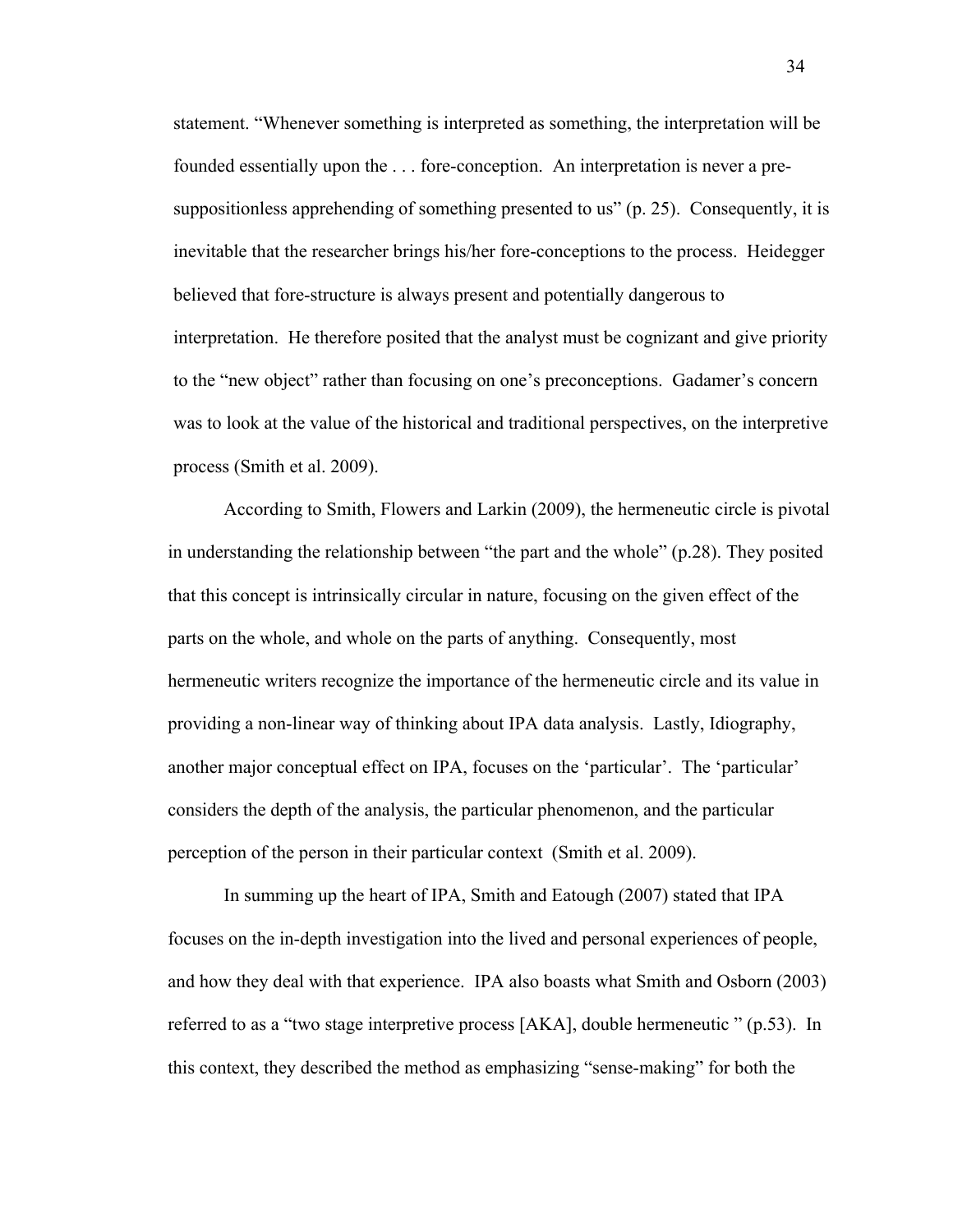statement. “Whenever something is interpreted as something, the interpretation will be founded essentially upon the . . . fore-conception. An interpretation is never a pre-suppositionless apprehending of something presented to us” (p. 25). Consequently, it is inevitable that the researcher brings his/her fore-conceptions to the process. Heidegger believed that fore-structure is always present and potentially dangerous to interpretation. He therefore posited that the analyst must be cognizant and give priority to the “new object” rather than focusing on one’s preconceptions. Gadamer’s concern was to look at the value of the historical and traditional perspectives, on the interpretive process (Smith et al. 2009).

According to Smith, Flowers and Larkin (2009), the hermeneutic circle is pivotal in understanding the relationship between “the part and the whole” (p.28). They posited that this concept is intrinsically circular in nature, focusing on the given effect of the parts on the whole, and whole on the parts of anything. Consequently, most hermeneutic writers recognize the importance of the hermeneutic circle and its value in providing a non-linear way of thinking about IPA data analysis. Lastly, Idiography, another major conceptual effect on IPA, focuses on the ‘particular’. The ‘particular’ considers the depth of the analysis, the particular phenomenon, and the particular perception of the person in their particular context (Smith et al. 2009).

In summing up the heart of IPA, Smith and Eatough (2007) stated that IPA focuses on the in-depth investigation into the lived and personal experiences of people, and how they deal with that experience. IPA also boasts what Smith and Osborn (2003) referred to as a “two stage interpretive process [AKA], double hermeneutic ” (p.53). In this context, they described the method as emphasizing “sense-making” for both the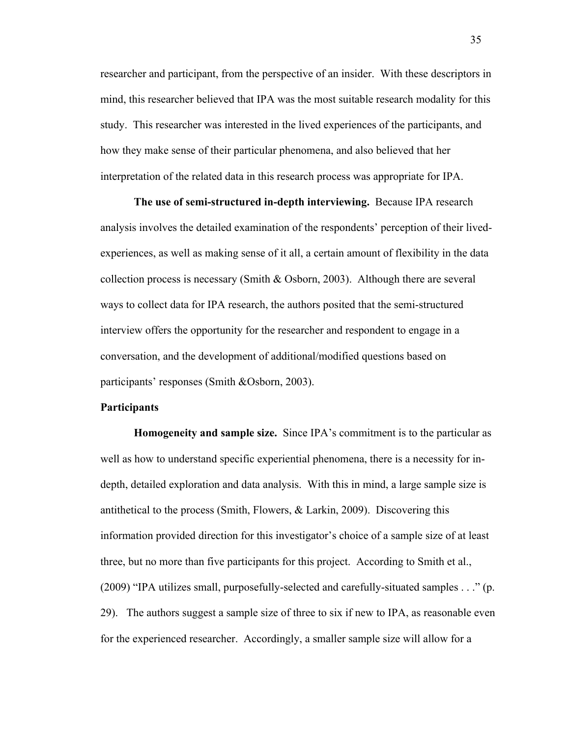researcher and participant, from the perspective of an insider. With these descriptors in mind, this researcher believed that IPA was the most suitable research modality for this study. This researcher was interested in the lived experiences of the participants, and how they make sense of their particular phenomena, and also believed that her interpretation of the related data in this research process was appropriate for IPA.

**The use of semi-structured in-depth interviewing.** Because IPA research analysis involves the detailed examination of the respondents' perception of their lived-experiences, as well as making sense of it all, a certain amount of flexibility in the data collection process is necessary (Smith & Osborn, 2003). Although there are several ways to collect data for IPA research, the authors posited that the semi-structured interview offers the opportunity for the researcher and respondent to engage in a conversation, and the development of additional/modified questions based on participants' responses (Smith &Osborn, 2003).

### Participants

**Homogeneity and sample size.** Since IPA's commitment is to the particular as well as how to understand specific experiential phenomena, there is a necessity for in-depth, detailed exploration and data analysis. With this in mind, a large sample size is antithetical to the process (Smith, Flowers, & Larkin, 2009). Discovering this information provided direction for this investigator's choice of a sample size of at least three, but no more than five participants for this project. According to Smith et al., (2009) "IPA utilizes small, purposefully-selected and carefully-situated samples . . ." (p. 29). The authors suggest a sample size of three to six if new to IPA, as reasonable even for the experienced researcher. Accordingly, a smaller sample size will allow for a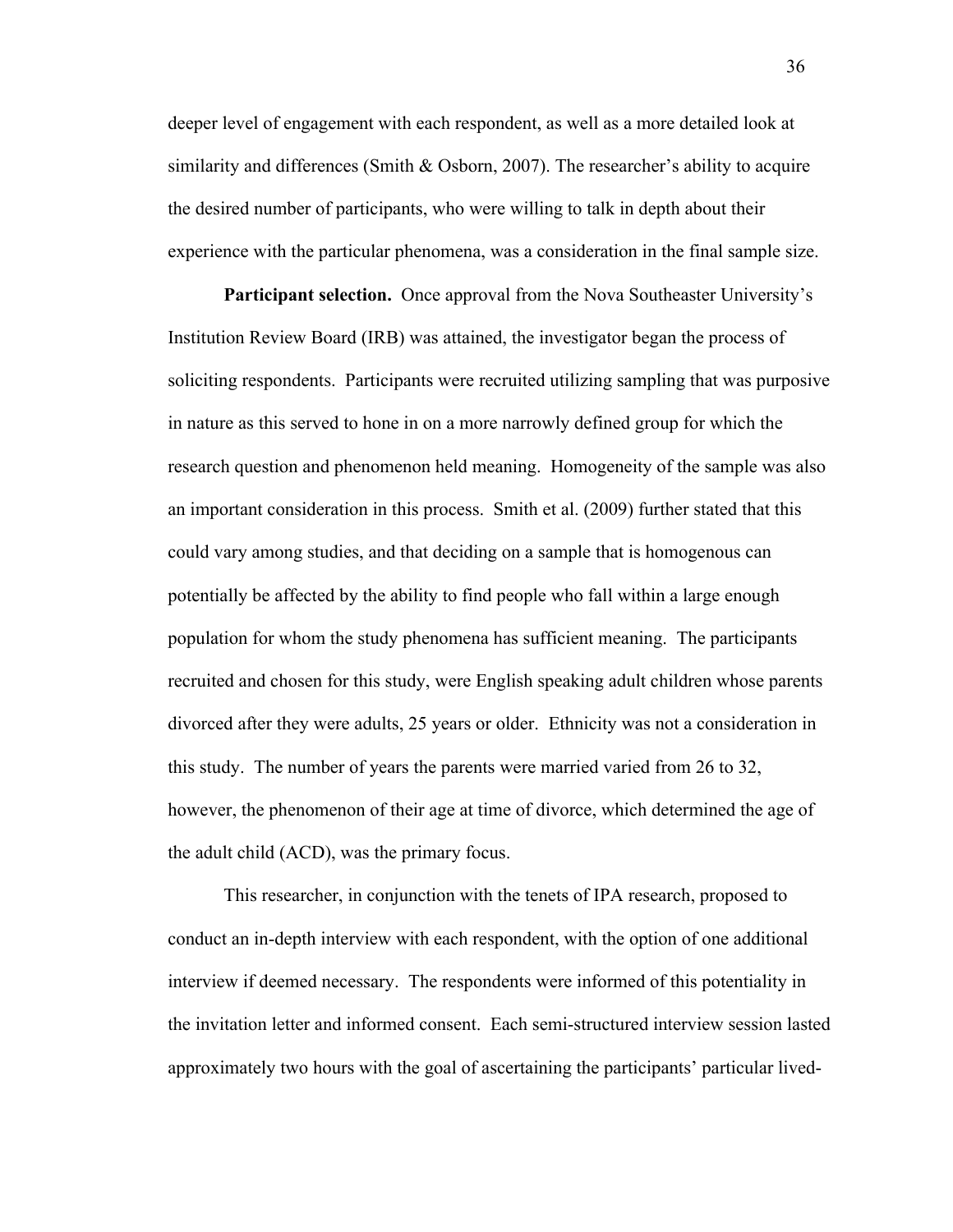deeper level of engagement with each respondent, as well as a more detailed look at similarity and differences (Smith & Osborn, 2007). The researcher's ability to acquire the desired number of participants, who were willing to talk in depth about their experience with the particular phenomena, was a consideration in the final sample size.

**Participant selection.** Once approval from the Nova Southeaster University's Institution Review Board (IRB) was attained, the investigator began the process of soliciting respondents. Participants were recruited utilizing sampling that was purposive in nature as this served to hone in on a more narrowly defined group for which the research question and phenomenon held meaning. Homogeneity of the sample was also an important consideration in this process. Smith et al. (2009) further stated that this could vary among studies, and that deciding on a sample that is homogenous can potentially be affected by the ability to find people who fall within a large enough population for whom the study phenomena has sufficient meaning. The participants recruited and chosen for this study, were English speaking adult children whose parents divorced after they were adults, 25 years or older. Ethnicity was not a consideration in this study. The number of years the parents were married varied from 26 to 32, however, the phenomenon of their age at time of divorce, which determined the age of the adult child (ACD), was the primary focus.

This researcher, in conjunction with the tenets of IPA research, proposed to conduct an in-depth interview with each respondent, with the option of one additional interview if deemed necessary. The respondents were informed of this potentiality in the invitation letter and informed consent. Each semi-structured interview session lasted approximately two hours with the goal of ascertaining the participants' particular lived-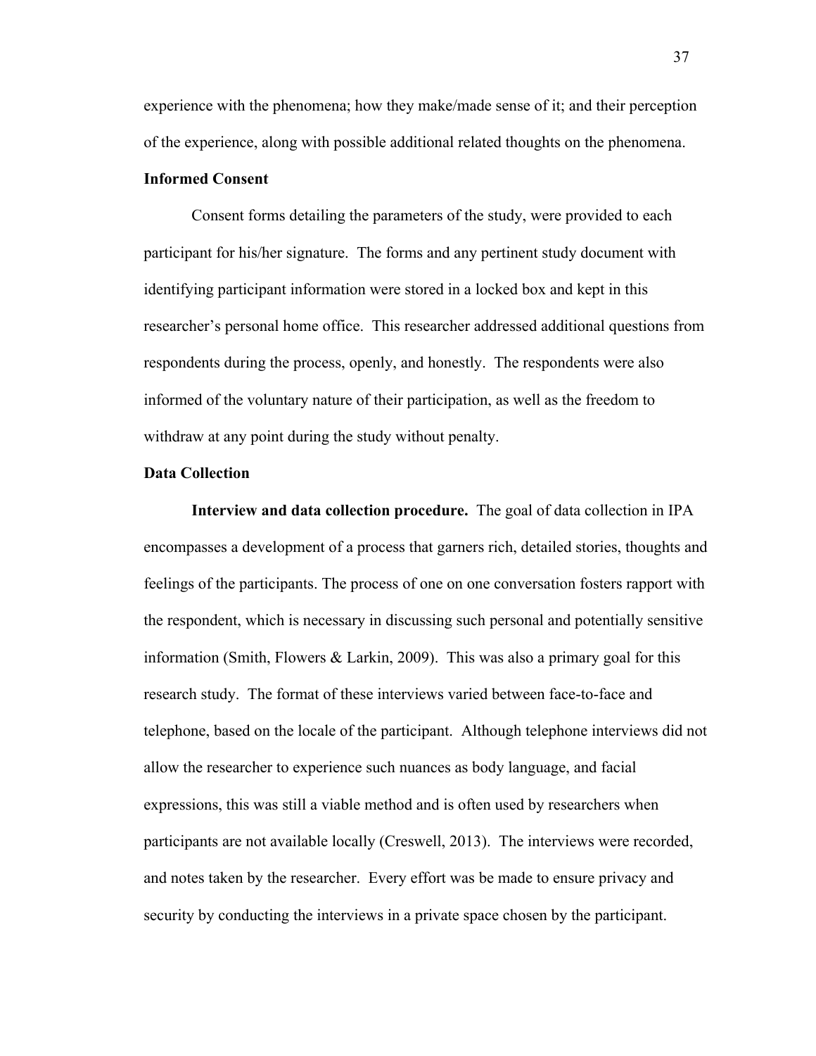experience with the phenomena; how they make/made sense of it; and their perception of the experience, along with possible additional related thoughts on the phenomena.

## Informed Consent

Consent forms detailing the parameters of the study, were provided to each participant for his/her signature. The forms and any pertinent study document with identifying participant information were stored in a locked box and kept in this researcher's personal home office. This researcher addressed additional questions from respondents during the process, openly, and honestly. The respondents were also informed of the voluntary nature of their participation, as well as the freedom to withdraw at any point during the study without penalty.

## Data Collection

**Interview and data collection procedure.** The goal of data collection in IPA encompasses a development of a process that garners rich, detailed stories, thoughts and feelings of the participants. The process of one on one conversation fosters rapport with the respondent, which is necessary in discussing such personal and potentially sensitive information (Smith, Flowers & Larkin, 2009). This was also a primary goal for this research study. The format of these interviews varied between face-to-face and telephone, based on the locale of the participant. Although telephone interviews did not allow the researcher to experience such nuances as body language, and facial expressions, this was still a viable method and is often used by researchers when participants are not available locally (Creswell, 2013). The interviews were recorded, and notes taken by the researcher. Every effort was be made to ensure privacy and security by conducting the interviews in a private space chosen by the participant.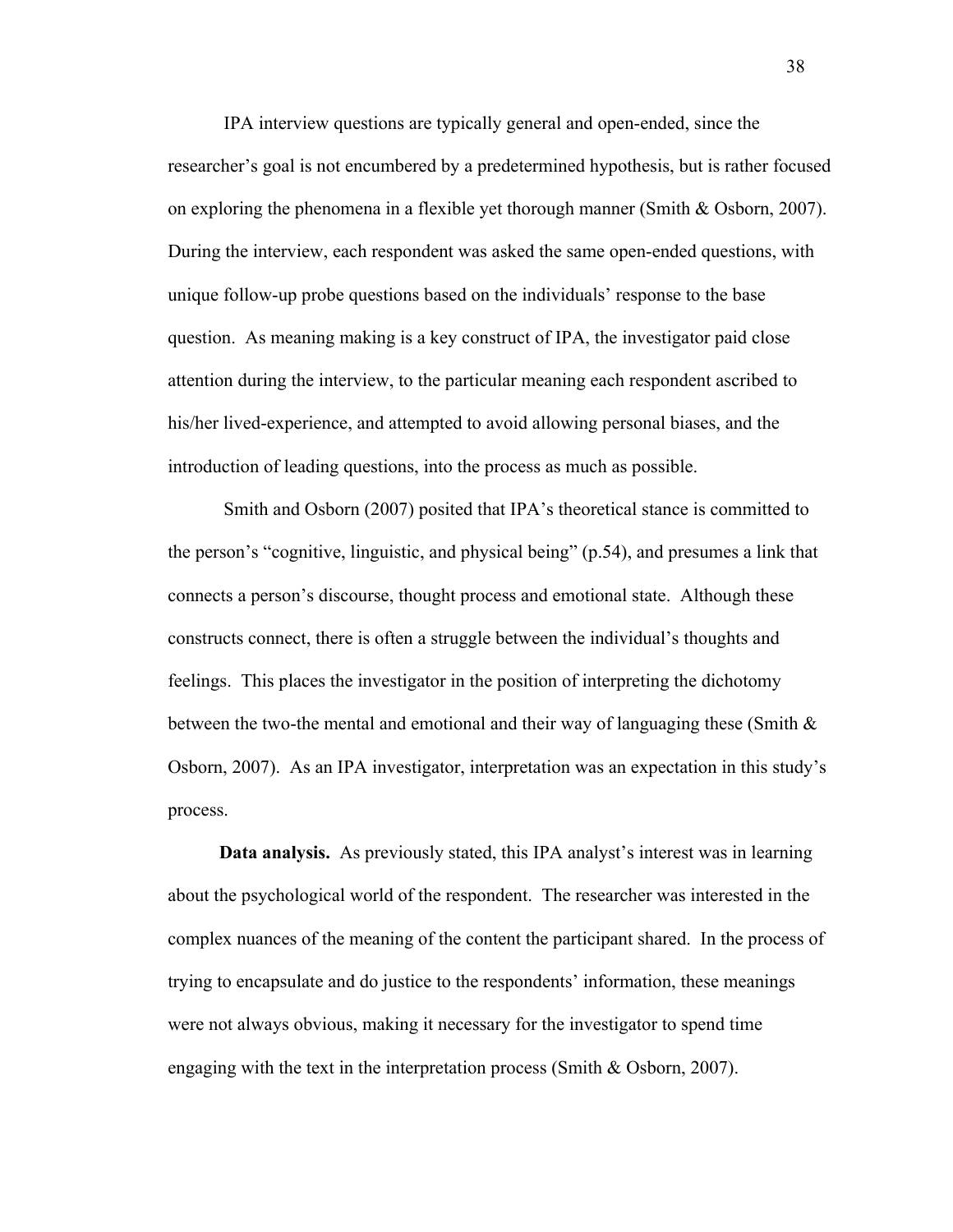IPA interview questions are typically general and open-ended, since the researcher's goal is not encumbered by a predetermined hypothesis, but is rather focused on exploring the phenomena in a flexible yet thorough manner (Smith & Osborn, 2007). During the interview, each respondent was asked the same open-ended questions, with unique follow-up probe questions based on the individuals' response to the base question. As meaning making is a key construct of IPA, the investigator paid close attention during the interview, to the particular meaning each respondent ascribed to his/her lived-experience, and attempted to avoid allowing personal biases, and the introduction of leading questions, into the process as much as possible.

Smith and Osborn (2007) posited that IPA's theoretical stance is committed to the person's "cognitive, linguistic, and physical being" (p.54), and presumes a link that connects a person's discourse, thought process and emotional state. Although these constructs connect, there is often a struggle between the individual's thoughts and feelings. This places the investigator in the position of interpreting the dichotomy between the two-the mental and emotional and their way of languaging these (Smith & Osborn, 2007). As an IPA investigator, interpretation was an expectation in this study's process.

**Data analysis.** As previously stated, this IPA analyst's interest was in learning about the psychological world of the respondent. The researcher was interested in the complex nuances of the meaning of the content the participant shared. In the process of trying to encapsulate and do justice to the respondents' information, these meanings were not always obvious, making it necessary for the investigator to spend time engaging with the text in the interpretation process (Smith & Osborn, 2007).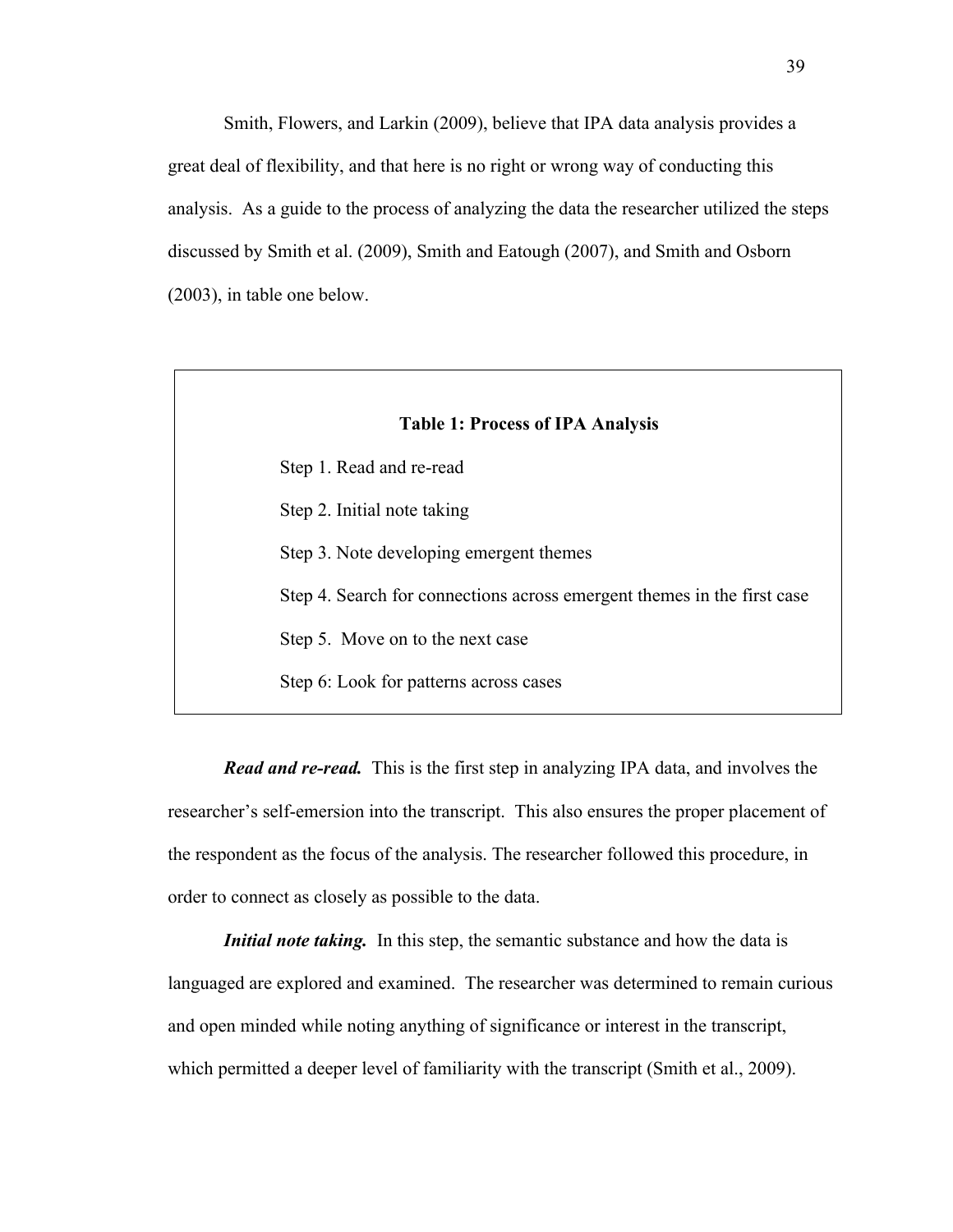Smith, Flowers, and Larkin (2009), believe that IPA data analysis provides a great deal of flexibility, and that here is no right or wrong way of conducting this analysis. As a guide to the process of analyzing the data the researcher utilized the steps discussed by Smith et al. (2009), Smith and Eatough (2007), and Smith and Osborn (2003), in table one below.

**Table 1: Process of IPA Analysis**

Step 1. Read and re-read

Step 2. Initial note taking

Step 3. Note developing emergent themes

Step 4. Search for connections across emergent themes in the first case

Step 5. Move on to the next case

Step 6: Look for patterns across cases

***Read and re-read.*** This is the first step in analyzing IPA data, and involves the researcher's self-emersion into the transcript. This also ensures the proper placement of the respondent as the focus of the analysis. The researcher followed this procedure, in order to connect as closely as possible to the data.

***Initial note taking.*** In this step, the semantic substance and how the data is languaged are explored and examined. The researcher was determined to remain curious and open minded while noting anything of significance or interest in the transcript, which permitted a deeper level of familiarity with the transcript (Smith et al., 2009).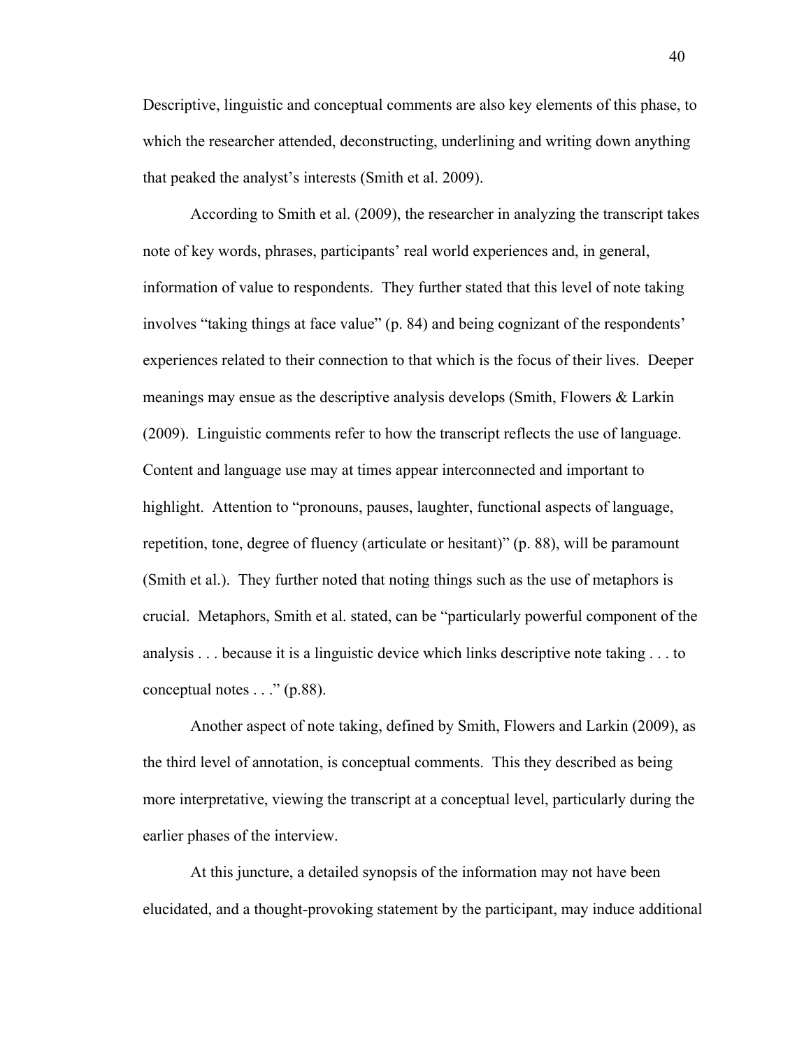Descriptive, linguistic and conceptual comments are also key elements of this phase, to which the researcher attended, deconstructing, underlining and writing down anything that peaked the analyst's interests (Smith et al. 2009).

According to Smith et al. (2009), the researcher in analyzing the transcript takes note of key words, phrases, participants' real world experiences and, in general, information of value to respondents. They further stated that this level of note taking involves "taking things at face value" (p. 84) and being cognizant of the respondents' experiences related to their connection to that which is the focus of their lives. Deeper meanings may ensue as the descriptive analysis develops (Smith, Flowers & Larkin (2009). Linguistic comments refer to how the transcript reflects the use of language. Content and language use may at times appear interconnected and important to highlight. Attention to "pronouns, pauses, laughter, functional aspects of language, repetition, tone, degree of fluency (articulate or hesitant)" (p. 88), will be paramount (Smith et al.). They further noted that noting things such as the use of metaphors is crucial. Metaphors, Smith et al. stated, can be "particularly powerful component of the analysis . . . because it is a linguistic device which links descriptive note taking . . . to conceptual notes . . ." (p.88).

Another aspect of note taking, defined by Smith, Flowers and Larkin (2009), as the third level of annotation, is conceptual comments. This they described as being more interpretative, viewing the transcript at a conceptual level, particularly during the earlier phases of the interview.

At this juncture, a detailed synopsis of the information may not have been elucidated, and a thought-provoking statement by the participant, may induce additional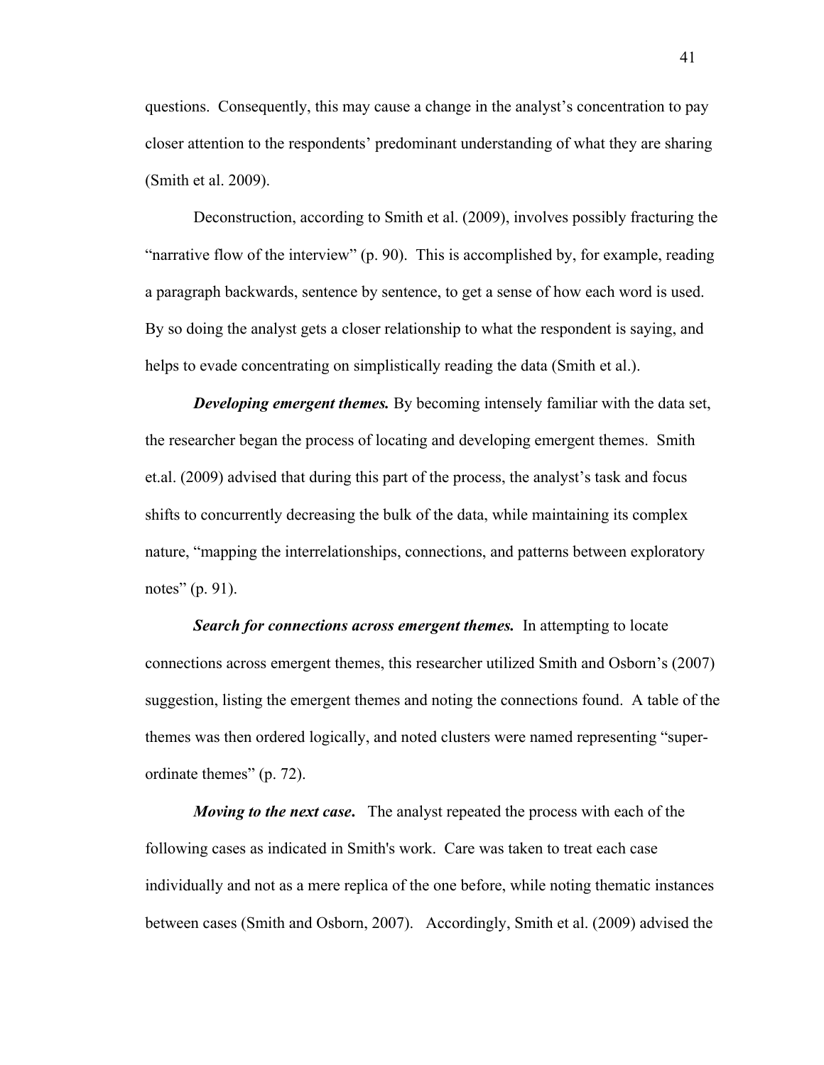questions. Consequently, this may cause a change in the analyst's concentration to pay closer attention to the respondents' predominant understanding of what they are sharing (Smith et al. 2009).

Deconstruction, according to Smith et al. (2009), involves possibly fracturing the "narrative flow of the interview" (p. 90). This is accomplished by, for example, reading a paragraph backwards, sentence by sentence, to get a sense of how each word is used. By so doing the analyst gets a closer relationship to what the respondent is saying, and helps to evade concentrating on simplistically reading the data (Smith et al.).

***Developing emergent themes.*** By becoming intensely familiar with the data set, the researcher began the process of locating and developing emergent themes. Smith et.al. (2009) advised that during this part of the process, the analyst's task and focus shifts to concurrently decreasing the bulk of the data, while maintaining its complex nature, "mapping the interrelationships, connections, and patterns between exploratory notes" (p. 91).

***Search for connections across emergent themes.*** In attempting to locate connections across emergent themes, this researcher utilized Smith and Osborn's (2007) suggestion, listing the emergent themes and noting the connections found. A table of the themes was then ordered logically, and noted clusters were named representing "super-ordinate themes" (p. 72).

***Moving to the next case.*** The analyst repeated the process with each of the following cases as indicated in Smith's work. Care was taken to treat each case individually and not as a mere replica of the one before, while noting thematic instances between cases (Smith and Osborn, 2007). Accordingly, Smith et al. (2009) advised the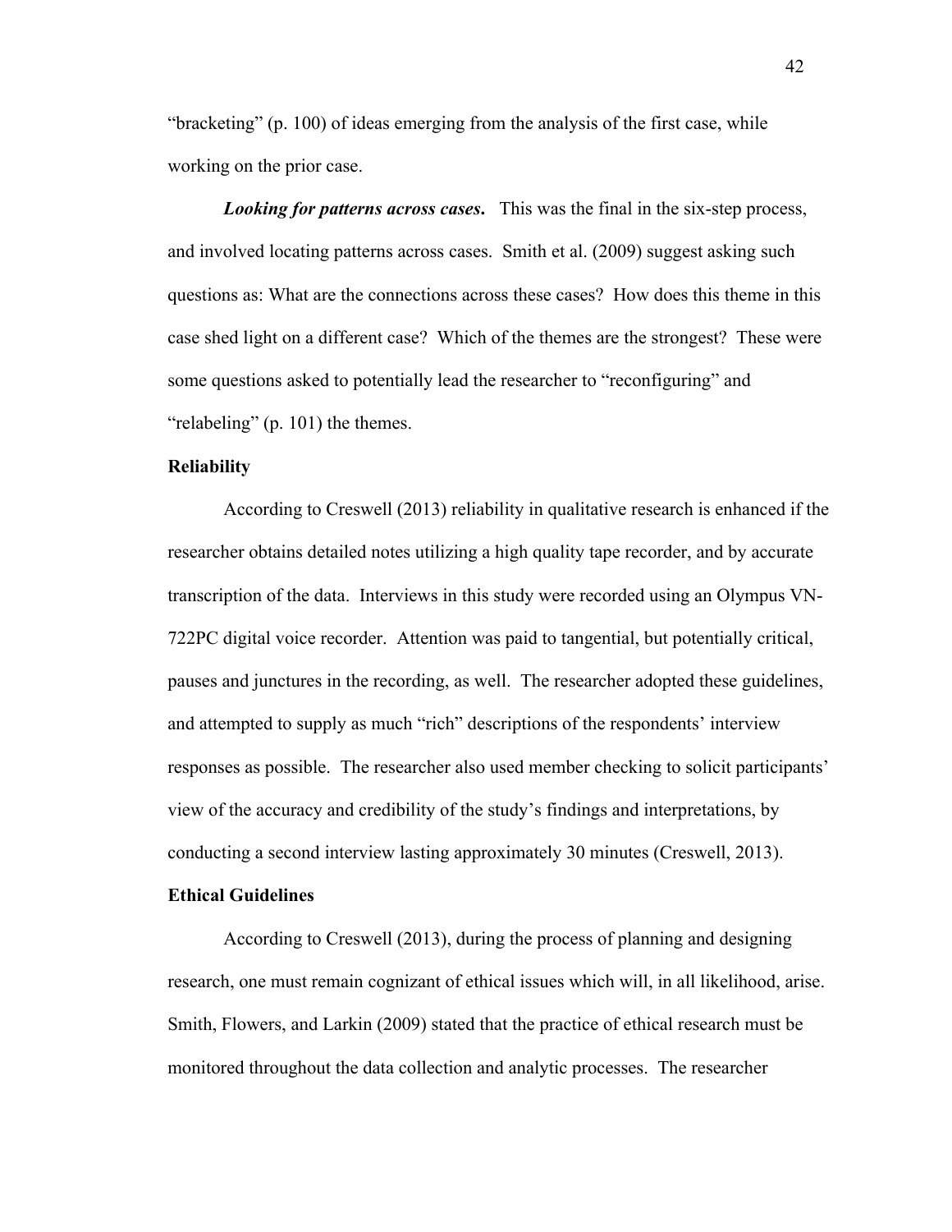"bracketing" (p. 100) of ideas emerging from the analysis of the first case, while working on the prior case.

***Looking for patterns across cases.*** This was the final in the six-step process, and involved locating patterns across cases. Smith et al. (2009) suggest asking such questions as: What are the connections across these cases? How does this theme in this case shed light on a different case? Which of the themes are the strongest? These were some questions asked to potentially lead the researcher to "reconfiguring" and "relabeling" (p. 101) the themes.

**Reliability**

According to Creswell (2013) reliability in qualitative research is enhanced if the researcher obtains detailed notes utilizing a high quality tape recorder, and by accurate transcription of the data. Interviews in this study were recorded using an Olympus VN-722PC digital voice recorder. Attention was paid to tangential, but potentially critical, pauses and junctures in the recording, as well. The researcher adopted these guidelines, and attempted to supply as much "rich" descriptions of the respondents' interview responses as possible. The researcher also used member checking to solicit participants' view of the accuracy and credibility of the study's findings and interpretations, by conducting a second interview lasting approximately 30 minutes (Creswell, 2013).

**Ethical Guidelines**

According to Creswell (2013), during the process of planning and designing research, one must remain cognizant of ethical issues which will, in all likelihood, arise. Smith, Flowers, and Larkin (2009) stated that the practice of ethical research must be monitored throughout the data collection and analytic processes. The researcher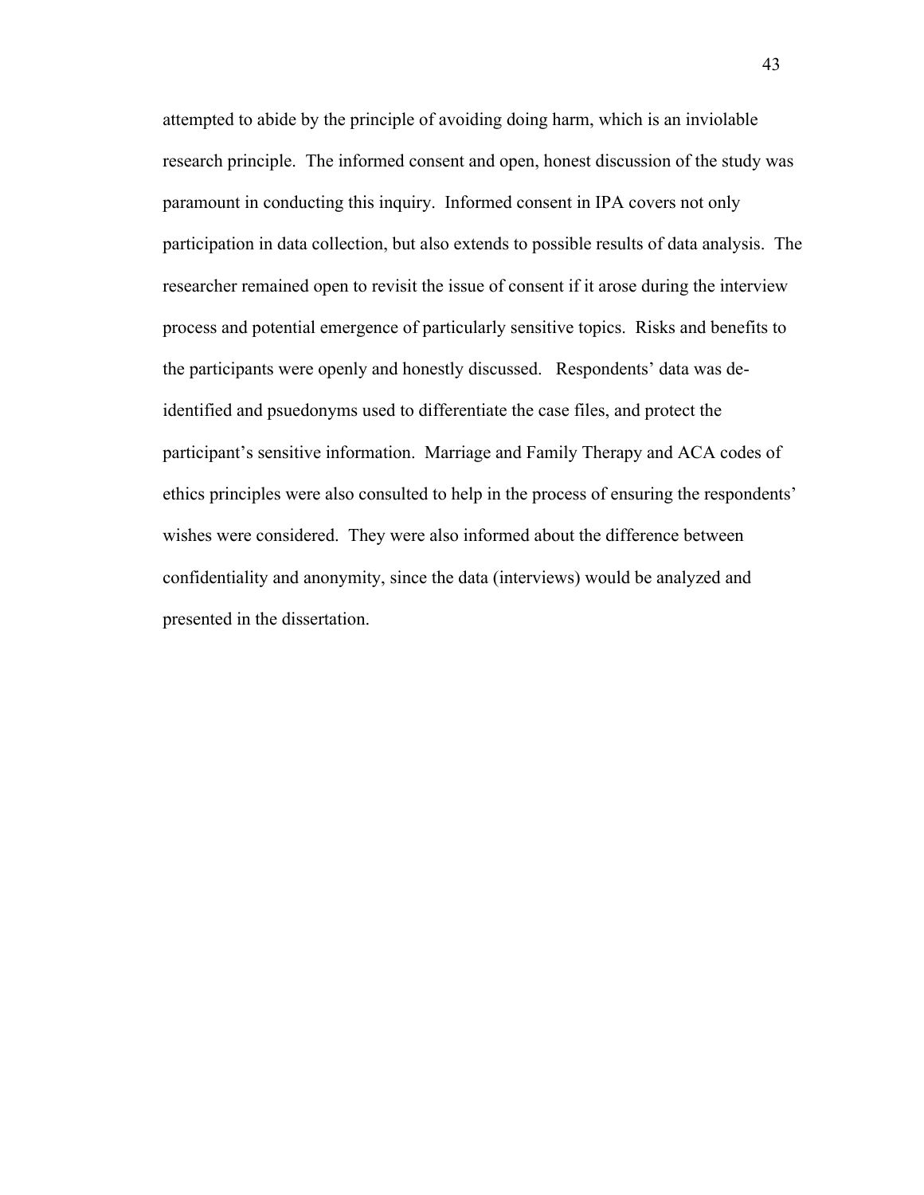attempted to abide by the principle of avoiding doing harm, which is an inviolable research principle. The informed consent and open, honest discussion of the study was paramount in conducting this inquiry. Informed consent in IPA covers not only participation in data collection, but also extends to possible results of data analysis. The researcher remained open to revisit the issue of consent if it arose during the interview process and potential emergence of particularly sensitive topics. Risks and benefits to the participants were openly and honestly discussed. Respondents' data was de-identified and psuedonyms used to differentiate the case files, and protect the participant's sensitive information. Marriage and Family Therapy and ACA codes of ethics principles were also consulted to help in the process of ensuring the respondents' wishes were considered. They were also informed about the difference between confidentiality and anonymity, since the data (interviews) would be analyzed and presented in the dissertation.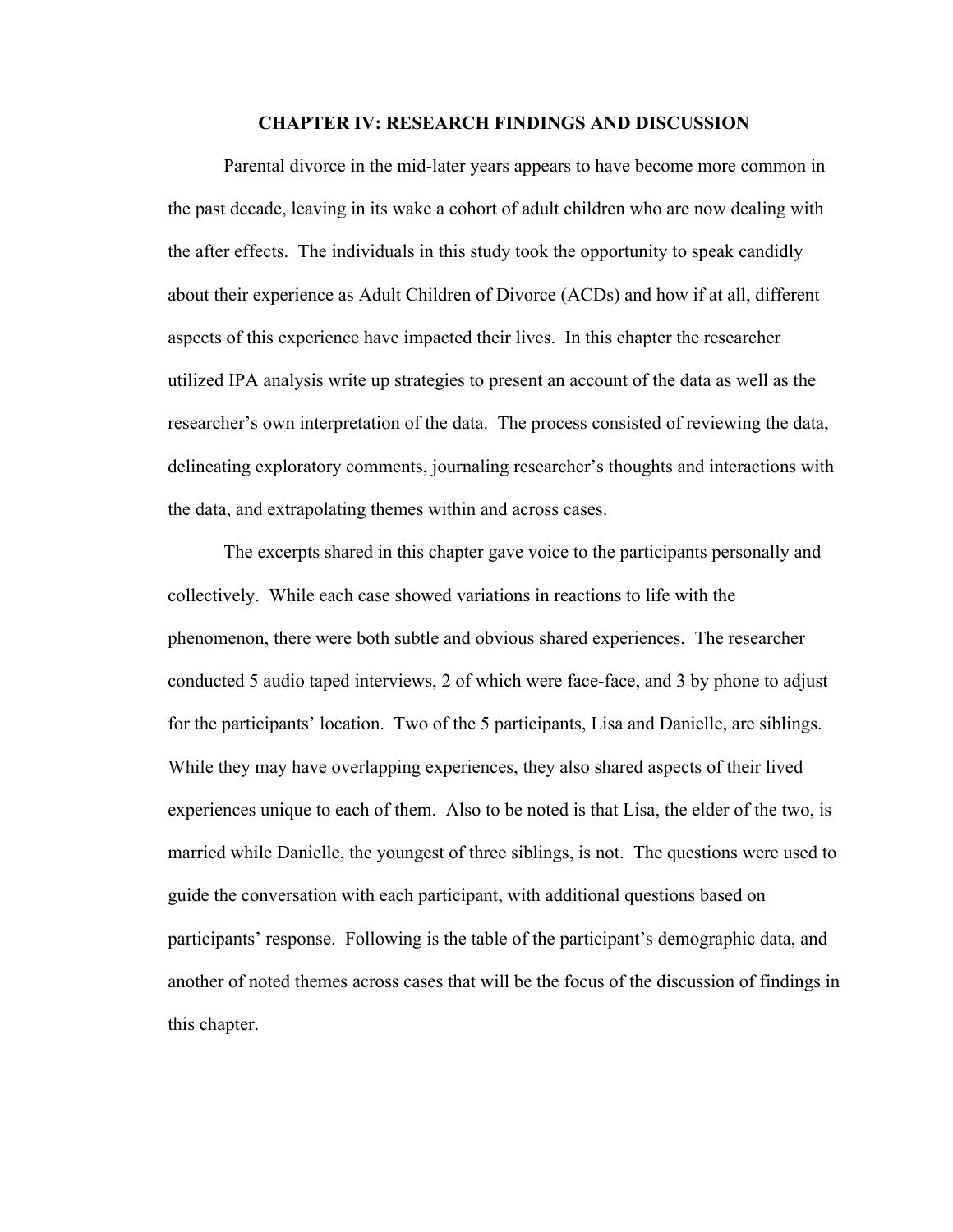# CHAPTER IV: RESEARCH FINDINGS AND DISCUSSION

Parental divorce in the mid-later years appears to have become more common in the past decade, leaving in its wake a cohort of adult children who are now dealing with the after effects. The individuals in this study took the opportunity to speak candidly about their experience as Adult Children of Divorce (ACDs) and how if at all, different aspects of this experience have impacted their lives. In this chapter the researcher utilized IPA analysis write up strategies to present an account of the data as well as the researcher's own interpretation of the data. The process consisted of reviewing the data, delineating exploratory comments, journaling researcher's thoughts and interactions with the data, and extrapolating themes within and across cases.

The excerpts shared in this chapter gave voice to the participants personally and collectively. While each case showed variations in reactions to life with the phenomenon, there were both subtle and obvious shared experiences. The researcher conducted 5 audio taped interviews, 2 of which were face-face, and 3 by phone to adjust for the participants' location. Two of the 5 participants, Lisa and Danielle, are siblings. While they may have overlapping experiences, they also shared aspects of their lived experiences unique to each of them. Also to be noted is that Lisa, the elder of the two, is married while Danielle, the youngest of three siblings, is not. The questions were used to guide the conversation with each participant, with additional questions based on participants' response. Following is the table of the participant's demographic data, and another of noted themes across cases that will be the focus of the discussion of findings in this chapter.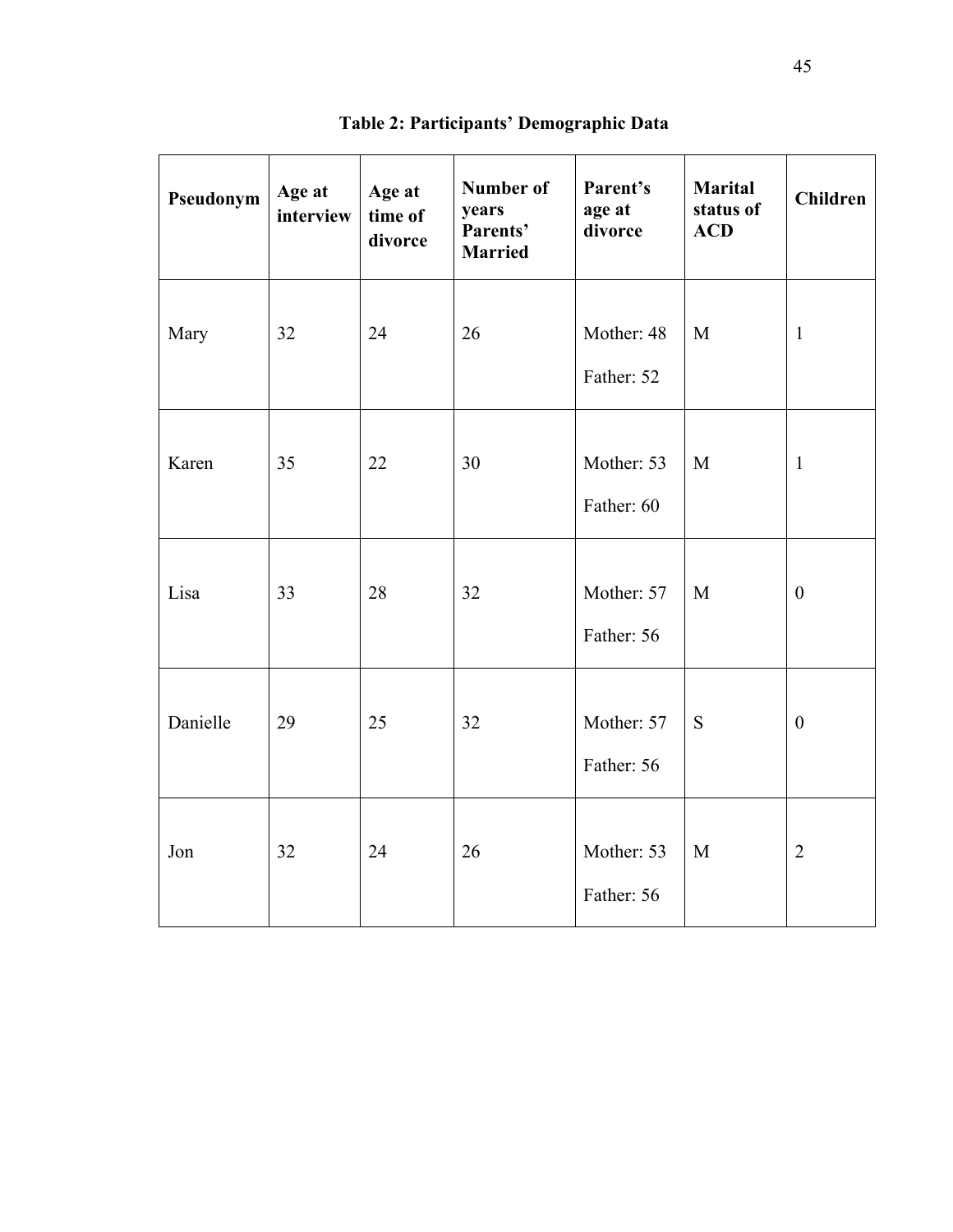**Table 2: Participants' Demographic Data**

| Pseudonym | Age at interview | Age at time of divorce | Number of years Parents' Married | Parent's age at divorce | Marital status of ACD | Children |
|---|---|---|---|---|---|---|
| Mary | 32 | 24 | 26 | Mother: 48 Father: 52 | M | 1 |
| Karen | 35 | 22 | 30 | Mother: 53 Father: 60 | M | 1 |
| Lisa | 33 | 28 | 32 | Mother: 57 Father: 56 | M | 0 |
| Danielle | 29 | 25 | 32 | Mother: 57 Father: 56 | S | 0 |
| Jon | 32 | 24 | 26 | Mother: 53 Father: 56 | M | 2 |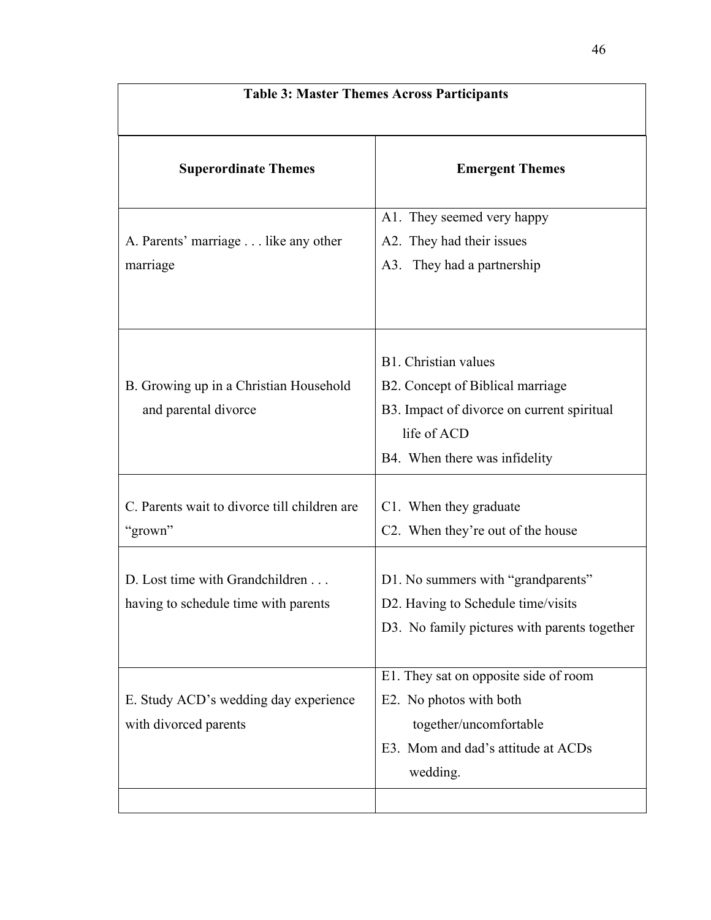**Table 3: Master Themes Across Participants**

| Superordinate Themes | Emergent Themes |
|---|---|
| A. Parents' marriage . . . like any other marriage | A1. They seemed very happy<br>A2. They had their issues<br>A3. They had a partnership |
| B. Growing up in a Christian Household and parental divorce | B1. Christian values<br>B2. Concept of Biblical marriage<br>B3. Impact of divorce on current spiritual life of ACD<br>B4. When there was infidelity |
| C. Parents wait to divorce till children are "grown" | C1. When they graduate<br>C2. When they're out of the house |
| D. Lost time with Grandchildren . . . having to schedule time with parents | D1. No summers with "grandparents"<br>D2. Having to Schedule time/visits<br>D3. No family pictures with parents together |
| E. Study ACD's wedding day experience with divorced parents | E1. They sat on opposite side of room<br>E2. No photos with both together/uncomfortable<br>E3. Mom and dad's attitude at ACDs wedding. |
| | |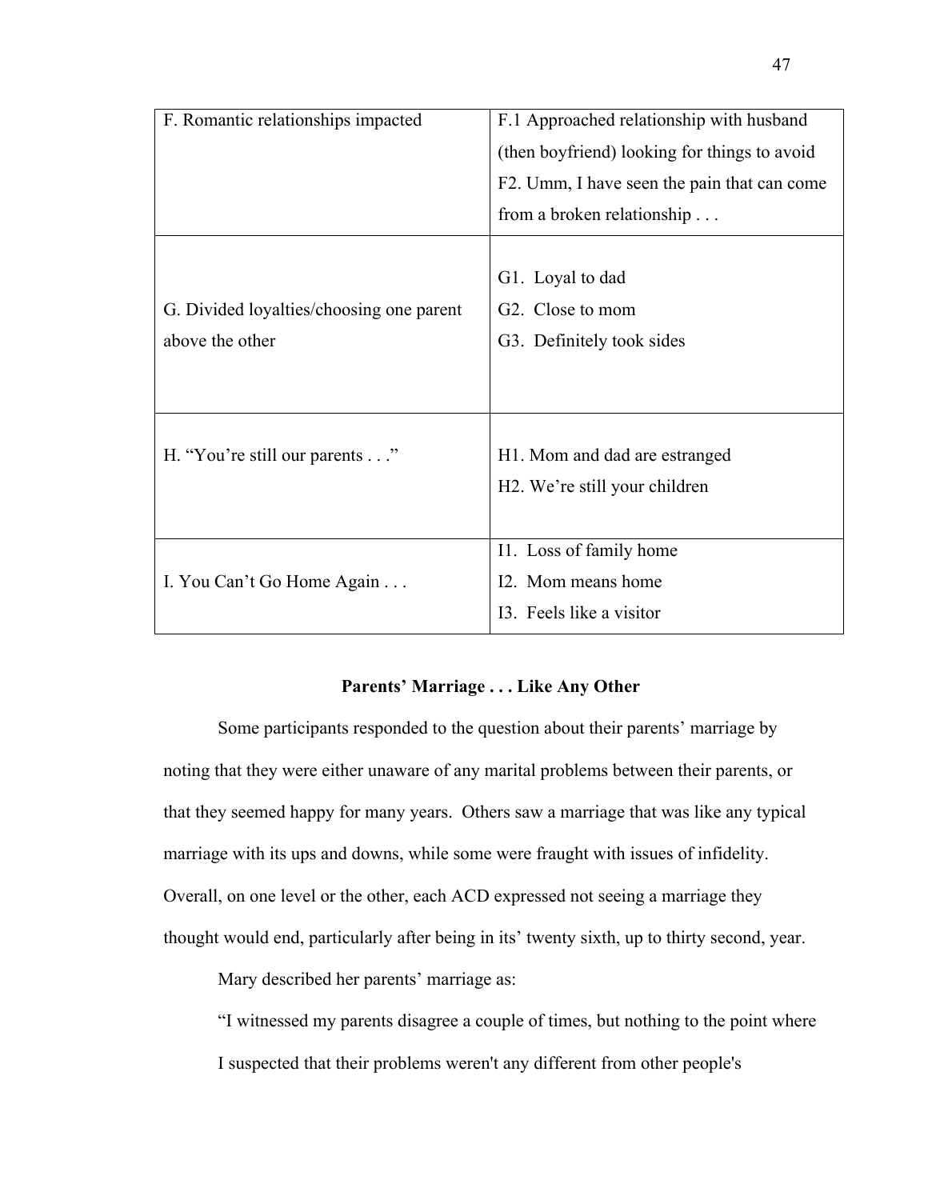| | |
|---|---|
| F. Romantic relationships impacted | F.1 Approached relationship with husband (then boyfriend) looking for things to avoid<br>F2. Umm, I have seen the pain that can come from a broken relationship . . . |
| G. Divided loyalties/choosing one parent above the other | G1. Loyal to dad<br>G2. Close to mom<br>G3. Definitely took sides |
| H. "You're still our parents . . ." | H1. Mom and dad are estranged<br>H2. We're still your children |
| I. You Can't Go Home Again . . . | I1. Loss of family home<br>I2. Mom means home<br>I3. Feels like a visitor |

**Parents' Marriage . . . Like Any Other**

Some participants responded to the question about their parents' marriage by noting that they were either unaware of any marital problems between their parents, or that they seemed happy for many years. Others saw a marriage that was like any typical marriage with its ups and downs, while some were fraught with issues of infidelity. Overall, on one level or the other, each ACD expressed not seeing a marriage they thought would end, particularly after being in its' twenty sixth, up to thirty second, year.

Mary described her parents' marriage as:

"I witnessed my parents disagree a couple of times, but nothing to the point where I suspected that their problems weren't any different from other people's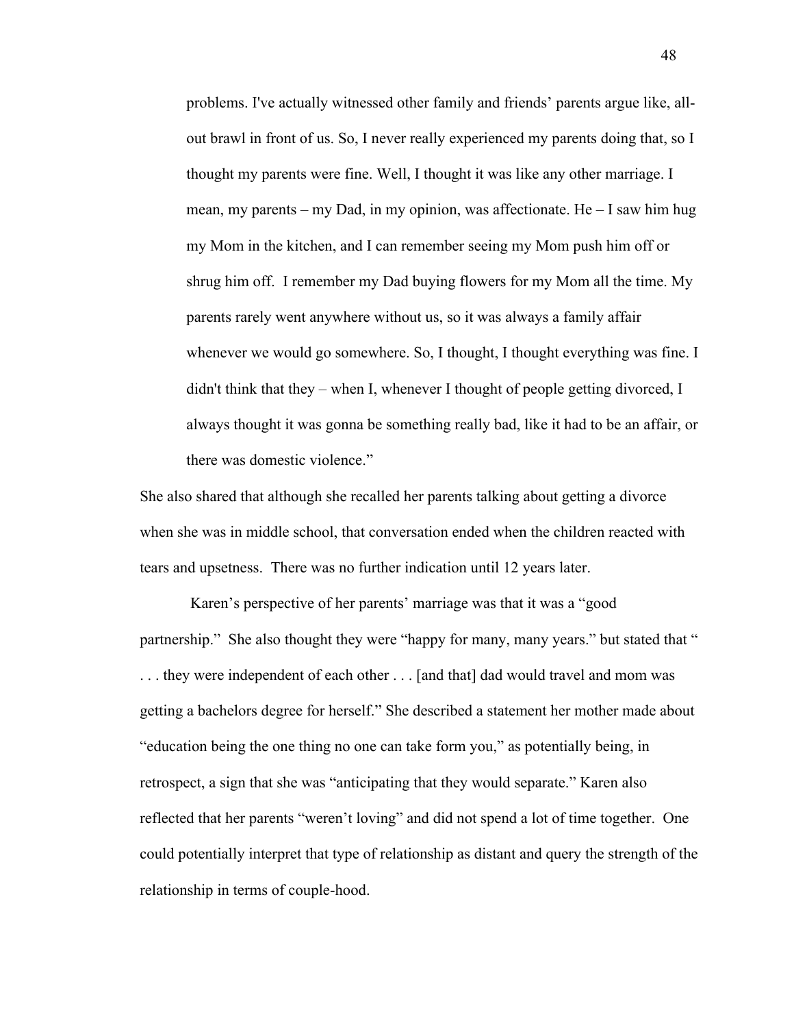> problems. I've actually witnessed other family and friends' parents argue like, all-out brawl in front of us. So, I never really experienced my parents doing that, so I thought my parents were fine. Well, I thought it was like any other marriage. I mean, my parents – my Dad, in my opinion, was affectionate. He – I saw him hug my Mom in the kitchen, and I can remember seeing my Mom push him off or shrug him off. I remember my Dad buying flowers for my Mom all the time. My parents rarely went anywhere without us, so it was always a family affair whenever we would go somewhere. So, I thought, I thought everything was fine. I didn't think that they – when I, whenever I thought of people getting divorced, I always thought it was gonna be something really bad, like it had to be an affair, or there was domestic violence."

She also shared that although she recalled her parents talking about getting a divorce when she was in middle school, that conversation ended when the children reacted with tears and upsetness. There was no further indication until 12 years later.

Karen's perspective of her parents' marriage was that it was a "good partnership." She also thought they were "happy for many, many years." but stated that " . . . they were independent of each other . . . [and that] dad would travel and mom was getting a bachelors degree for herself." She described a statement her mother made about "education being the one thing no one can take form you," as potentially being, in retrospect, a sign that she was "anticipating that they would separate." Karen also reflected that her parents "weren't loving" and did not spend a lot of time together. One could potentially interpret that type of relationship as distant and query the strength of the relationship in terms of couple-hood.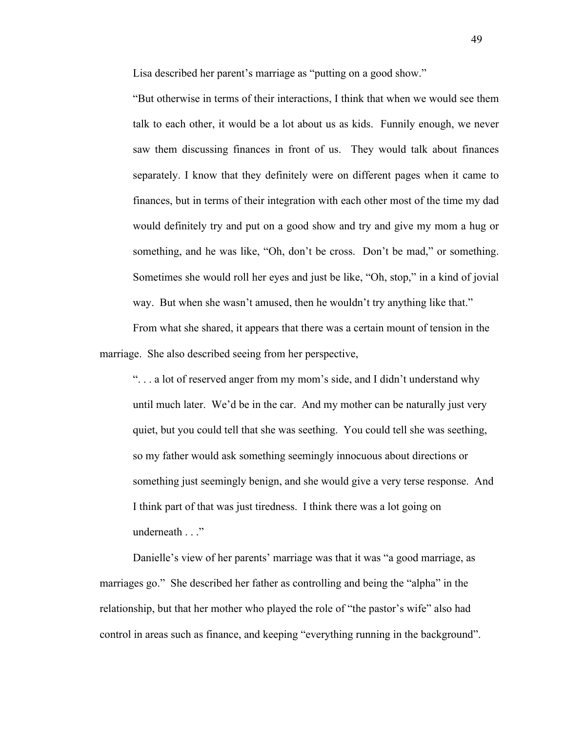Lisa described her parent's marriage as "putting on a good show."

> "But otherwise in terms of their interactions, I think that when we would see them talk to each other, it would be a lot about us as kids. Funnily enough, we never saw them discussing finances in front of us. They would talk about finances separately. I know that they definitely were on different pages when it came to finances, but in terms of their integration with each other most of the time my dad would definitely try and put on a good show and try and give my mom a hug or something, and he was like, "Oh, don't be cross. Don't be mad," or something. Sometimes she would roll her eyes and just be like, "Oh, stop," in a kind of jovial way. But when she wasn't amused, then he wouldn't try anything like that."

From what she shared, it appears that there was a certain mount of tension in the marriage. She also described seeing from her perspective,

> ". . . a lot of reserved anger from my mom's side, and I didn't understand why until much later. We'd be in the car. And my mother can be naturally just very quiet, but you could tell that she was seething. You could tell she was seething, so my father would ask something seemingly innocuous about directions or something just seemingly benign, and she would give a very terse response. And I think part of that was just tiredness. I think there was a lot going on underneath . . ."

Danielle's view of her parents' marriage was that it was "a good marriage, as marriages go." She described her father as controlling and being the "alpha" in the relationship, but that her mother who played the role of "the pastor's wife" also had control in areas such as finance, and keeping "everything running in the background".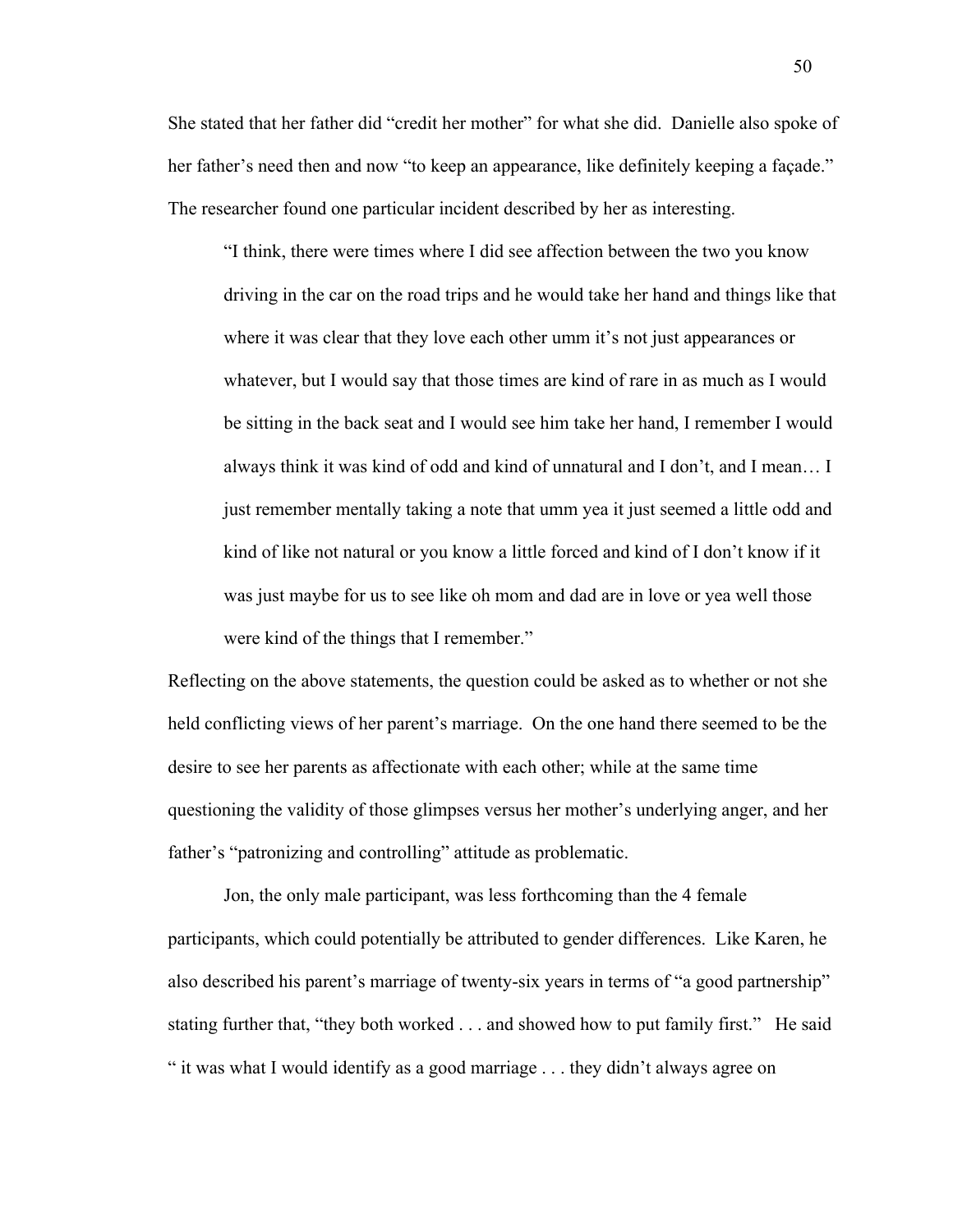She stated that her father did "credit her mother" for what she did. Danielle also spoke of her father's need then and now "to keep an appearance, like definitely keeping a façade." The researcher found one particular incident described by her as interesting.

> "I think, there were times where I did see affection between the two you know driving in the car on the road trips and he would take her hand and things like that where it was clear that they love each other umm it's not just appearances or whatever, but I would say that those times are kind of rare in as much as I would be sitting in the back seat and I would see him take her hand, I remember I would always think it was kind of odd and kind of unnatural and I don't, and I mean… I just remember mentally taking a note that umm yea it just seemed a little odd and kind of like not natural or you know a little forced and kind of I don't know if it was just maybe for us to see like oh mom and dad are in love or yea well those were kind of the things that I remember."

Reflecting on the above statements, the question could be asked as to whether or not she held conflicting views of her parent's marriage. On the one hand there seemed to be the desire to see her parents as affectionate with each other; while at the same time questioning the validity of those glimpses versus her mother's underlying anger, and her father's "patronizing and controlling" attitude as problematic.

Jon, the only male participant, was less forthcoming than the 4 female participants, which could potentially be attributed to gender differences. Like Karen, he also described his parent's marriage of twenty-six years in terms of "a good partnership" stating further that, "they both worked . . . and showed how to put family first." He said " it was what I would identify as a good marriage . . . they didn't always agree on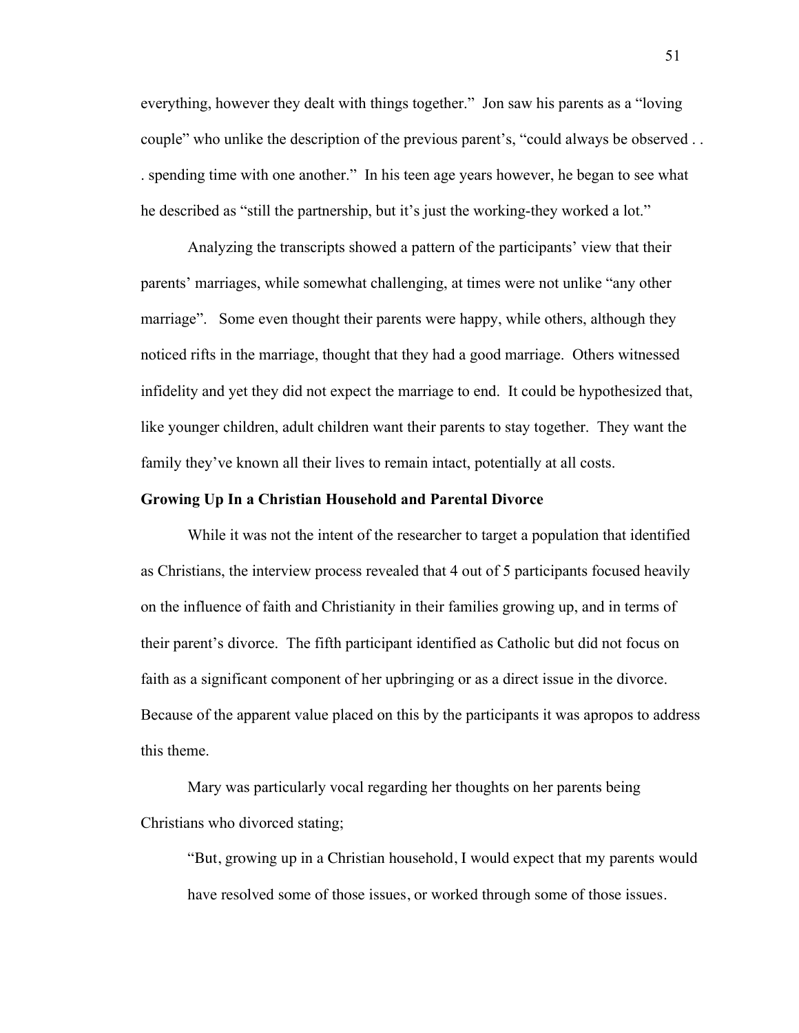everything, however they dealt with things together." Jon saw his parents as a "loving couple" who unlike the description of the previous parent's, "could always be observed . . . spending time with one another." In his teen age years however, he began to see what he described as "still the partnership, but it's just the working-they worked a lot."

Analyzing the transcripts showed a pattern of the participants' view that their parents' marriages, while somewhat challenging, at times were not unlike "any other marriage". Some even thought their parents were happy, while others, although they noticed rifts in the marriage, thought that they had a good marriage. Others witnessed infidelity and yet they did not expect the marriage to end. It could be hypothesized that, like younger children, adult children want their parents to stay together. They want the family they've known all their lives to remain intact, potentially at all costs.

**Growing Up In a Christian Household and Parental Divorce**

While it was not the intent of the researcher to target a population that identified as Christians, the interview process revealed that 4 out of 5 participants focused heavily on the influence of faith and Christianity in their families growing up, and in terms of their parent's divorce. The fifth participant identified as Catholic but did not focus on faith as a significant component of her upbringing or as a direct issue in the divorce. Because of the apparent value placed on this by the participants it was apropos to address this theme.

Mary was particularly vocal regarding her thoughts on her parents being Christians who divorced stating;

> "But, growing up in a Christian household, I would expect that my parents would have resolved some of those issues, or worked through some of those issues.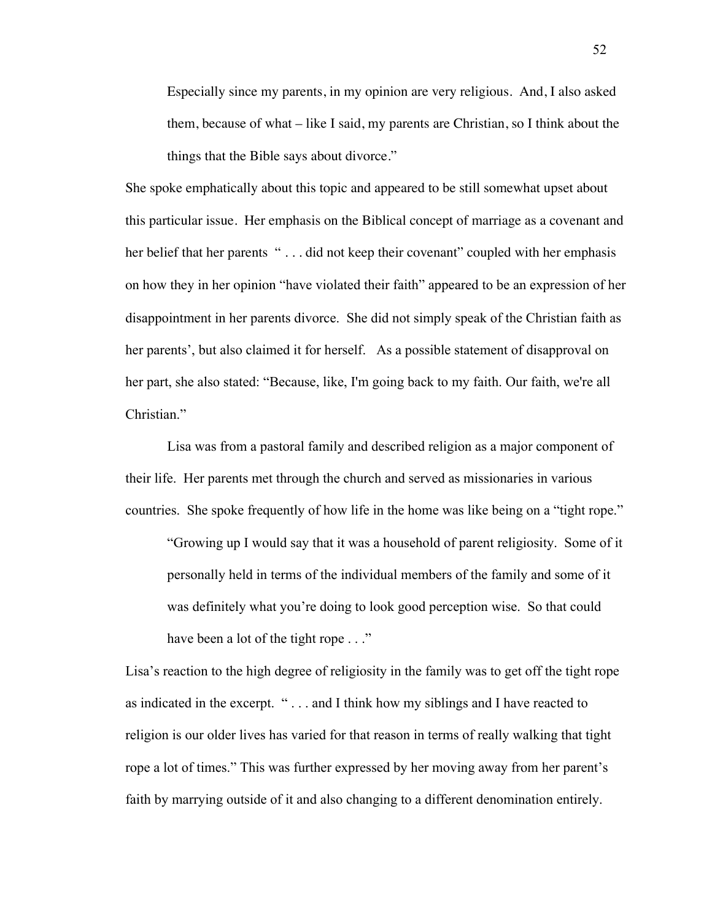> Especially since my parents, in my opinion are very religious. And, I also asked them, because of what – like I said, my parents are Christian, so I think about the things that the Bible says about divorce."

She spoke emphatically about this topic and appeared to be still somewhat upset about this particular issue. Her emphasis on the Biblical concept of marriage as a covenant and her belief that her parents " . . . did not keep their covenant" coupled with her emphasis on how they in her opinion "have violated their faith" appeared to be an expression of her disappointment in her parents divorce. She did not simply speak of the Christian faith as her parents', but also claimed it for herself. As a possible statement of disapproval on her part, she also stated: "Because, like, I'm going back to my faith. Our faith, we're all Christian."

Lisa was from a pastoral family and described religion as a major component of their life. Her parents met through the church and served as missionaries in various countries. She spoke frequently of how life in the home was like being on a "tight rope."

> "Growing up I would say that it was a household of parent religiosity. Some of it personally held in terms of the individual members of the family and some of it was definitely what you're doing to look good perception wise. So that could have been a lot of the tight rope . . ."

Lisa's reaction to the high degree of religiosity in the family was to get off the tight rope as indicated in the excerpt. " . . . and I think how my siblings and I have reacted to religion is our older lives has varied for that reason in terms of really walking that tight rope a lot of times." This was further expressed by her moving away from her parent's faith by marrying outside of it and also changing to a different denomination entirely.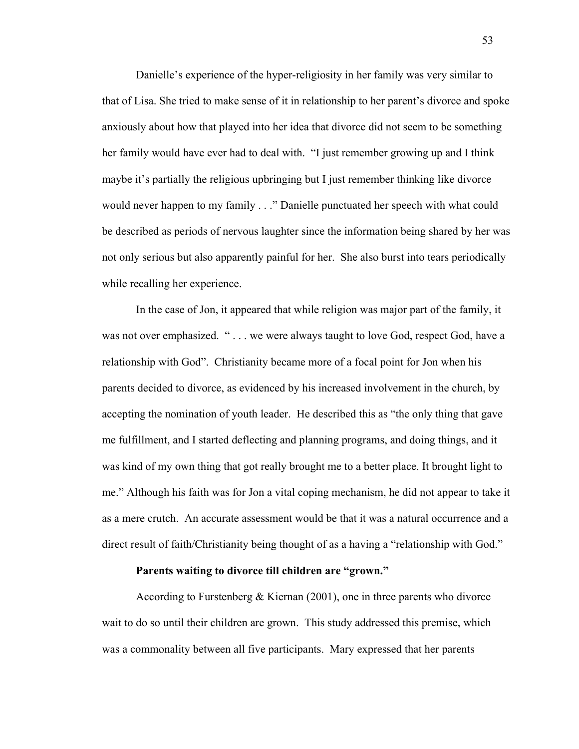Danielle's experience of the hyper-religiosity in her family was very similar to that of Lisa. She tried to make sense of it in relationship to her parent's divorce and spoke anxiously about how that played into her idea that divorce did not seem to be something her family would have ever had to deal with. "I just remember growing up and I think maybe it's partially the religious upbringing but I just remember thinking like divorce would never happen to my family . . ." Danielle punctuated her speech with what could be described as periods of nervous laughter since the information being shared by her was not only serious but also apparently painful for her. She also burst into tears periodically while recalling her experience.

In the case of Jon, it appeared that while religion was major part of the family, it was not over emphasized. " . . . we were always taught to love God, respect God, have a relationship with God". Christianity became more of a focal point for Jon when his parents decided to divorce, as evidenced by his increased involvement in the church, by accepting the nomination of youth leader. He described this as "the only thing that gave me fulfillment, and I started deflecting and planning programs, and doing things, and it was kind of my own thing that got really brought me to a better place. It brought light to me." Although his faith was for Jon a vital coping mechanism, he did not appear to take it as a mere crutch. An accurate assessment would be that it was a natural occurrence and a direct result of faith/Christianity being thought of as a having a "relationship with God."

**Parents waiting to divorce till children are "grown."**

According to Furstenberg & Kiernan (2001), one in three parents who divorce wait to do so until their children are grown. This study addressed this premise, which was a commonality between all five participants. Mary expressed that her parents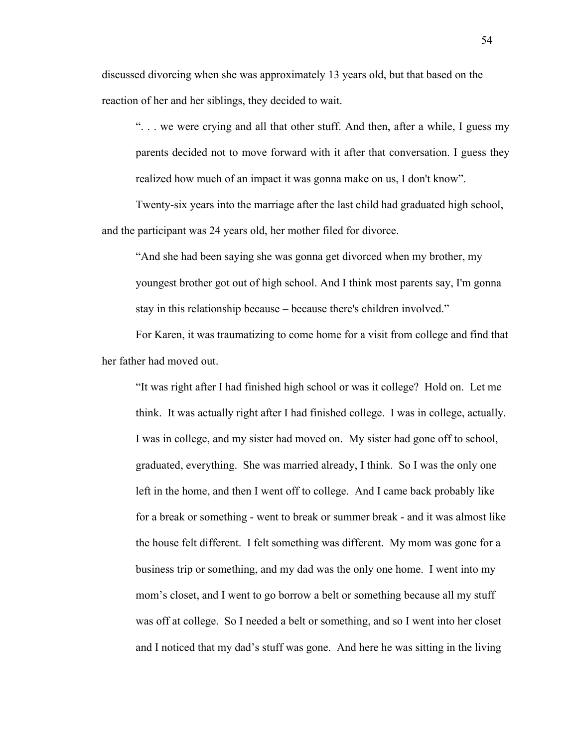discussed divorcing when she was approximately 13 years old, but that based on the reaction of her and her siblings, they decided to wait.

> ". . . we were crying and all that other stuff. And then, after a while, I guess my parents decided not to move forward with it after that conversation. I guess they realized how much of an impact it was gonna make on us, I don't know".

Twenty-six years into the marriage after the last child had graduated high school, and the participant was 24 years old, her mother filed for divorce.

> "And she had been saying she was gonna get divorced when my brother, my youngest brother got out of high school. And I think most parents say, I'm gonna stay in this relationship because – because there's children involved."

For Karen, it was traumatizing to come home for a visit from college and find that her father had moved out.

> "It was right after I had finished high school or was it college? Hold on. Let me think. It was actually right after I had finished college. I was in college, actually. I was in college, and my sister had moved on. My sister had gone off to school, graduated, everything. She was married already, I think. So I was the only one left in the home, and then I went off to college. And I came back probably like for a break or something - went to break or summer break - and it was almost like the house felt different. I felt something was different. My mom was gone for a business trip or something, and my dad was the only one home. I went into my mom's closet, and I went to go borrow a belt or something because all my stuff was off at college. So I needed a belt or something, and so I went into her closet and I noticed that my dad's stuff was gone. And here he was sitting in the living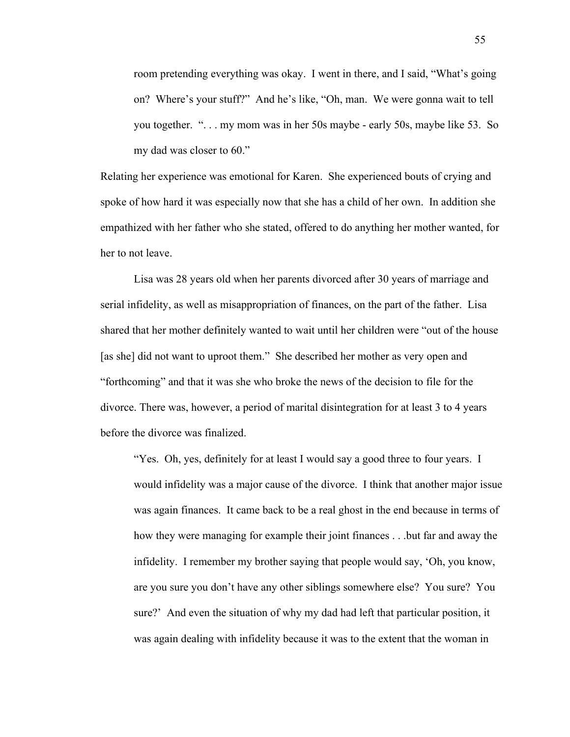> room pretending everything was okay. I went in there, and I said, "What's going on? Where's your stuff?" And he's like, "Oh, man. We were gonna wait to tell you together. ". . . my mom was in her 50s maybe - early 50s, maybe like 53. So my dad was closer to 60."

Relating her experience was emotional for Karen. She experienced bouts of crying and spoke of how hard it was especially now that she has a child of her own. In addition she empathized with her father who she stated, offered to do anything her mother wanted, for her to not leave.

Lisa was 28 years old when her parents divorced after 30 years of marriage and serial infidelity, as well as misappropriation of finances, on the part of the father. Lisa shared that her mother definitely wanted to wait until her children were "out of the house [as she] did not want to uproot them." She described her mother as very open and "forthcoming" and that it was she who broke the news of the decision to file for the divorce. There was, however, a period of marital disintegration for at least 3 to 4 years before the divorce was finalized.

> "Yes. Oh, yes, definitely for at least I would say a good three to four years. I would infidelity was a major cause of the divorce. I think that another major issue was again finances. It came back to be a real ghost in the end because in terms of how they were managing for example their joint finances . . .but far and away the infidelity. I remember my brother saying that people would say, 'Oh, you know, are you sure you don't have any other siblings somewhere else? You sure? You sure?' And even the situation of why my dad had left that particular position, it was again dealing with infidelity because it was to the extent that the woman in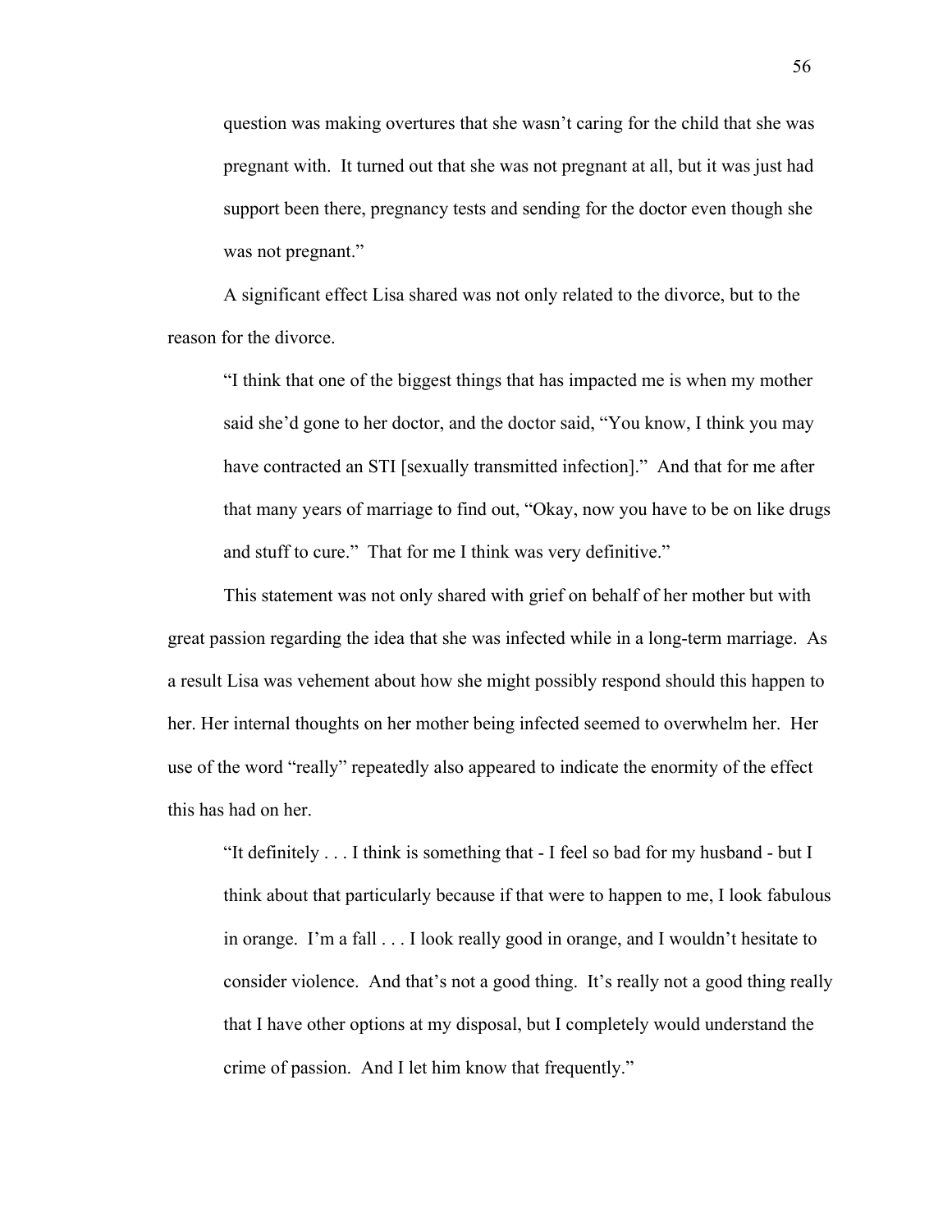question was making overtures that she wasn't caring for the child that she was pregnant with. It turned out that she was not pregnant at all, but it was just had support been there, pregnancy tests and sending for the doctor even though she was not pregnant."

A significant effect Lisa shared was not only related to the divorce, but to the reason for the divorce.

> "I think that one of the biggest things that has impacted me is when my mother said she'd gone to her doctor, and the doctor said, "You know, I think you may have contracted an STI [sexually transmitted infection]." And that for me after that many years of marriage to find out, "Okay, now you have to be on like drugs and stuff to cure." That for me I think was very definitive."

This statement was not only shared with grief on behalf of her mother but with great passion regarding the idea that she was infected while in a long-term marriage. As a result Lisa was vehement about how she might possibly respond should this happen to her. Her internal thoughts on her mother being infected seemed to overwhelm her. Her use of the word "really" repeatedly also appeared to indicate the enormity of the effect this has had on her.

> "It definitely . . . I think is something that - I feel so bad for my husband - but I think about that particularly because if that were to happen to me, I look fabulous in orange. I'm a fall . . . I look really good in orange, and I wouldn't hesitate to consider violence. And that's not a good thing. It's really not a good thing really that I have other options at my disposal, but I completely would understand the crime of passion. And I let him know that frequently."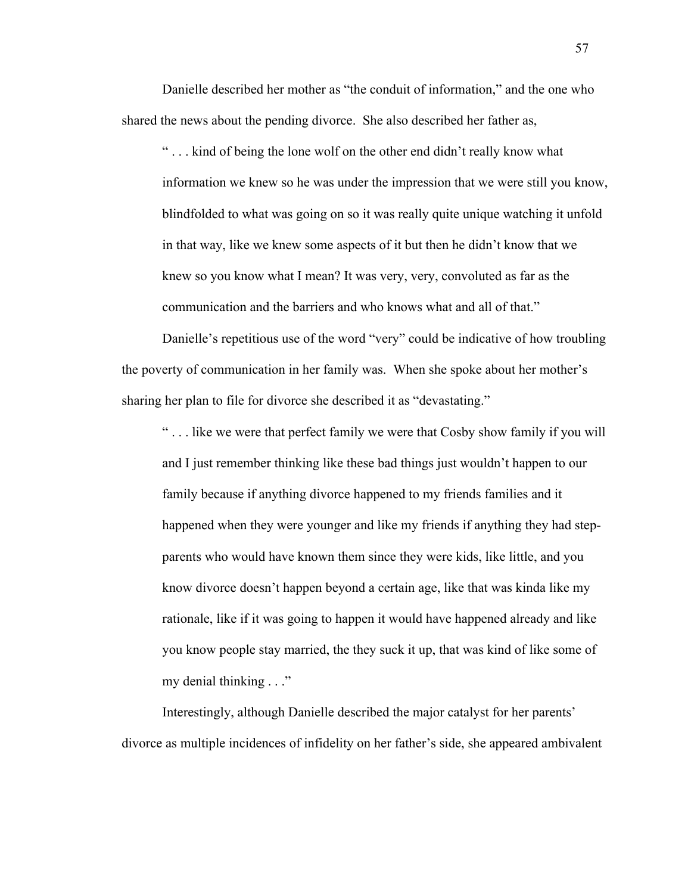Danielle described her mother as "the conduit of information," and the one who shared the news about the pending divorce. She also described her father as,

> " . . . kind of being the lone wolf on the other end didn't really know what information we knew so he was under the impression that we were still you know, blindfolded to what was going on so it was really quite unique watching it unfold in that way, like we knew some aspects of it but then he didn't know that we knew so you know what I mean? It was very, very, convoluted as far as the communication and the barriers and who knows what and all of that."

Danielle's repetitious use of the word "very" could be indicative of how troubling the poverty of communication in her family was. When she spoke about her mother's sharing her plan to file for divorce she described it as "devastating."

> " . . . like we were that perfect family we were that Cosby show family if you will and I just remember thinking like these bad things just wouldn't happen to our family because if anything divorce happened to my friends families and it happened when they were younger and like my friends if anything they had step-parents who would have known them since they were kids, like little, and you know divorce doesn't happen beyond a certain age, like that was kinda like my rationale, like if it was going to happen it would have happened already and like you know people stay married, the they suck it up, that was kind of like some of my denial thinking . . ."

Interestingly, although Danielle described the major catalyst for her parents' divorce as multiple incidences of infidelity on her father's side, she appeared ambivalent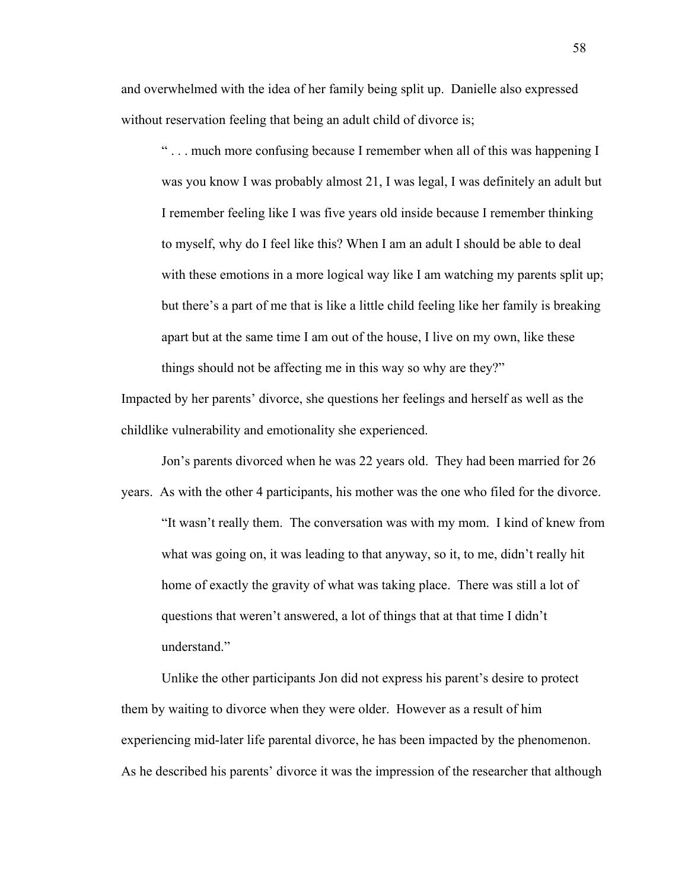and overwhelmed with the idea of her family being split up. Danielle also expressed without reservation feeling that being an adult child of divorce is;

> " . . . much more confusing because I remember when all of this was happening I was you know I was probably almost 21, I was legal, I was definitely an adult but I remember feeling like I was five years old inside because I remember thinking to myself, why do I feel like this? When I am an adult I should be able to deal with these emotions in a more logical way like I am watching my parents split up; but there's a part of me that is like a little child feeling like her family is breaking apart but at the same time I am out of the house, I live on my own, like these things should not be affecting me in this way so why are they?"

Impacted by her parents' divorce, she questions her feelings and herself as well as the childlike vulnerability and emotionality she experienced.

Jon's parents divorced when he was 22 years old. They had been married for 26 years. As with the other 4 participants, his mother was the one who filed for the divorce.

> "It wasn't really them. The conversation was with my mom. I kind of knew from what was going on, it was leading to that anyway, so it, to me, didn't really hit home of exactly the gravity of what was taking place. There was still a lot of questions that weren't answered, a lot of things that at that time I didn't understand."

Unlike the other participants Jon did not express his parent's desire to protect them by waiting to divorce when they were older. However as a result of him experiencing mid-later life parental divorce, he has been impacted by the phenomenon. As he described his parents' divorce it was the impression of the researcher that although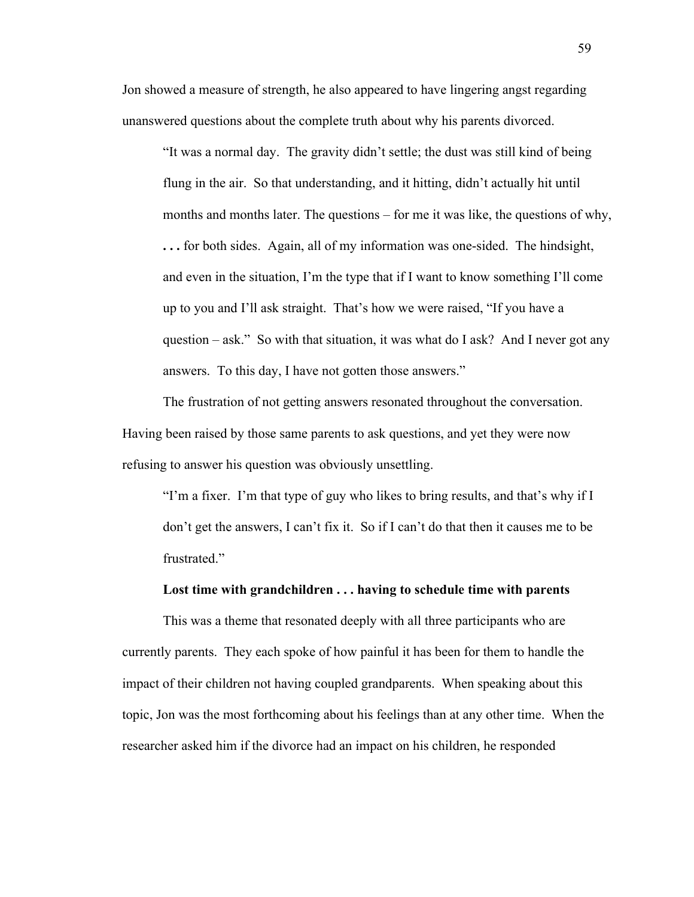Jon showed a measure of strength, he also appeared to have lingering angst regarding unanswered questions about the complete truth about why his parents divorced.

> "It was a normal day. The gravity didn't settle; the dust was still kind of being flung in the air. So that understanding, and it hitting, didn't actually hit until months and months later. The questions – for me it was like, the questions of why, **. . .** for both sides. Again, all of my information was one-sided. The hindsight, and even in the situation, I'm the type that if I want to know something I'll come up to you and I'll ask straight. That's how we were raised, "If you have a question – ask." So with that situation, it was what do I ask? And I never got any answers. To this day, I have not gotten those answers."

The frustration of not getting answers resonated throughout the conversation. Having been raised by those same parents to ask questions, and yet they were now refusing to answer his question was obviously unsettling.

> "I'm a fixer. I'm that type of guy who likes to bring results, and that's why if I don't get the answers, I can't fix it. So if I can't do that then it causes me to be frustrated."

**Lost time with grandchildren . . . having to schedule time with parents**

This was a theme that resonated deeply with all three participants who are currently parents. They each spoke of how painful it has been for them to handle the impact of their children not having coupled grandparents. When speaking about this topic, Jon was the most forthcoming about his feelings than at any other time. When the researcher asked him if the divorce had an impact on his children, he responded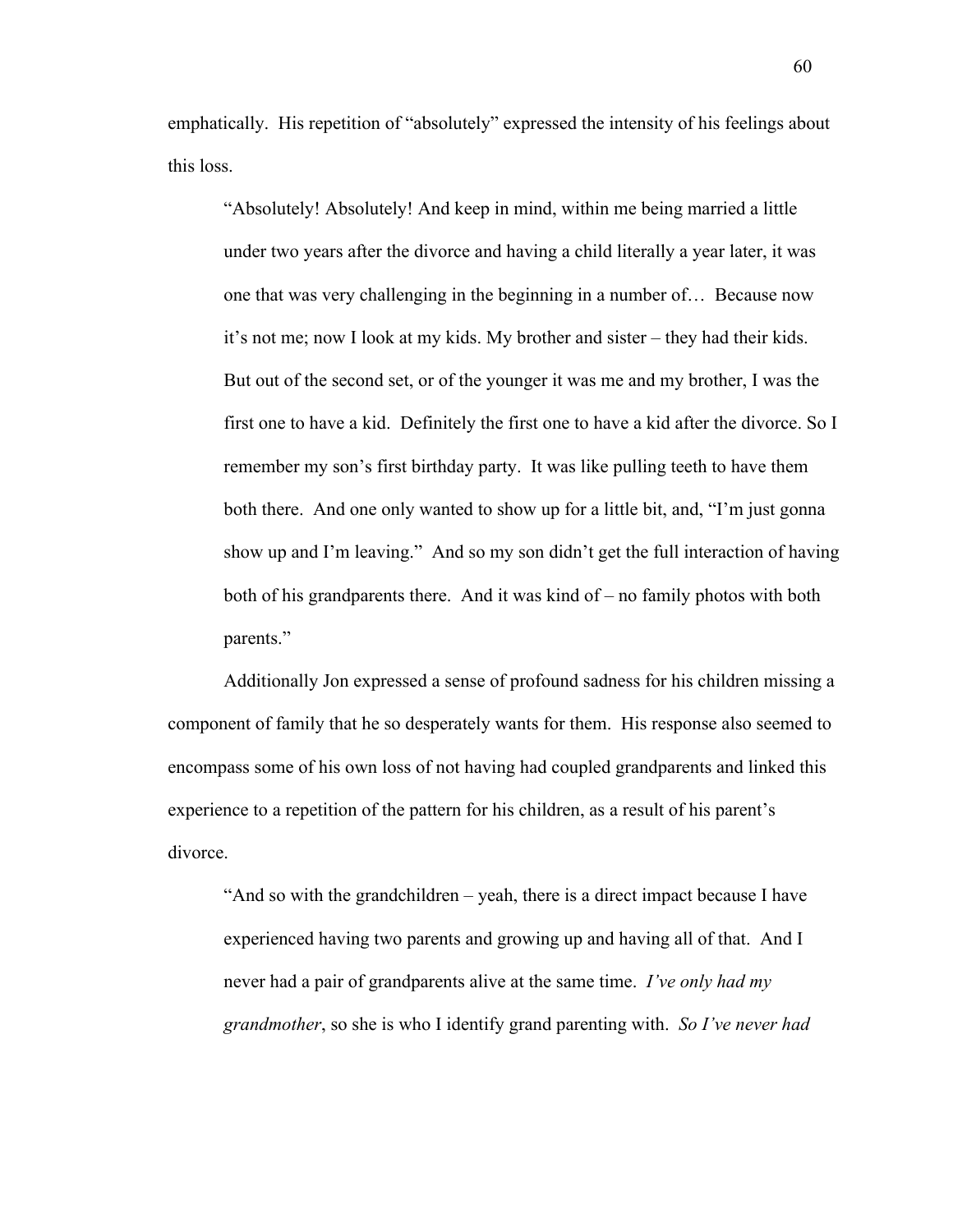emphatically. His repetition of "absolutely" expressed the intensity of his feelings about this loss.

> "Absolutely! Absolutely! And keep in mind, within me being married a little under two years after the divorce and having a child literally a year later, it was one that was very challenging in the beginning in a number of… Because now it's not me; now I look at my kids. My brother and sister – they had their kids. But out of the second set, or of the younger it was me and my brother, I was the first one to have a kid. Definitely the first one to have a kid after the divorce. So I remember my son's first birthday party. It was like pulling teeth to have them both there. And one only wanted to show up for a little bit, and, "I'm just gonna show up and I'm leaving." And so my son didn't get the full interaction of having both of his grandparents there. And it was kind of – no family photos with both parents."

Additionally Jon expressed a sense of profound sadness for his children missing a component of family that he so desperately wants for them. His response also seemed to encompass some of his own loss of not having had coupled grandparents and linked this experience to a repetition of the pattern for his children, as a result of his parent's divorce.

> "And so with the grandchildren – yeah, there is a direct impact because I have experienced having two parents and growing up and having all of that. And I never had a pair of grandparents alive at the same time. *I've only had my grandmother*, so she is who I identify grand parenting with. *So I've never had*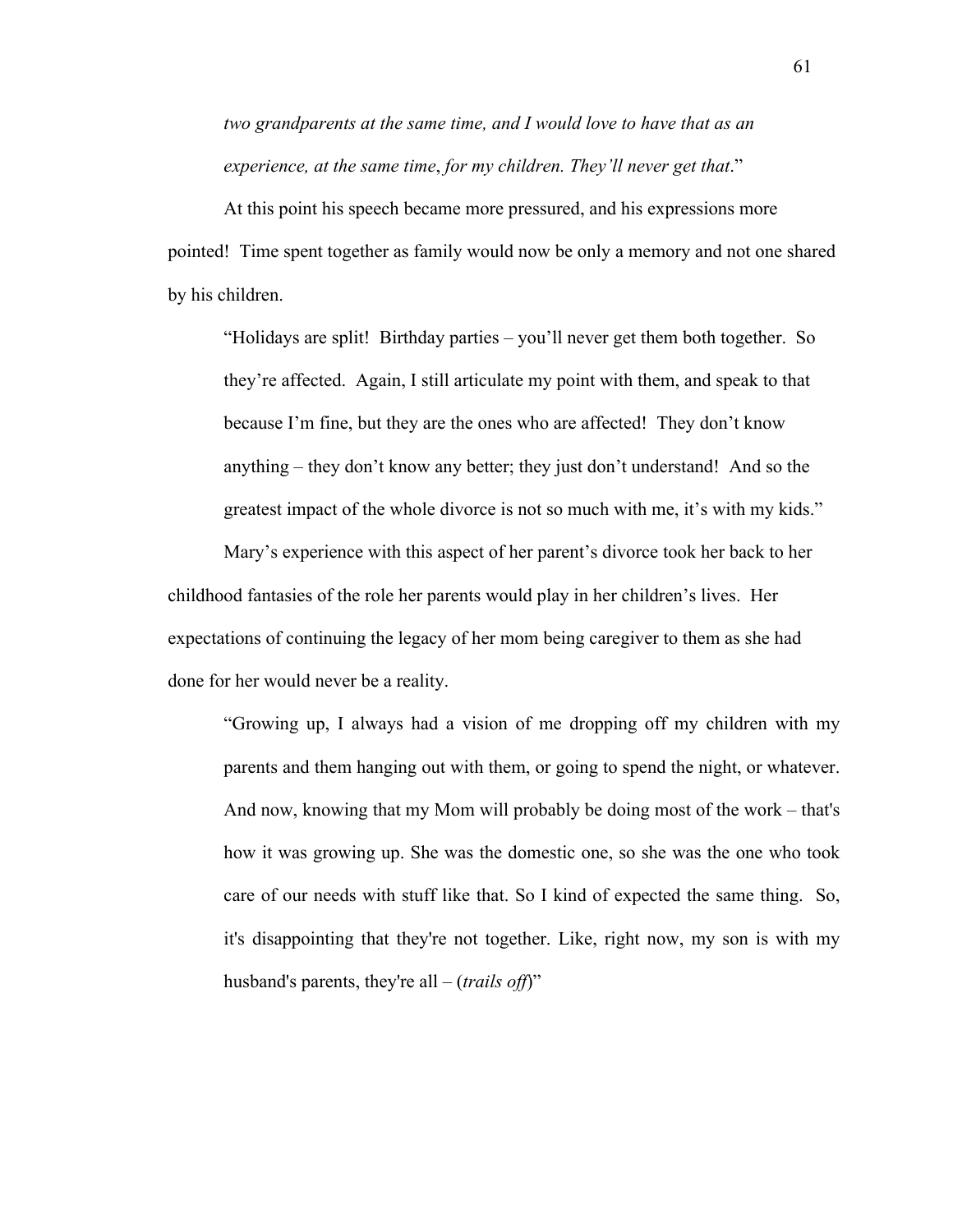> *two grandparents at the same time, and I would love to have that as an experience, at the same time*, *for my children. They'll never get that*."

At this point his speech became more pressured, and his expressions more pointed! Time spent together as family would now be only a memory and not one shared by his children.

> "Holidays are split! Birthday parties – you'll never get them both together. So they're affected. Again, I still articulate my point with them, and speak to that because I'm fine, but they are the ones who are affected! They don't know anything – they don't know any better; they just don't understand! And so the greatest impact of the whole divorce is not so much with me, it's with my kids."

Mary's experience with this aspect of her parent's divorce took her back to her childhood fantasies of the role her parents would play in her children's lives. Her expectations of continuing the legacy of her mom being caregiver to them as she had done for her would never be a reality.

> "Growing up, I always had a vision of me dropping off my children with my parents and them hanging out with them, or going to spend the night, or whatever. And now, knowing that my Mom will probably be doing most of the work – that's how it was growing up. She was the domestic one, so she was the one who took care of our needs with stuff like that. So I kind of expected the same thing. So, it's disappointing that they're not together. Like, right now, my son is with my husband's parents, they're all – (*trails off*)"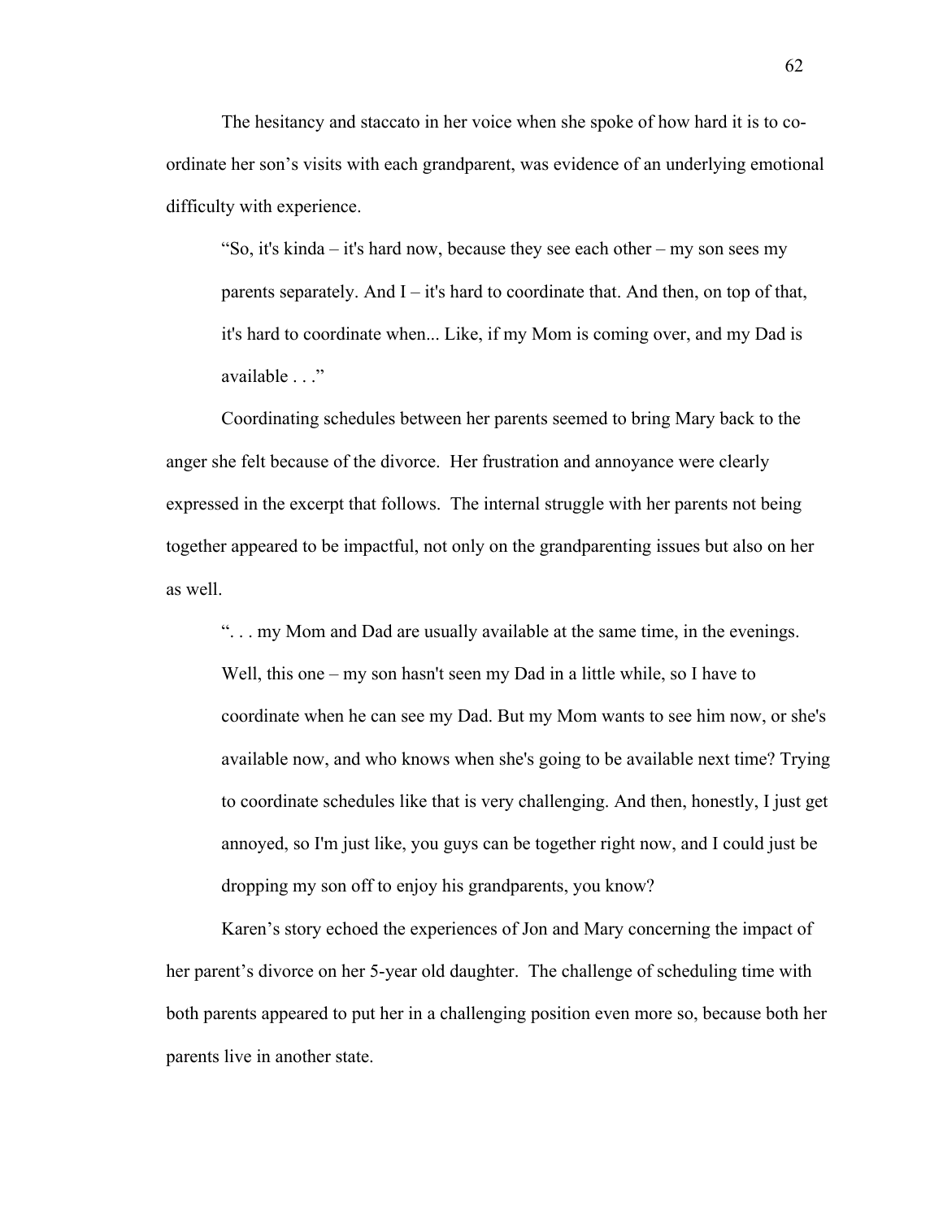The hesitancy and staccato in her voice when she spoke of how hard it is to co-ordinate her son's visits with each grandparent, was evidence of an underlying emotional difficulty with experience.

> "So, it's kinda – it's hard now, because they see each other – my son sees my parents separately. And I – it's hard to coordinate that. And then, on top of that, it's hard to coordinate when... Like, if my Mom is coming over, and my Dad is available . . ."

Coordinating schedules between her parents seemed to bring Mary back to the anger she felt because of the divorce. Her frustration and annoyance were clearly expressed in the excerpt that follows. The internal struggle with her parents not being together appeared to be impactful, not only on the grandparenting issues but also on her as well.

> ". . . my Mom and Dad are usually available at the same time, in the evenings. Well, this one – my son hasn't seen my Dad in a little while, so I have to coordinate when he can see my Dad. But my Mom wants to see him now, or she's available now, and who knows when she's going to be available next time? Trying to coordinate schedules like that is very challenging. And then, honestly, I just get annoyed, so I'm just like, you guys can be together right now, and I could just be dropping my son off to enjoy his grandparents, you know?

Karen's story echoed the experiences of Jon and Mary concerning the impact of her parent's divorce on her 5-year old daughter. The challenge of scheduling time with both parents appeared to put her in a challenging position even more so, because both her parents live in another state.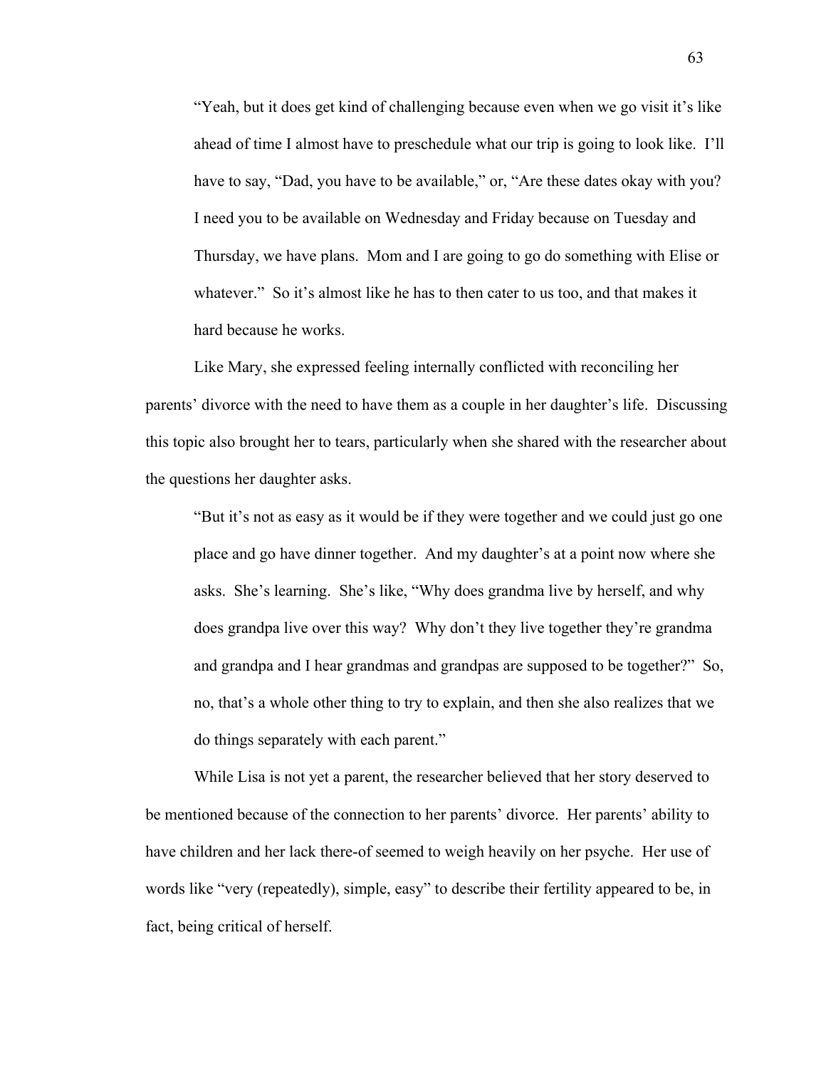> "Yeah, but it does get kind of challenging because even when we go visit it's like ahead of time I almost have to preschedule what our trip is going to look like. I'll have to say, "Dad, you have to be available," or, "Are these dates okay with you? I need you to be available on Wednesday and Friday because on Tuesday and Thursday, we have plans. Mom and I are going to go do something with Elise or whatever." So it's almost like he has to then cater to us too, and that makes it hard because he works.

Like Mary, she expressed feeling internally conflicted with reconciling her parents' divorce with the need to have them as a couple in her daughter's life. Discussing this topic also brought her to tears, particularly when she shared with the researcher about the questions her daughter asks.

> "But it's not as easy as it would be if they were together and we could just go one place and go have dinner together. And my daughter's at a point now where she asks. She's learning. She's like, "Why does grandma live by herself, and why does grandpa live over this way? Why don't they live together they're grandma and grandpa and I hear grandmas and grandpas are supposed to be together?" So, no, that's a whole other thing to try to explain, and then she also realizes that we do things separately with each parent."

While Lisa is not yet a parent, the researcher believed that her story deserved to be mentioned because of the connection to her parents' divorce. Her parents' ability to have children and her lack there-of seemed to weigh heavily on her psyche. Her use of words like "very (repeatedly), simple, easy" to describe their fertility appeared to be, in fact, being critical of herself.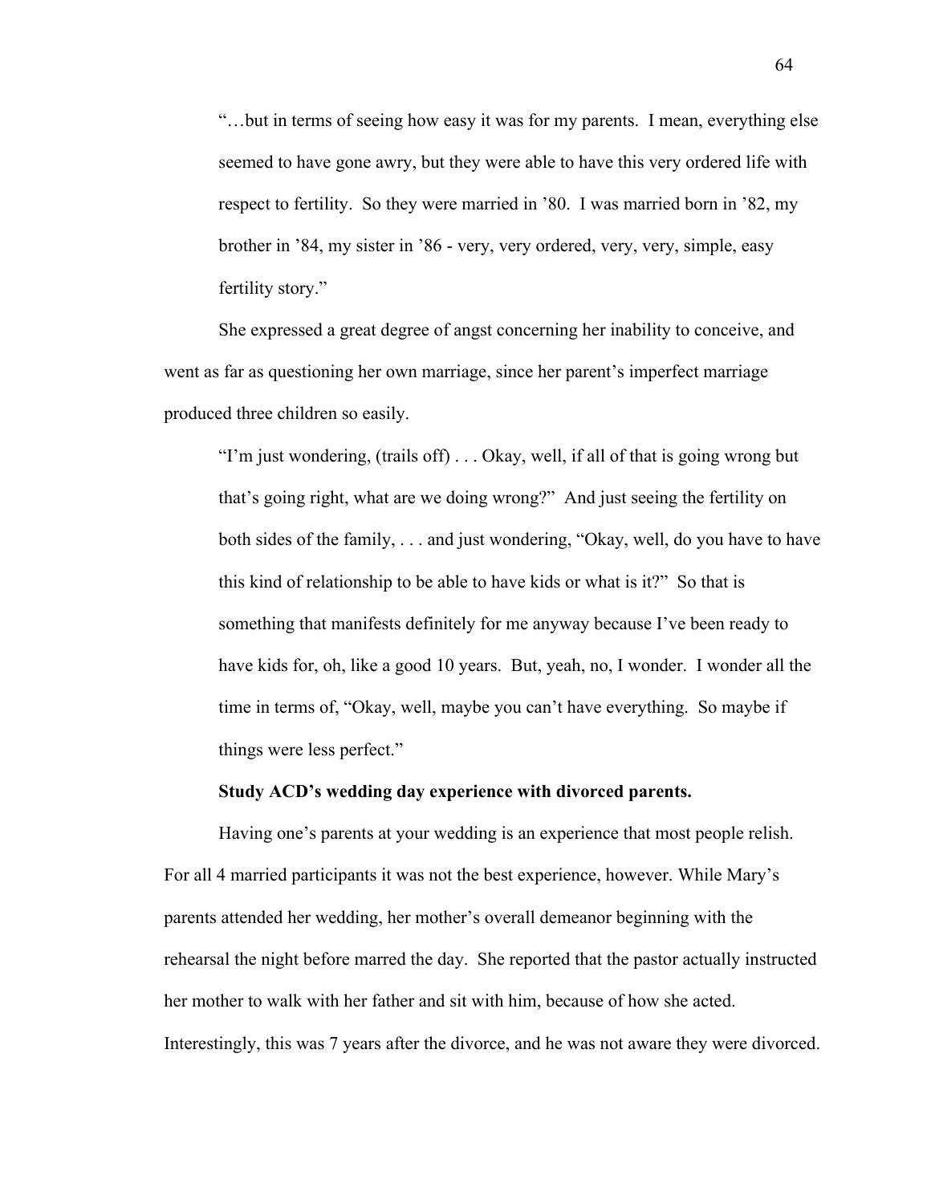> "…but in terms of seeing how easy it was for my parents. I mean, everything else seemed to have gone awry, but they were able to have this very ordered life with respect to fertility. So they were married in '80. I was married born in '82, my brother in '84, my sister in '86 - very, very ordered, very, very, simple, easy fertility story."

She expressed a great degree of angst concerning her inability to conceive, and went as far as questioning her own marriage, since her parent's imperfect marriage produced three children so easily.

> "I'm just wondering, (trails off) . . . Okay, well, if all of that is going wrong but that's going right, what are we doing wrong?" And just seeing the fertility on both sides of the family, . . . and just wondering, "Okay, well, do you have to have this kind of relationship to be able to have kids or what is it?" So that is something that manifests definitely for me anyway because I've been ready to have kids for, oh, like a good 10 years. But, yeah, no, I wonder. I wonder all the time in terms of, "Okay, well, maybe you can't have everything. So maybe if things were less perfect."

**Study ACD's wedding day experience with divorced parents.**

Having one's parents at your wedding is an experience that most people relish. For all 4 married participants it was not the best experience, however. While Mary's parents attended her wedding, her mother's overall demeanor beginning with the rehearsal the night before marred the day. She reported that the pastor actually instructed her mother to walk with her father and sit with him, because of how she acted. Interestingly, this was 7 years after the divorce, and he was not aware they were divorced.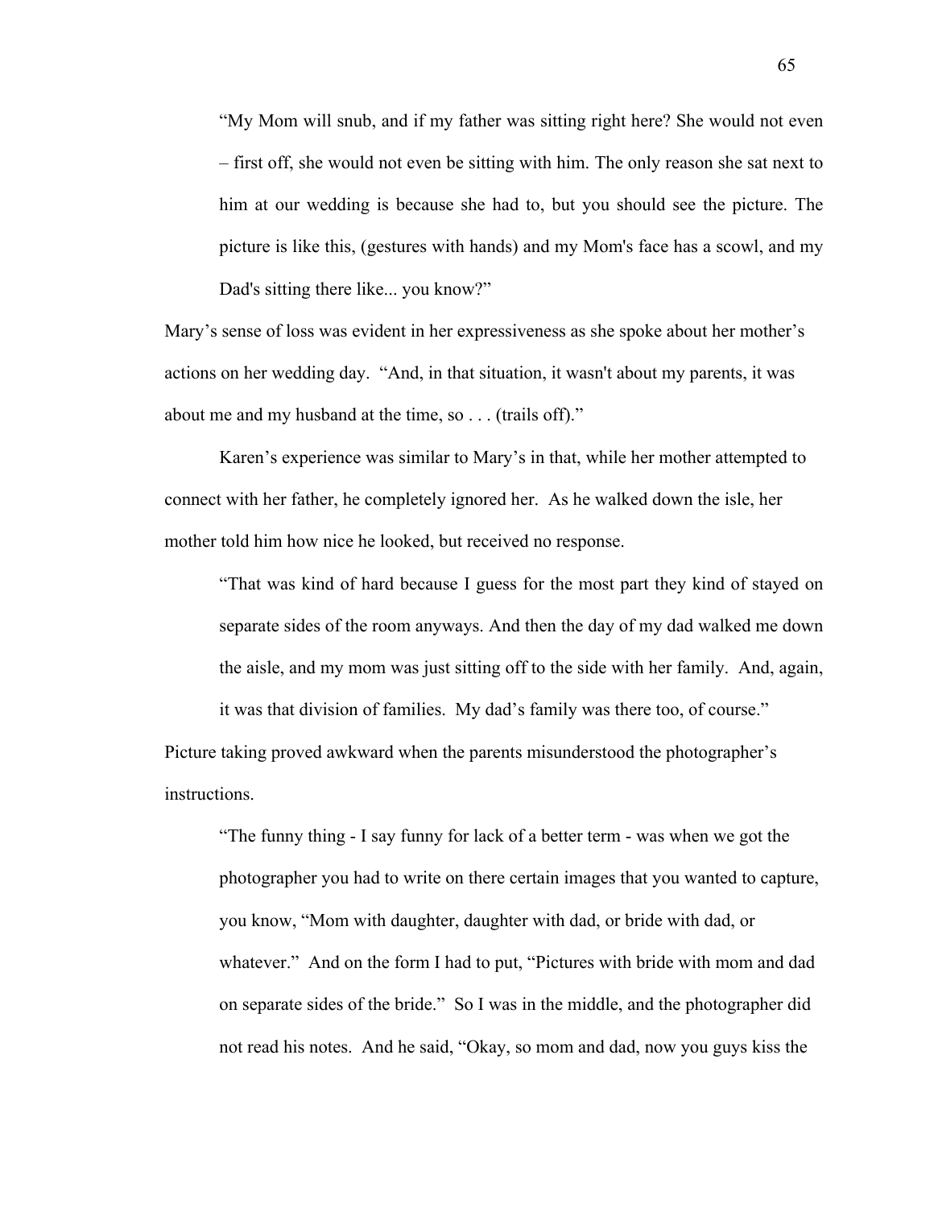> "My Mom will snub, and if my father was sitting right here? She would not even – first off, she would not even be sitting with him. The only reason she sat next to him at our wedding is because she had to, but you should see the picture. The picture is like this, (gestures with hands) and my Mom's face has a scowl, and my Dad's sitting there like... you know?"

Mary's sense of loss was evident in her expressiveness as she spoke about her mother's actions on her wedding day. "And, in that situation, it wasn't about my parents, it was about me and my husband at the time, so . . . (trails off)."

Karen's experience was similar to Mary's in that, while her mother attempted to connect with her father, he completely ignored her. As he walked down the isle, her mother told him how nice he looked, but received no response.

> "That was kind of hard because I guess for the most part they kind of stayed on separate sides of the room anyways. And then the day of my dad walked me down the aisle, and my mom was just sitting off to the side with her family. And, again, it was that division of families. My dad's family was there too, of course."

Picture taking proved awkward when the parents misunderstood the photographer's instructions.

> "The funny thing - I say funny for lack of a better term - was when we got the photographer you had to write on there certain images that you wanted to capture, you know, "Mom with daughter, daughter with dad, or bride with dad, or whatever." And on the form I had to put, "Pictures with bride with mom and dad on separate sides of the bride." So I was in the middle, and the photographer did not read his notes. And he said, "Okay, so mom and dad, now you guys kiss the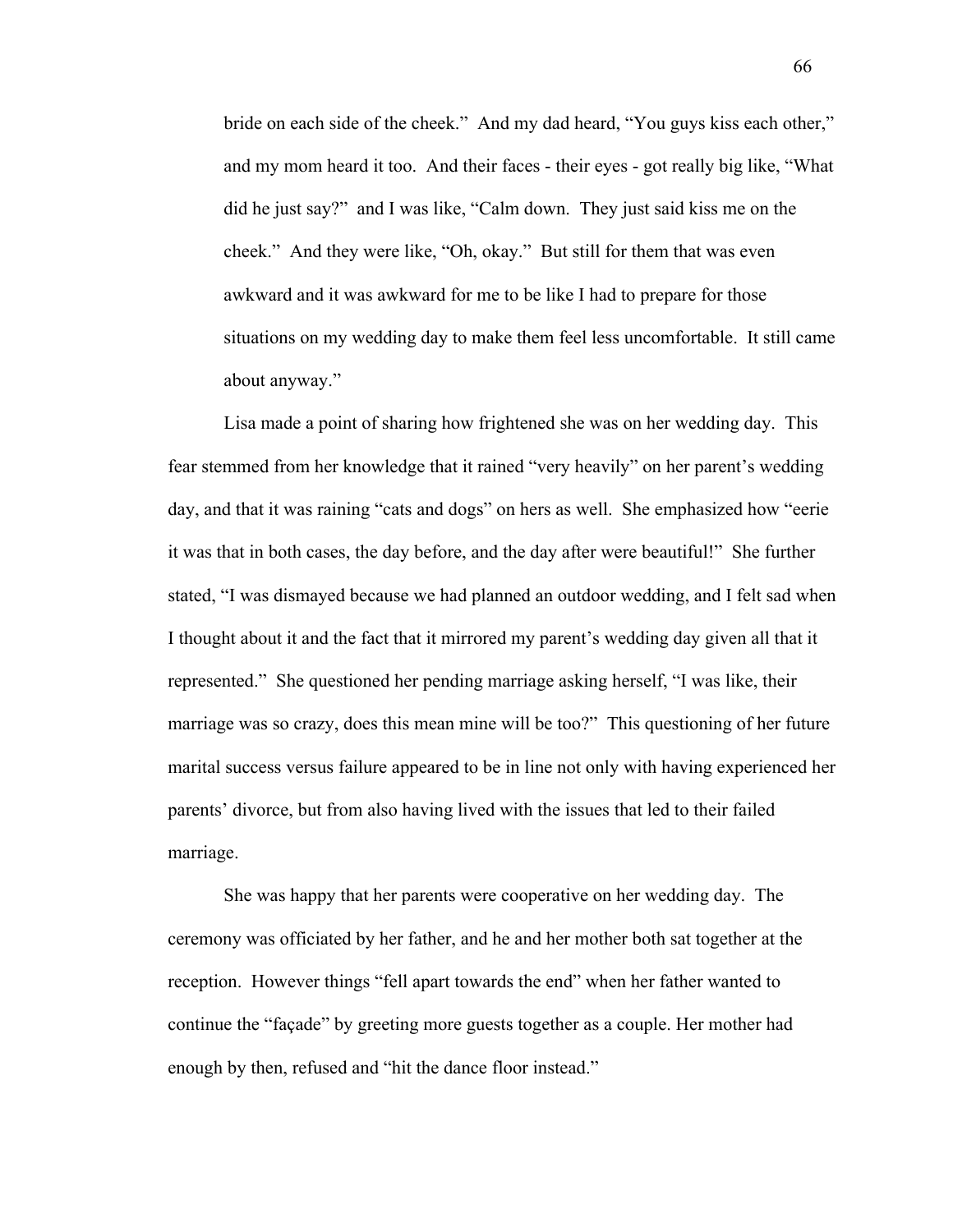> bride on each side of the cheek." And my dad heard, "You guys kiss each other," and my mom heard it too. And their faces - their eyes - got really big like, "What did he just say?" and I was like, "Calm down. They just said kiss me on the cheek." And they were like, "Oh, okay." But still for them that was even awkward and it was awkward for me to be like I had to prepare for those situations on my wedding day to make them feel less uncomfortable. It still came about anyway."

Lisa made a point of sharing how frightened she was on her wedding day. This fear stemmed from her knowledge that it rained "very heavily" on her parent's wedding day, and that it was raining "cats and dogs" on hers as well. She emphasized how "eerie it was that in both cases, the day before, and the day after were beautiful!" She further stated, "I was dismayed because we had planned an outdoor wedding, and I felt sad when I thought about it and the fact that it mirrored my parent's wedding day given all that it represented." She questioned her pending marriage asking herself, "I was like, their marriage was so crazy, does this mean mine will be too?" This questioning of her future marital success versus failure appeared to be in line not only with having experienced her parents' divorce, but from also having lived with the issues that led to their failed marriage.

She was happy that her parents were cooperative on her wedding day. The ceremony was officiated by her father, and he and her mother both sat together at the reception. However things "fell apart towards the end" when her father wanted to continue the "façade" by greeting more guests together as a couple. Her mother had enough by then, refused and "hit the dance floor instead."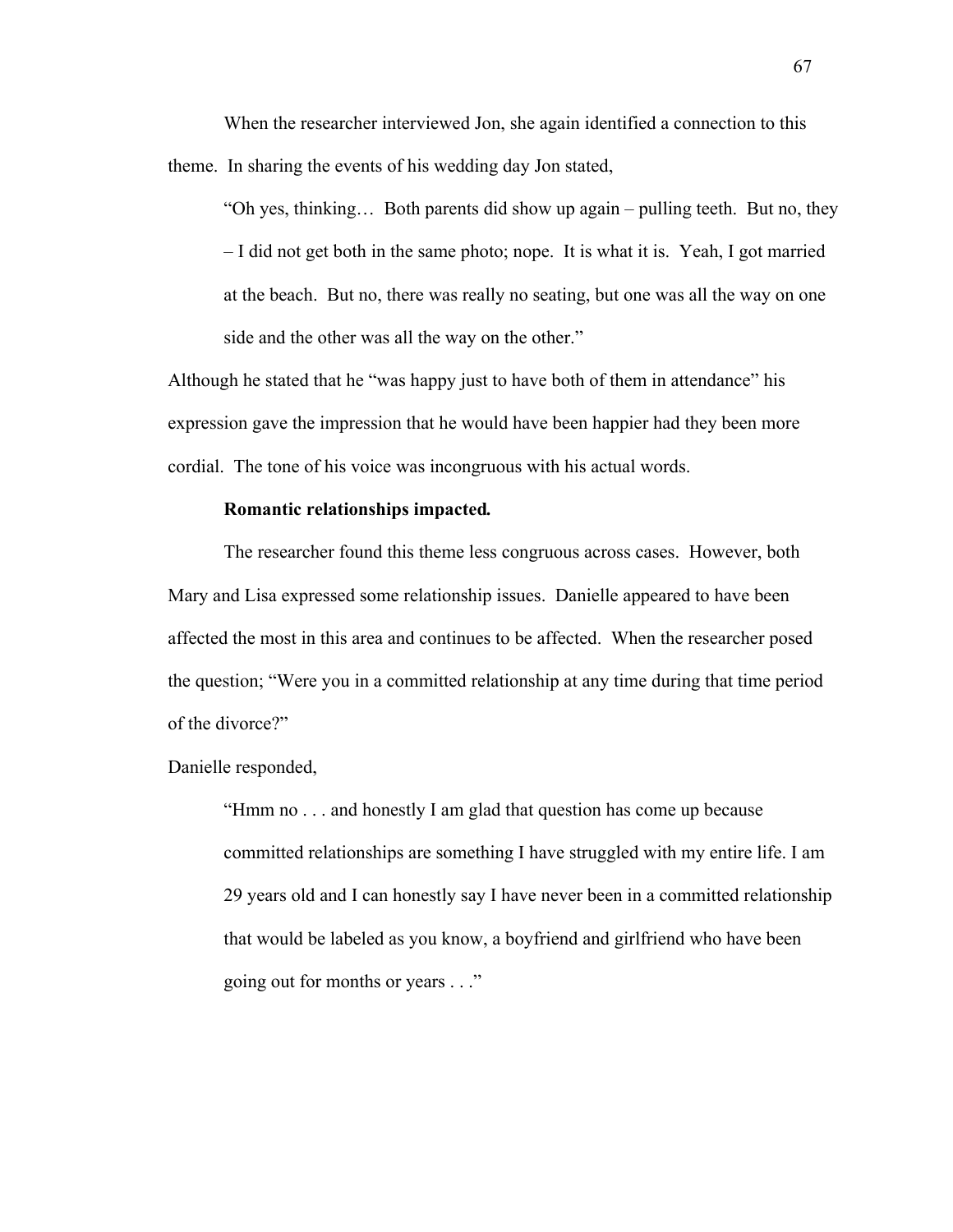When the researcher interviewed Jon, she again identified a connection to this theme. In sharing the events of his wedding day Jon stated,

> "Oh yes, thinking… Both parents did show up again – pulling teeth. But no, they – I did not get both in the same photo; nope. It is what it is. Yeah, I got married at the beach. But no, there was really no seating, but one was all the way on one side and the other was all the way on the other."

Although he stated that he "was happy just to have both of them in attendance" his expression gave the impression that he would have been happier had they been more cordial. The tone of his voice was incongruous with his actual words.

**Romantic relationships impacted.**

The researcher found this theme less congruous across cases. However, both Mary and Lisa expressed some relationship issues. Danielle appeared to have been affected the most in this area and continues to be affected. When the researcher posed the question; "Were you in a committed relationship at any time during that time period of the divorce?"

Danielle responded,

> "Hmm no . . . and honestly I am glad that question has come up because committed relationships are something I have struggled with my entire life. I am 29 years old and I can honestly say I have never been in a committed relationship that would be labeled as you know, a boyfriend and girlfriend who have been going out for months or years . . ."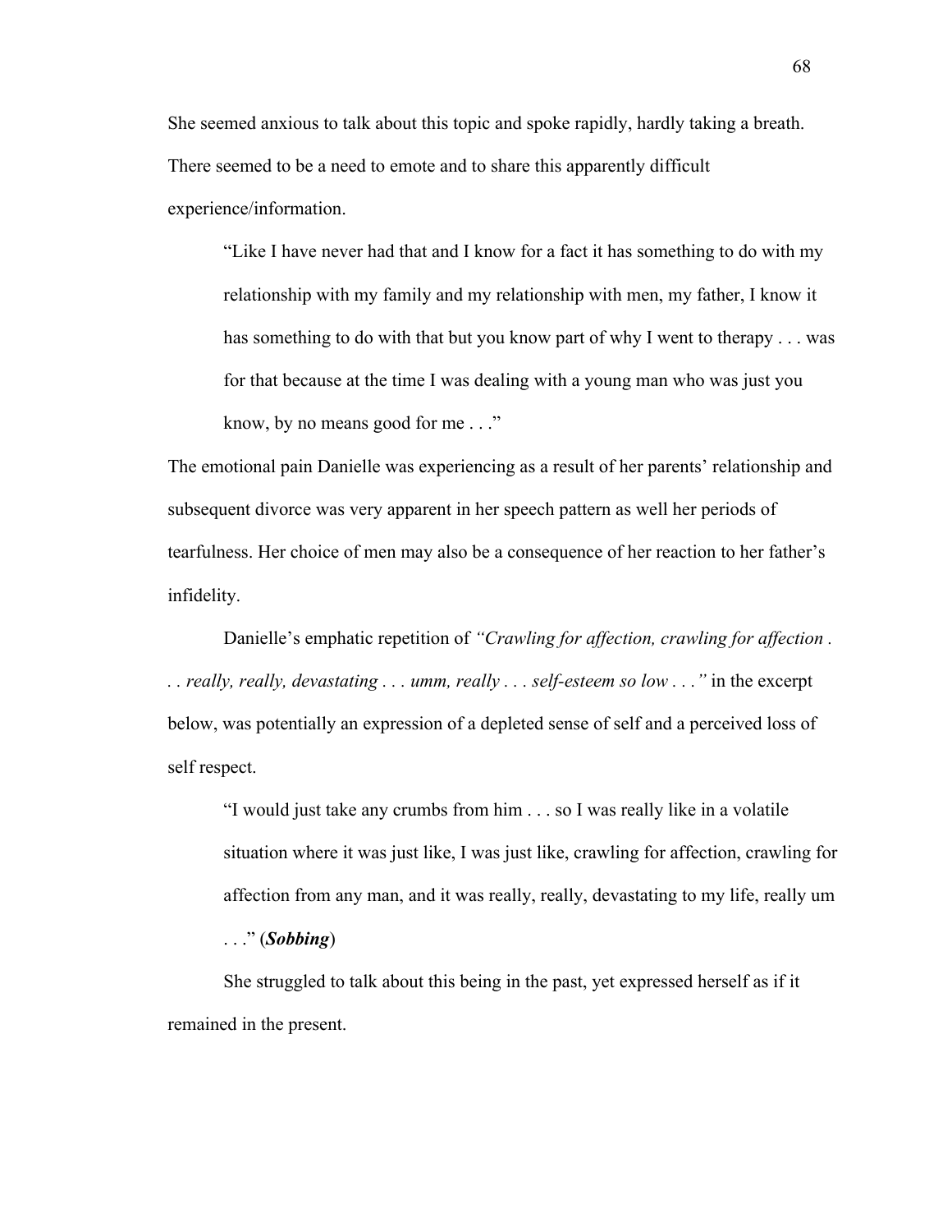She seemed anxious to talk about this topic and spoke rapidly, hardly taking a breath. There seemed to be a need to emote and to share this apparently difficult experience/information.

> "Like I have never had that and I know for a fact it has something to do with my relationship with my family and my relationship with men, my father, I know it has something to do with that but you know part of why I went to therapy . . . was for that because at the time I was dealing with a young man who was just you know, by no means good for me . . ."

The emotional pain Danielle was experiencing as a result of her parents' relationship and subsequent divorce was very apparent in her speech pattern as well her periods of tearfulness. Her choice of men may also be a consequence of her reaction to her father's infidelity.

Danielle's emphatic repetition of *"Crawling for affection, crawling for affection . . . really, really, devastating . . . umm, really . . . self-esteem so low . . ."* in the excerpt below, was potentially an expression of a depleted sense of self and a perceived loss of self respect.

> "I would just take any crumbs from him . . . so I was really like in a volatile situation where it was just like, I was just like, crawling for affection, crawling for affection from any man, and it was really, really, devastating to my life, really um . . ." (***Sobbing***)

She struggled to talk about this being in the past, yet expressed herself as if it remained in the present.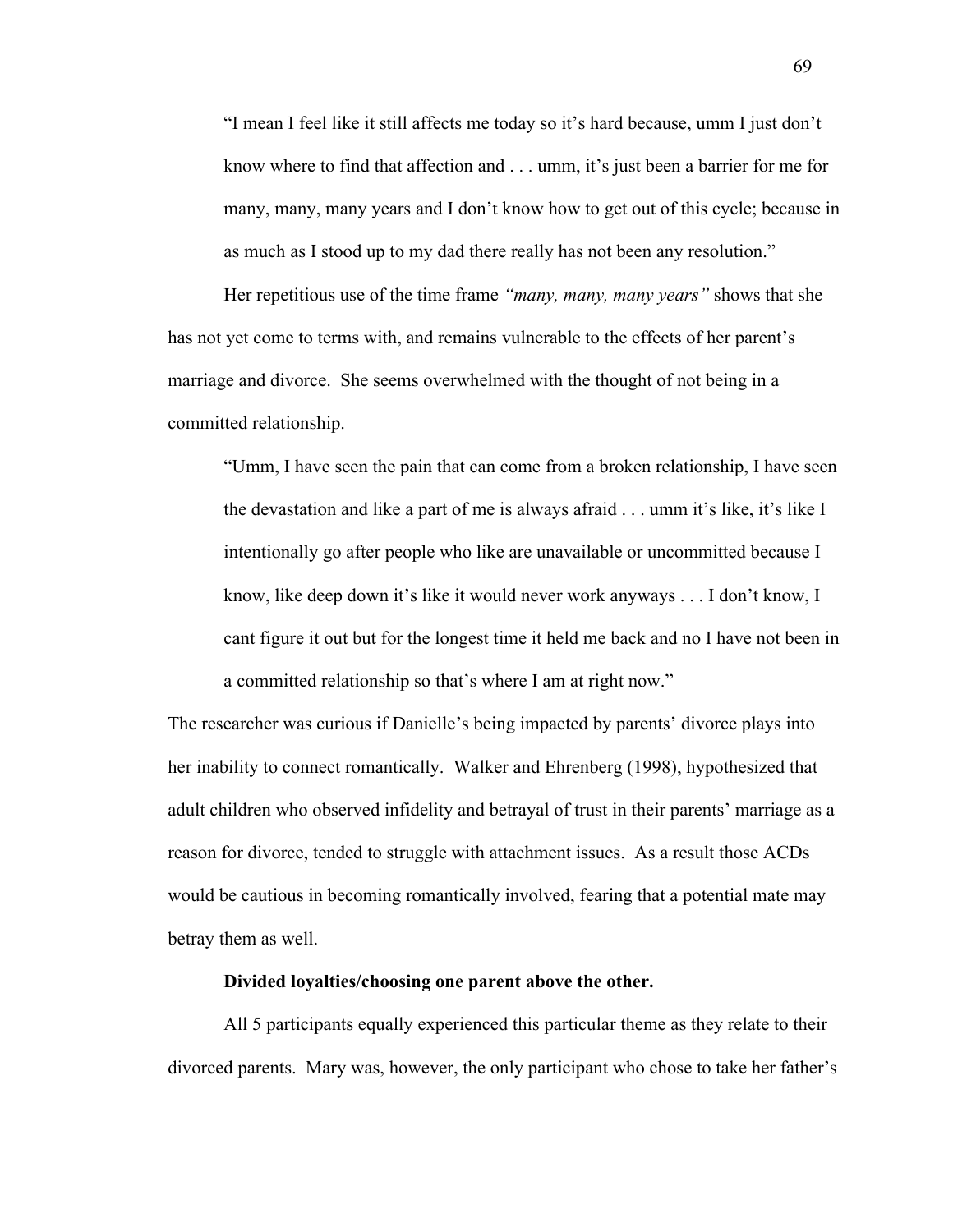"I mean I feel like it still affects me today so it's hard because, umm I just don't know where to find that affection and . . . umm, it's just been a barrier for me for many, many, many years and I don't know how to get out of this cycle; because in as much as I stood up to my dad there really has not been any resolution."

Her repetitious use of the time frame *"many, many, many years"* shows that she has not yet come to terms with, and remains vulnerable to the effects of her parent's marriage and divorce. She seems overwhelmed with the thought of not being in a committed relationship.

"Umm, I have seen the pain that can come from a broken relationship, I have seen the devastation and like a part of me is always afraid . . . umm it's like, it's like I intentionally go after people who like are unavailable or uncommitted because I know, like deep down it's like it would never work anyways . . . I don't know, I cant figure it out but for the longest time it held me back and no I have not been in a committed relationship so that's where I am at right now."

The researcher was curious if Danielle's being impacted by parents' divorce plays into her inability to connect romantically. Walker and Ehrenberg (1998), hypothesized that adult children who observed infidelity and betrayal of trust in their parents' marriage as a reason for divorce, tended to struggle with attachment issues. As a result those ACDs would be cautious in becoming romantically involved, fearing that a potential mate may betray them as well.

**Divided loyalties/choosing one parent above the other.**

All 5 participants equally experienced this particular theme as they relate to their divorced parents. Mary was, however, the only participant who chose to take her father's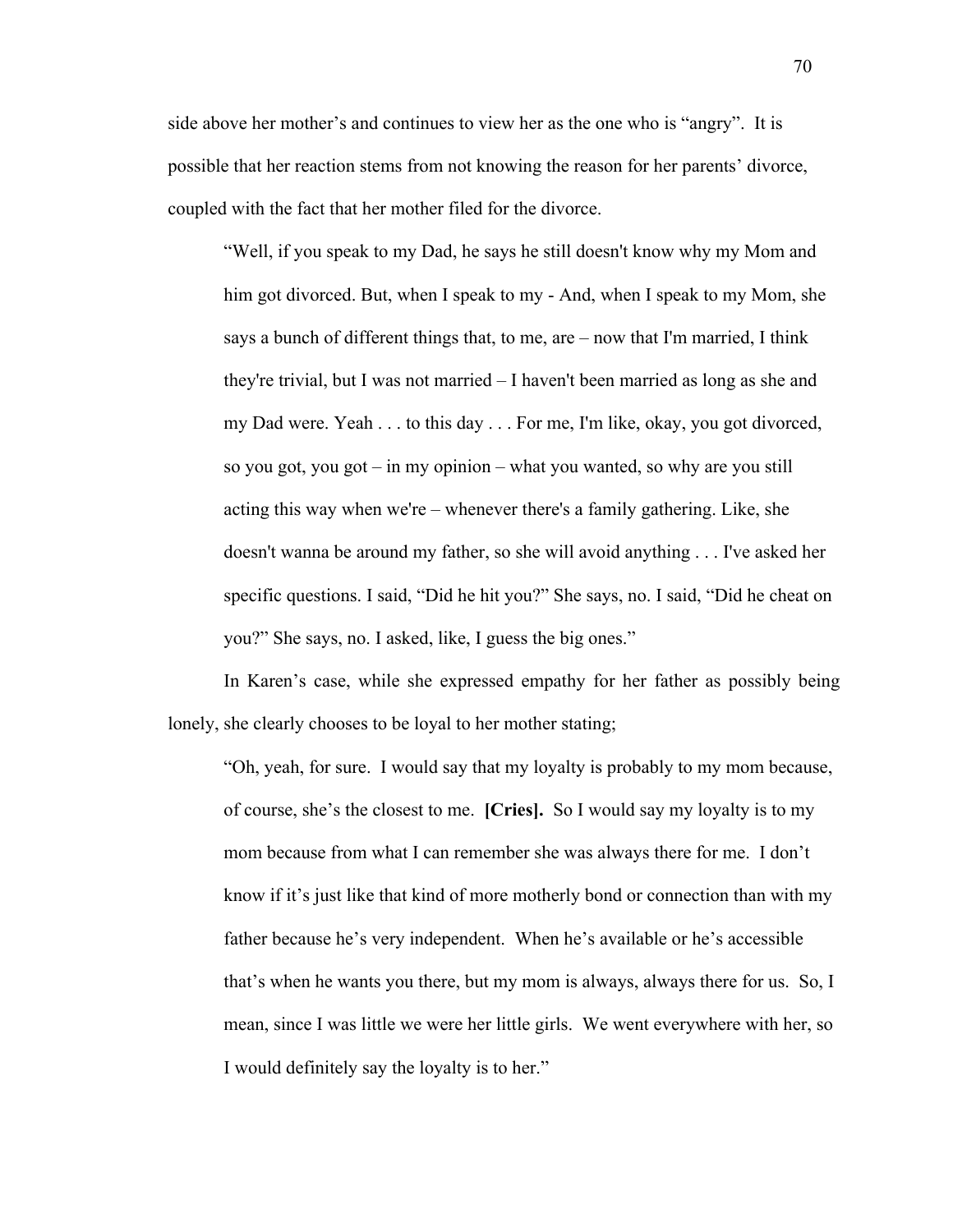side above her mother's and continues to view her as the one who is "angry". It is possible that her reaction stems from not knowing the reason for her parents' divorce, coupled with the fact that her mother filed for the divorce.

> "Well, if you speak to my Dad, he says he still doesn't know why my Mom and him got divorced. But, when I speak to my - And, when I speak to my Mom, she says a bunch of different things that, to me, are – now that I'm married, I think they're trivial, but I was not married – I haven't been married as long as she and my Dad were. Yeah . . . to this day . . . For me, I'm like, okay, you got divorced, so you got, you got – in my opinion – what you wanted, so why are you still acting this way when we're – whenever there's a family gathering. Like, she doesn't wanna be around my father, so she will avoid anything . . . I've asked her specific questions. I said, "Did he hit you?" She says, no. I said, "Did he cheat on you?" She says, no. I asked, like, I guess the big ones."

In Karen's case, while she expressed empathy for her father as possibly being lonely, she clearly chooses to be loyal to her mother stating;

> "Oh, yeah, for sure. I would say that my loyalty is probably to my mom because, of course, she's the closest to me. **[Cries].** So I would say my loyalty is to my mom because from what I can remember she was always there for me. I don't know if it's just like that kind of more motherly bond or connection than with my father because he's very independent. When he's available or he's accessible that's when he wants you there, but my mom is always, always there for us. So, I mean, since I was little we were her little girls. We went everywhere with her, so I would definitely say the loyalty is to her."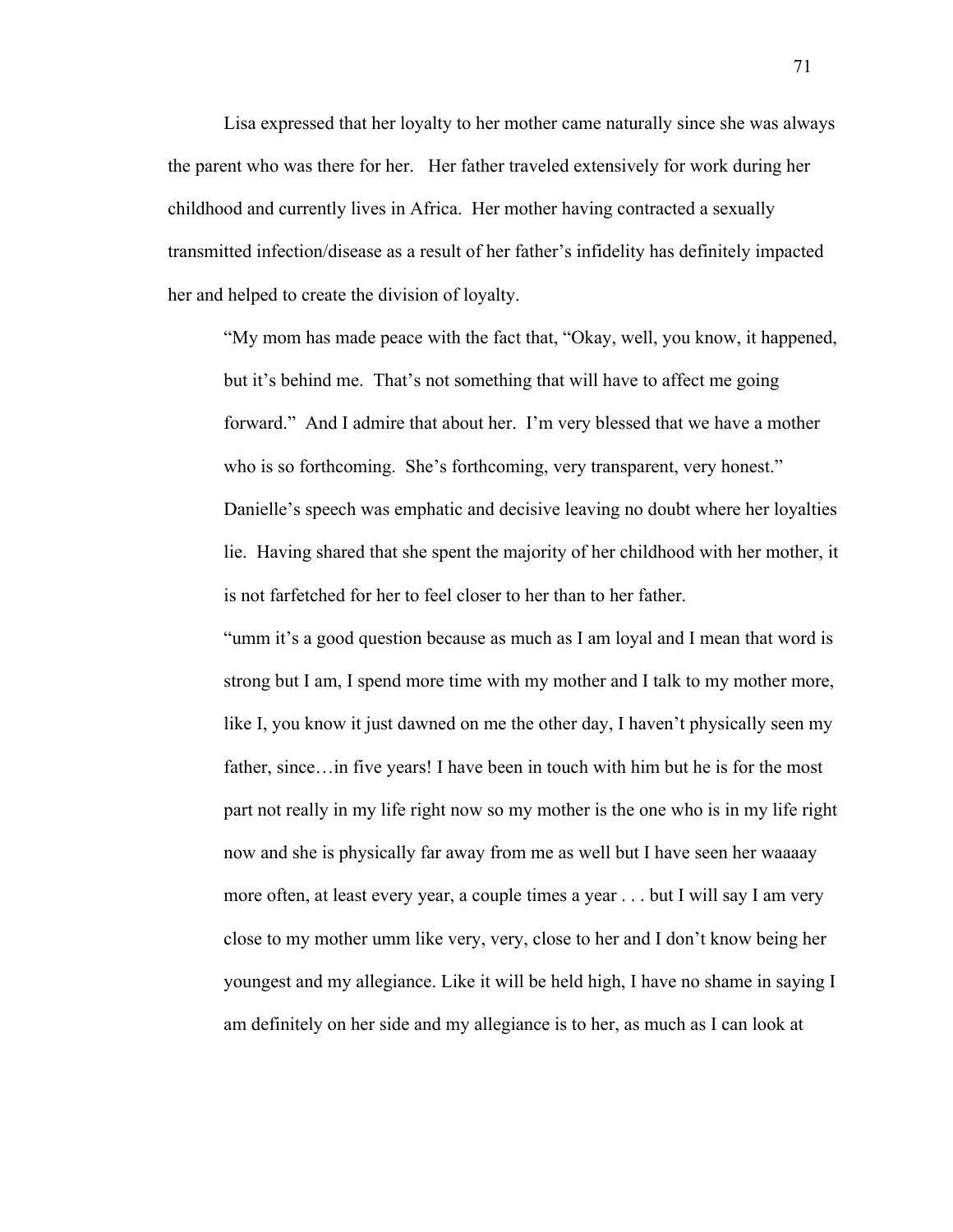Lisa expressed that her loyalty to her mother came naturally since she was always the parent who was there for her. Her father traveled extensively for work during her childhood and currently lives in Africa. Her mother having contracted a sexually transmitted infection/disease as a result of her father's infidelity has definitely impacted her and helped to create the division of loyalty.

> "My mom has made peace with the fact that, "Okay, well, you know, it happened, but it's behind me. That's not something that will have to affect me going forward." And I admire that about her. I'm very blessed that we have a mother who is so forthcoming. She's forthcoming, very transparent, very honest."
>
> Danielle's speech was emphatic and decisive leaving no doubt where her loyalties lie. Having shared that she spent the majority of her childhood with her mother, it is not farfetched for her to feel closer to her than to her father.
>
> "umm it's a good question because as much as I am loyal and I mean that word is strong but I am, I spend more time with my mother and I talk to my mother more, like I, you know it just dawned on me the other day, I haven't physically seen my father, since…in five years! I have been in touch with him but he is for the most part not really in my life right now so my mother is the one who is in my life right now and she is physically far away from me as well but I have seen her waaaay more often, at least every year, a couple times a year . . . but I will say I am very close to my mother umm like very, very, close to her and I don't know being her youngest and my allegiance. Like it will be held high, I have no shame in saying I am definitely on her side and my allegiance is to her, as much as I can look at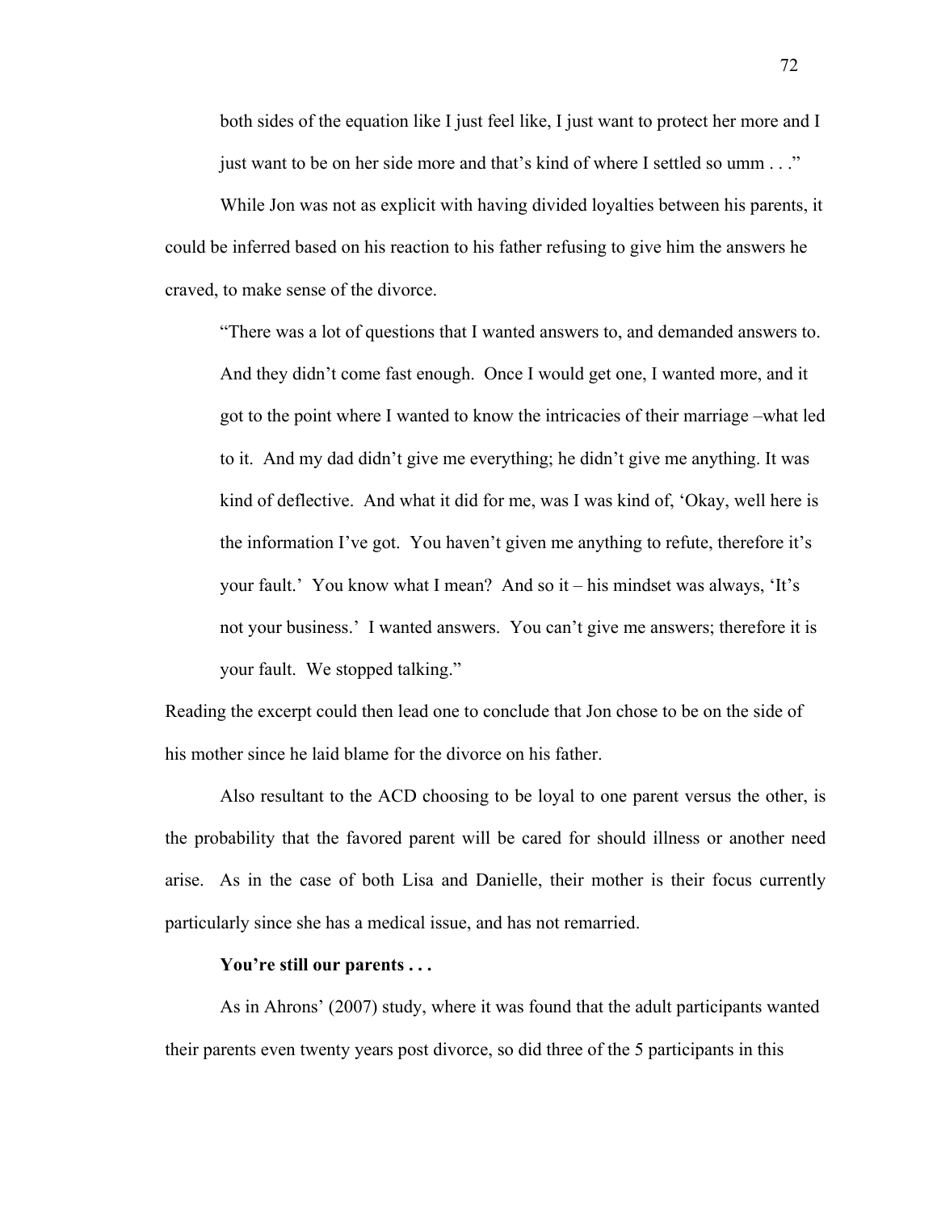both sides of the equation like I just feel like, I just want to protect her more and I just want to be on her side more and that's kind of where I settled so umm . . ."

While Jon was not as explicit with having divided loyalties between his parents, it could be inferred based on his reaction to his father refusing to give him the answers he craved, to make sense of the divorce.

> "There was a lot of questions that I wanted answers to, and demanded answers to. And they didn't come fast enough. Once I would get one, I wanted more, and it got to the point where I wanted to know the intricacies of their marriage –what led to it. And my dad didn't give me everything; he didn't give me anything. It was kind of deflective. And what it did for me, was I was kind of, 'Okay, well here is the information I've got. You haven't given me anything to refute, therefore it's your fault.' You know what I mean? And so it – his mindset was always, 'It's not your business.' I wanted answers. You can't give me answers; therefore it is your fault. We stopped talking."

Reading the excerpt could then lead one to conclude that Jon chose to be on the side of his mother since he laid blame for the divorce on his father.

Also resultant to the ACD choosing to be loyal to one parent versus the other, is the probability that the favored parent will be cared for should illness or another need arise. As in the case of both Lisa and Danielle, their mother is their focus currently particularly since she has a medical issue, and has not remarried.

**You're still our parents . . .**

As in Ahrons' (2007) study, where it was found that the adult participants wanted their parents even twenty years post divorce, so did three of the 5 participants in this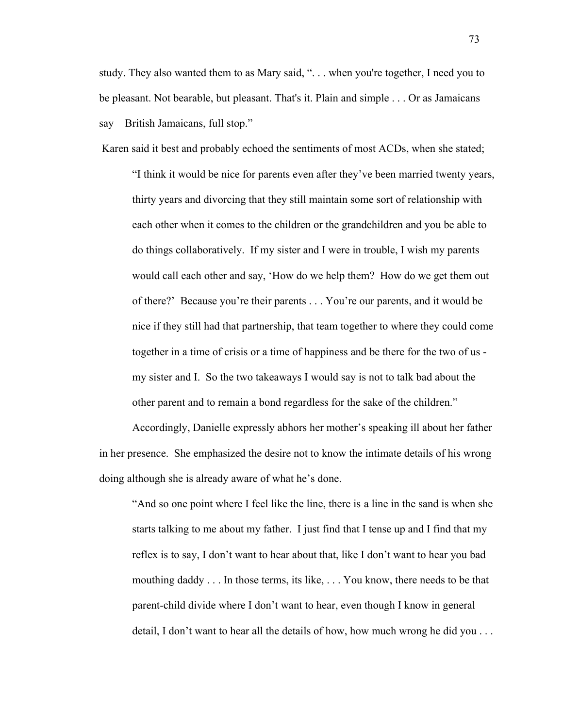study. They also wanted them to as Mary said, ". . . when you're together, I need you to be pleasant. Not bearable, but pleasant. That's it. Plain and simple . . . Or as Jamaicans say – British Jamaicans, full stop."

Karen said it best and probably echoed the sentiments of most ACDs, when she stated;

> "I think it would be nice for parents even after they've been married twenty years, thirty years and divorcing that they still maintain some sort of relationship with each other when it comes to the children or the grandchildren and you be able to do things collaboratively. If my sister and I were in trouble, I wish my parents would call each other and say, 'How do we help them? How do we get them out of there?' Because you're their parents . . . You're our parents, and it would be nice if they still had that partnership, that team together to where they could come together in a time of crisis or a time of happiness and be there for the two of us - my sister and I. So the two takeaways I would say is not to talk bad about the other parent and to remain a bond regardless for the sake of the children."

Accordingly, Danielle expressly abhors her mother's speaking ill about her father in her presence. She emphasized the desire not to know the intimate details of his wrong doing although she is already aware of what he's done.

> "And so one point where I feel like the line, there is a line in the sand is when she starts talking to me about my father. I just find that I tense up and I find that my reflex is to say, I don't want to hear about that, like I don't want to hear you bad mouthing daddy . . . In those terms, its like, . . . You know, there needs to be that parent-child divide where I don't want to hear, even though I know in general detail, I don't want to hear all the details of how, how much wrong he did you . . .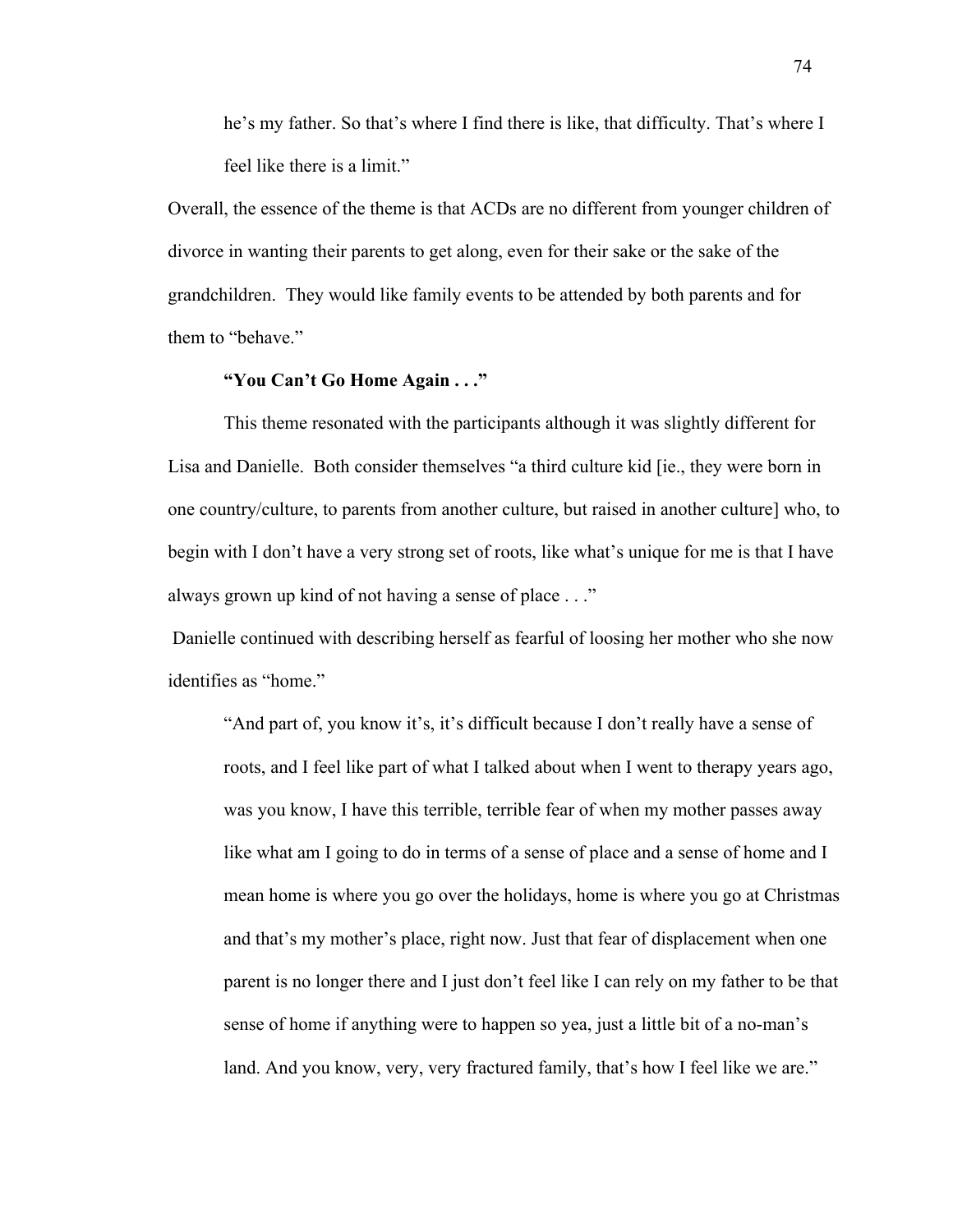> he's my father. So that's where I find there is like, that difficulty. That's where I feel like there is a limit."

Overall, the essence of the theme is that ACDs are no different from younger children of divorce in wanting their parents to get along, even for their sake or the sake of the grandchildren. They would like family events to be attended by both parents and for them to "behave."

**"You Can't Go Home Again . . ."**

This theme resonated with the participants although it was slightly different for Lisa and Danielle. Both consider themselves "a third culture kid [ie., they were born in one country/culture, to parents from another culture, but raised in another culture] who, to begin with I don't have a very strong set of roots, like what's unique for me is that I have always grown up kind of not having a sense of place . . ."

Danielle continued with describing herself as fearful of loosing her mother who she now identifies as "home."

> "And part of, you know it's, it's difficult because I don't really have a sense of roots, and I feel like part of what I talked about when I went to therapy years ago, was you know, I have this terrible, terrible fear of when my mother passes away like what am I going to do in terms of a sense of place and a sense of home and I mean home is where you go over the holidays, home is where you go at Christmas and that's my mother's place, right now. Just that fear of displacement when one parent is no longer there and I just don't feel like I can rely on my father to be that sense of home if anything were to happen so yea, just a little bit of a no-man's land. And you know, very, very fractured family, that's how I feel like we are."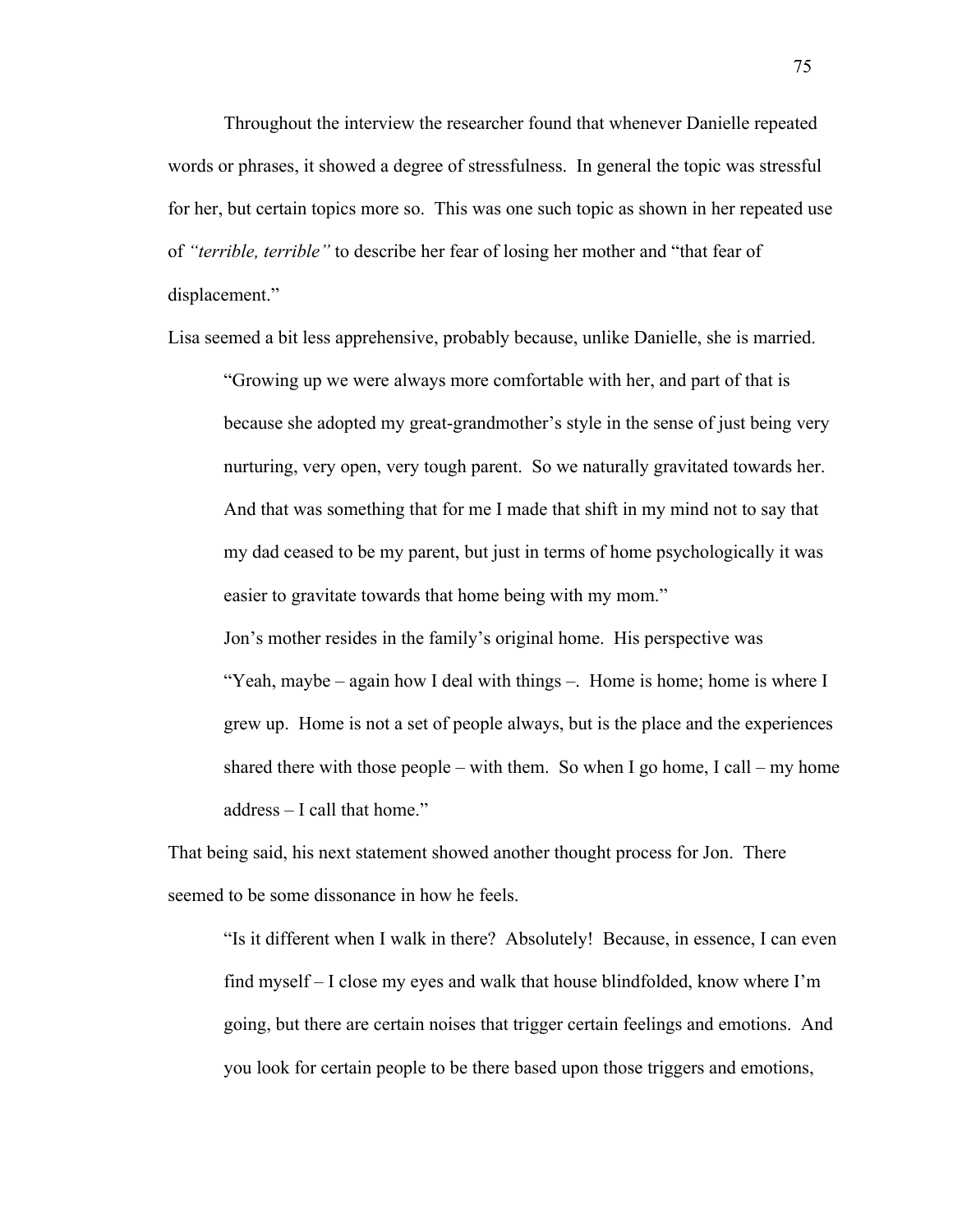Throughout the interview the researcher found that whenever Danielle repeated words or phrases, it showed a degree of stressfulness. In general the topic was stressful for her, but certain topics more so. This was one such topic as shown in her repeated use of *"terrible, terrible"* to describe her fear of losing her mother and "that fear of displacement."

Lisa seemed a bit less apprehensive, probably because, unlike Danielle, she is married.

> "Growing up we were always more comfortable with her, and part of that is because she adopted my great-grandmother's style in the sense of just being very nurturing, very open, very tough parent. So we naturally gravitated towards her. And that was something that for me I made that shift in my mind not to say that my dad ceased to be my parent, but just in terms of home psychologically it was easier to gravitate towards that home being with my mom."
>
> Jon's mother resides in the family's original home. His perspective was "Yeah, maybe – again how I deal with things –. Home is home; home is where I grew up. Home is not a set of people always, but is the place and the experiences shared there with those people – with them. So when I go home, I call – my home address – I call that home."

That being said, his next statement showed another thought process for Jon. There seemed to be some dissonance in how he feels.

> "Is it different when I walk in there? Absolutely! Because, in essence, I can even find myself – I close my eyes and walk that house blindfolded, know where I'm going, but there are certain noises that trigger certain feelings and emotions. And you look for certain people to be there based upon those triggers and emotions,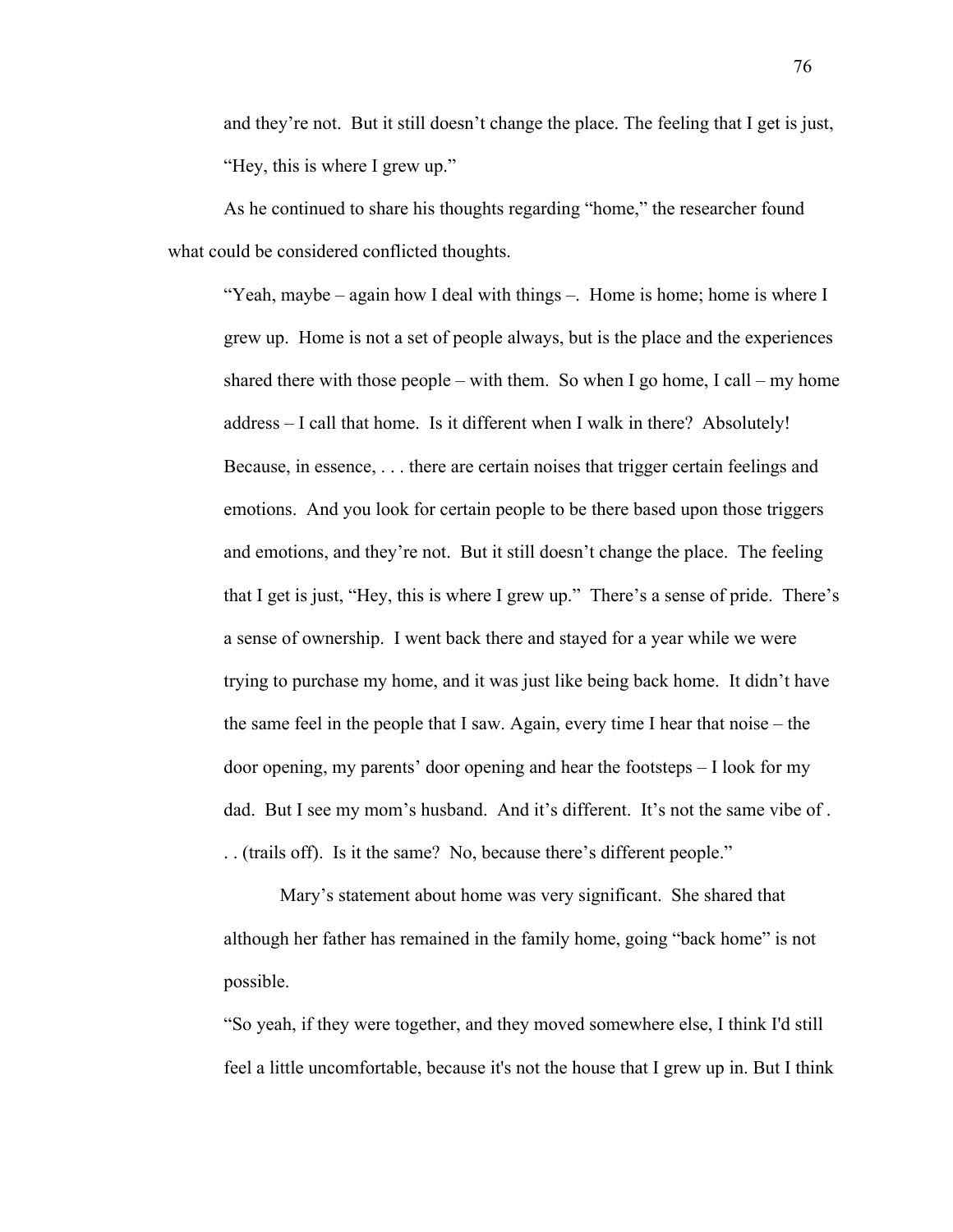and they're not. But it still doesn't change the place. The feeling that I get is just, "Hey, this is where I grew up."

As he continued to share his thoughts regarding "home," the researcher found what could be considered conflicted thoughts.

> "Yeah, maybe – again how I deal with things –. Home is home; home is where I grew up. Home is not a set of people always, but is the place and the experiences shared there with those people – with them. So when I go home, I call – my home address – I call that home. Is it different when I walk in there? Absolutely! Because, in essence, . . . there are certain noises that trigger certain feelings and emotions. And you look for certain people to be there based upon those triggers and emotions, and they're not. But it still doesn't change the place. The feeling that I get is just, "Hey, this is where I grew up." There's a sense of pride. There's a sense of ownership. I went back there and stayed for a year while we were trying to purchase my home, and it was just like being back home. It didn't have the same feel in the people that I saw. Again, every time I hear that noise – the door opening, my parents' door opening and hear the footsteps – I look for my dad. But I see my mom's husband. And it's different. It's not the same vibe of . . . (trails off). Is it the same? No, because there's different people."

Mary's statement about home was very significant. She shared that although her father has remained in the family home, going "back home" is not possible.

> "So yeah, if they were together, and they moved somewhere else, I think I'd still feel a little uncomfortable, because it's not the house that I grew up in. But I think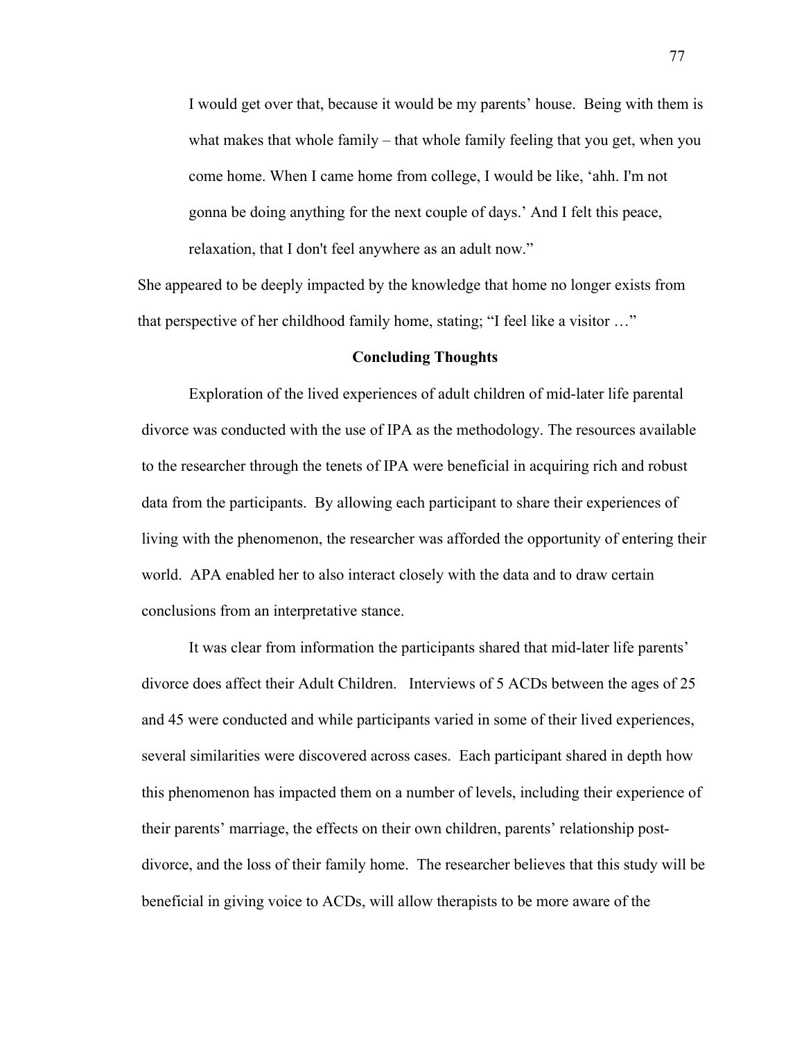> I would get over that, because it would be my parents' house. Being with them is what makes that whole family – that whole family feeling that you get, when you come home. When I came home from college, I would be like, 'ahh. I'm not gonna be doing anything for the next couple of days.' And I felt this peace, relaxation, that I don't feel anywhere as an adult now."

She appeared to be deeply impacted by the knowledge that home no longer exists from that perspective of her childhood family home, stating; "I feel like a visitor …"

## Concluding Thoughts

Exploration of the lived experiences of adult children of mid-later life parental divorce was conducted with the use of IPA as the methodology. The resources available to the researcher through the tenets of IPA were beneficial in acquiring rich and robust data from the participants. By allowing each participant to share their experiences of living with the phenomenon, the researcher was afforded the opportunity of entering their world. APA enabled her to also interact closely with the data and to draw certain conclusions from an interpretative stance.

It was clear from information the participants shared that mid-later life parents' divorce does affect their Adult Children. Interviews of 5 ACDs between the ages of 25 and 45 were conducted and while participants varied in some of their lived experiences, several similarities were discovered across cases. Each participant shared in depth how this phenomenon has impacted them on a number of levels, including their experience of their parents' marriage, the effects on their own children, parents' relationship post-divorce, and the loss of their family home. The researcher believes that this study will be beneficial in giving voice to ACDs, will allow therapists to be more aware of the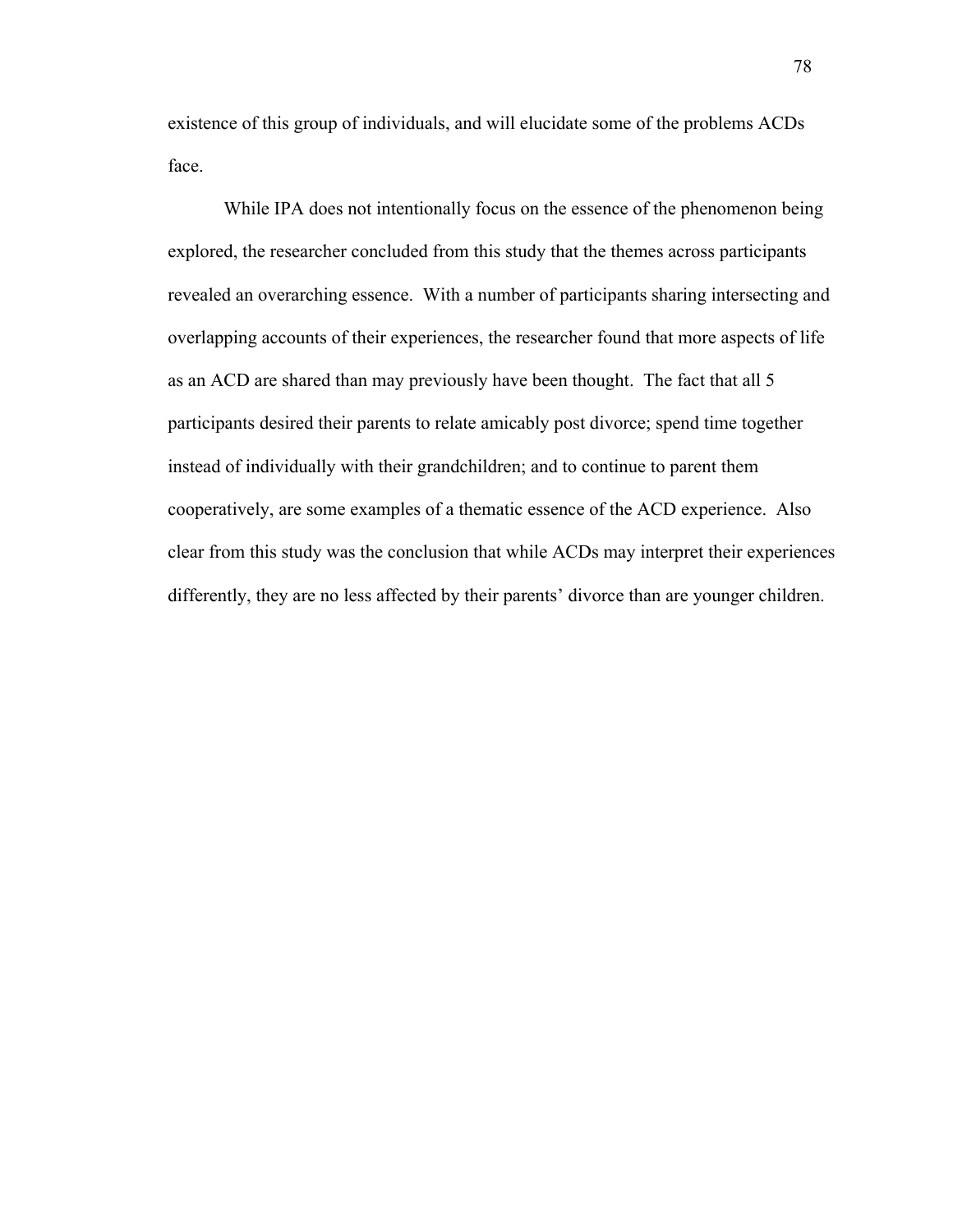existence of this group of individuals, and will elucidate some of the problems ACDs face.

While IPA does not intentionally focus on the essence of the phenomenon being explored, the researcher concluded from this study that the themes across participants revealed an overarching essence. With a number of participants sharing intersecting and overlapping accounts of their experiences, the researcher found that more aspects of life as an ACD are shared than may previously have been thought. The fact that all 5 participants desired their parents to relate amicably post divorce; spend time together instead of individually with their grandchildren; and to continue to parent them cooperatively, are some examples of a thematic essence of the ACD experience. Also clear from this study was the conclusion that while ACDs may interpret their experiences differently, they are no less affected by their parents' divorce than are younger children.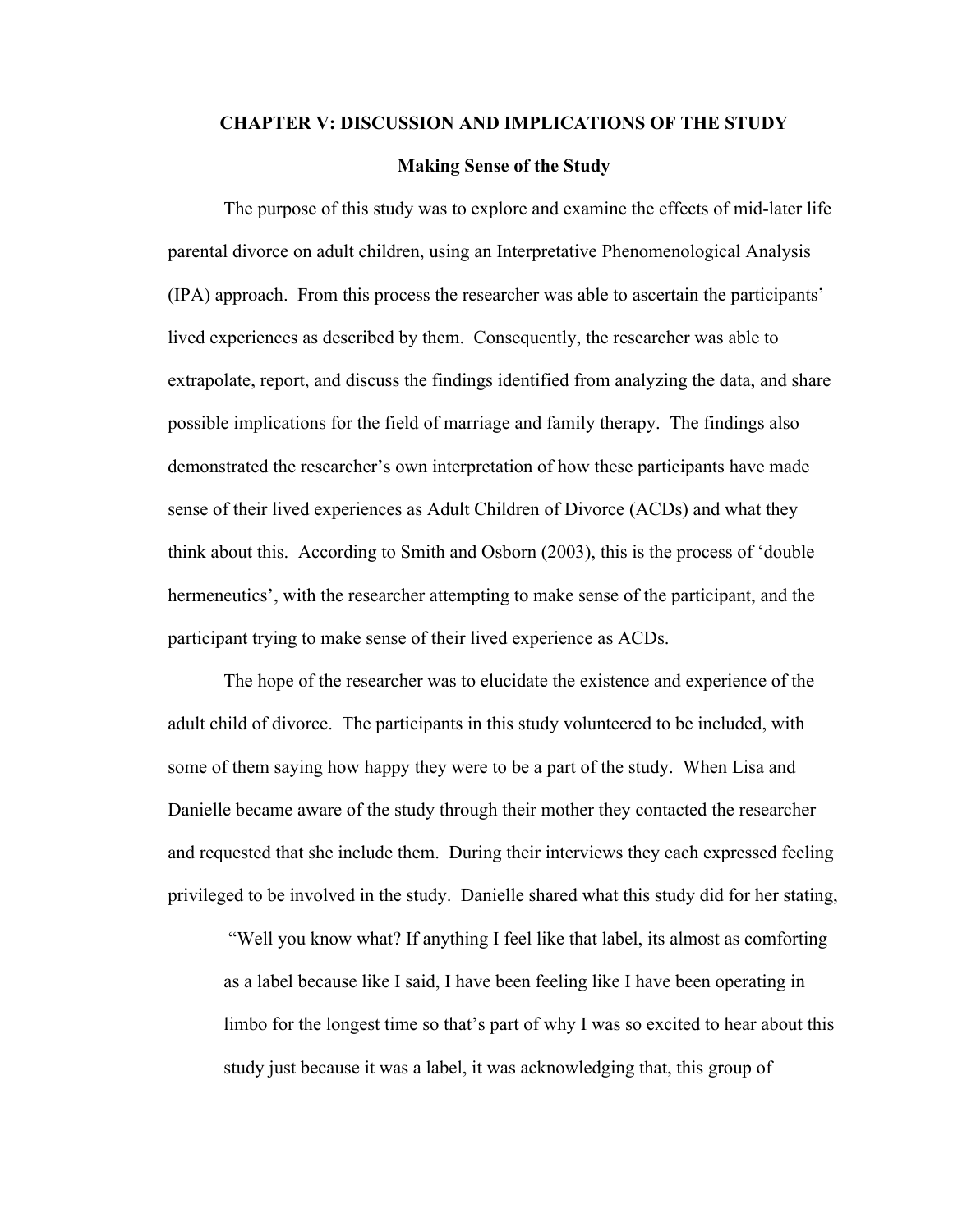## CHAPTER V: DISCUSSION AND IMPLICATIONS OF THE STUDY

### Making Sense of the Study

The purpose of this study was to explore and examine the effects of mid-later life parental divorce on adult children, using an Interpretative Phenomenological Analysis (IPA) approach. From this process the researcher was able to ascertain the participants' lived experiences as described by them. Consequently, the researcher was able to extrapolate, report, and discuss the findings identified from analyzing the data, and share possible implications for the field of marriage and family therapy. The findings also demonstrated the researcher's own interpretation of how these participants have made sense of their lived experiences as Adult Children of Divorce (ACDs) and what they think about this. According to Smith and Osborn (2003), this is the process of 'double hermeneutics', with the researcher attempting to make sense of the participant, and the participant trying to make sense of their lived experience as ACDs.

The hope of the researcher was to elucidate the existence and experience of the adult child of divorce. The participants in this study volunteered to be included, with some of them saying how happy they were to be a part of the study. When Lisa and Danielle became aware of the study through their mother they contacted the researcher and requested that she include them. During their interviews they each expressed feeling privileged to be involved in the study. Danielle shared what this study did for her stating,

> "Well you know what? If anything I feel like that label, its almost as comforting as a label because like I said, I have been feeling like I have been operating in limbo for the longest time so that's part of why I was so excited to hear about this study just because it was a label, it was acknowledging that, this group of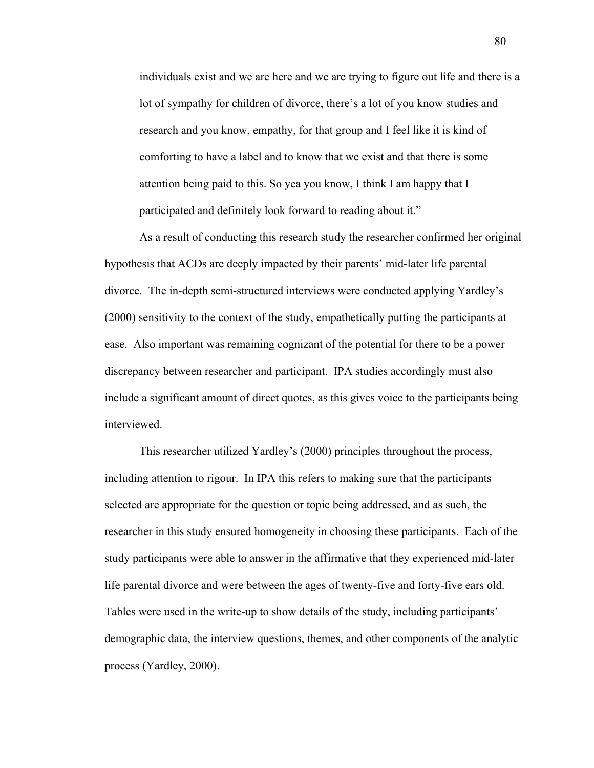individuals exist and we are here and we are trying to figure out life and there is a lot of sympathy for children of divorce, there's a lot of you know studies and research and you know, empathy, for that group and I feel like it is kind of comforting to have a label and to know that we exist and that there is some attention being paid to this. So yea you know, I think I am happy that I participated and definitely look forward to reading about it."

As a result of conducting this research study the researcher confirmed her original hypothesis that ACDs are deeply impacted by their parents' mid-later life parental divorce. The in-depth semi-structured interviews were conducted applying Yardley's (2000) sensitivity to the context of the study, empathetically putting the participants at ease. Also important was remaining cognizant of the potential for there to be a power discrepancy between researcher and participant. IPA studies accordingly must also include a significant amount of direct quotes, as this gives voice to the participants being interviewed.

This researcher utilized Yardley's (2000) principles throughout the process, including attention to rigour. In IPA this refers to making sure that the participants selected are appropriate for the question or topic being addressed, and as such, the researcher in this study ensured homogeneity in choosing these participants. Each of the study participants were able to answer in the affirmative that they experienced mid-later life parental divorce and were between the ages of twenty-five and forty-five ears old. Tables were used in the write-up to show details of the study, including participants' demographic data, the interview questions, themes, and other components of the analytic process (Yardley, 2000).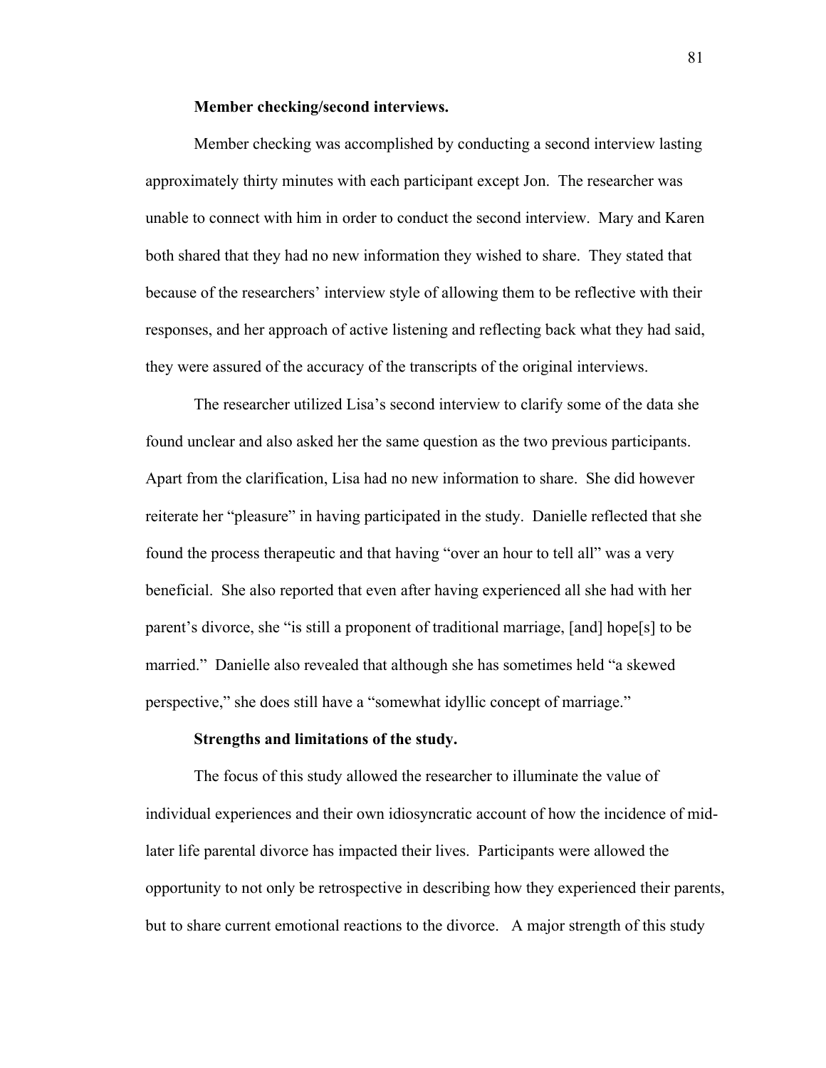**Member checking/second interviews.**

Member checking was accomplished by conducting a second interview lasting approximately thirty minutes with each participant except Jon. The researcher was unable to connect with him in order to conduct the second interview. Mary and Karen both shared that they had no new information they wished to share. They stated that because of the researchers' interview style of allowing them to be reflective with their responses, and her approach of active listening and reflecting back what they had said, they were assured of the accuracy of the transcripts of the original interviews.

The researcher utilized Lisa's second interview to clarify some of the data she found unclear and also asked her the same question as the two previous participants. Apart from the clarification, Lisa had no new information to share. She did however reiterate her "pleasure" in having participated in the study. Danielle reflected that she found the process therapeutic and that having "over an hour to tell all" was a very beneficial. She also reported that even after having experienced all she had with her parent's divorce, she "is still a proponent of traditional marriage, [and] hope[s] to be married." Danielle also revealed that although she has sometimes held "a skewed perspective," she does still have a "somewhat idyllic concept of marriage."

**Strengths and limitations of the study.**

The focus of this study allowed the researcher to illuminate the value of individual experiences and their own idiosyncratic account of how the incidence of mid-later life parental divorce has impacted their lives. Participants were allowed the opportunity to not only be retrospective in describing how they experienced their parents, but to share current emotional reactions to the divorce. A major strength of this study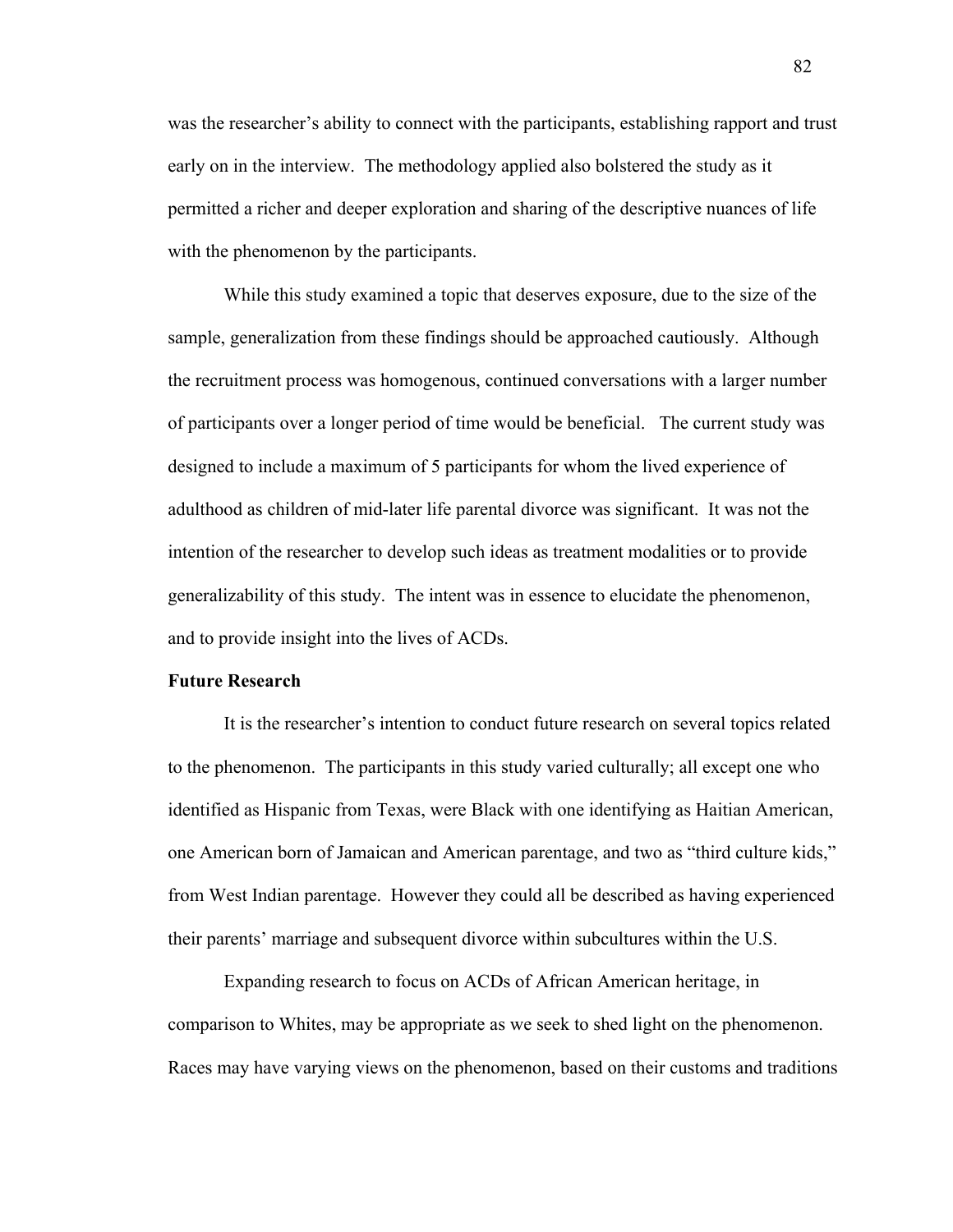was the researcher's ability to connect with the participants, establishing rapport and trust early on in the interview. The methodology applied also bolstered the study as it permitted a richer and deeper exploration and sharing of the descriptive nuances of life with the phenomenon by the participants.

While this study examined a topic that deserves exposure, due to the size of the sample, generalization from these findings should be approached cautiously. Although the recruitment process was homogenous, continued conversations with a larger number of participants over a longer period of time would be beneficial. The current study was designed to include a maximum of 5 participants for whom the lived experience of adulthood as children of mid-later life parental divorce was significant. It was not the intention of the researcher to develop such ideas as treatment modalities or to provide generalizability of this study. The intent was in essence to elucidate the phenomenon, and to provide insight into the lives of ACDs.

**Future Research**

It is the researcher's intention to conduct future research on several topics related to the phenomenon. The participants in this study varied culturally; all except one who identified as Hispanic from Texas, were Black with one identifying as Haitian American, one American born of Jamaican and American parentage, and two as "third culture kids," from West Indian parentage. However they could all be described as having experienced their parents' marriage and subsequent divorce within subcultures within the U.S.

Expanding research to focus on ACDs of African American heritage, in comparison to Whites, may be appropriate as we seek to shed light on the phenomenon. Races may have varying views on the phenomenon, based on their customs and traditions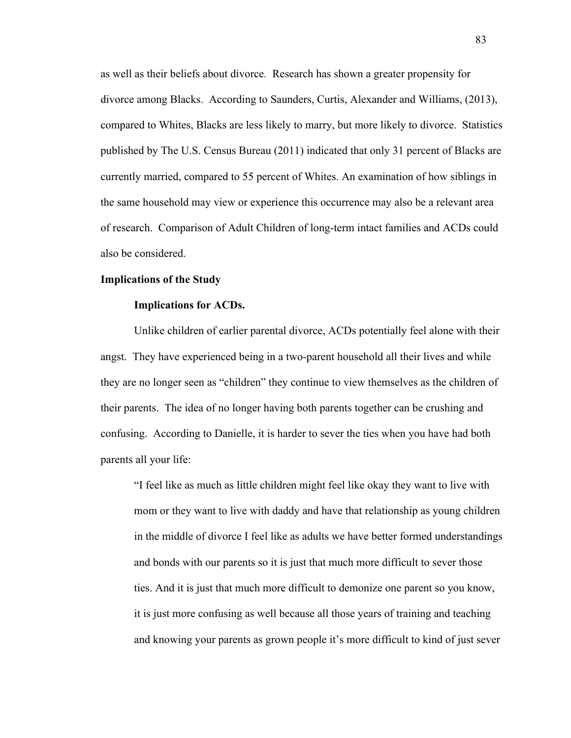as well as their beliefs about divorce. Research has shown a greater propensity for divorce among Blacks. According to Saunders, Curtis, Alexander and Williams, (2013), compared to Whites, Blacks are less likely to marry, but more likely to divorce. Statistics published by The U.S. Census Bureau (2011) indicated that only 31 percent of Blacks are currently married, compared to 55 percent of Whites. An examination of how siblings in the same household may view or experience this occurrence may also be a relevant area of research. Comparison of Adult Children of long-term intact families and ACDs could also be considered.

## Implications of the Study

### Implications for ACDs.

Unlike children of earlier parental divorce, ACDs potentially feel alone with their angst. They have experienced being in a two-parent household all their lives and while they are no longer seen as "children" they continue to view themselves as the children of their parents. The idea of no longer having both parents together can be crushing and confusing. According to Danielle, it is harder to sever the ties when you have had both parents all your life:

> "I feel like as much as little children might feel like okay they want to live with mom or they want to live with daddy and have that relationship as young children in the middle of divorce I feel like as adults we have better formed understandings and bonds with our parents so it is just that much more difficult to sever those ties. And it is just that much more difficult to demonize one parent so you know, it is just more confusing as well because all those years of training and teaching and knowing your parents as grown people it's more difficult to kind of just sever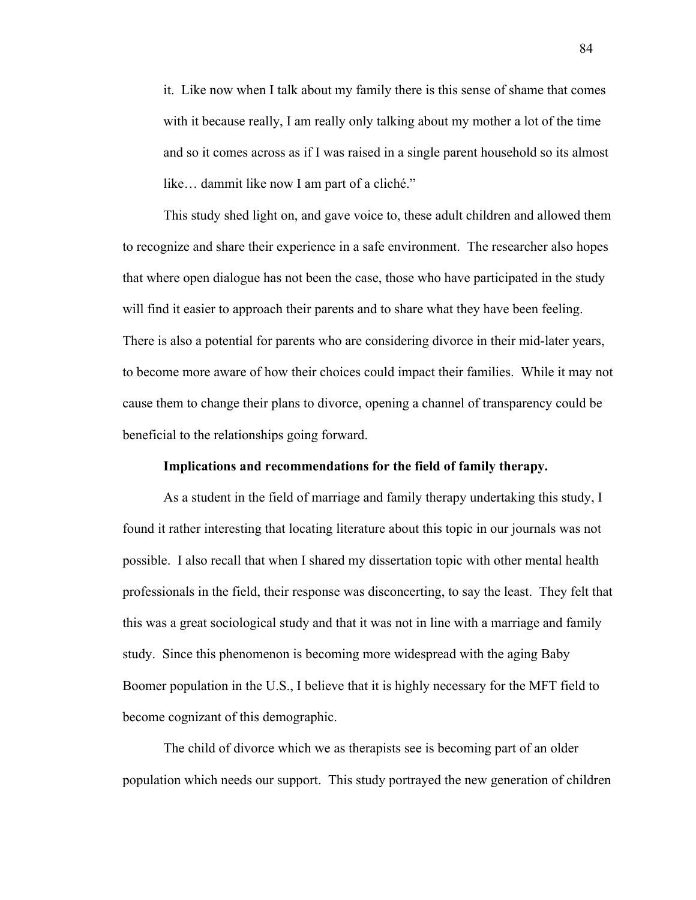it. Like now when I talk about my family there is this sense of shame that comes with it because really, I am really only talking about my mother a lot of the time and so it comes across as if I was raised in a single parent household so its almost like… dammit like now I am part of a cliché."

This study shed light on, and gave voice to, these adult children and allowed them to recognize and share their experience in a safe environment. The researcher also hopes that where open dialogue has not been the case, those who have participated in the study will find it easier to approach their parents and to share what they have been feeling. There is also a potential for parents who are considering divorce in their mid-later years, to become more aware of how their choices could impact their families. While it may not cause them to change their plans to divorce, opening a channel of transparency could be beneficial to the relationships going forward.

**Implications and recommendations for the field of family therapy.**

As a student in the field of marriage and family therapy undertaking this study, I found it rather interesting that locating literature about this topic in our journals was not possible. I also recall that when I shared my dissertation topic with other mental health professionals in the field, their response was disconcerting, to say the least. They felt that this was a great sociological study and that it was not in line with a marriage and family study. Since this phenomenon is becoming more widespread with the aging Baby Boomer population in the U.S., I believe that it is highly necessary for the MFT field to become cognizant of this demographic.

The child of divorce which we as therapists see is becoming part of an older population which needs our support. This study portrayed the new generation of children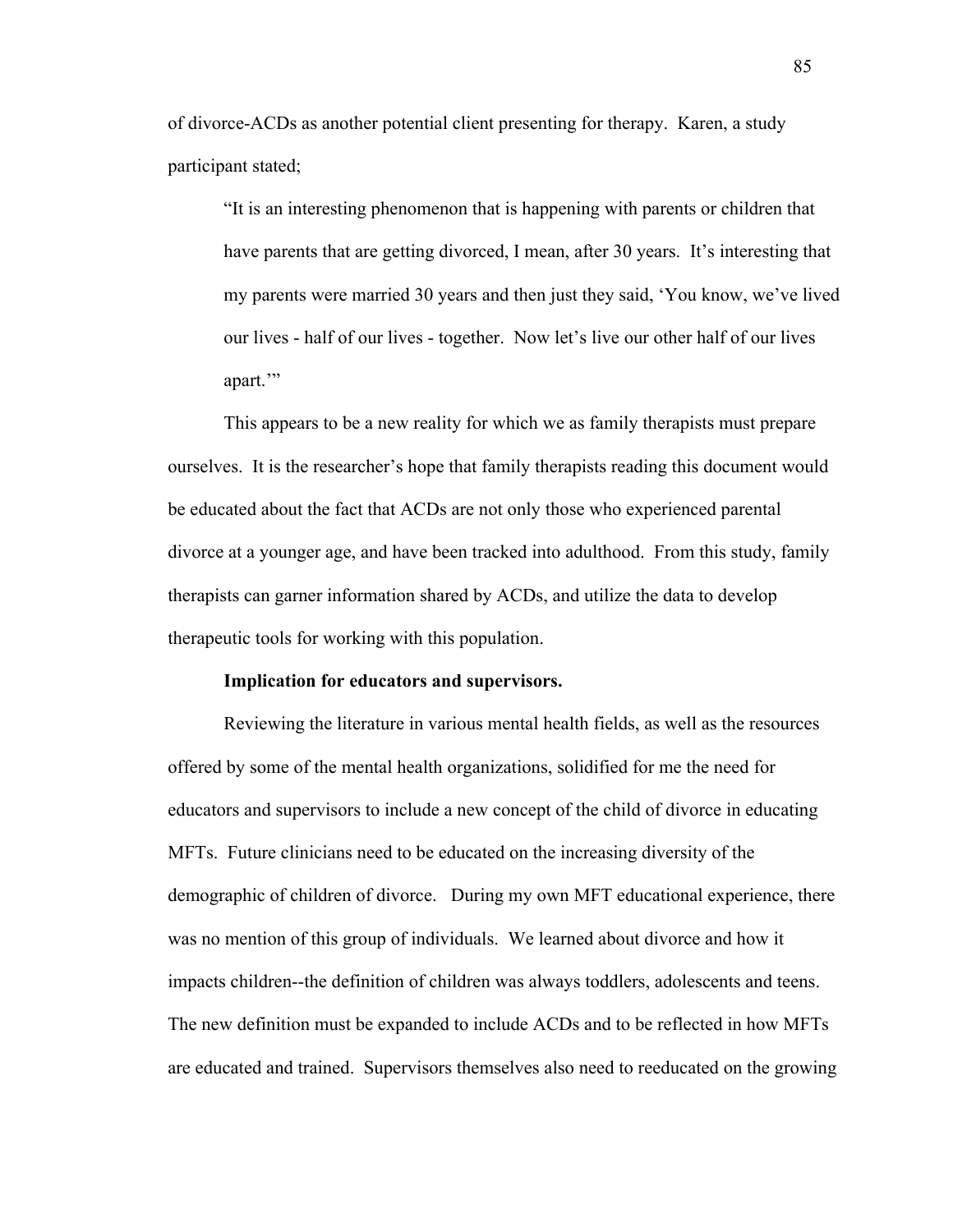of divorce-ACDs as another potential client presenting for therapy. Karen, a study participant stated;

> "It is an interesting phenomenon that is happening with parents or children that have parents that are getting divorced, I mean, after 30 years. It's interesting that my parents were married 30 years and then just they said, 'You know, we've lived our lives - half of our lives - together. Now let's live our other half of our lives apart.'"

This appears to be a new reality for which we as family therapists must prepare ourselves. It is the researcher's hope that family therapists reading this document would be educated about the fact that ACDs are not only those who experienced parental divorce at a younger age, and have been tracked into adulthood. From this study, family therapists can garner information shared by ACDs, and utilize the data to develop therapeutic tools for working with this population.

**Implication for educators and supervisors.**

Reviewing the literature in various mental health fields, as well as the resources offered by some of the mental health organizations, solidified for me the need for educators and supervisors to include a new concept of the child of divorce in educating MFTs. Future clinicians need to be educated on the increasing diversity of the demographic of children of divorce. During my own MFT educational experience, there was no mention of this group of individuals. We learned about divorce and how it impacts children--the definition of children was always toddlers, adolescents and teens. The new definition must be expanded to include ACDs and to be reflected in how MFTs are educated and trained. Supervisors themselves also need to reeducated on the growing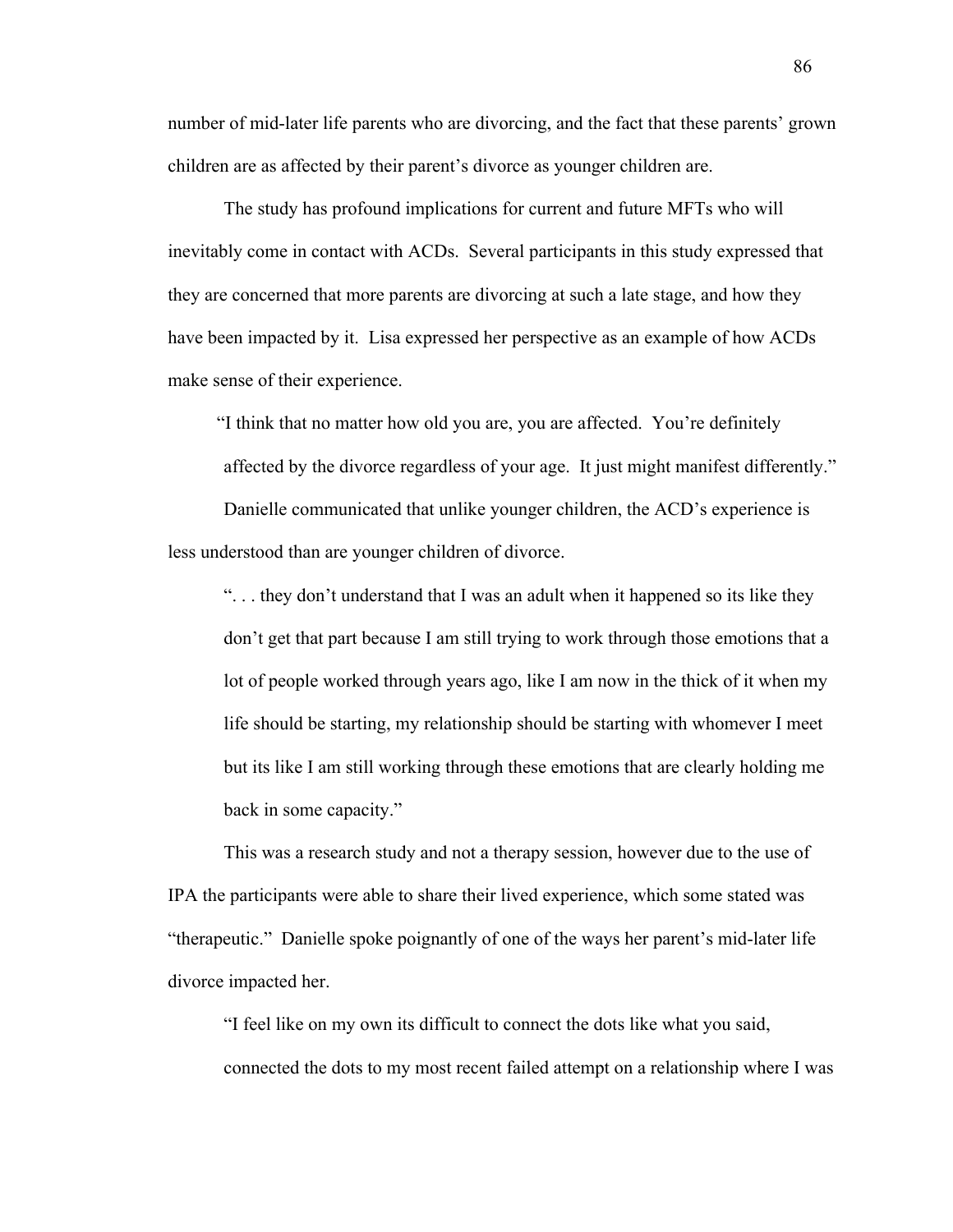number of mid-later life parents who are divorcing, and the fact that these parents' grown children are as affected by their parent's divorce as younger children are.

The study has profound implications for current and future MFTs who will inevitably come in contact with ACDs. Several participants in this study expressed that they are concerned that more parents are divorcing at such a late stage, and how they have been impacted by it. Lisa expressed her perspective as an example of how ACDs make sense of their experience.

> "I think that no matter how old you are, you are affected. You're definitely affected by the divorce regardless of your age. It just might manifest differently."

Danielle communicated that unlike younger children, the ACD's experience is less understood than are younger children of divorce.

> ". . . they don't understand that I was an adult when it happened so its like they don't get that part because I am still trying to work through those emotions that a lot of people worked through years ago, like I am now in the thick of it when my life should be starting, my relationship should be starting with whomever I meet but its like I am still working through these emotions that are clearly holding me back in some capacity."

This was a research study and not a therapy session, however due to the use of IPA the participants were able to share their lived experience, which some stated was "therapeutic." Danielle spoke poignantly of one of the ways her parent's mid-later life divorce impacted her.

> "I feel like on my own its difficult to connect the dots like what you said, connected the dots to my most recent failed attempt on a relationship where I was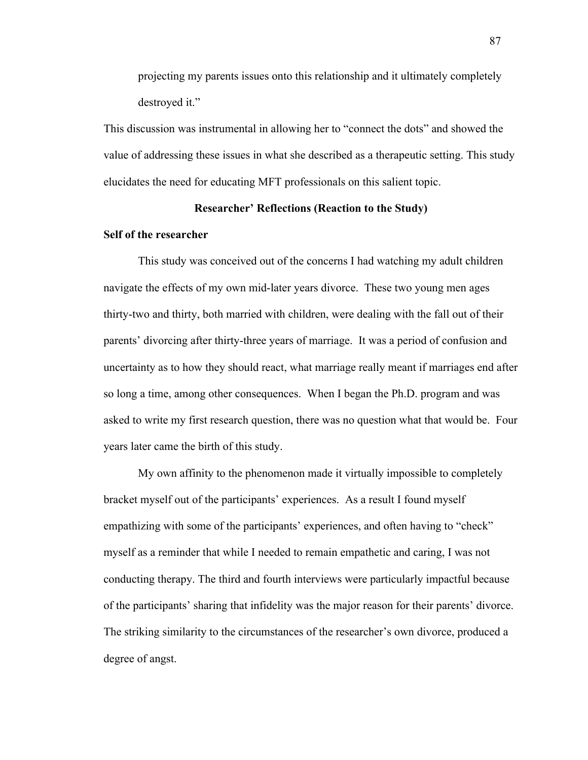projecting my parents issues onto this relationship and it ultimately completely destroyed it."

This discussion was instrumental in allowing her to "connect the dots" and showed the value of addressing these issues in what she described as a therapeutic setting. This study elucidates the need for educating MFT professionals on this salient topic.

## Researcher' Reflections (Reaction to the Study)

### Self of the researcher

This study was conceived out of the concerns I had watching my adult children navigate the effects of my own mid-later years divorce. These two young men ages thirty-two and thirty, both married with children, were dealing with the fall out of their parents' divorcing after thirty-three years of marriage. It was a period of confusion and uncertainty as to how they should react, what marriage really meant if marriages end after so long a time, among other consequences. When I began the Ph.D. program and was asked to write my first research question, there was no question what that would be. Four years later came the birth of this study.

My own affinity to the phenomenon made it virtually impossible to completely bracket myself out of the participants' experiences. As a result I found myself empathizing with some of the participants' experiences, and often having to "check" myself as a reminder that while I needed to remain empathetic and caring, I was not conducting therapy. The third and fourth interviews were particularly impactful because of the participants' sharing that infidelity was the major reason for their parents' divorce. The striking similarity to the circumstances of the researcher's own divorce, produced a degree of angst.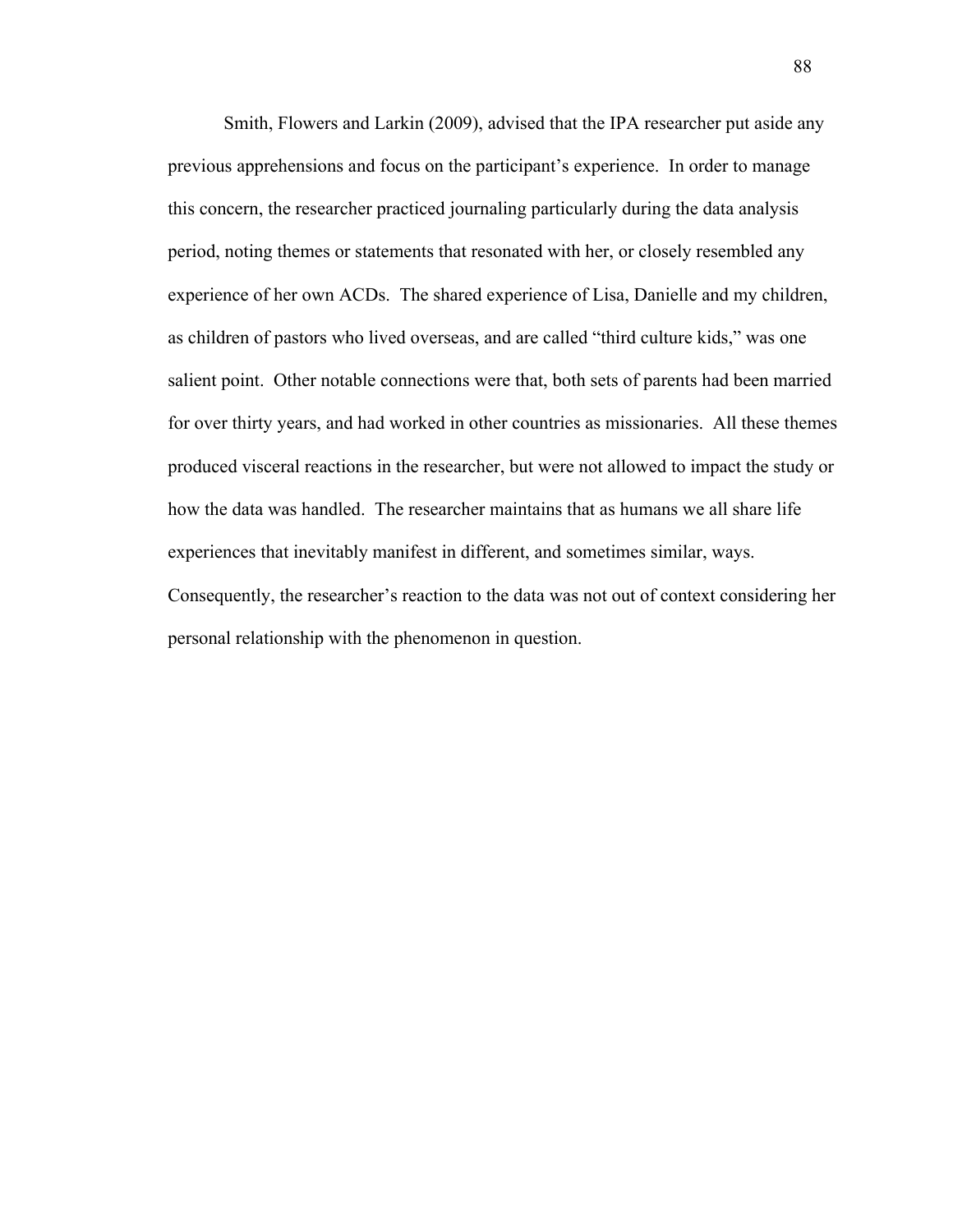Smith, Flowers and Larkin (2009), advised that the IPA researcher put aside any previous apprehensions and focus on the participant's experience. In order to manage this concern, the researcher practiced journaling particularly during the data analysis period, noting themes or statements that resonated with her, or closely resembled any experience of her own ACDs. The shared experience of Lisa, Danielle and my children, as children of pastors who lived overseas, and are called "third culture kids," was one salient point. Other notable connections were that, both sets of parents had been married for over thirty years, and had worked in other countries as missionaries. All these themes produced visceral reactions in the researcher, but were not allowed to impact the study or how the data was handled. The researcher maintains that as humans we all share life experiences that inevitably manifest in different, and sometimes similar, ways. Consequently, the researcher's reaction to the data was not out of context considering her personal relationship with the phenomenon in question.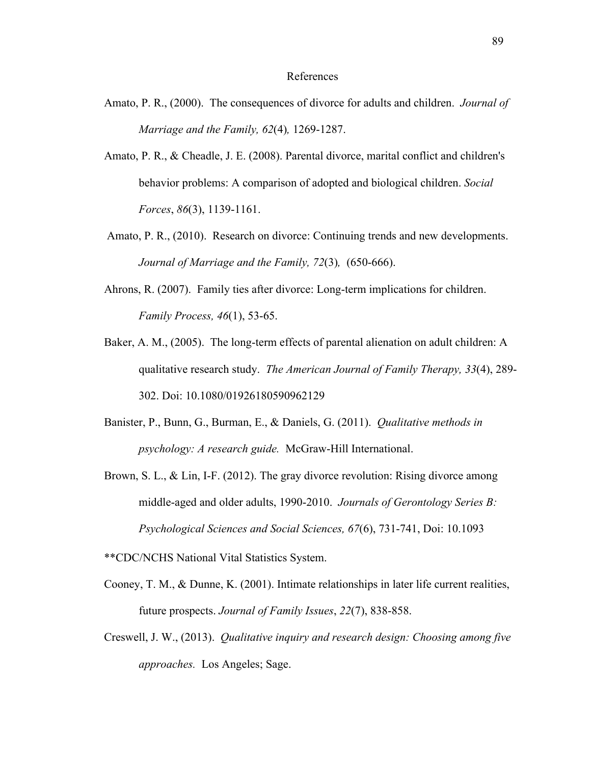# References

Amato, P. R., (2000). The consequences of divorce for adults and children. *Journal of Marriage and the Family, 62*(4)*,* 1269-1287.

Amato, P. R., & Cheadle, J. E. (2008). Parental divorce, marital conflict and children's behavior problems: A comparison of adopted and biological children. *Social Forces*, *86*(3), 1139-1161.

Amato, P. R., (2010). Research on divorce: Continuing trends and new developments. *Journal of Marriage and the Family, 72*(3)*,* (650-666).

Ahrons, R. (2007). Family ties after divorce: Long-term implications for children. *Family Process, 46*(1), 53-65.

Baker, A. M., (2005). The long-term effects of parental alienation on adult children: A qualitative research study. *The American Journal of Family Therapy, 33*(4), 289-302. Doi: 10.1080/01926180590962129

Banister, P., Bunn, G., Burman, E., & Daniels, G. (2011). *Qualitative methods in psychology: A research guide.* McGraw-Hill International.

Brown, S. L., & Lin, I-F. (2012). The gray divorce revolution: Rising divorce among middle-aged and older adults, 1990-2010. *Journals of Gerontology Series B: Psychological Sciences and Social Sciences, 67*(6), 731-741, Doi: 10.1093

**CDC/NCHS National Vital Statistics System.

Cooney, T. M., & Dunne, K. (2001). Intimate relationships in later life current realities, future prospects. *Journal of Family Issues*, *22*(7), 838-858.

Creswell, J. W., (2013). *Qualitative inquiry and research design: Choosing among five approaches.* Los Angeles; Sage.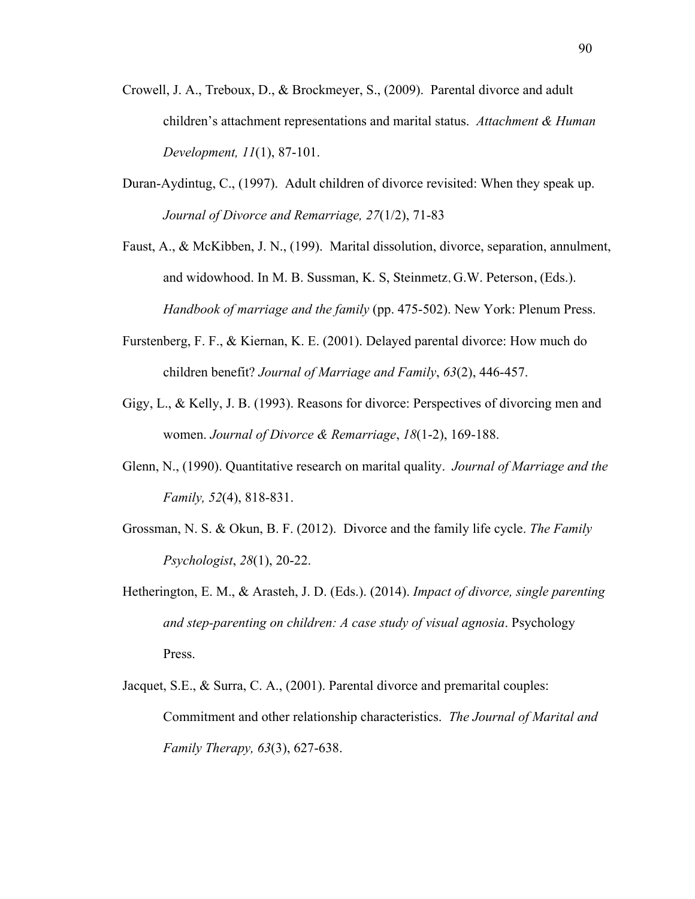Crowell, J. A., Treboux, D., & Brockmeyer, S., (2009). Parental divorce and adult children's attachment representations and marital status. *Attachment & Human Development, 11*(1), 87-101.

Duran-Aydintug, C., (1997). Adult children of divorce revisited: When they speak up. *Journal of Divorce and Remarriage, 27*(1/2), 71-83

Faust, A., & McKibben, J. N., (199). Marital dissolution, divorce, separation, annulment, and widowhood. In M. B. Sussman, K. S, Steinmetz, G.W. Peterson, (Eds.). *Handbook of marriage and the family* (pp. 475-502). New York: Plenum Press.

Furstenberg, F. F., & Kiernan, K. E. (2001). Delayed parental divorce: How much do children benefit? *Journal of Marriage and Family*, *63*(2), 446-457.

Gigy, L., & Kelly, J. B. (1993). Reasons for divorce: Perspectives of divorcing men and women. *Journal of Divorce & Remarriage*, *18*(1-2), 169-188.

Glenn, N., (1990). Quantitative research on marital quality. *Journal of Marriage and the Family, 52*(4), 818-831.

Grossman, N. S. & Okun, B. F. (2012). Divorce and the family life cycle. *The Family Psychologist*, *28*(1), 20-22.

Hetherington, E. M., & Arasteh, J. D. (Eds.). (2014). *Impact of divorce, single parenting and step-parenting on children: A case study of visual agnosia*. Psychology Press.

Jacquet, S.E., & Surra, C. A., (2001). Parental divorce and premarital couples: Commitment and other relationship characteristics. *The Journal of Marital and Family Therapy, 63*(3), 627-638.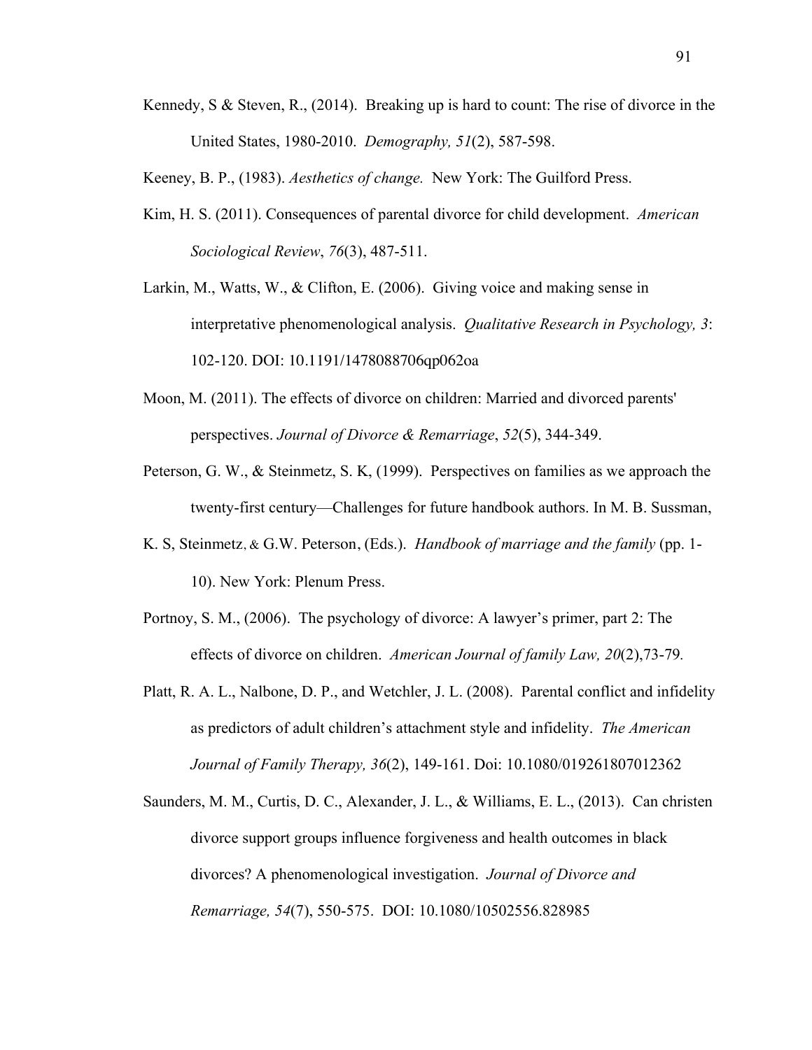Kennedy, S & Steven, R., (2014). Breaking up is hard to count: The rise of divorce in the United States, 1980-2010. *Demography, 51*(2), 587-598.

Keeney, B. P., (1983). *Aesthetics of change.* New York: The Guilford Press.

Kim, H. S. (2011). Consequences of parental divorce for child development. *American Sociological Review*, *76*(3), 487-511.

Larkin, M., Watts, W., & Clifton, E. (2006). Giving voice and making sense in interpretative phenomenological analysis. *Qualitative Research in Psychology, 3*: 102-120. DOI: 10.1191/1478088706qp062oa

Moon, M. (2011). The effects of divorce on children: Married and divorced parents' perspectives. *Journal of Divorce & Remarriage*, *52*(5), 344-349.

Peterson, G. W., & Steinmetz, S. K, (1999). Perspectives on families as we approach the twenty-first century—Challenges for future handbook authors. In M. B. Sussman,

K. S, Steinmetz, & G.W. Peterson, (Eds.). *Handbook of marriage and the family* (pp. 1-10). New York: Plenum Press.

Portnoy, S. M., (2006). The psychology of divorce: A lawyer's primer, part 2: The effects of divorce on children. *American Journal of family Law, 20*(2),73-79*.*

Platt, R. A. L., Nalbone, D. P., and Wetchler, J. L. (2008). Parental conflict and infidelity as predictors of adult children's attachment style and infidelity. *The American Journal of Family Therapy, 36*(2), 149-161. Doi: 10.1080/019261807012362

Saunders, M. M., Curtis, D. C., Alexander, J. L., & Williams, E. L., (2013). Can christen divorce support groups influence forgiveness and health outcomes in black divorces? A phenomenological investigation. *Journal of Divorce and Remarriage, 54*(7), 550-575. DOI: 10.1080/10502556.828985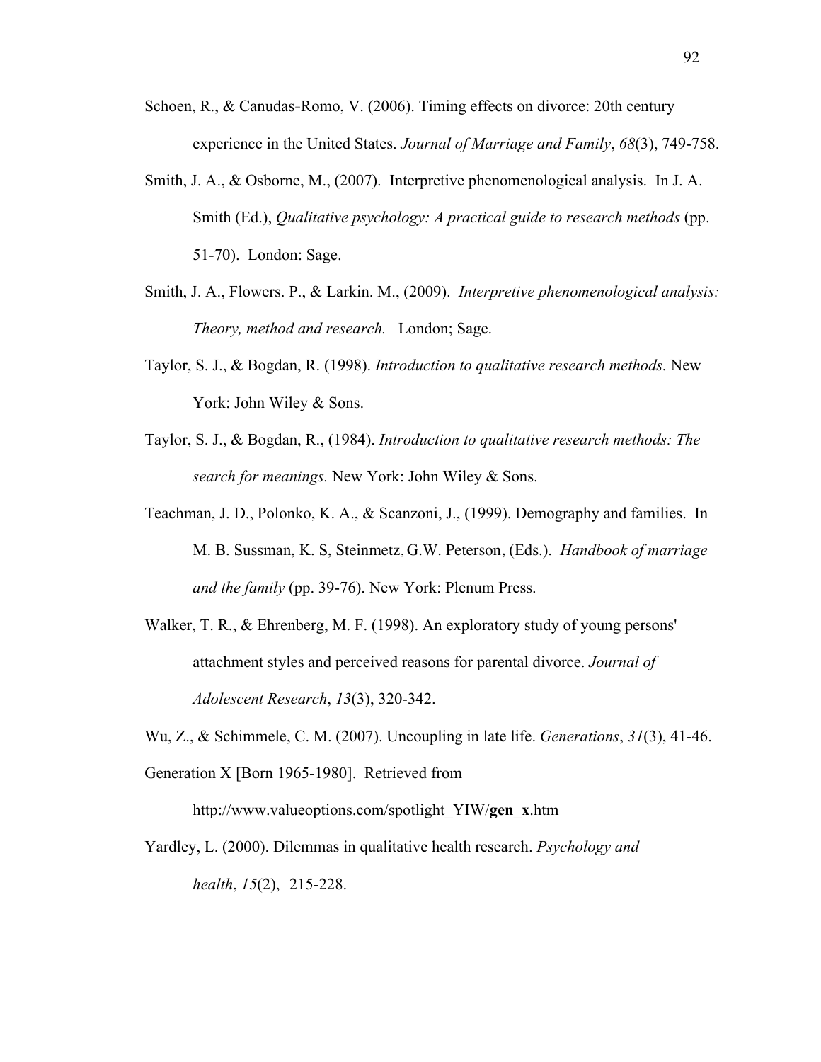Schoen, R., & Canudas-Romo, V. (2006). Timing effects on divorce: 20th century experience in the United States. *Journal of Marriage and Family*, *68*(3), 749-758.

Smith, J. A., & Osborne, M., (2007). Interpretive phenomenological analysis. In J. A. Smith (Ed.), *Qualitative psychology: A practical guide to research methods* (pp. 51-70). London: Sage.

Smith, J. A., Flowers. P., & Larkin. M., (2009). *Interpretive phenomenological analysis: Theory, method and research.* London; Sage.

Taylor, S. J., & Bogdan, R. (1998). *Introduction to qualitative research methods.* New York: John Wiley & Sons.

Taylor, S. J., & Bogdan, R., (1984). *Introduction to qualitative research methods: The search for meanings.* New York: John Wiley & Sons.

Teachman, J. D., Polonko, K. A., & Scanzoni, J., (1999). Demography and families. In M. B. Sussman, K. S, Steinmetz, G.W. Peterson, (Eds.). *Handbook of marriage and the family* (pp. 39-76). New York: Plenum Press.

Walker, T. R., & Ehrenberg, M. F. (1998). An exploratory study of young persons' attachment styles and perceived reasons for parental divorce. *Journal of Adolescent Research*, *13*(3), 320-342.

Wu, Z., & Schimmele, C. M. (2007). Uncoupling in late life. *Generations*, *31*(3), 41-46.

Generation X [Born 1965-1980]. Retrieved from

http://www.valueoptions.com/spotlight_YIW/**gen_x**.htm

Yardley, L. (2000). Dilemmas in qualitative health research. *Psychology and health*, *15*(2), 215-228.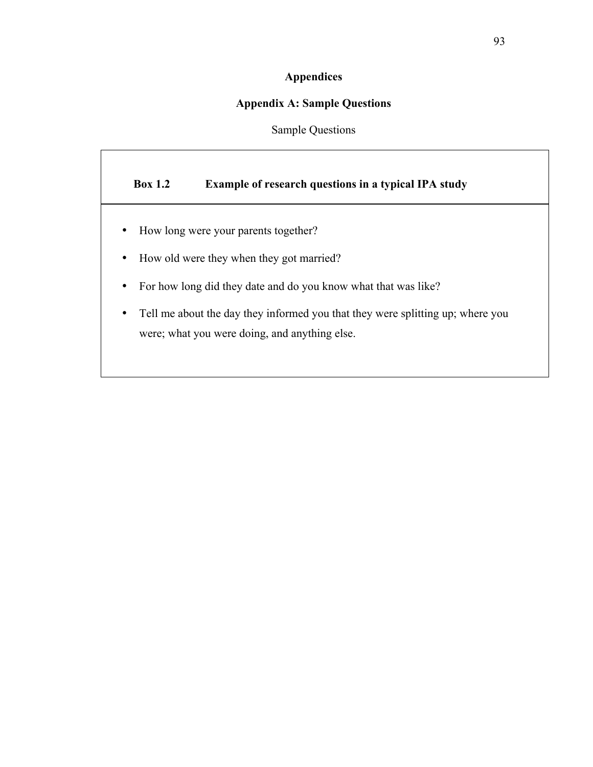# Appendices

## Appendix A: Sample Questions

Sample Questions

| **Box 1.2** **Example of research questions in a typical IPA study** |
| --- |
| • How long were your parents together?<br>• How old were they when they got married?<br>• For how long did they date and do you know what that was like?<br>• Tell me about the day they informed you that they were splitting up; where you were; what you were doing, and anything else. |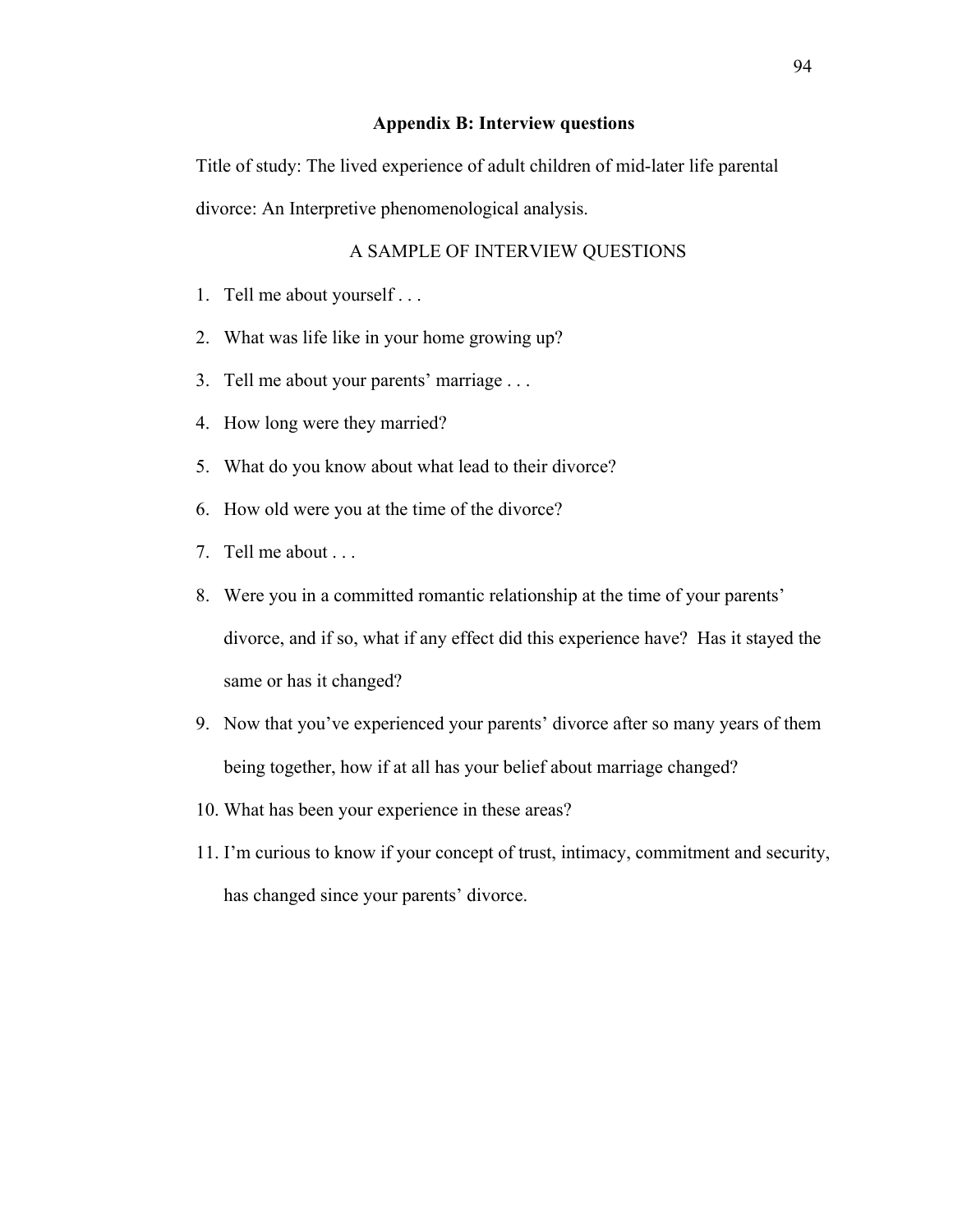## Appendix B: Interview questions

Title of study: The lived experience of adult children of mid-later life parental divorce: An Interpretive phenomenological analysis.

A SAMPLE OF INTERVIEW QUESTIONS

1. Tell me about yourself . . .
2. What was life like in your home growing up?
3. Tell me about your parents' marriage . . .
4. How long were they married?
5. What do you know about what lead to their divorce?
6. How old were you at the time of the divorce?
7. Tell me about . . .
8. Were you in a committed romantic relationship at the time of your parents' divorce, and if so, what if any effect did this experience have? Has it stayed the same or has it changed?
9. Now that you've experienced your parents' divorce after so many years of them being together, how if at all has your belief about marriage changed?
10. What has been your experience in these areas?
11. I'm curious to know if your concept of trust, intimacy, commitment and security, has changed since your parents' divorce.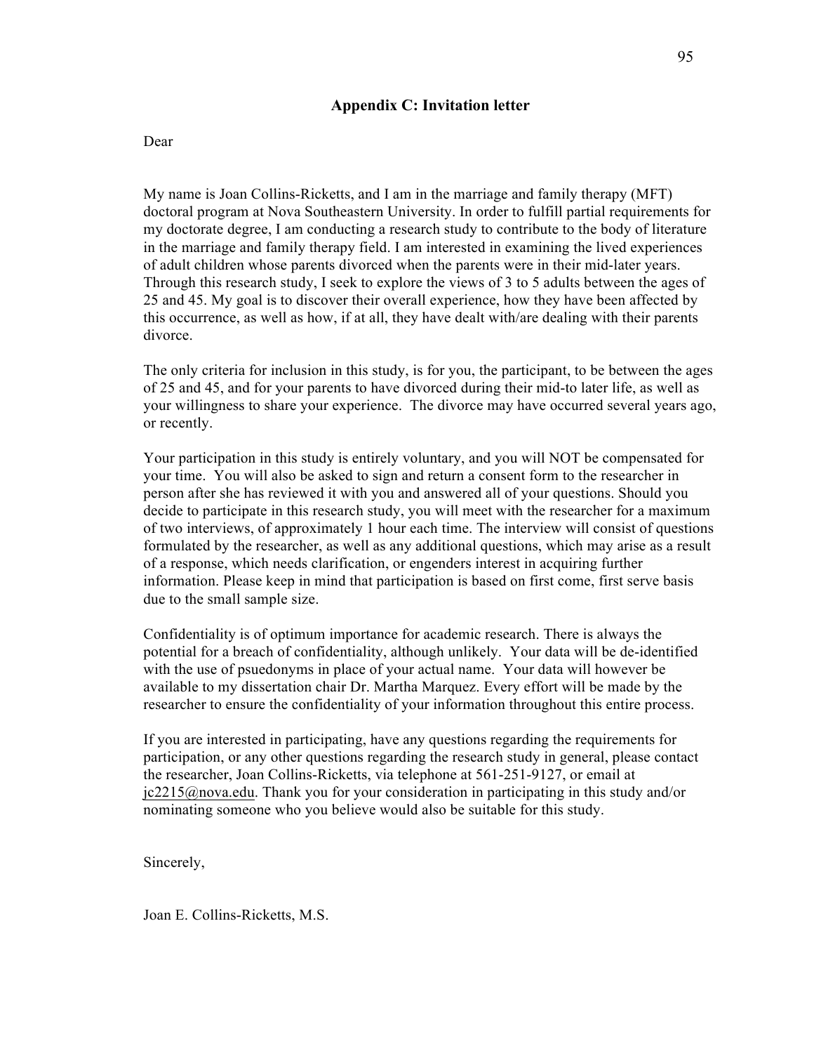## Appendix C: Invitation letter

Dear

My name is Joan Collins-Ricketts, and I am in the marriage and family therapy (MFT) doctoral program at Nova Southeastern University. In order to fulfill partial requirements for my doctorate degree, I am conducting a research study to contribute to the body of literature in the marriage and family therapy field. I am interested in examining the lived experiences of adult children whose parents divorced when the parents were in their mid-later years. Through this research study, I seek to explore the views of 3 to 5 adults between the ages of 25 and 45. My goal is to discover their overall experience, how they have been affected by this occurrence, as well as how, if at all, they have dealt with/are dealing with their parents divorce.

The only criteria for inclusion in this study, is for you, the participant, to be between the ages of 25 and 45, and for your parents to have divorced during their mid-to later life, as well as your willingness to share your experience. The divorce may have occurred several years ago, or recently.

Your participation in this study is entirely voluntary, and you will NOT be compensated for your time. You will also be asked to sign and return a consent form to the researcher in person after she has reviewed it with you and answered all of your questions. Should you decide to participate in this research study, you will meet with the researcher for a maximum of two interviews, of approximately 1 hour each time. The interview will consist of questions formulated by the researcher, as well as any additional questions, which may arise as a result of a response, which needs clarification, or engenders interest in acquiring further information. Please keep in mind that participation is based on first come, first serve basis due to the small sample size.

Confidentiality is of optimum importance for academic research. There is always the potential for a breach of confidentiality, although unlikely. Your data will be de-identified with the use of psuedonyms in place of your actual name. Your data will however be available to my dissertation chair Dr. Martha Marquez. Every effort will be made by the researcher to ensure the confidentiality of your information throughout this entire process.

If you are interested in participating, have any questions regarding the requirements for participation, or any other questions regarding the research study in general, please contact the researcher, Joan Collins-Ricketts, via telephone at 561-251-9127, or email at jc2215@nova.edu. Thank you for your consideration in participating in this study and/or nominating someone who you believe would also be suitable for this study.

Sincerely,

Joan E. Collins-Ricketts, M.S.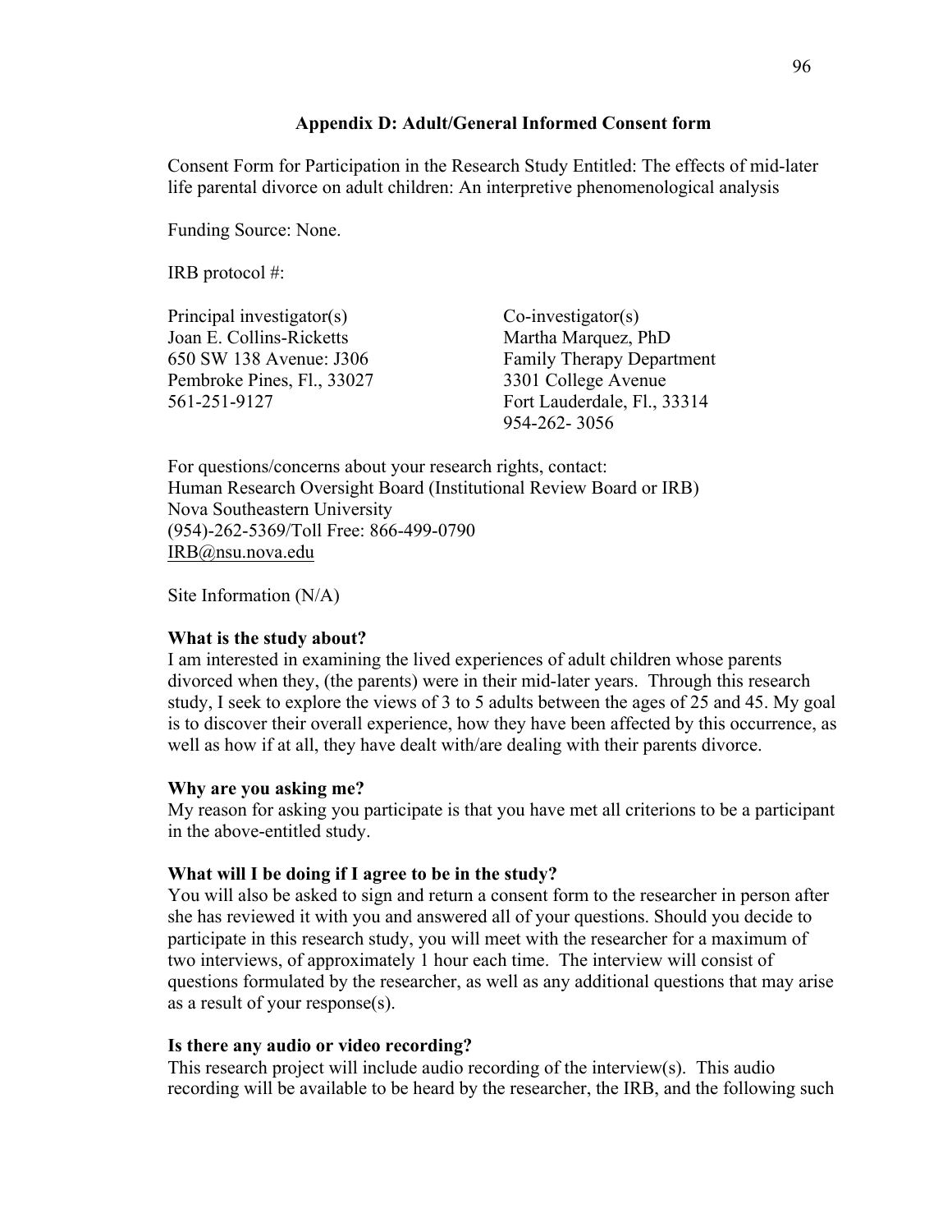## Appendix D: Adult/General Informed Consent form

Consent Form for Participation in the Research Study Entitled: The effects of mid-later life parental divorce on adult children: An interpretive phenomenological analysis

Funding Source: None.

IRB protocol #:

Principal investigator(s)
Joan E. Collins-Ricketts
650 SW 138 Avenue: J306
Pembroke Pines, Fl., 33027
561-251-9127

Co-investigator(s)
Martha Marquez, PhD
Family Therapy Department
3301 College Avenue
Fort Lauderdale, Fl., 33314
954-262- 3056

For questions/concerns about your research rights, contact:
Human Research Oversight Board (Institutional Review Board or IRB)
Nova Southeastern University
(954)-262-5369/Toll Free: 866-499-0790
IRB@nsu.nova.edu

Site Information (N/A)

**What is the study about?**

I am interested in examining the lived experiences of adult children whose parents divorced when they, (the parents) were in their mid-later years. Through this research study, I seek to explore the views of 3 to 5 adults between the ages of 25 and 45. My goal is to discover their overall experience, how they have been affected by this occurrence, as well as how if at all, they have dealt with/are dealing with their parents divorce.

**Why are you asking me?**

My reason for asking you participate is that you have met all criterions to be a participant in the above-entitled study.

**What will I be doing if I agree to be in the study?**

You will also be asked to sign and return a consent form to the researcher in person after she has reviewed it with you and answered all of your questions. Should you decide to participate in this research study, you will meet with the researcher for a maximum of two interviews, of approximately 1 hour each time. The interview will consist of questions formulated by the researcher, as well as any additional questions that may arise as a result of your response(s).

**Is there any audio or video recording?**

This research project will include audio recording of the interview(s). This audio recording will be available to be heard by the researcher, the IRB, and the following such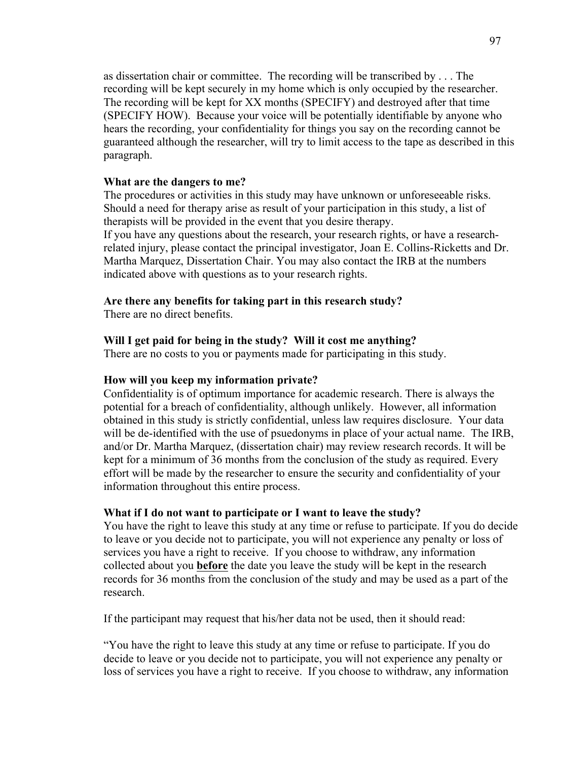as dissertation chair or committee. The recording will be transcribed by . . . The recording will be kept securely in my home which is only occupied by the researcher. The recording will be kept for XX months (SPECIFY) and destroyed after that time (SPECIFY HOW). Because your voice will be potentially identifiable by anyone who hears the recording, your confidentiality for things you say on the recording cannot be guaranteed although the researcher, will try to limit access to the tape as described in this paragraph.

**What are the dangers to me?**

The procedures or activities in this study may have unknown or unforeseeable risks. Should a need for therapy arise as result of your participation in this study, a list of therapists will be provided in the event that you desire therapy.

If you have any questions about the research, your research rights, or have a research-related injury, please contact the principal investigator, Joan E. Collins-Ricketts and Dr. Martha Marquez, Dissertation Chair. You may also contact the IRB at the numbers indicated above with questions as to your research rights.

**Are there any benefits for taking part in this research study?**

There are no direct benefits.

**Will I get paid for being in the study? Will it cost me anything?**

There are no costs to you or payments made for participating in this study.

**How will you keep my information private?**

Confidentiality is of optimum importance for academic research. There is always the potential for a breach of confidentiality, although unlikely. However, all information obtained in this study is strictly confidential, unless law requires disclosure. Your data will be de-identified with the use of psuedonyms in place of your actual name. The IRB, and/or Dr. Martha Marquez, (dissertation chair) may review research records. It will be kept for a minimum of 36 months from the conclusion of the study as required. Every effort will be made by the researcher to ensure the security and confidentiality of your information throughout this entire process.

**What if I do not want to participate or I want to leave the study?**

You have the right to leave this study at any time or refuse to participate. If you do decide to leave or you decide not to participate, you will not experience any penalty or loss of services you have a right to receive. If you choose to withdraw, any information collected about you **before** the date you leave the study will be kept in the research records for 36 months from the conclusion of the study and may be used as a part of the research.

If the participant may request that his/her data not be used, then it should read:

"You have the right to leave this study at any time or refuse to participate. If you do decide to leave or you decide not to participate, you will not experience any penalty or loss of services you have a right to receive. If you choose to withdraw, any information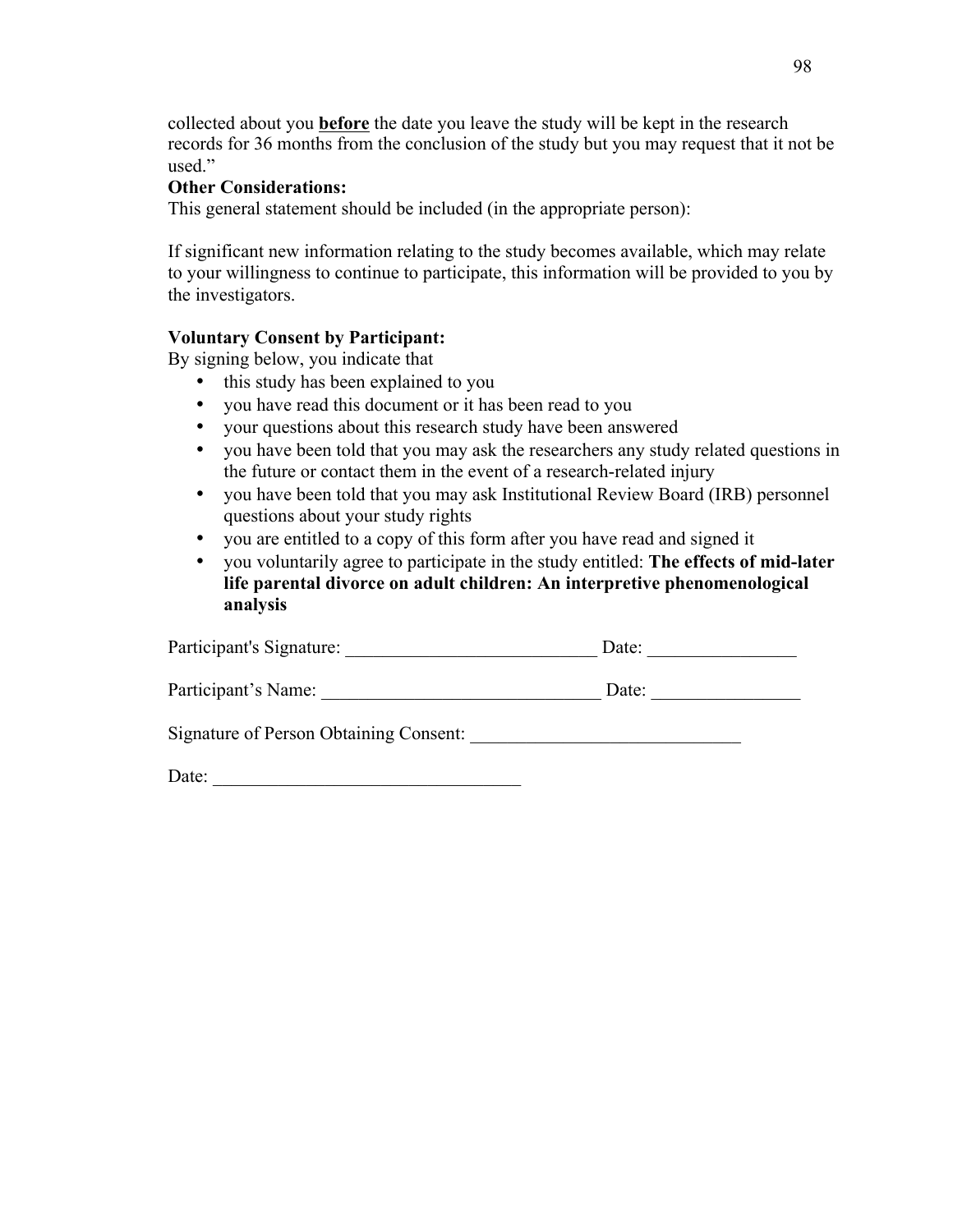collected about you **before** the date you leave the study will be kept in the research records for 36 months from the conclusion of the study but you may request that it not be used."

**Other Considerations:**

This general statement should be included (in the appropriate person):

If significant new information relating to the study becomes available, which may relate to your willingness to continue to participate, this information will be provided to you by the investigators.

**Voluntary Consent by Participant:**

By signing below, you indicate that

- this study has been explained to you
- you have read this document or it has been read to you
- your questions about this research study have been answered
- you have been told that you may ask the researchers any study related questions in the future or contact them in the event of a research-related injury
- you have been told that you may ask Institutional Review Board (IRB) personnel questions about your study rights
- you are entitled to a copy of this form after you have read and signed it
- you voluntarily agree to participate in the study entitled: **The effects of mid-later life parental divorce on adult children: An interpretive phenomenological analysis**

Participant's Signature: ___________________________ Date: ________________

Participant's Name: ______________________________ Date: ________________

Signature of Person Obtaining Consent: _____________________________

Date: _________________________________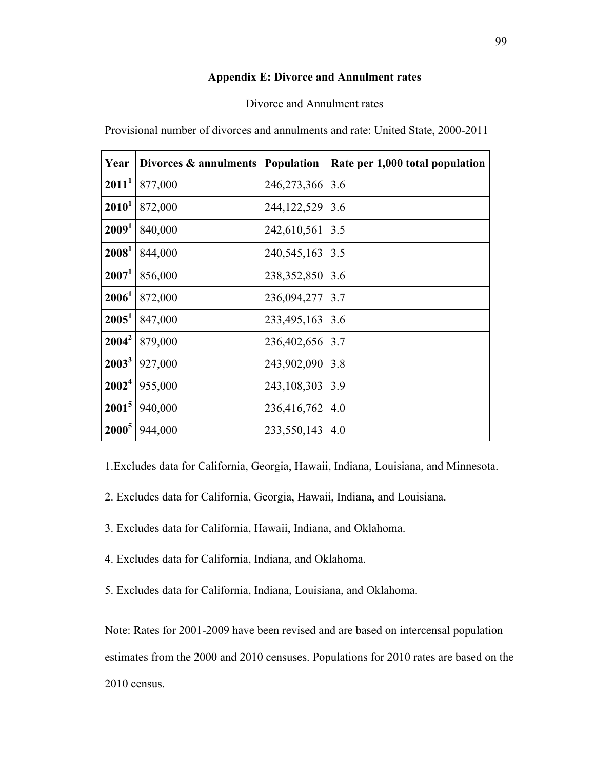## Appendix E: Divorce and Annulment rates

Divorce and Annulment rates

Provisional number of divorces and annulments and rate: United State, 2000-2011

| Year | Divorces & annulments | Population | Rate per 1,000 total population |
|---|---|---|---|
| 2011[1] | 877,000 | 246,273,366 | 3.6 |
| 2010[1] | 872,000 | 244,122,529 | 3.6 |
| 2009[1] | 840,000 | 242,610,561 | 3.5 |
| 2008[1] | 844,000 | 240,545,163 | 3.5 |
| 2007[1] | 856,000 | 238,352,850 | 3.6 |
| 2006[1] | 872,000 | 236,094,277 | 3.7 |
| 2005[1] | 847,000 | 233,495,163 | 3.6 |
| 2004[2] | 879,000 | 236,402,656 | 3.7 |
| 2003[3] | 927,000 | 243,902,090 | 3.8 |
| 2002[4] | 955,000 | 243,108,303 | 3.9 |
| 2001[5] | 940,000 | 236,416,762 | 4.0 |
| 2000[5] | 944,000 | 233,550,143 | 4.0 |

1.Excludes data for California, Georgia, Hawaii, Indiana, Louisiana, and Minnesota.

2. Excludes data for California, Georgia, Hawaii, Indiana, and Louisiana.

3. Excludes data for California, Hawaii, Indiana, and Oklahoma.

4. Excludes data for California, Indiana, and Oklahoma.

5. Excludes data for California, Indiana, Louisiana, and Oklahoma.

Note: Rates for 2001-2009 have been revised and are based on intercensal population estimates from the 2000 and 2010 censuses. Populations for 2010 rates are based on the 2010 census.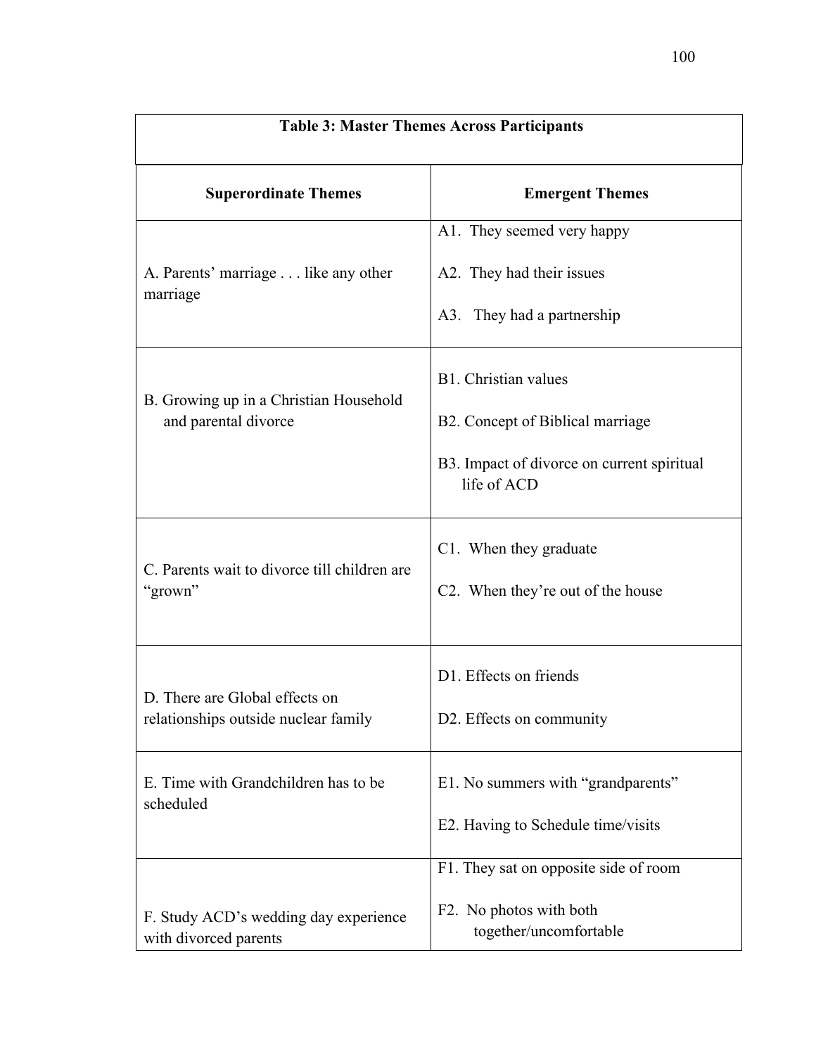**Table 3: Master Themes Across Participants**

| Superordinate Themes | Emergent Themes |
|---|---|
| A. Parents' marriage . . . like any other marriage | A1. They seemed very happy<br>A2. They had their issues<br>A3. They had a partnership |
| B. Growing up in a Christian Household and parental divorce | B1. Christian values<br>B2. Concept of Biblical marriage<br>B3. Impact of divorce on current spiritual life of ACD |
| C. Parents wait to divorce till children are "grown" | C1. When they graduate<br>C2. When they're out of the house |
| D. There are Global effects on relationships outside nuclear family | D1. Effects on friends<br>D2. Effects on community |
| E. Time with Grandchildren has to be scheduled | E1. No summers with "grandparents"<br>E2. Having to Schedule time/visits |
| F. Study ACD's wedding day experience with divorced parents | F1. They sat on opposite side of room<br>F2. No photos with both together/uncomfortable |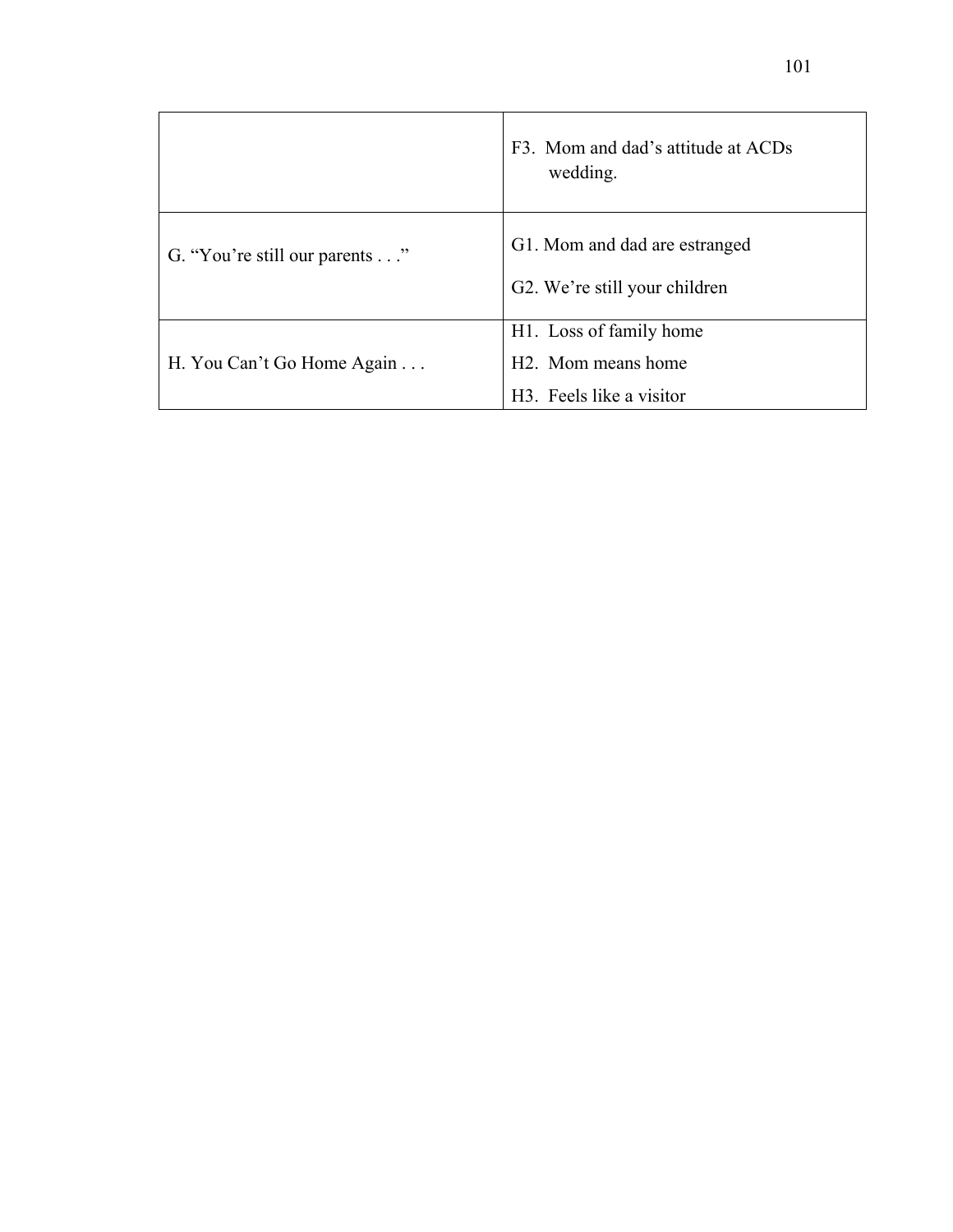| | |
|---|---|
| | F3. Mom and dad's attitude at ACDs wedding. |
| G. "You're still our parents . . ." | G1. Mom and dad are estranged<br>G2. We're still your children |
| H. You Can't Go Home Again . . . | H1. Loss of family home<br>H2. Mom means home<br>H3. Feels like a visitor |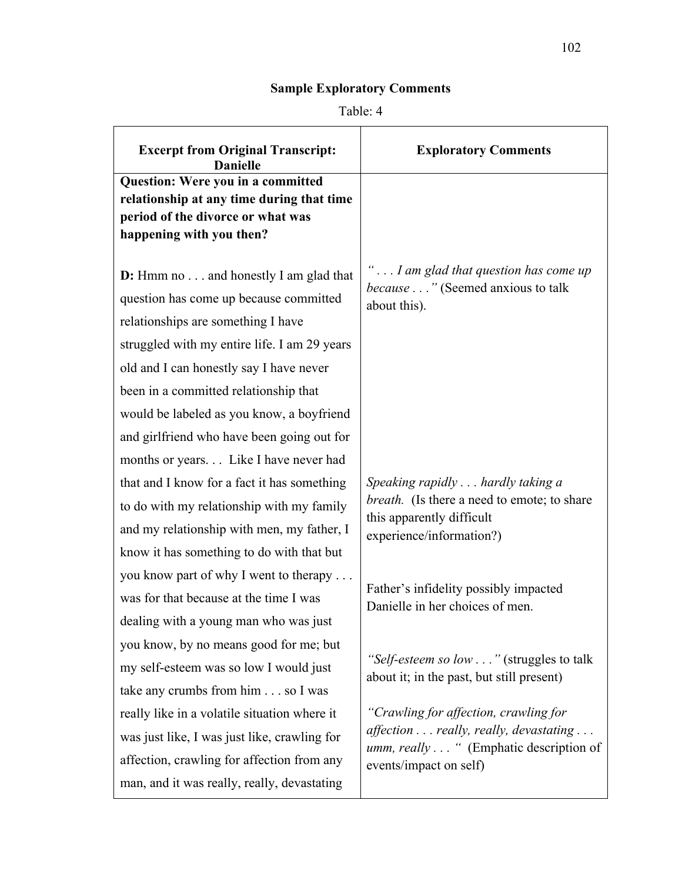## Sample Exploratory Comments

Table: 4

| Excerpt from Original Transcript: Danielle | Exploratory Comments |
|---|---|
| **Question: Were you in a committed relationship at any time during that time period of the divorce or what was happening with you then?** | |
| **D:** Hmm no . . . and honestly I am glad that question has come up because committed relationships are something I have struggled with my entire life. I am 29 years old and I can honestly say I have never been in a committed relationship that would be labeled as you know, a boyfriend and girlfriend who have been going out for months or years. . . Like I have never had that and I know for a fact it has something to do with my relationship with my family and my relationship with men, my father, I know it has something to do with that but you know part of why I went to therapy . . . was for that because at the time I was dealing with a young man who was just you know, by no means good for me; but my self-esteem was so low I would just take any crumbs from him . . . so I was really like in a volatile situation where it was just like, I was just like, crawling for affection, crawling for affection from any man, and it was really, really, devastating | *" . . . I am glad that question has come up because . . ."* (Seemed anxious to talk about this).<br><br>*Speaking rapidly . . . hardly taking a breath.* (Is there a need to emote; to share this apparently difficult experience/information?)<br><br>Father's infidelity possibly impacted Danielle in her choices of men.<br><br>*"Self-esteem so low . . ."* (struggles to talk about it; in the past, but still present)<br><br>*"Crawling for affection, crawling for affection . . . really, really, devastating . . . umm, really . . . "* (Emphatic description of events/impact on self) |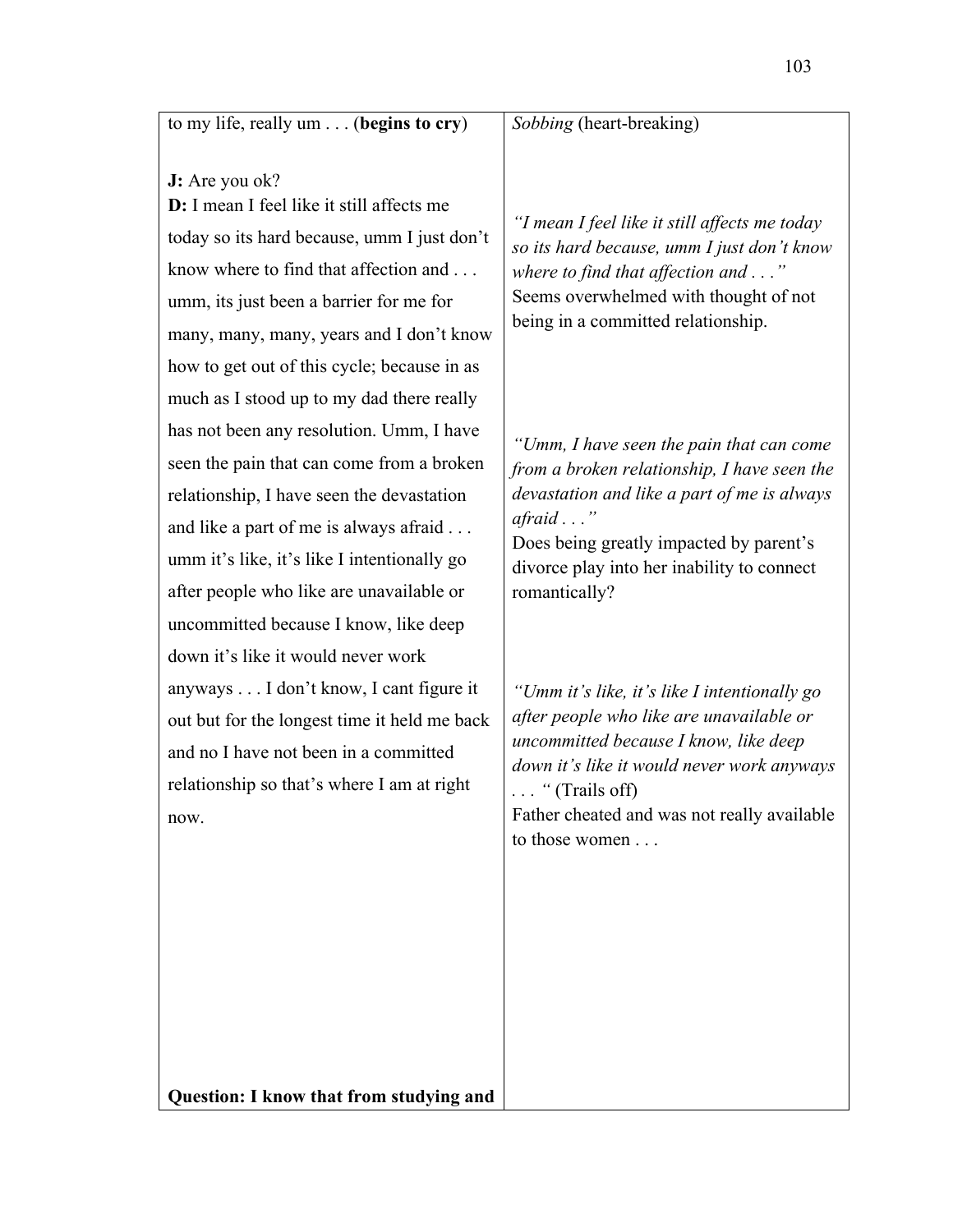| | |
|---|---|
| to my life, really um . . . (**begins to cry**) | *Sobbing* (heart-breaking) |
| **J:** Are you ok?<br>**D:** I mean I feel like it still affects me today so its hard because, umm I just don't know where to find that affection and . . . umm, its just been a barrier for me for many, many, many, years and I don't know how to get out of this cycle; because in as much as I stood up to my dad there really has not been any resolution. Umm, I have seen the pain that can come from a broken relationship, I have seen the devastation and like a part of me is always afraid . . . umm it's like, it's like I intentionally go after people who like are unavailable or uncommitted because I know, like deep down it's like it would never work anyways . . . I don't know, I cant figure it out but for the longest time it held me back and no I have not been in a committed relationship so that's where I am at right now. | *"I mean I feel like it still affects me today so its hard because, umm I just don't know where to find that affection and . . ."*<br>Seems overwhelmed with thought of not being in a committed relationship.<br><br>*"Umm, I have seen the pain that can come from a broken relationship, I have seen the devastation and like a part of me is always afraid . . ."*<br>Does being greatly impacted by parent's divorce play into her inability to connect romantically?<br><br>*"Umm it's like, it's like I intentionally go after people who like are unavailable or uncommitted because I know, like deep down it's like it would never work anyways . . . "* (Trails off)<br>Father cheated and was not really available to those women . . . |
| **Question: I know that from studying and** | |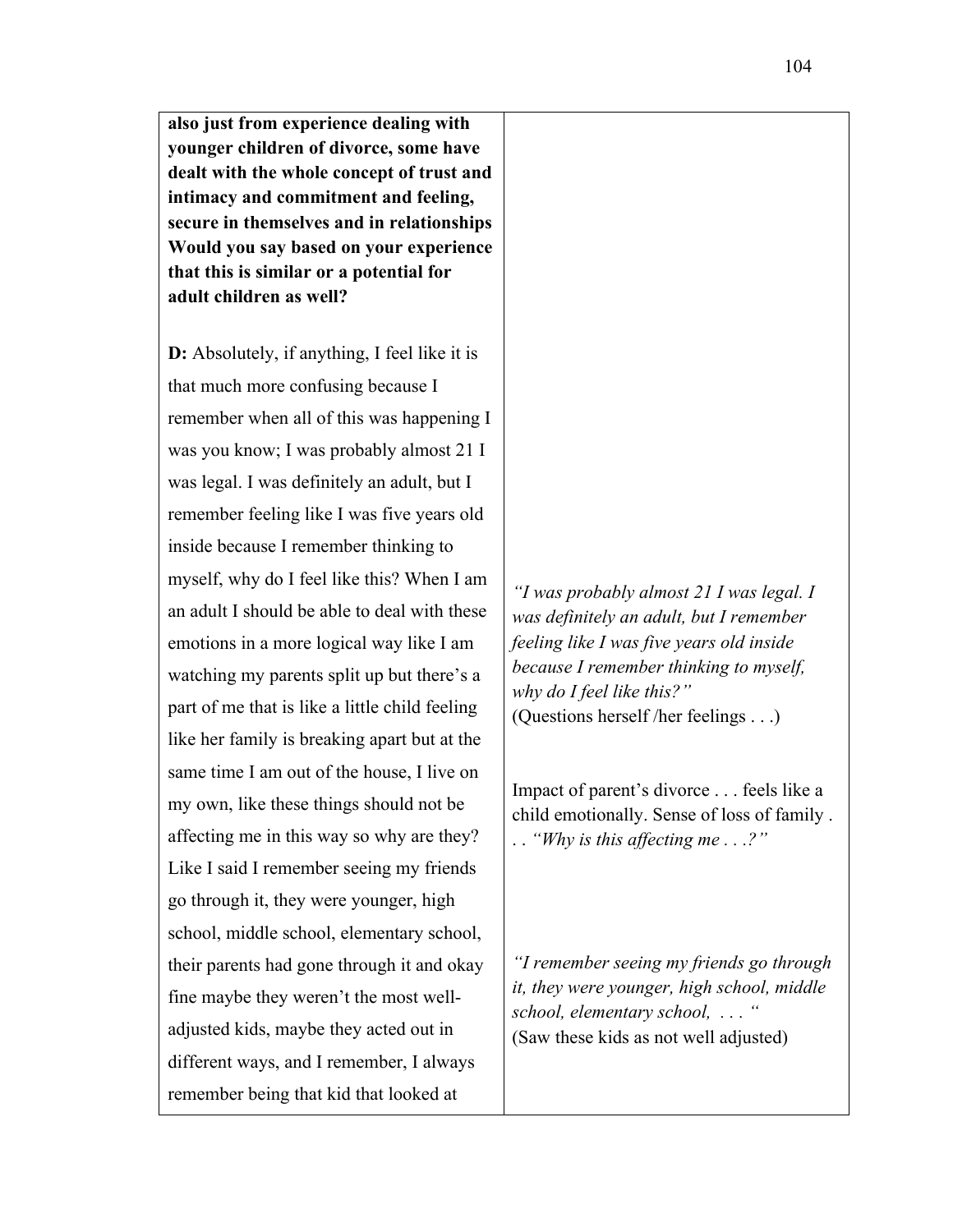| | |
|---|---|
| **also just from experience dealing with younger children of divorce, some have dealt with the whole concept of trust and intimacy and commitment and feeling, secure in themselves and in relationships Would you say based on your experience that this is similar or a potential for adult children as well?** <br><br> **D:** Absolutely, if anything, I feel like it is that much more confusing because I remember when all of this was happening I was you know; I was probably almost 21 I was legal. I was definitely an adult, but I remember feeling like I was five years old inside because I remember thinking to myself, why do I feel like this? When I am an adult I should be able to deal with these emotions in a more logical way like I am watching my parents split up but there's a part of me that is like a little child feeling like her family is breaking apart but at the same time I am out of the house, I live on my own, like these things should not be affecting me in this way so why are they? Like I said I remember seeing my friends go through it, they were younger, high school, middle school, elementary school, their parents had gone through it and okay fine maybe they weren't the most well-adjusted kids, maybe they acted out in different ways, and I remember, I always remember being that kid that looked at | *"I was probably almost 21 I was legal. I was definitely an adult, but I remember feeling like I was five years old inside because I remember thinking to myself, why do I feel like this?"* <br> (Questions herself /her feelings . . .) <br><br> Impact of parent's divorce . . . feels like a child emotionally. Sense of loss of family . . . *"Why is this affecting me . . .?"* <br><br> *"I remember seeing my friends go through it, they were younger, high school, middle school, elementary school, . . . "* <br> (Saw these kids as not well adjusted) |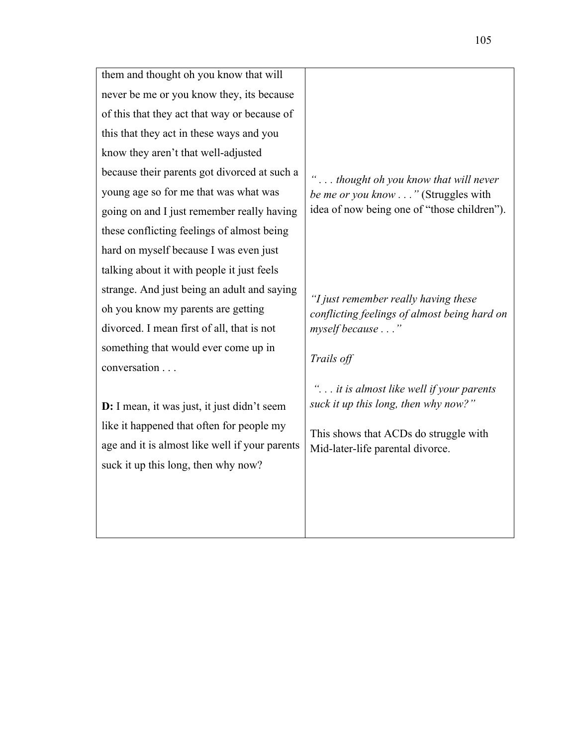| | |
|---|---|
| them and thought oh you know that will never be me or you know they, its because of this that they act that way or because of this that they act in these ways and you know they aren't that well-adjusted because their parents got divorced at such a young age so for me that was what was going on and I just remember really having these conflicting feelings of almost being hard on myself because I was even just talking about it with people it just feels strange. And just being an adult and saying oh you know my parents are getting divorced. I mean first of all, that is not something that would ever come up in conversation . . . | *" . . . thought oh you know that will never be me or you know . . ."* (Struggles with idea of now being one of "those children"). *"I just remember really having these conflicting feelings of almost being hard on myself because . . ."* *Trails off* |
| **D:** I mean, it was just, it just didn't seem like it happened that often for people my age and it is almost like well if your parents suck it up this long, then why now? | *". . . it is almost like well if your parents suck it up this long, then why now?"* This shows that ACDs do struggle with Mid-later-life parental divorce. |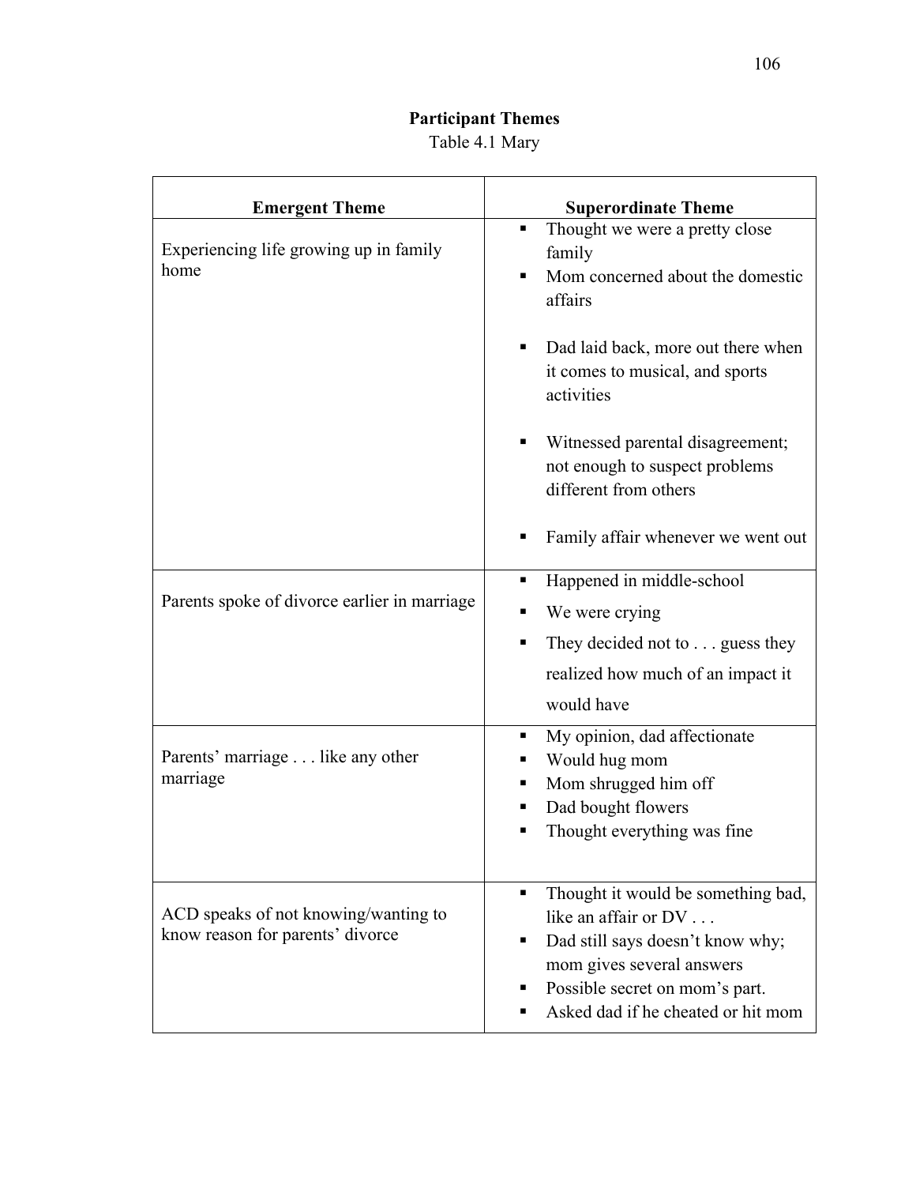**Participant Themes**

Table 4.1 Mary

| Emergent Theme | Superordinate Theme |
|---|---|
| Experiencing life growing up in family home | ▪ Thought we were a pretty close family<br>▪ Mom concerned about the domestic affairs<br>▪ Dad laid back, more out there when it comes to musical, and sports activities<br>▪ Witnessed parental disagreement; not enough to suspect problems different from others<br>▪ Family affair whenever we went out |
| Parents spoke of divorce earlier in marriage | ▪ Happened in middle-school<br>▪ We were crying<br>▪ They decided not to . . . guess they realized how much of an impact it would have |
| Parents' marriage . . . like any other marriage | ▪ My opinion, dad affectionate<br>▪ Would hug mom<br>▪ Mom shrugged him off<br>▪ Dad bought flowers<br>▪ Thought everything was fine |
| ACD speaks of not knowing/wanting to know reason for parents' divorce | ▪ Thought it would be something bad, like an affair or DV . . .<br>▪ Dad still says doesn't know why; mom gives several answers<br>▪ Possible secret on mom's part.<br>▪ Asked dad if he cheated or hit mom |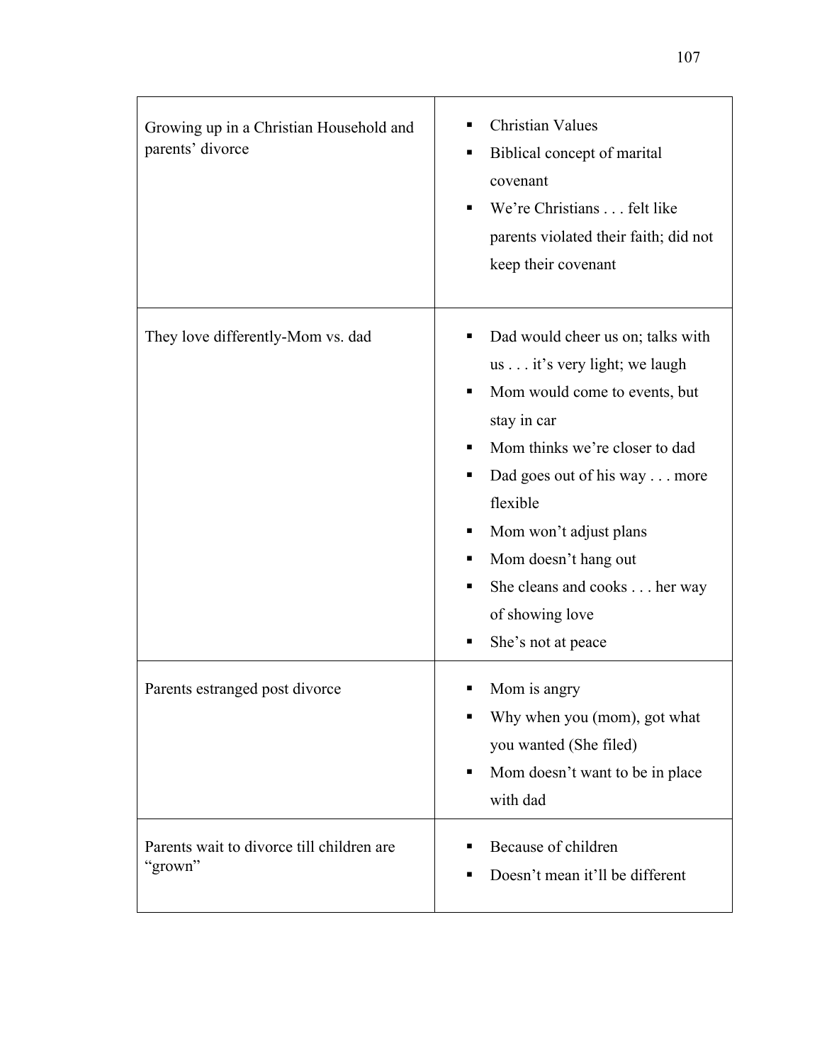| | |
|---|---|
| Growing up in a Christian Household and parents' divorce | ▪ Christian Values<br>▪ Biblical concept of marital covenant<br>▪ We're Christians . . . felt like parents violated their faith; did not keep their covenant |
| They love differently-Mom vs. dad | ▪ Dad would cheer us on; talks with us . . . it's very light; we laugh<br>▪ Mom would come to events, but stay in car<br>▪ Mom thinks we're closer to dad<br>▪ Dad goes out of his way . . . more flexible<br>▪ Mom won't adjust plans<br>▪ Mom doesn't hang out<br>▪ She cleans and cooks . . . her way of showing love<br>▪ She's not at peace |
| Parents estranged post divorce | ▪ Mom is angry<br>▪ Why when you (mom), got what you wanted (She filed)<br>▪ Mom doesn't want to be in place with dad |
| Parents wait to divorce till children are "grown" | ▪ Because of children<br>▪ Doesn't mean it'll be different |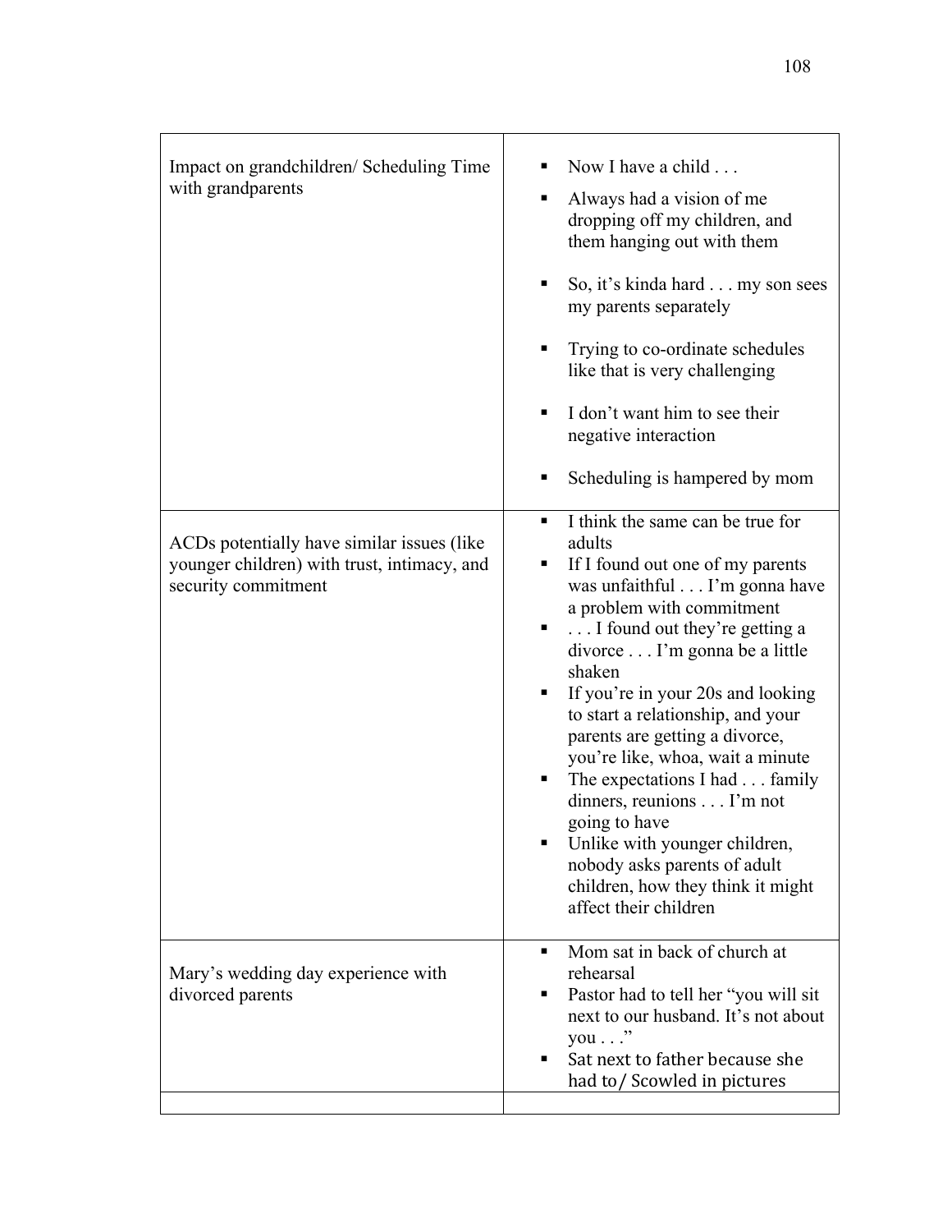| | |
|---|---|
| Impact on grandchildren/ Scheduling Time with grandparents | ▪ Now I have a child . . .<br>▪ Always had a vision of me dropping off my children, and them hanging out with them<br>▪ So, it's kinda hard . . . my son sees my parents separately<br>▪ Trying to co-ordinate schedules like that is very challenging<br>▪ I don't want him to see their negative interaction<br>▪ Scheduling is hampered by mom |
| ACDs potentially have similar issues (like younger children) with trust, intimacy, and security commitment | ▪ I think the same can be true for adults<br>▪ If I found out one of my parents was unfaithful . . . I'm gonna have a problem with commitment<br>▪ . . . I found out they're getting a divorce . . . I'm gonna be a little shaken<br>▪ If you're in your 20s and looking to start a relationship, and your parents are getting a divorce, you're like, whoa, wait a minute<br>▪ The expectations I had . . . family dinners, reunions . . . I'm not going to have<br>▪ Unlike with younger children, nobody asks parents of adult children, how they think it might affect their children |
| Mary's wedding day experience with divorced parents | ▪ Mom sat in back of church at rehearsal<br>▪ Pastor had to tell her "you will sit next to our husband. It's not about you . . ."<br>▪ Sat next to father because she had to/ Scowled in pictures |
| | |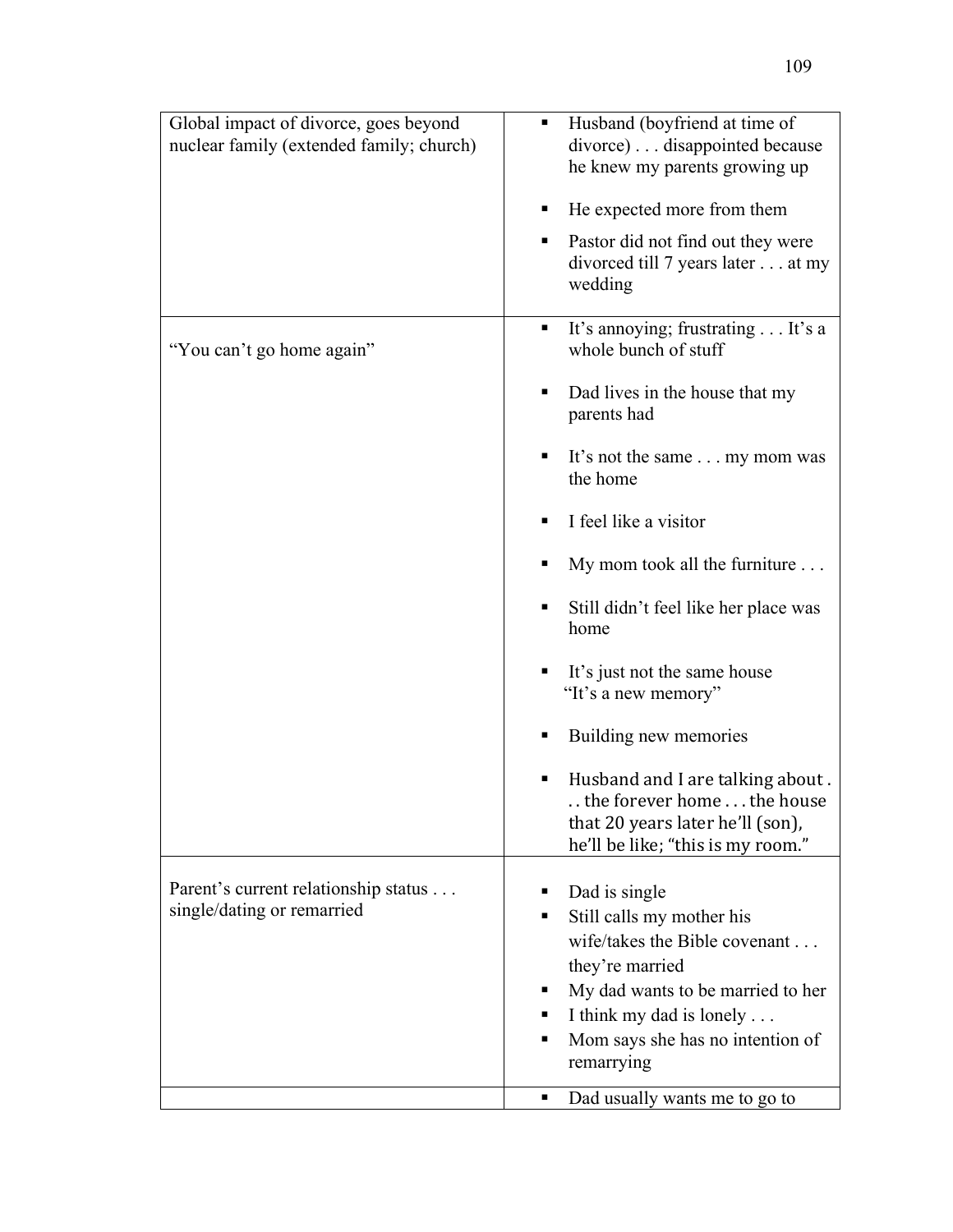| | |
|---|---|
| Global impact of divorce, goes beyond nuclear family (extended family; church) | ▪ Husband (boyfriend at time of divorce) . . . disappointed because he knew my parents growing up<br>▪ He expected more from them<br>▪ Pastor did not find out they were divorced till 7 years later . . . at my wedding |
| "You can't go home again" | ▪ It's annoying; frustrating . . . It's a whole bunch of stuff<br>▪ Dad lives in the house that my parents had<br>▪ It's not the same . . . my mom was the home<br>▪ I feel like a visitor<br>▪ My mom took all the furniture . . .<br>▪ Still didn't feel like her place was home<br>▪ It's just not the same house "It's a new memory"<br>▪ Building new memories<br>▪ Husband and I are talking about . . . the forever home . . . the house that 20 years later he'll (son), he'll be like; "this is my room." |
| Parent's current relationship status . . . single/dating or remarried | ▪ Dad is single<br>▪ Still calls my mother his wife/takes the Bible covenant . . . they're married<br>▪ My dad wants to be married to her<br>▪ I think my dad is lonely . . .<br>▪ Mom says she has no intention of remarrying |
| | ▪ Dad usually wants me to go to |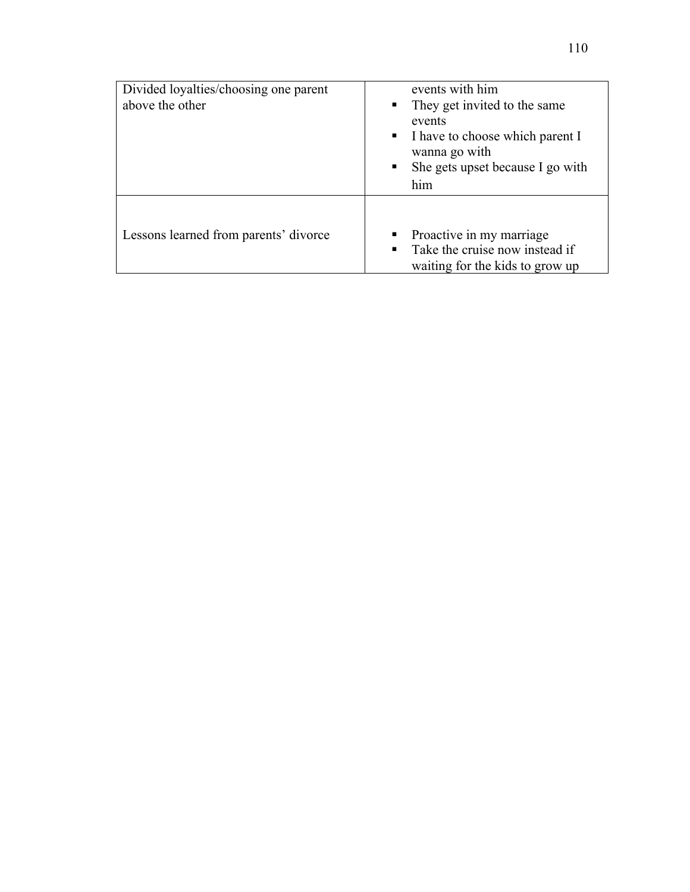| | |
|---|---|
| Divided loyalties/choosing one parent above the other | events with him<br>▪ They get invited to the same events<br>▪ I have to choose which parent I wanna go with<br>▪ She gets upset because I go with him |
| Lessons learned from parents' divorce | ▪ Proactive in my marriage<br>▪ Take the cruise now instead if waiting for the kids to grow up |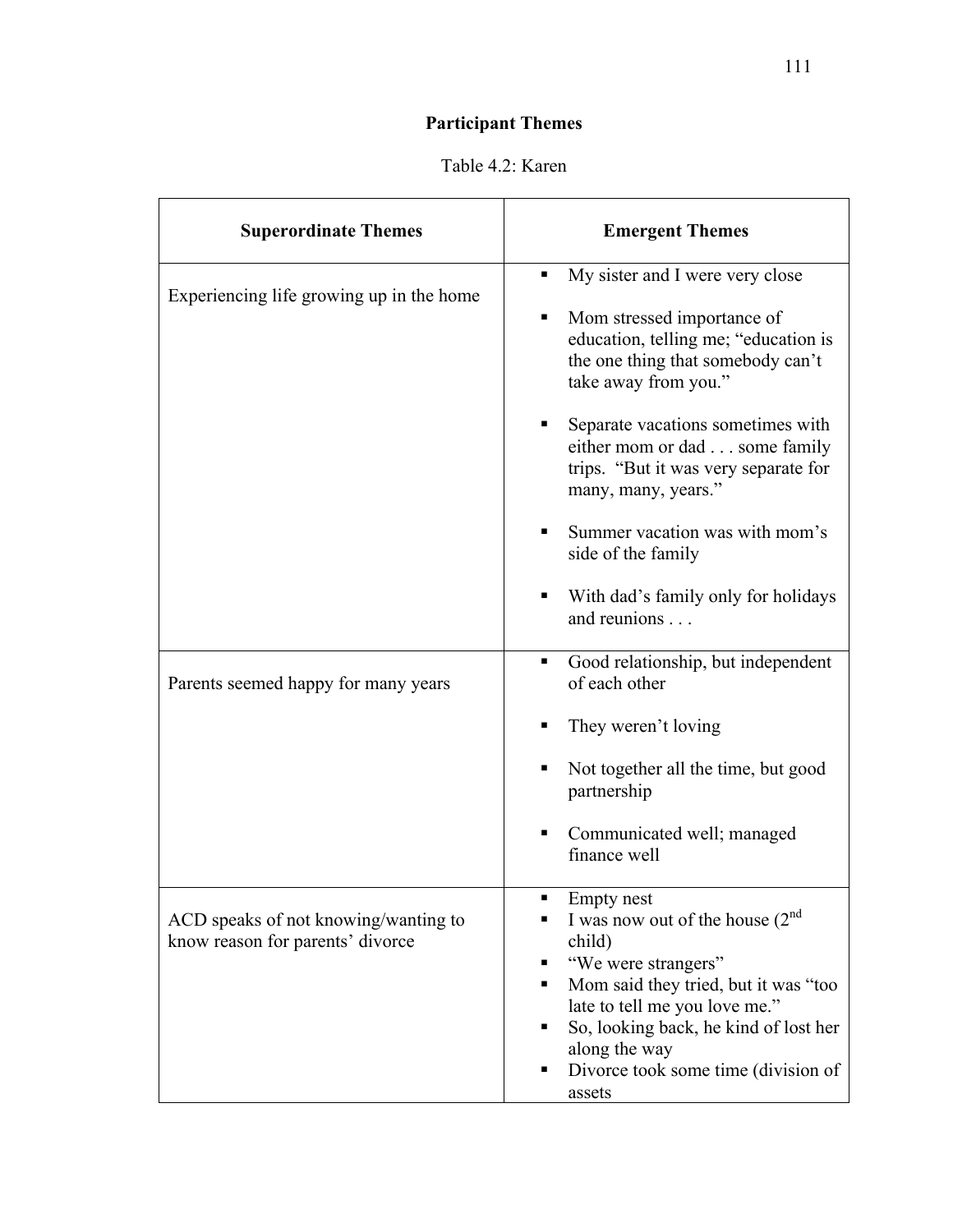**Participant Themes**

Table 4.2: Karen

| Superordinate Themes | Emergent Themes |
|---|---|
| Experiencing life growing up in the home | ▪ My sister and I were very close<br><br>▪ Mom stressed importance of education, telling me; "education is the one thing that somebody can't take away from you."<br><br>▪ Separate vacations sometimes with either mom or dad . . . some family trips. "But it was very separate for many, many, years."<br><br>▪ Summer vacation was with mom's side of the family<br><br>▪ With dad's family only for holidays and reunions . . . |
| Parents seemed happy for many years | ▪ Good relationship, but independent of each other<br><br>▪ They weren't loving<br><br>▪ Not together all the time, but good partnership<br><br>▪ Communicated well; managed finance well |
| ACD speaks of not knowing/wanting to know reason for parents' divorce | ▪ Empty nest<br>▪ I was now out of the house (2nd child)<br>▪ "We were strangers"<br>▪ Mom said they tried, but it was "too late to tell me you love me."<br>▪ So, looking back, he kind of lost her along the way<br>▪ Divorce took some time (division of assets |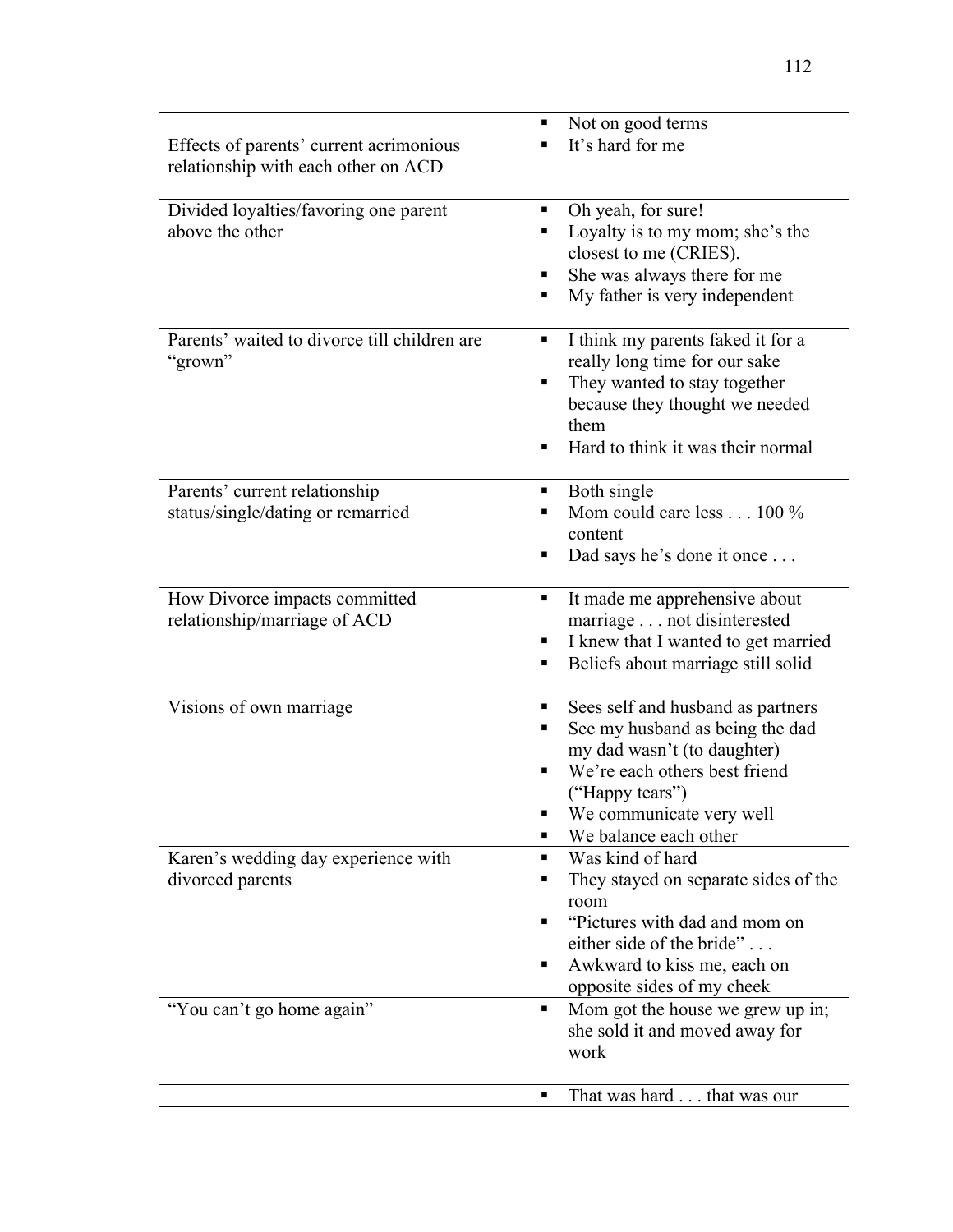| | |
|---|---|
| Effects of parents' current acrimonious relationship with each other on ACD | ▪ Not on good terms<br>▪ It's hard for me |
| Divided loyalties/favoring one parent above the other | ▪ Oh yeah, for sure!<br>▪ Loyalty is to my mom; she's the closest to me (CRIES).<br>▪ She was always there for me<br>▪ My father is very independent |
| Parents' waited to divorce till children are "grown" | ▪ I think my parents faked it for a really long time for our sake<br>▪ They wanted to stay together because they thought we needed them<br>▪ Hard to think it was their normal |
| Parents' current relationship status/single/dating or remarried | ▪ Both single<br>▪ Mom could care less . . . 100 % content<br>▪ Dad says he's done it once . . . |
| How Divorce impacts committed relationship/marriage of ACD | ▪ It made me apprehensive about marriage . . . not disinterested<br>▪ I knew that I wanted to get married<br>▪ Beliefs about marriage still solid |
| Visions of own marriage | ▪ Sees self and husband as partners<br>▪ See my husband as being the dad my dad wasn't (to daughter)<br>▪ We're each others best friend ("Happy tears")<br>▪ We communicate very well<br>▪ We balance each other |
| Karen's wedding day experience with divorced parents | ▪ Was kind of hard<br>▪ They stayed on separate sides of the room<br>▪ "Pictures with dad and mom on either side of the bride" . . .<br>▪ Awkward to kiss me, each on opposite sides of my cheek |
| "You can't go home again" | ▪ Mom got the house we grew up in; she sold it and moved away for work |
| | ▪ That was hard . . . that was our |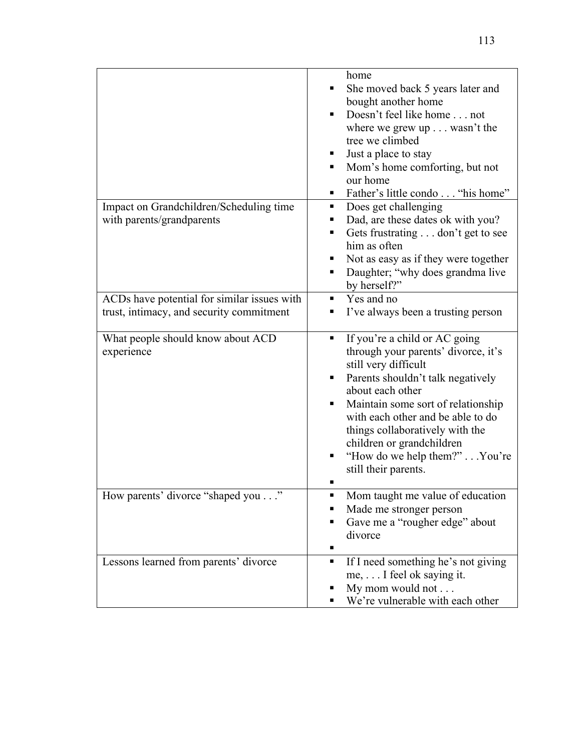| | |
|---|---|
| | home<br>▪ She moved back 5 years later and bought another home<br>▪ Doesn't feel like home . . . not where we grew up . . . wasn't the tree we climbed<br>▪ Just a place to stay<br>▪ Mom's home comforting, but not our home<br>▪ Father's little condo . . . "his home" |
| Impact on Grandchildren/Scheduling time with parents/grandparents | ▪ Does get challenging<br>▪ Dad, are these dates ok with you?<br>▪ Gets frustrating . . . don't get to see him as often<br>▪ Not as easy as if they were together<br>▪ Daughter; "why does grandma live by herself?" |
| ACDs have potential for similar issues with trust, intimacy, and security commitment | ▪ Yes and no<br>▪ I've always been a trusting person |
| What people should know about ACD experience | ▪ If you're a child or AC going through your parents' divorce, it's still very difficult<br>▪ Parents shouldn't talk negatively about each other<br>▪ Maintain some sort of relationship with each other and be able to do things collaboratively with the children or grandchildren<br>▪ "How do we help them?" . . .You're still their parents.<br>▪ |
| How parents' divorce "shaped you . . ." | ▪ Mom taught me value of education<br>▪ Made me stronger person<br>▪ Gave me a "rougher edge" about divorce<br>▪ |
| Lessons learned from parents' divorce | ▪ If I need something he's not giving me, . . . I feel ok saying it.<br>▪ My mom would not . . .<br>▪ We're vulnerable with each other |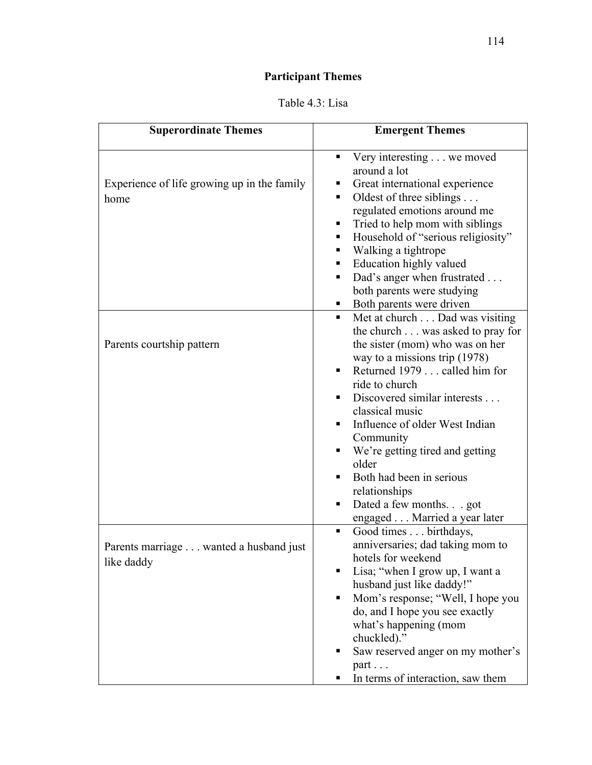## Participant Themes

Table 4.3: Lisa

| Superordinate Themes | Emergent Themes |
|---|---|
| Experience of life growing up in the family home | ▪ Very interesting . . . we moved around a lot<br>▪ Great international experience<br>▪ Oldest of three siblings . . . regulated emotions around me<br>▪ Tried to help mom with siblings<br>▪ Household of "serious religiosity"<br>▪ Walking a tightrope<br>▪ Education highly valued<br>▪ Dad's anger when frustrated . . . both parents were studying<br>▪ Both parents were driven |
| Parents courtship pattern | ▪ Met at church . . . Dad was visiting the church . . . was asked to pray for the sister (mom) who was on her way to a missions trip (1978)<br>▪ Returned 1979 . . . called him for ride to church<br>▪ Discovered similar interests . . . classical music<br>▪ Influence of older West Indian Community<br>▪ We're getting tired and getting older<br>▪ Both had been in serious relationships<br>▪ Dated a few months. . . got engaged . . . Married a year later |
| Parents marriage . . . wanted a husband just like daddy | ▪ Good times . . . birthdays, anniversaries; dad taking mom to hotels for weekend<br>▪ Lisa; "when I grow up, I want a husband just like daddy!"<br>▪ Mom's response; "Well, I hope you do, and I hope you see exactly what's happening (mom chuckled)."<br>▪ Saw reserved anger on my mother's part . . .<br>▪ In terms of interaction, saw them |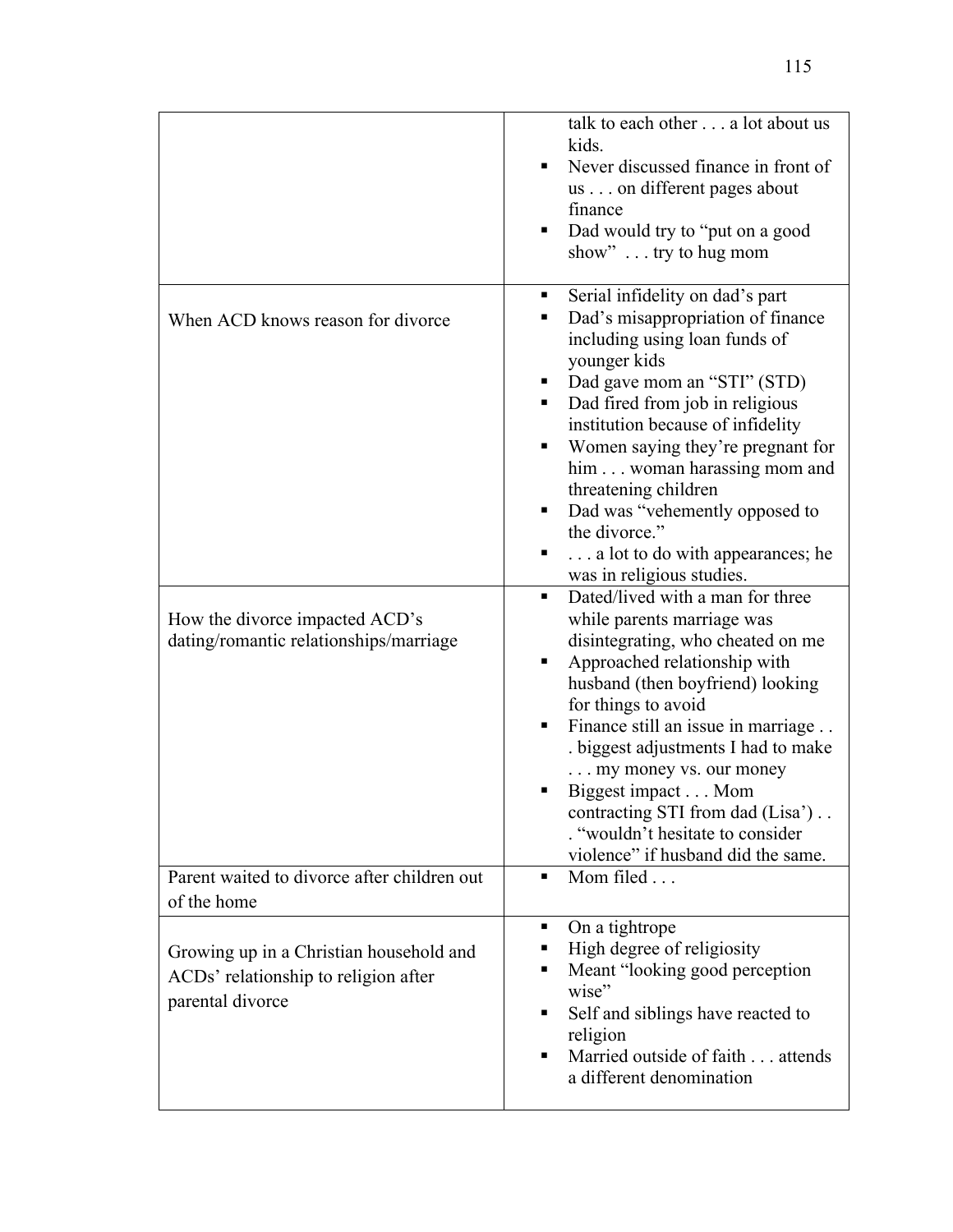| | |
|---|---|
| | talk to each other . . . a lot about us kids.<br>▪ Never discussed finance in front of us . . . on different pages about finance<br>▪ Dad would try to "put on a good show" . . . try to hug mom |
| When ACD knows reason for divorce | ▪ Serial infidelity on dad's part<br>▪ Dad's misappropriation of finance including using loan funds of younger kids<br>▪ Dad gave mom an "STI" (STD)<br>▪ Dad fired from job in religious institution because of infidelity<br>▪ Women saying they're pregnant for him . . . woman harassing mom and threatening children<br>▪ Dad was "vehemently opposed to the divorce."<br>▪ . . . a lot to do with appearances; he was in religious studies. |
| How the divorce impacted ACD's dating/romantic relationships/marriage | ▪ Dated/lived with a man for three while parents marriage was disintegrating, who cheated on me<br>▪ Approached relationship with husband (then boyfriend) looking for things to avoid<br>▪ Finance still an issue in marriage . . . biggest adjustments I had to make . . . my money vs. our money<br>▪ Biggest impact . . . Mom contracting STI from dad (Lisa') . . . "wouldn't hesitate to consider violence" if husband did the same. |
| Parent waited to divorce after children out of the home | ▪ Mom filed . . . |
| Growing up in a Christian household and ACDs' relationship to religion after parental divorce | ▪ On a tightrope<br>▪ High degree of religiosity<br>▪ Meant "looking good perception wise"<br>▪ Self and siblings have reacted to religion<br>▪ Married outside of faith . . . attends a different denomination |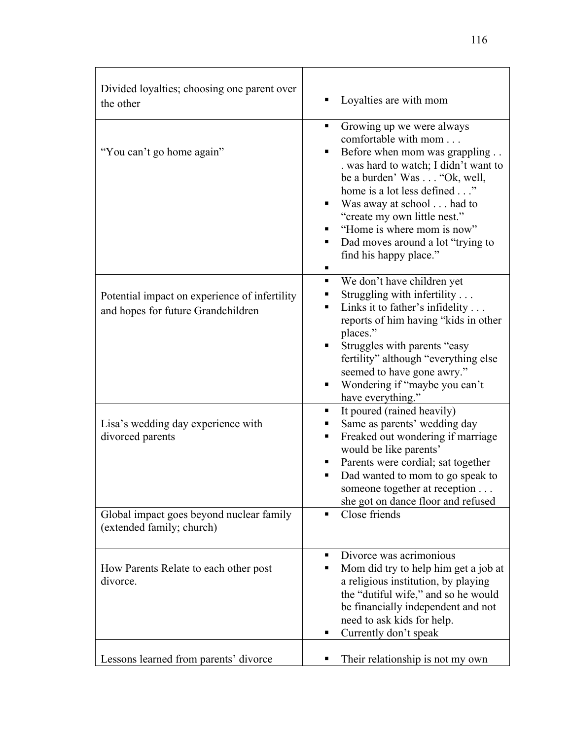| | |
|---|---|
| Divided loyalties; choosing one parent over the other | ▪ Loyalties are with mom |
| "You can't go home again" | ▪ Growing up we were always comfortable with mom . . .<br>▪ Before when mom was grappling . . . was hard to watch; I didn't want to be a burden' Was . . . "Ok, well, home is a lot less defined . . ."<br>▪ Was away at school . . . had to "create my own little nest."<br>▪ "Home is where mom is now"<br>▪ Dad moves around a lot "trying to find his happy place."<br>▪ |
| Potential impact on experience of infertility and hopes for future Grandchildren | ▪ We don't have children yet<br>▪ Struggling with infertility . . .<br>▪ Links it to father's infidelity . . . reports of him having "kids in other places."<br>▪ Struggles with parents "easy fertility" although "everything else seemed to have gone awry."<br>▪ Wondering if "maybe you can't have everything." |
| Lisa's wedding day experience with divorced parents | ▪ It poured (rained heavily)<br>▪ Same as parents' wedding day<br>▪ Freaked out wondering if marriage would be like parents'<br>▪ Parents were cordial; sat together<br>▪ Dad wanted to mom to go speak to someone together at reception . . . she got on dance floor and refused |
| Global impact goes beyond nuclear family (extended family; church) | ▪ Close friends |
| How Parents Relate to each other post divorce. | ▪ Divorce was acrimonious<br>▪ Mom did try to help him get a job at a religious institution, by playing the "dutiful wife," and so he would be financially independent and not need to ask kids for help.<br>▪ Currently don't speak |
| Lessons learned from parents' divorce | ▪ Their relationship is not my own |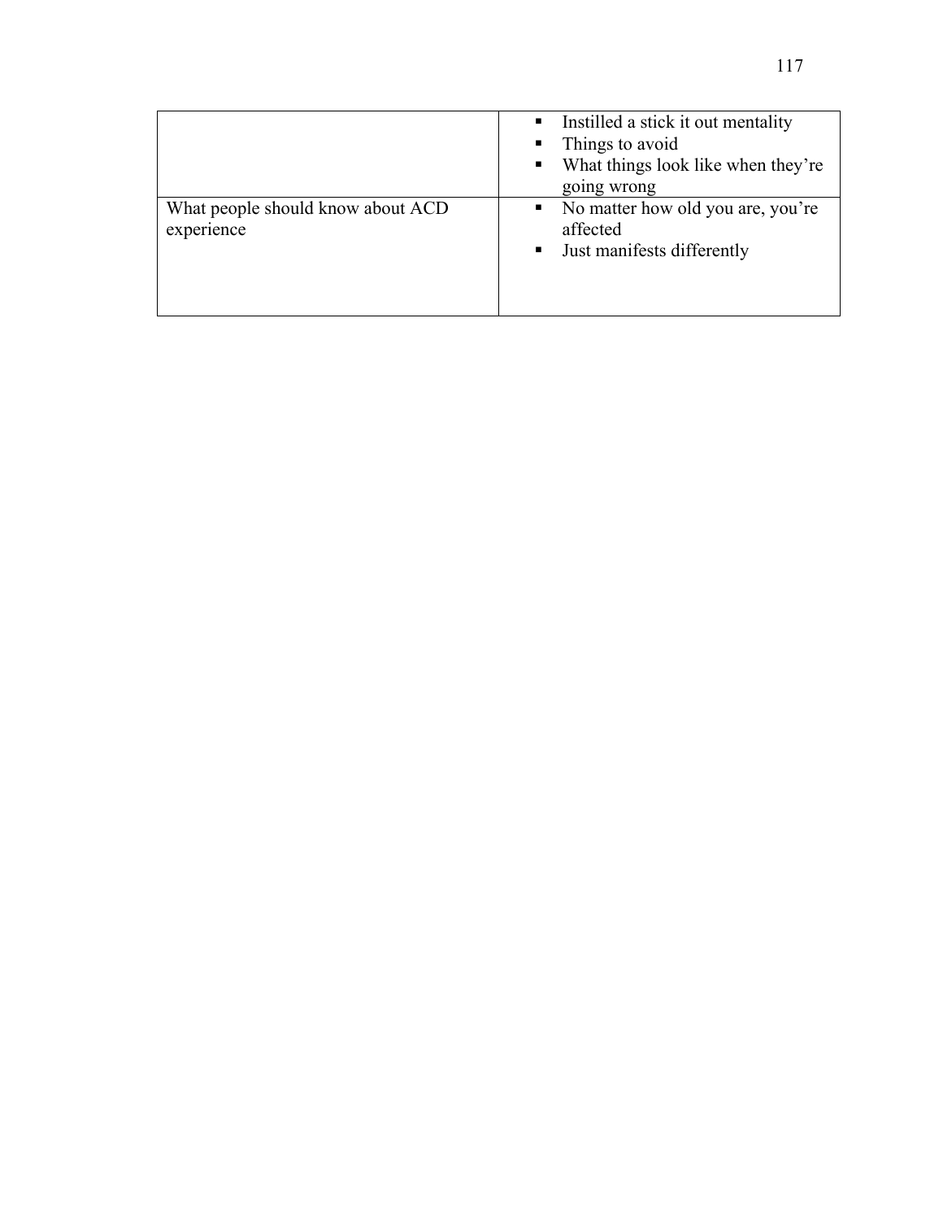| | |
|---|---|
| | ▪ Instilled a stick it out mentality<br>▪ Things to avoid<br>▪ What things look like when they're going wrong |
| What people should know about ACD experience | ▪ No matter how old you are, you're affected<br>▪ Just manifests differently |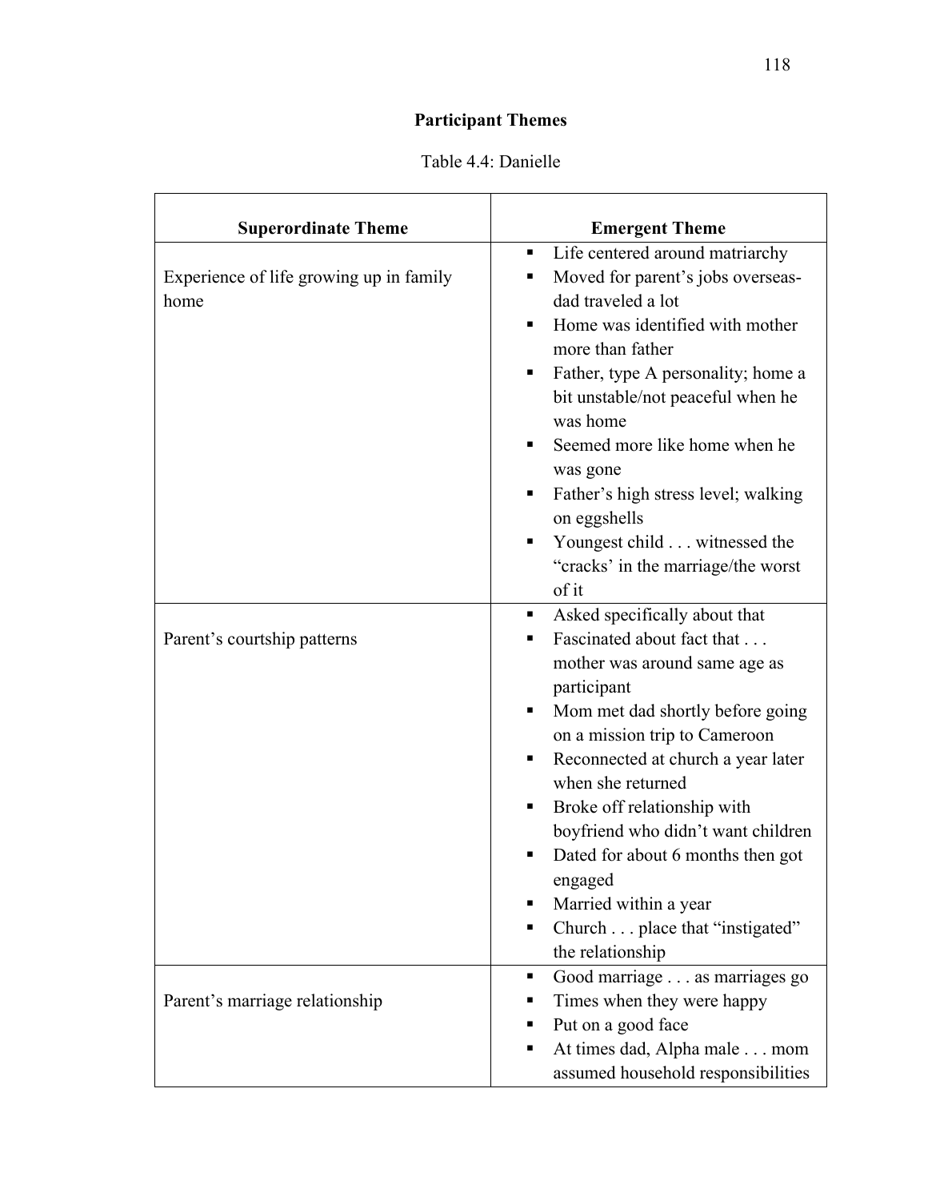**Participant Themes**

Table 4.4: Danielle

| Superordinate Theme | Emergent Theme |
|---|---|
| Experience of life growing up in family home | ▪ Life centered around matriarchy<br>▪ Moved for parent's jobs overseas- dad traveled a lot<br>▪ Home was identified with mother more than father<br>▪ Father, type A personality; home a bit unstable/not peaceful when he was home<br>▪ Seemed more like home when he was gone<br>▪ Father's high stress level; walking on eggshells<br>▪ Youngest child . . . witnessed the "cracks' in the marriage/the worst of it |
| Parent's courtship patterns | ▪ Asked specifically about that<br>▪ Fascinated about fact that . . . mother was around same age as participant<br>▪ Mom met dad shortly before going on a mission trip to Cameroon<br>▪ Reconnected at church a year later when she returned<br>▪ Broke off relationship with boyfriend who didn't want children<br>▪ Dated for about 6 months then got engaged<br>▪ Married within a year<br>▪ Church . . . place that "instigated" the relationship |
| Parent's marriage relationship | ▪ Good marriage . . . as marriages go<br>▪ Times when they were happy<br>▪ Put on a good face<br>▪ At times dad, Alpha male . . . mom assumed household responsibilities |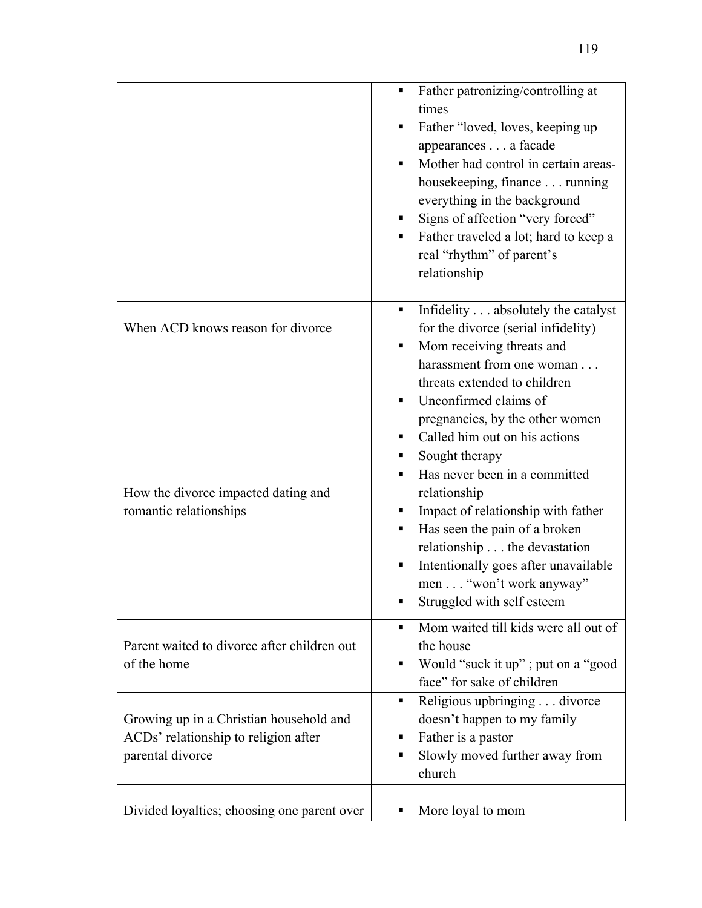| | |
|---|---|
| | ▪ Father patronizing/controlling at times<br>▪ Father "loved, loves, keeping up appearances . . . a facade<br>▪ Mother had control in certain areas- housekeeping, finance . . . running everything in the background<br>▪ Signs of affection "very forced"<br>▪ Father traveled a lot; hard to keep a real "rhythm" of parent's relationship |
| When ACD knows reason for divorce | ▪ Infidelity . . . absolutely the catalyst for the divorce (serial infidelity)<br>▪ Mom receiving threats and harassment from one woman . . . threats extended to children<br>▪ Unconfirmed claims of pregnancies, by the other women<br>▪ Called him out on his actions<br>▪ Sought therapy |
| How the divorce impacted dating and romantic relationships | ▪ Has never been in a committed relationship<br>▪ Impact of relationship with father<br>▪ Has seen the pain of a broken relationship . . . the devastation<br>▪ Intentionally goes after unavailable men . . . "won't work anyway"<br>▪ Struggled with self esteem |
| Parent waited to divorce after children out of the home | ▪ Mom waited till kids were all out of the house<br>▪ Would "suck it up" ; put on a "good face" for sake of children |
| Growing up in a Christian household and ACDs' relationship to religion after parental divorce | ▪ Religious upbringing . . . divorce doesn't happen to my family<br>▪ Father is a pastor<br>▪ Slowly moved further away from church |
| Divided loyalties; choosing one parent over | ▪ More loyal to mom |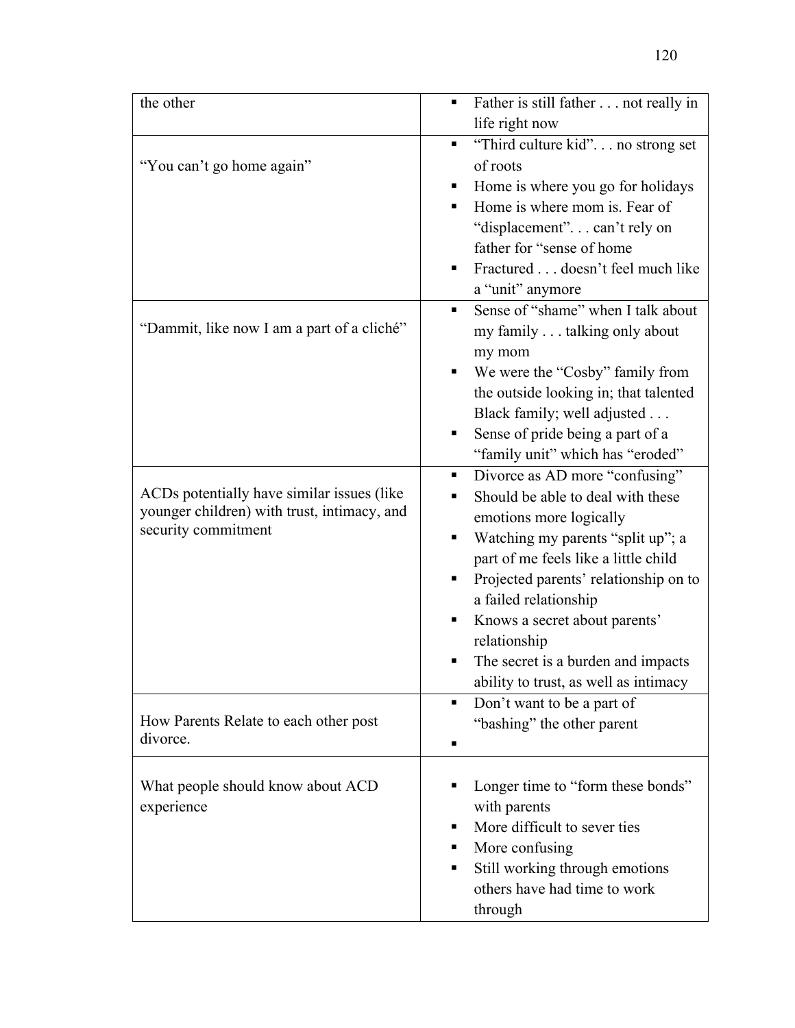| | |
|---|---|
| the other | ▪ Father is still father . . . not really in life right now |
| "You can't go home again" | ▪ "Third culture kid". . . no strong set of roots<br>▪ Home is where you go for holidays<br>▪ Home is where mom is. Fear of "displacement". . . can't rely on father for "sense of home<br>▪ Fractured . . . doesn't feel much like a "unit" anymore |
| "Dammit, like now I am a part of a cliché" | ▪ Sense of "shame" when I talk about my family . . . talking only about my mom<br>▪ We were the "Cosby" family from the outside looking in; that talented Black family; well adjusted . . .<br>▪ Sense of pride being a part of a "family unit" which has "eroded" |
| ACDs potentially have similar issues (like younger children) with trust, intimacy, and security commitment | ▪ Divorce as AD more "confusing"<br>▪ Should be able to deal with these emotions more logically<br>▪ Watching my parents "split up"; a part of me feels like a little child<br>▪ Projected parents' relationship on to a failed relationship<br>▪ Knows a secret about parents' relationship<br>▪ The secret is a burden and impacts ability to trust, as well as intimacy |
| How Parents Relate to each other post divorce. | ▪ Don't want to be a part of "bashing" the other parent<br>▪ |
| What people should know about ACD experience | ▪ Longer time to "form these bonds" with parents<br>▪ More difficult to sever ties<br>▪ More confusing<br>▪ Still working through emotions others have had time to work through |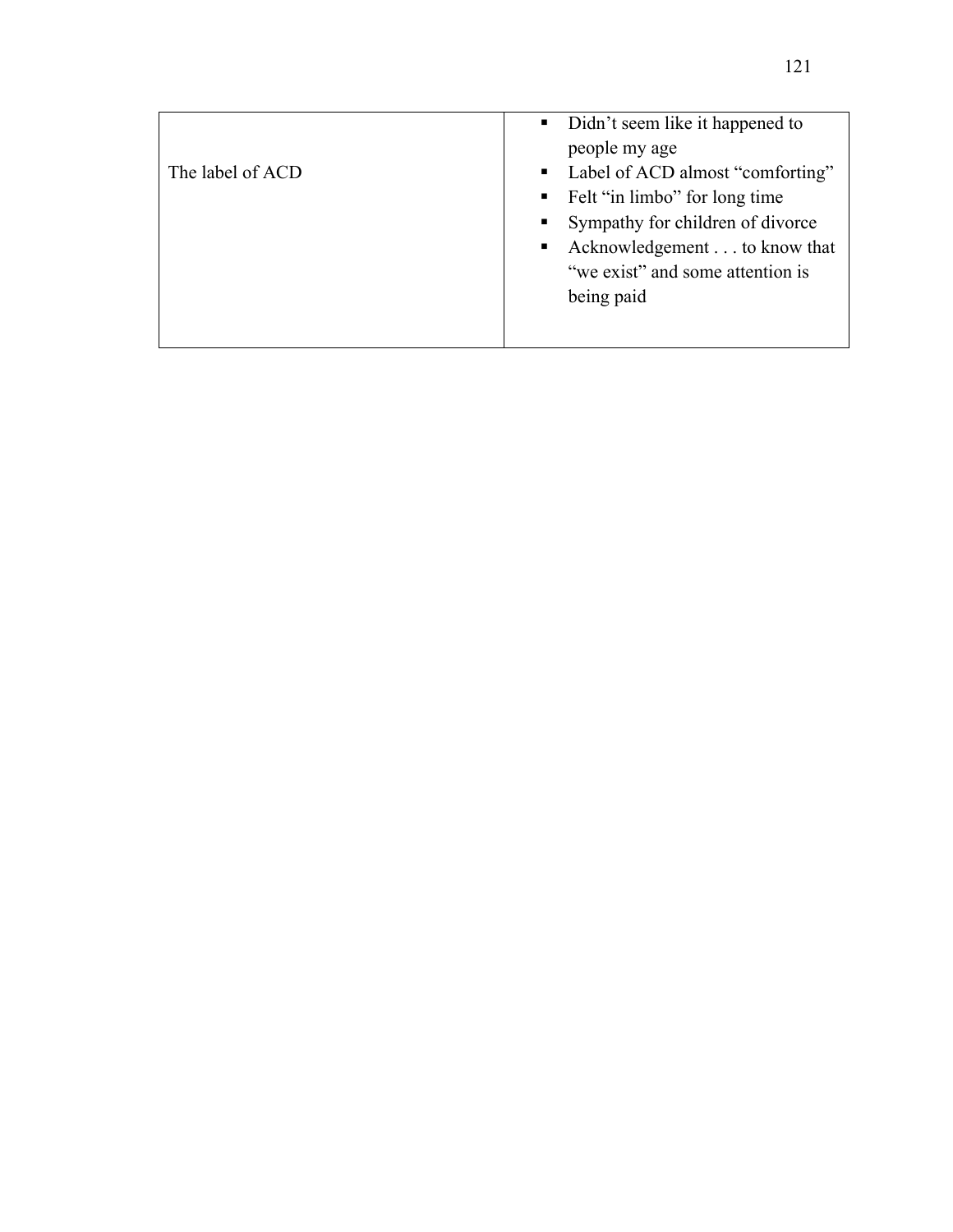| | |
|---|---|
| The label of ACD | ▪ Didn't seem like it happened to people my age<br>▪ Label of ACD almost "comforting"<br>▪ Felt "in limbo" for long time<br>▪ Sympathy for children of divorce<br>▪ Acknowledgement . . . to know that "we exist" and some attention is being paid |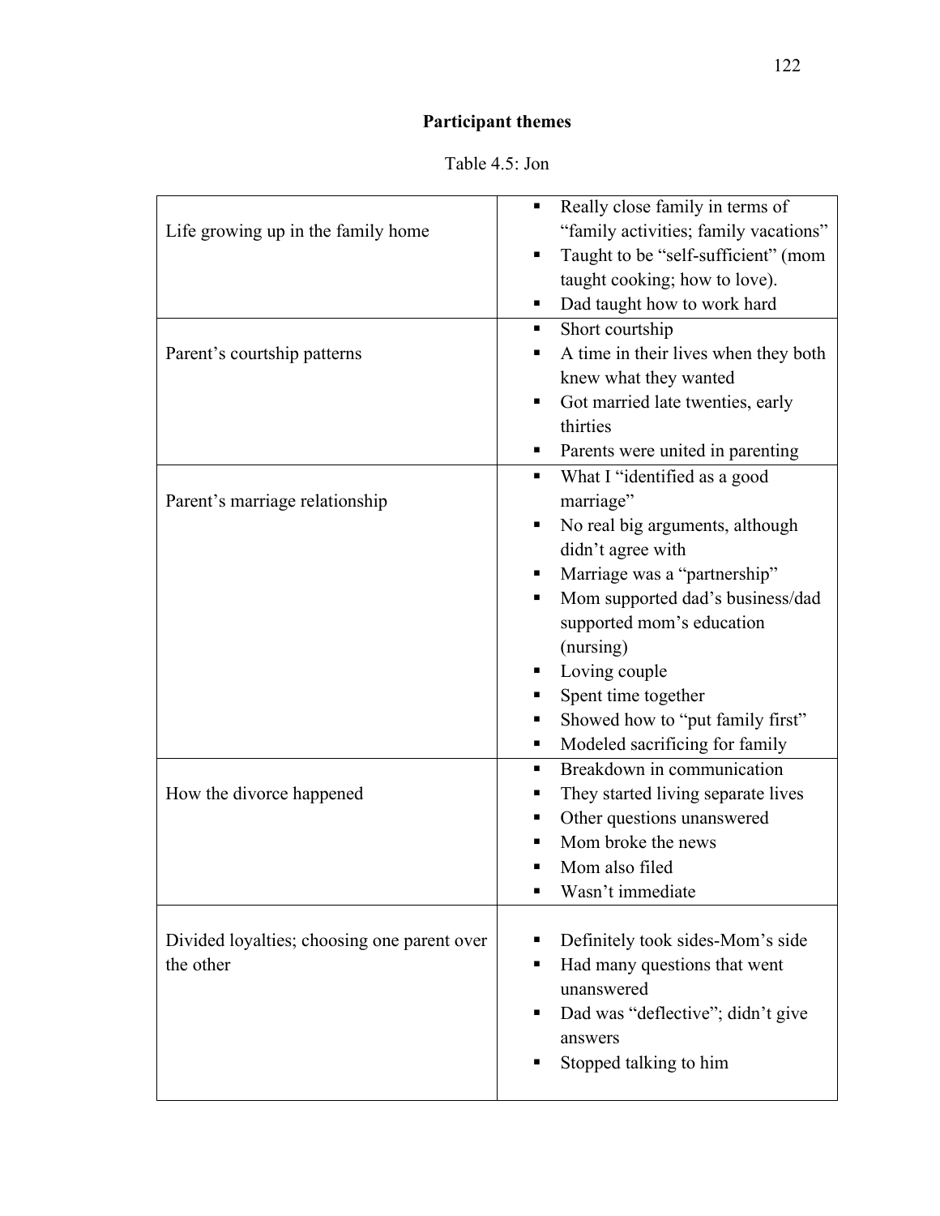**Participant themes**

Table 4.5: Jon

| | |
|---|---|
| Life growing up in the family home | ▪ Really close family in terms of "family activities; family vacations"<br>▪ Taught to be "self-sufficient" (mom taught cooking; how to love).<br>▪ Dad taught how to work hard |
| Parent's courtship patterns | ▪ Short courtship<br>▪ A time in their lives when they both knew what they wanted<br>▪ Got married late twenties, early thirties<br>▪ Parents were united in parenting |
| Parent's marriage relationship | ▪ What I "identified as a good marriage"<br>▪ No real big arguments, although didn't agree with<br>▪ Marriage was a "partnership"<br>▪ Mom supported dad's business/dad supported mom's education (nursing)<br>▪ Loving couple<br>▪ Spent time together<br>▪ Showed how to "put family first"<br>▪ Modeled sacrificing for family |
| How the divorce happened | ▪ Breakdown in communication<br>▪ They started living separate lives<br>▪ Other questions unanswered<br>▪ Mom broke the news<br>▪ Mom also filed<br>▪ Wasn't immediate |
| Divided loyalties; choosing one parent over the other | ▪ Definitely took sides-Mom's side<br>▪ Had many questions that went unanswered<br>▪ Dad was "deflective"; didn't give answers<br>▪ Stopped talking to him |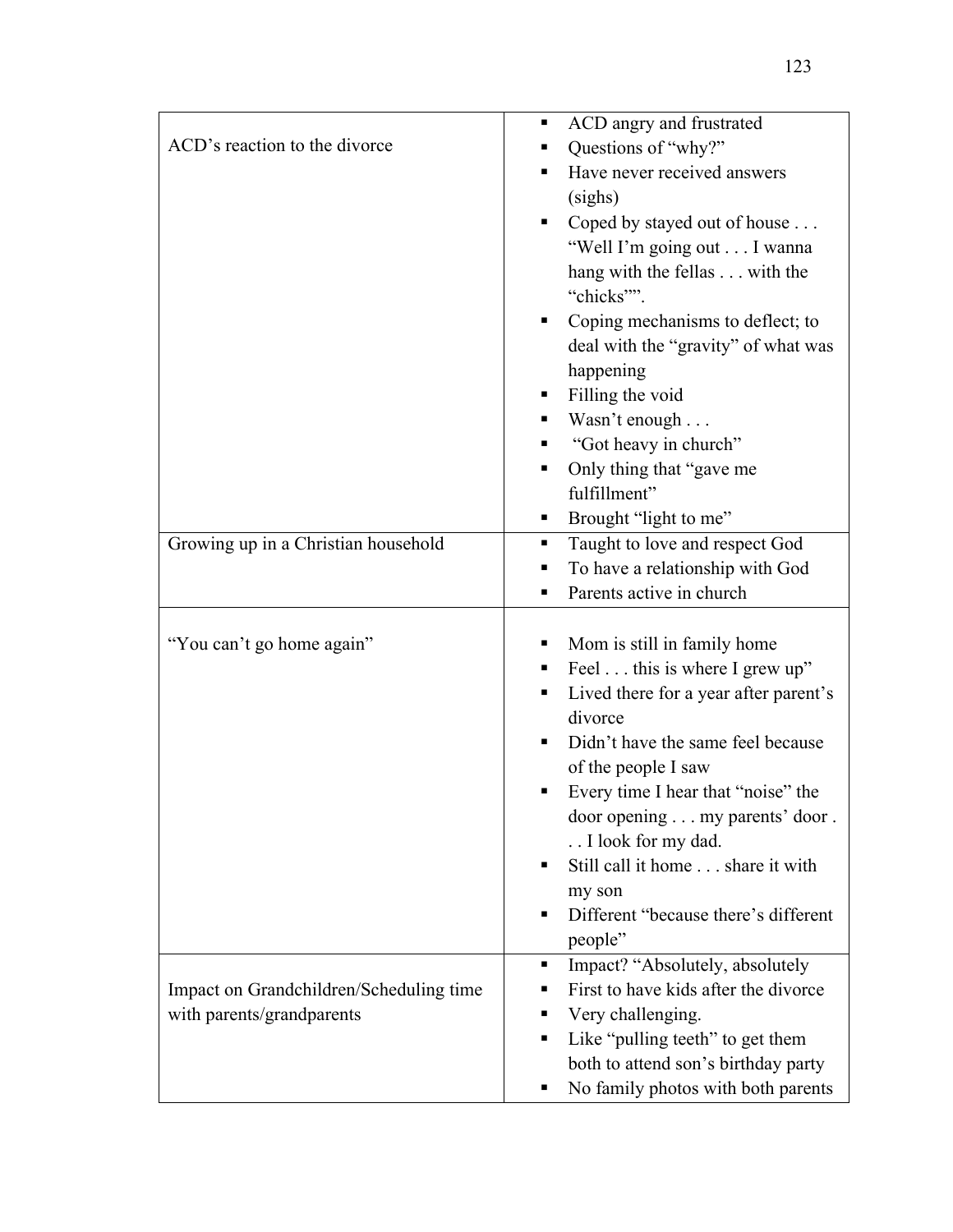| | |
|---|---|
| ACD's reaction to the divorce | ▪ ACD angry and frustrated<br>▪ Questions of "why?"<br>▪ Have never received answers (sighs)<br>▪ Coped by stayed out of house . . . "Well I'm going out . . . I wanna hang with the fellas . . . with the "chicks"".<br>▪ Coping mechanisms to deflect; to deal with the "gravity" of what was happening<br>▪ Filling the void<br>▪ Wasn't enough . . .<br>▪ "Got heavy in church"<br>▪ Only thing that "gave me fulfillment"<br>▪ Brought "light to me" |
| Growing up in a Christian household | ▪ Taught to love and respect God<br>▪ To have a relationship with God<br>▪ Parents active in church |
| "You can't go home again" | ▪ Mom is still in family home<br>▪ Feel . . . this is where I grew up"<br>▪ Lived there for a year after parent's divorce<br>▪ Didn't have the same feel because of the people I saw<br>▪ Every time I hear that "noise" the door opening . . . my parents' door . . . I look for my dad.<br>▪ Still call it home . . . share it with my son<br>▪ Different "because there's different people" |
| Impact on Grandchildren/Scheduling time with parents/grandparents | ▪ Impact? "Absolutely, absolutely<br>▪ First to have kids after the divorce<br>▪ Very challenging.<br>▪ Like "pulling teeth" to get them both to attend son's birthday party<br>▪ No family photos with both parents |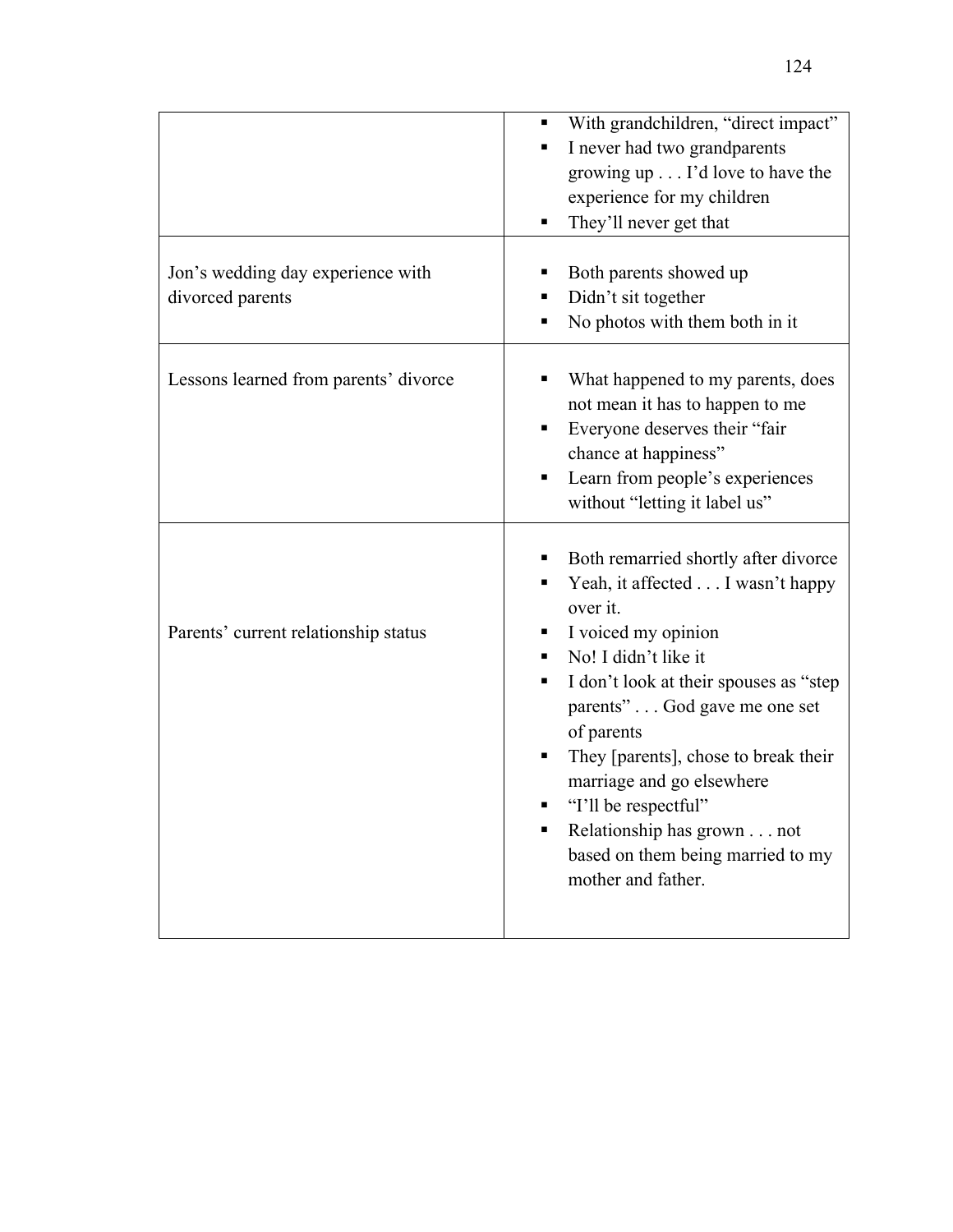| | |
|---|---|
| | ▪ With grandchildren, "direct impact"<br>▪ I never had two grandparents growing up . . . I'd love to have the experience for my children<br>▪ They'll never get that |
| Jon's wedding day experience with divorced parents | ▪ Both parents showed up<br>▪ Didn't sit together<br>▪ No photos with them both in it |
| Lessons learned from parents' divorce | ▪ What happened to my parents, does not mean it has to happen to me<br>▪ Everyone deserves their "fair chance at happiness"<br>▪ Learn from people's experiences without "letting it label us" |
| Parents' current relationship status | ▪ Both remarried shortly after divorce<br>▪ Yeah, it affected . . . I wasn't happy over it.<br>▪ I voiced my opinion<br>▪ No! I didn't like it<br>▪ I don't look at their spouses as "step parents" . . . God gave me one set of parents<br>▪ They [parents], chose to break their marriage and go elsewhere<br>▪ "I'll be respectful"<br>▪ Relationship has grown . . . not based on them being married to my mother and father. |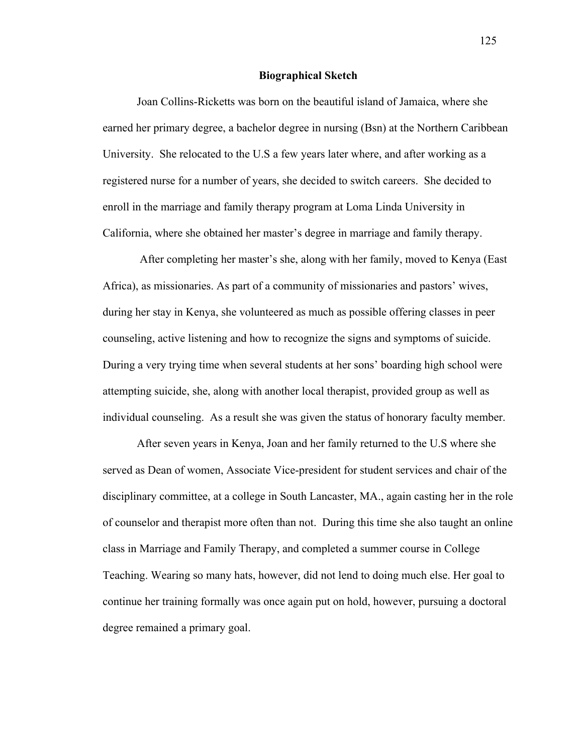## Biographical Sketch

Joan Collins-Ricketts was born on the beautiful island of Jamaica, where she earned her primary degree, a bachelor degree in nursing (Bsn) at the Northern Caribbean University. She relocated to the U.S a few years later where, and after working as a registered nurse for a number of years, she decided to switch careers. She decided to enroll in the marriage and family therapy program at Loma Linda University in California, where she obtained her master's degree in marriage and family therapy.

After completing her master's she, along with her family, moved to Kenya (East Africa), as missionaries. As part of a community of missionaries and pastors' wives, during her stay in Kenya, she volunteered as much as possible offering classes in peer counseling, active listening and how to recognize the signs and symptoms of suicide. During a very trying time when several students at her sons' boarding high school were attempting suicide, she, along with another local therapist, provided group as well as individual counseling. As a result she was given the status of honorary faculty member.

After seven years in Kenya, Joan and her family returned to the U.S where she served as Dean of women, Associate Vice-president for student services and chair of the disciplinary committee, at a college in South Lancaster, MA., again casting her in the role of counselor and therapist more often than not. During this time she also taught an online class in Marriage and Family Therapy, and completed a summer course in College Teaching. Wearing so many hats, however, did not lend to doing much else. Her goal to continue her training formally was once again put on hold, however, pursuing a doctoral degree remained a primary goal.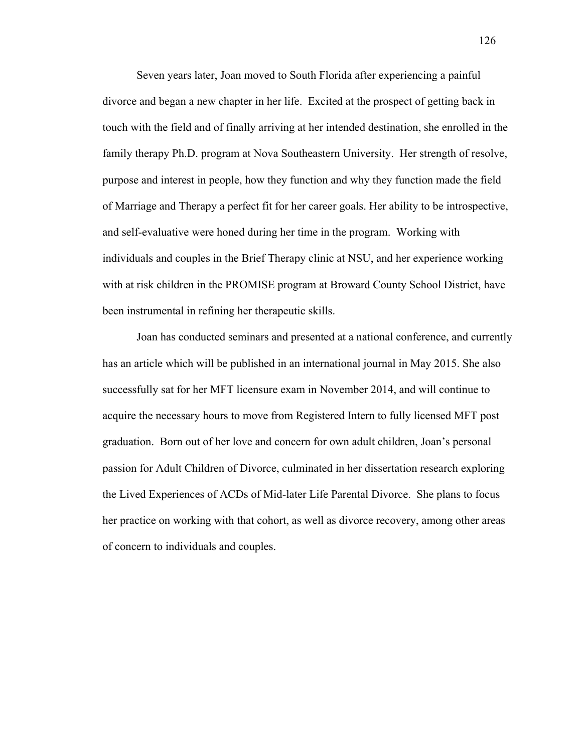Seven years later, Joan moved to South Florida after experiencing a painful divorce and began a new chapter in her life. Excited at the prospect of getting back in touch with the field and of finally arriving at her intended destination, she enrolled in the family therapy Ph.D. program at Nova Southeastern University. Her strength of resolve, purpose and interest in people, how they function and why they function made the field of Marriage and Therapy a perfect fit for her career goals. Her ability to be introspective, and self-evaluative were honed during her time in the program. Working with individuals and couples in the Brief Therapy clinic at NSU, and her experience working with at risk children in the PROMISE program at Broward County School District, have been instrumental in refining her therapeutic skills.

Joan has conducted seminars and presented at a national conference, and currently has an article which will be published in an international journal in May 2015. She also successfully sat for her MFT licensure exam in November 2014, and will continue to acquire the necessary hours to move from Registered Intern to fully licensed MFT post graduation. Born out of her love and concern for own adult children, Joan's personal passion for Adult Children of Divorce, culminated in her dissertation research exploring the Lived Experiences of ACDs of Mid-later Life Parental Divorce. She plans to focus her practice on working with that cohort, as well as divorce recovery, among other areas of concern to individuals and couples.